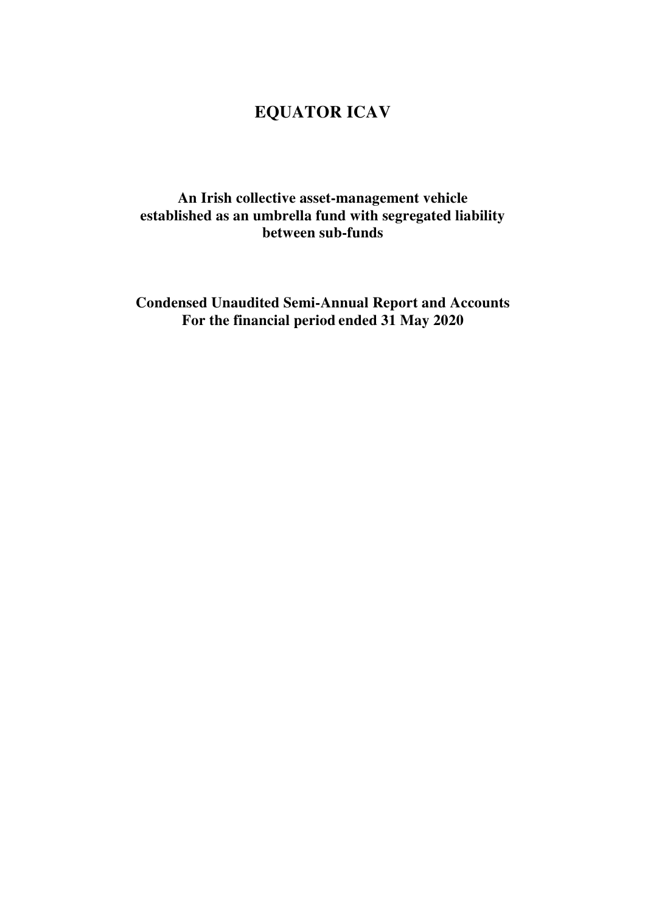# EQUATOR ICAV

**An Irish collective asset-management vehicle established as an umbrella fund with segregated liability between sub-funds**

**Condensed Unaudited Semi-Annual Report and Accounts For the financial period ended 31 May 2020**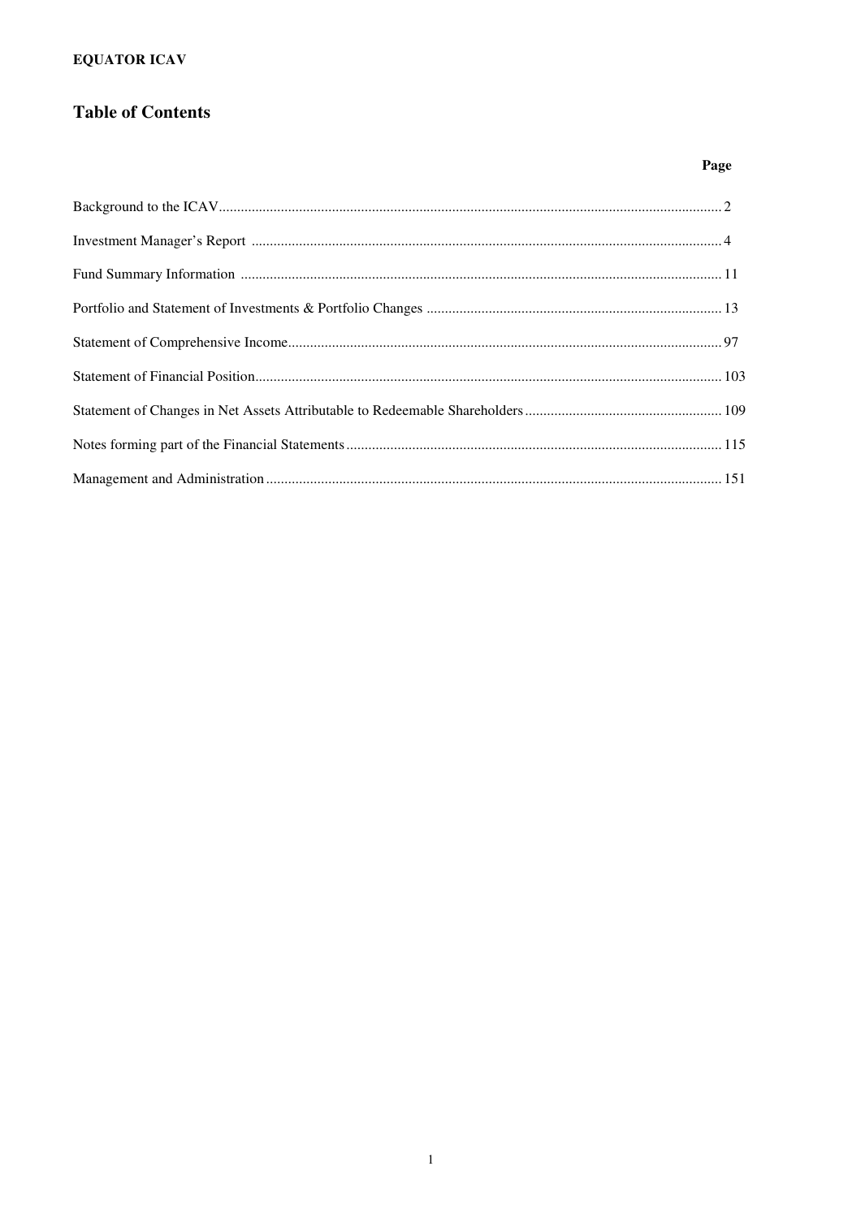# EQUATOR ICAV

## Table of Contents

| | Page |
|---|---|
| Background to the ICAV | 2 |
| Investment Manager's Report | 4 |
| Fund Summary Information | 11 |
| Portfolio and Statement of Investments & Portfolio Changes | 13 |
| Statement of Comprehensive Income | 97 |
| Statement of Financial Position | 103 |
| Statement of Changes in Net Assets Attributable to Redeemable Shareholders | 109 |
| Notes forming part of the Financial Statements | 115 |
| Management and Administration | 151 |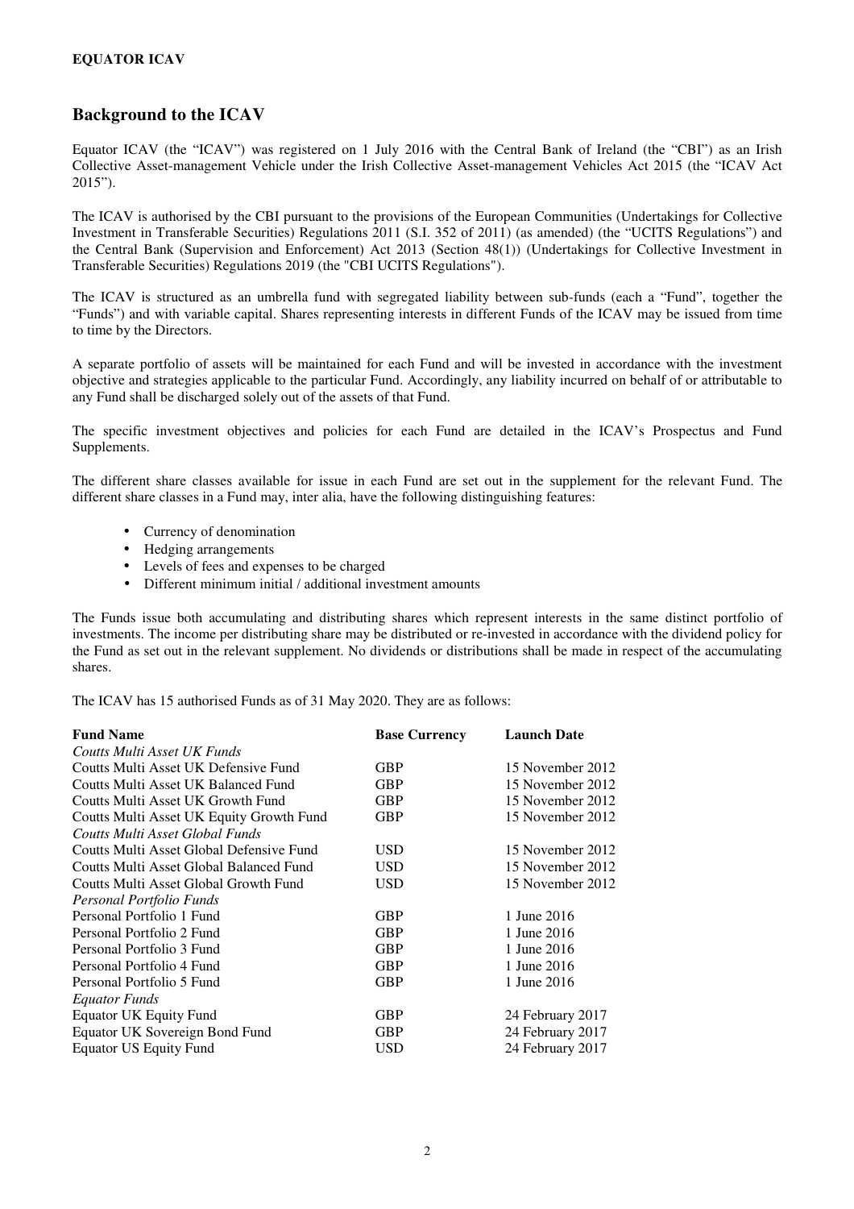**EQUATOR ICAV**

## Background to the ICAV

Equator ICAV (the "ICAV") was registered on 1 July 2016 with the Central Bank of Ireland (the "CBI") as an Irish Collective Asset-management Vehicle under the Irish Collective Asset-management Vehicles Act 2015 (the "ICAV Act 2015").

The ICAV is authorised by the CBI pursuant to the provisions of the European Communities (Undertakings for Collective Investment in Transferable Securities) Regulations 2011 (S.I. 352 of 2011) (as amended) (the "UCITS Regulations") and the Central Bank (Supervision and Enforcement) Act 2013 (Section 48(1)) (Undertakings for Collective Investment in Transferable Securities) Regulations 2019 (the "CBI UCITS Regulations").

The ICAV is structured as an umbrella fund with segregated liability between sub-funds (each a "Fund", together the "Funds") and with variable capital. Shares representing interests in different Funds of the ICAV may be issued from time to time by the Directors.

A separate portfolio of assets will be maintained for each Fund and will be invested in accordance with the investment objective and strategies applicable to the particular Fund. Accordingly, any liability incurred on behalf of or attributable to any Fund shall be discharged solely out of the assets of that Fund.

The specific investment objectives and policies for each Fund are detailed in the ICAV's Prospectus and Fund Supplements.

The different share classes available for issue in each Fund are set out in the supplement for the relevant Fund. The different share classes in a Fund may, inter alia, have the following distinguishing features:

- Currency of denomination
- Hedging arrangements
- Levels of fees and expenses to be charged
- Different minimum initial / additional investment amounts

The Funds issue both accumulating and distributing shares which represent interests in the same distinct portfolio of investments. The income per distributing share may be distributed or re-invested in accordance with the dividend policy for the Fund as set out in the relevant supplement. No dividends or distributions shall be made in respect of the accumulating shares.

The ICAV has 15 authorised Funds as of 31 May 2020. They are as follows:

| **Fund Name** | **Base Currency** | **Launch Date** |
|---|---|---|
| *Coutts Multi Asset UK Funds* | | |
| Coutts Multi Asset UK Defensive Fund | GBP | 15 November 2012 |
| Coutts Multi Asset UK Balanced Fund | GBP | 15 November 2012 |
| Coutts Multi Asset UK Growth Fund | GBP | 15 November 2012 |
| Coutts Multi Asset UK Equity Growth Fund | GBP | 15 November 2012 |
| *Coutts Multi Asset Global Funds* | | |
| Coutts Multi Asset Global Defensive Fund | USD | 15 November 2012 |
| Coutts Multi Asset Global Balanced Fund | USD | 15 November 2012 |
| Coutts Multi Asset Global Growth Fund | USD | 15 November 2012 |
| *Personal Portfolio Funds* | | |
| Personal Portfolio 1 Fund | GBP | 1 June 2016 |
| Personal Portfolio 2 Fund | GBP | 1 June 2016 |
| Personal Portfolio 3 Fund | GBP | 1 June 2016 |
| Personal Portfolio 4 Fund | GBP | 1 June 2016 |
| Personal Portfolio 5 Fund | GBP | 1 June 2016 |
| *Equator Funds* | | |
| Equator UK Equity Fund | GBP | 24 February 2017 |
| Equator UK Sovereign Bond Fund | GBP | 24 February 2017 |
| Equator US Equity Fund | USD | 24 February 2017 |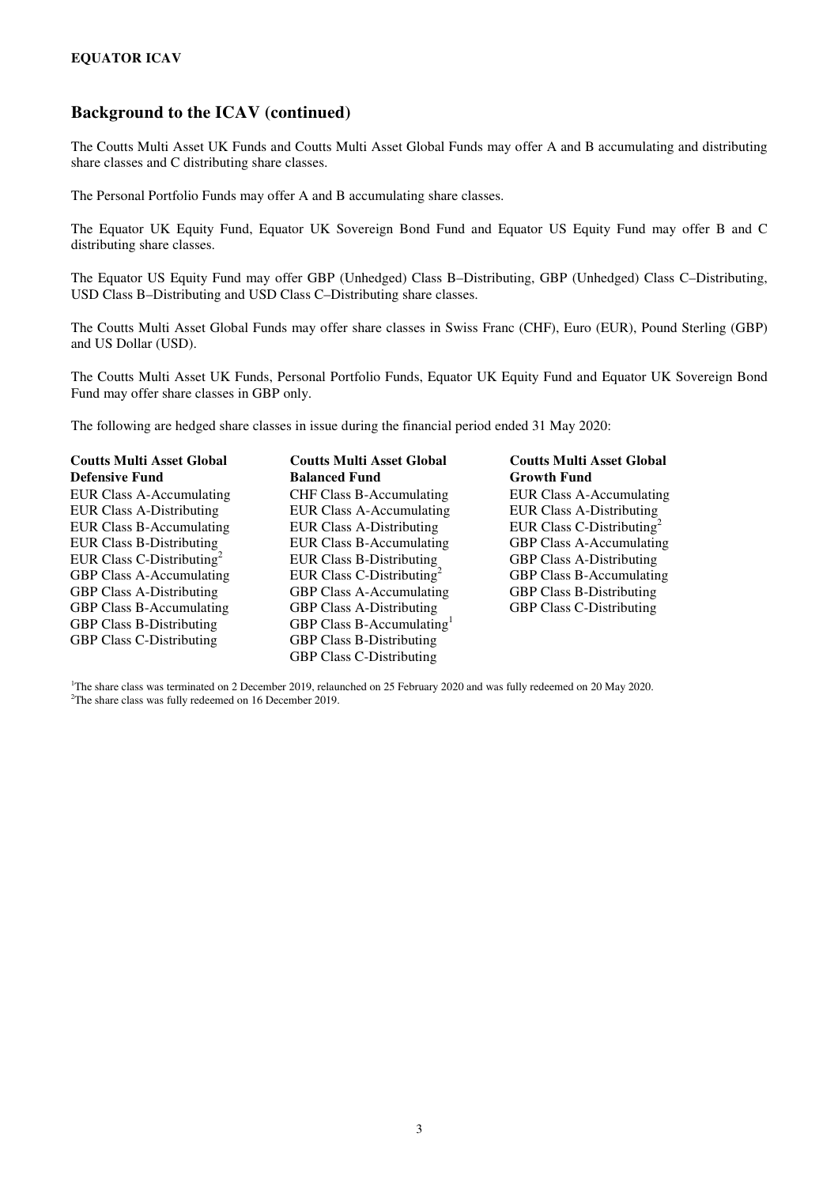## Background to the ICAV (continued)

The Coutts Multi Asset UK Funds and Coutts Multi Asset Global Funds may offer A and B accumulating and distributing share classes and C distributing share classes.

The Personal Portfolio Funds may offer A and B accumulating share classes.

The Equator UK Equity Fund, Equator UK Sovereign Bond Fund and Equator US Equity Fund may offer B and C distributing share classes.

The Equator US Equity Fund may offer GBP (Unhedged) Class B–Distributing, GBP (Unhedged) Class C–Distributing, USD Class B–Distributing and USD Class C–Distributing share classes.

The Coutts Multi Asset Global Funds may offer share classes in Swiss Franc (CHF), Euro (EUR), Pound Sterling (GBP) and US Dollar (USD).

The Coutts Multi Asset UK Funds, Personal Portfolio Funds, Equator UK Equity Fund and Equator UK Sovereign Bond Fund may offer share classes in GBP only.

The following are hedged share classes in issue during the financial period ended 31 May 2020:

| Coutts Multi Asset Global Defensive Fund | Coutts Multi Asset Global Balanced Fund | Coutts Multi Asset Global Growth Fund |
|---|---|---|
| EUR Class A-Accumulating | CHF Class B-Accumulating | EUR Class A-Accumulating |
| EUR Class A-Distributing | EUR Class A-Accumulating | EUR Class A-Distributing |
| EUR Class B-Accumulating | EUR Class A-Distributing | EUR Class C-Distributing[2] |
| EUR Class B-Distributing | EUR Class B-Accumulating | GBP Class A-Accumulating |
| EUR Class C-Distributing[2] | EUR Class B-Distributing | GBP Class A-Distributing |
| GBP Class A-Accumulating | EUR Class C-Distributing[2] | GBP Class B-Accumulating |
| GBP Class A-Distributing | GBP Class A-Accumulating | GBP Class B-Distributing |
| GBP Class B-Accumulating | GBP Class A-Distributing | GBP Class C-Distributing |
| GBP Class B-Distributing | GBP Class B-Accumulating[1] | |
| GBP Class C-Distributing | GBP Class B-Distributing | |
| | GBP Class C-Distributing | |

[1]The share class was terminated on 2 December 2019, relaunched on 25 February 2020 and was fully redeemed on 20 May 2020.
[2]The share class was fully redeemed on 16 December 2019.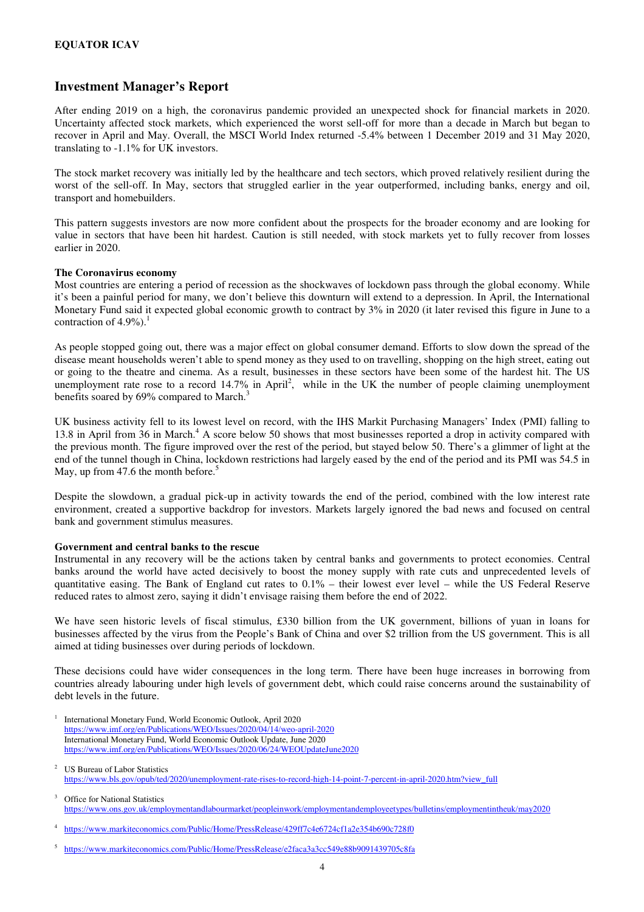# EQUATOR ICAV

## Investment Manager's Report

After ending 2019 on a high, the coronavirus pandemic provided an unexpected shock for financial markets in 2020. Uncertainty affected stock markets, which experienced the worst sell-off for more than a decade in March but began to recover in April and May. Overall, the MSCI World Index returned -5.4% between 1 December 2019 and 31 May 2020, translating to -1.1% for UK investors.

The stock market recovery was initially led by the healthcare and tech sectors, which proved relatively resilient during the worst of the sell-off. In May, sectors that struggled earlier in the year outperformed, including banks, energy and oil, transport and homebuilders.

This pattern suggests investors are now more confident about the prospects for the broader economy and are looking for value in sectors that have been hit hardest. Caution is still needed, with stock markets yet to fully recover from losses earlier in 2020.

**The Coronavirus economy**

Most countries are entering a period of recession as the shockwaves of lockdown pass through the global economy. While it's been a painful period for many, we don't believe this downturn will extend to a depression. In April, the International Monetary Fund said it expected global economic growth to contract by 3% in 2020 (it later revised this figure in June to a contraction of 4.9%).[1]

As people stopped going out, there was a major effect on global consumer demand. Efforts to slow down the spread of the disease meant households weren't able to spend money as they used to on travelling, shopping on the high street, eating out or going to the theatre and cinema. As a result, businesses in these sectors have been some of the hardest hit. The US unemployment rate rose to a record 14.7% in April[2], while in the UK the number of people claiming unemployment benefits soared by 69% compared to March.[3]

UK business activity fell to its lowest level on record, with the IHS Markit Purchasing Managers' Index (PMI) falling to 13.8 in April from 36 in March.[4] A score below 50 shows that most businesses reported a drop in activity compared with the previous month. The figure improved over the rest of the period, but stayed below 50. There's a glimmer of light at the end of the tunnel though in China, lockdown restrictions had largely eased by the end of the period and its PMI was 54.5 in May, up from 47.6 the month before.[5]

Despite the slowdown, a gradual pick-up in activity towards the end of the period, combined with the low interest rate environment, created a supportive backdrop for investors. Markets largely ignored the bad news and focused on central bank and government stimulus measures.

**Government and central banks to the rescue**

Instrumental in any recovery will be the actions taken by central banks and governments to protect economies. Central banks around the world have acted decisively to boost the money supply with rate cuts and unprecedented levels of quantitative easing. The Bank of England cut rates to 0.1% – their lowest ever level – while the US Federal Reserve reduced rates to almost zero, saying it didn't envisage raising them before the end of 2022.

We have seen historic levels of fiscal stimulus, £330 billion from the UK government, billions of yuan in loans for businesses affected by the virus from the People's Bank of China and over $2 trillion from the US government. This is all aimed at tiding businesses over during periods of lockdown.

These decisions could have wider consequences in the long term. There have been huge increases in borrowing from countries already labouring under high levels of government debt, which could raise concerns around the sustainability of debt levels in the future.

[1] International Monetary Fund, World Economic Outlook, April 2020
https://www.imf.org/en/Publications/WEO/Issues/2020/04/14/weo-april-2020
International Monetary Fund, World Economic Outlook Update, June 2020
https://www.imf.org/en/Publications/WEO/Issues/2020/06/24/WEOUpdateJune2020

[2] US Bureau of Labor Statistics
https://www.bls.gov/opub/ted/2020/unemployment-rate-rises-to-record-high-14-point-7-percent-in-april-2020.htm?view_full

[3] Office for National Statistics
https://www.ons.gov.uk/employmentandlabourmarket/peopleinwork/employmentandemployeetypes/bulletins/employmentintheuk/may2020

[4] https://www.markiteconomics.com/Public/Home/PressRelease/429ff7c4e6724cf1a2e354b690c728f0

[5] https://www.markiteconomics.com/Public/Home/PressRelease/e2faca3a3cc549e88b9091439705c8fa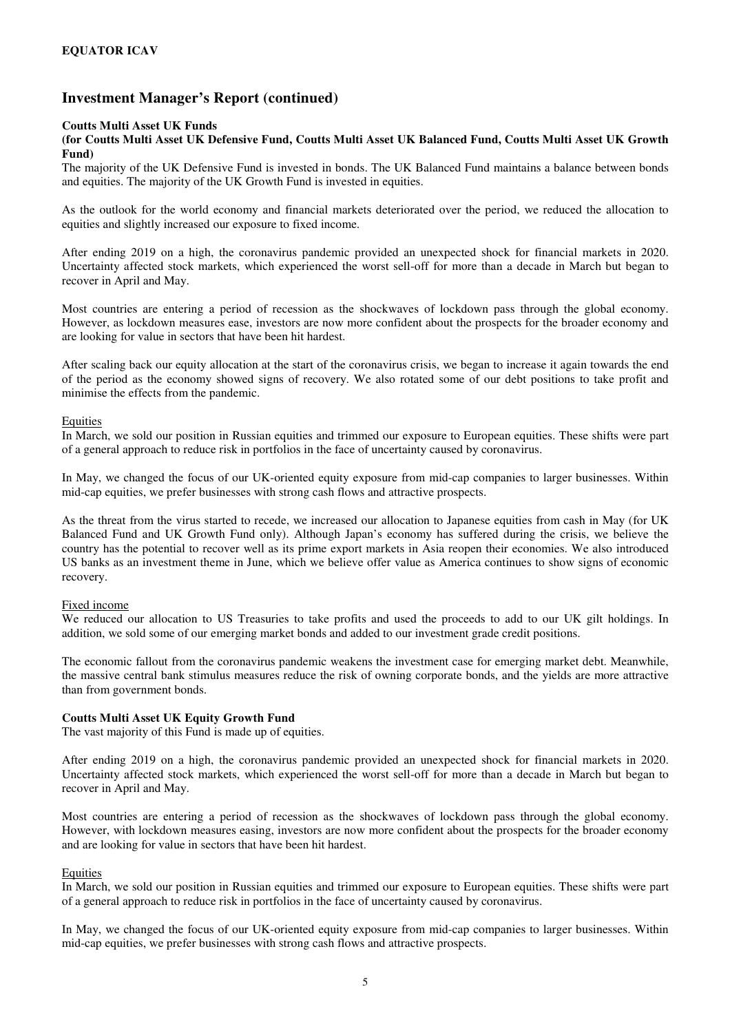## Investment Manager's Report (continued)

**Coutts Multi Asset UK Funds**

**(for Coutts Multi Asset UK Defensive Fund, Coutts Multi Asset UK Balanced Fund, Coutts Multi Asset UK Growth Fund)**

The majority of the UK Defensive Fund is invested in bonds. The UK Balanced Fund maintains a balance between bonds and equities. The majority of the UK Growth Fund is invested in equities.

As the outlook for the world economy and financial markets deteriorated over the period, we reduced the allocation to equities and slightly increased our exposure to fixed income.

After ending 2019 on a high, the coronavirus pandemic provided an unexpected shock for financial markets in 2020. Uncertainty affected stock markets, which experienced the worst sell-off for more than a decade in March but began to recover in April and May.

Most countries are entering a period of recession as the shockwaves of lockdown pass through the global economy. However, as lockdown measures ease, investors are now more confident about the prospects for the broader economy and are looking for value in sectors that have been hit hardest.

After scaling back our equity allocation at the start of the coronavirus crisis, we began to increase it again towards the end of the period as the economy showed signs of recovery. We also rotated some of our debt positions to take profit and minimise the effects from the pandemic.

Equities

In March, we sold our position in Russian equities and trimmed our exposure to European equities. These shifts were part of a general approach to reduce risk in portfolios in the face of uncertainty caused by coronavirus.

In May, we changed the focus of our UK-oriented equity exposure from mid-cap companies to larger businesses. Within mid-cap equities, we prefer businesses with strong cash flows and attractive prospects.

As the threat from the virus started to recede, we increased our allocation to Japanese equities from cash in May (for UK Balanced Fund and UK Growth Fund only). Although Japan's economy has suffered during the crisis, we believe the country has the potential to recover well as its prime export markets in Asia reopen their economies. We also introduced US banks as an investment theme in June, which we believe offer value as America continues to show signs of economic recovery.

Fixed income

We reduced our allocation to US Treasuries to take profits and used the proceeds to add to our UK gilt holdings. In addition, we sold some of our emerging market bonds and added to our investment grade credit positions.

The economic fallout from the coronavirus pandemic weakens the investment case for emerging market debt. Meanwhile, the massive central bank stimulus measures reduce the risk of owning corporate bonds, and the yields are more attractive than from government bonds.

**Coutts Multi Asset UK Equity Growth Fund**

The vast majority of this Fund is made up of equities.

After ending 2019 on a high, the coronavirus pandemic provided an unexpected shock for financial markets in 2020. Uncertainty affected stock markets, which experienced the worst sell-off for more than a decade in March but began to recover in April and May.

Most countries are entering a period of recession as the shockwaves of lockdown pass through the global economy. However, with lockdown measures easing, investors are now more confident about the prospects for the broader economy and are looking for value in sectors that have been hit hardest.

Equities

In March, we sold our position in Russian equities and trimmed our exposure to European equities. These shifts were part of a general approach to reduce risk in portfolios in the face of uncertainty caused by coronavirus.

In May, we changed the focus of our UK-oriented equity exposure from mid-cap companies to larger businesses. Within mid-cap equities, we prefer businesses with strong cash flows and attractive prospects.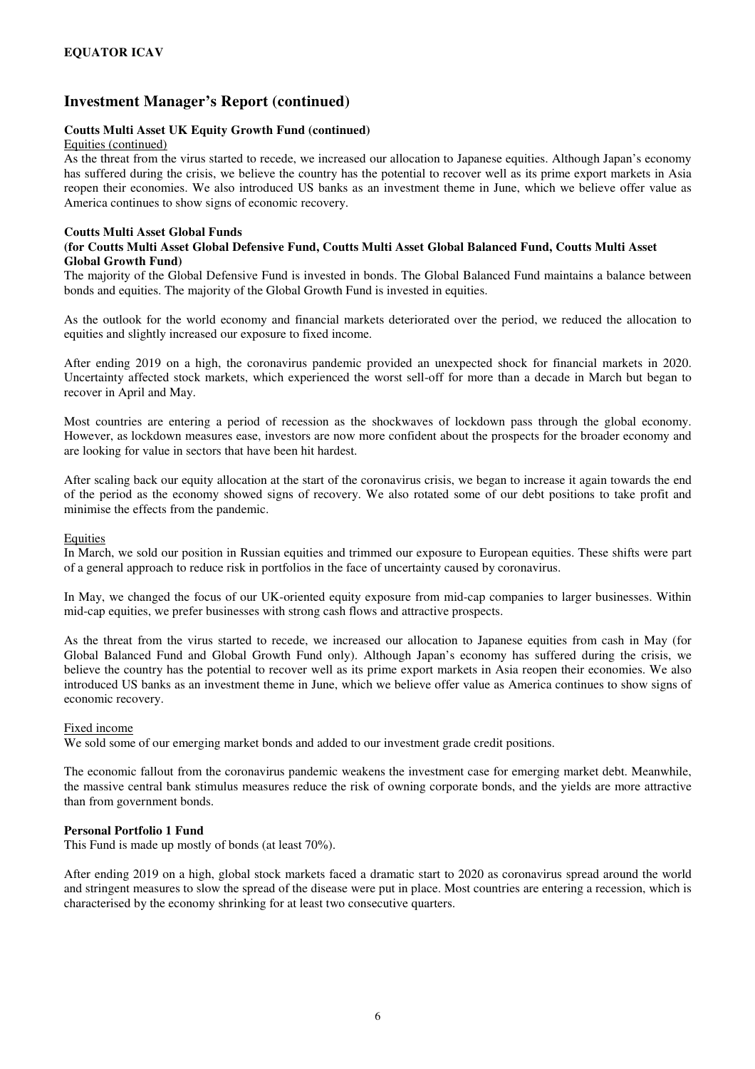## Investment Manager's Report (continued)

**Coutts Multi Asset UK Equity Growth Fund (continued)**

Equities (continued)

As the threat from the virus started to recede, we increased our allocation to Japanese equities. Although Japan's economy has suffered during the crisis, we believe the country has the potential to recover well as its prime export markets in Asia reopen their economies. We also introduced US banks as an investment theme in June, which we believe offer value as America continues to show signs of economic recovery.

**Coutts Multi Asset Global Funds**
**(for Coutts Multi Asset Global Defensive Fund, Coutts Multi Asset Global Balanced Fund, Coutts Multi Asset Global Growth Fund)**

The majority of the Global Defensive Fund is invested in bonds. The Global Balanced Fund maintains a balance between bonds and equities. The majority of the Global Growth Fund is invested in equities.

As the outlook for the world economy and financial markets deteriorated over the period, we reduced the allocation to equities and slightly increased our exposure to fixed income.

After ending 2019 on a high, the coronavirus pandemic provided an unexpected shock for financial markets in 2020. Uncertainty affected stock markets, which experienced the worst sell-off for more than a decade in March but began to recover in April and May.

Most countries are entering a period of recession as the shockwaves of lockdown pass through the global economy. However, as lockdown measures ease, investors are now more confident about the prospects for the broader economy and are looking for value in sectors that have been hit hardest.

After scaling back our equity allocation at the start of the coronavirus crisis, we began to increase it again towards the end of the period as the economy showed signs of recovery. We also rotated some of our debt positions to take profit and minimise the effects from the pandemic.

Equities

In March, we sold our position in Russian equities and trimmed our exposure to European equities. These shifts were part of a general approach to reduce risk in portfolios in the face of uncertainty caused by coronavirus.

In May, we changed the focus of our UK-oriented equity exposure from mid-cap companies to larger businesses. Within mid-cap equities, we prefer businesses with strong cash flows and attractive prospects.

As the threat from the virus started to recede, we increased our allocation to Japanese equities from cash in May (for Global Balanced Fund and Global Growth Fund only). Although Japan's economy has suffered during the crisis, we believe the country has the potential to recover well as its prime export markets in Asia reopen their economies. We also introduced US banks as an investment theme in June, which we believe offer value as America continues to show signs of economic recovery.

Fixed income

We sold some of our emerging market bonds and added to our investment grade credit positions.

The economic fallout from the coronavirus pandemic weakens the investment case for emerging market debt. Meanwhile, the massive central bank stimulus measures reduce the risk of owning corporate bonds, and the yields are more attractive than from government bonds.

**Personal Portfolio 1 Fund**

This Fund is made up mostly of bonds (at least 70%).

After ending 2019 on a high, global stock markets faced a dramatic start to 2020 as coronavirus spread around the world and stringent measures to slow the spread of the disease were put in place. Most countries are entering a recession, which is characterised by the economy shrinking for at least two consecutive quarters.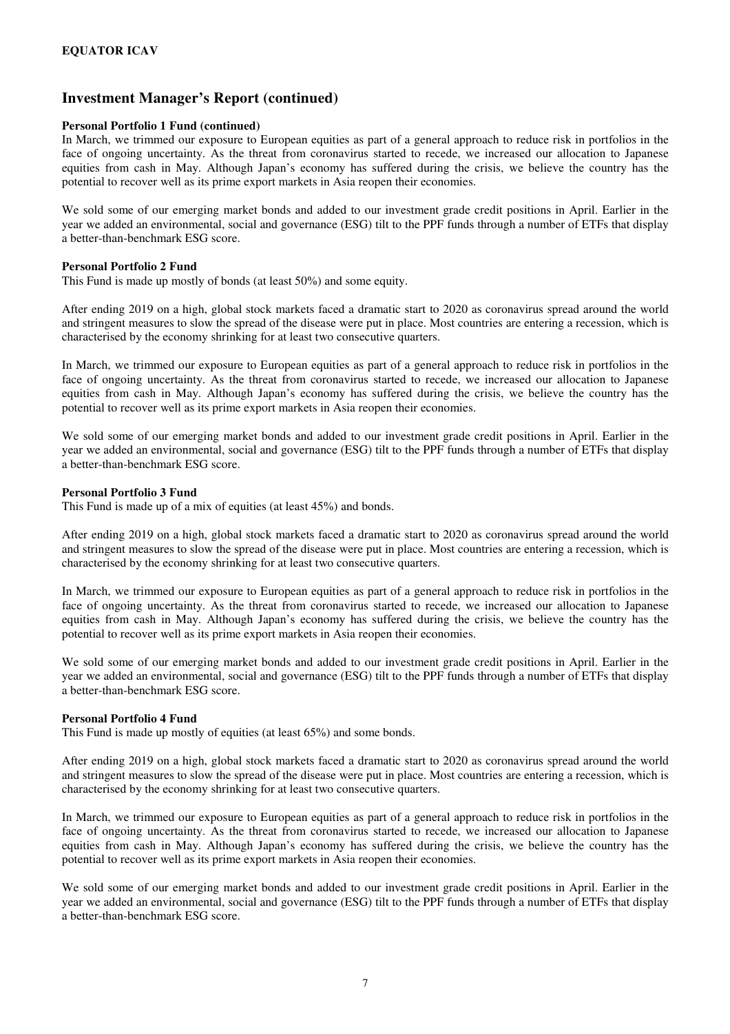## Investment Manager's Report (continued)

**Personal Portfolio 1 Fund (continued)**

In March, we trimmed our exposure to European equities as part of a general approach to reduce risk in portfolios in the face of ongoing uncertainty. As the threat from coronavirus started to recede, we increased our allocation to Japanese equities from cash in May. Although Japan's economy has suffered during the crisis, we believe the country has the potential to recover well as its prime export markets in Asia reopen their economies.

We sold some of our emerging market bonds and added to our investment grade credit positions in April. Earlier in the year we added an environmental, social and governance (ESG) tilt to the PPF funds through a number of ETFs that display a better-than-benchmark ESG score.

**Personal Portfolio 2 Fund**

This Fund is made up mostly of bonds (at least 50%) and some equity.

After ending 2019 on a high, global stock markets faced a dramatic start to 2020 as coronavirus spread around the world and stringent measures to slow the spread of the disease were put in place. Most countries are entering a recession, which is characterised by the economy shrinking for at least two consecutive quarters.

In March, we trimmed our exposure to European equities as part of a general approach to reduce risk in portfolios in the face of ongoing uncertainty. As the threat from coronavirus started to recede, we increased our allocation to Japanese equities from cash in May. Although Japan's economy has suffered during the crisis, we believe the country has the potential to recover well as its prime export markets in Asia reopen their economies.

We sold some of our emerging market bonds and added to our investment grade credit positions in April. Earlier in the year we added an environmental, social and governance (ESG) tilt to the PPF funds through a number of ETFs that display a better-than-benchmark ESG score.

**Personal Portfolio 3 Fund**

This Fund is made up of a mix of equities (at least 45%) and bonds.

After ending 2019 on a high, global stock markets faced a dramatic start to 2020 as coronavirus spread around the world and stringent measures to slow the spread of the disease were put in place. Most countries are entering a recession, which is characterised by the economy shrinking for at least two consecutive quarters.

In March, we trimmed our exposure to European equities as part of a general approach to reduce risk in portfolios in the face of ongoing uncertainty. As the threat from coronavirus started to recede, we increased our allocation to Japanese equities from cash in May. Although Japan's economy has suffered during the crisis, we believe the country has the potential to recover well as its prime export markets in Asia reopen their economies.

We sold some of our emerging market bonds and added to our investment grade credit positions in April. Earlier in the year we added an environmental, social and governance (ESG) tilt to the PPF funds through a number of ETFs that display a better-than-benchmark ESG score.

**Personal Portfolio 4 Fund**

This Fund is made up mostly of equities (at least 65%) and some bonds.

After ending 2019 on a high, global stock markets faced a dramatic start to 2020 as coronavirus spread around the world and stringent measures to slow the spread of the disease were put in place. Most countries are entering a recession, which is characterised by the economy shrinking for at least two consecutive quarters.

In March, we trimmed our exposure to European equities as part of a general approach to reduce risk in portfolios in the face of ongoing uncertainty. As the threat from coronavirus started to recede, we increased our allocation to Japanese equities from cash in May. Although Japan's economy has suffered during the crisis, we believe the country has the potential to recover well as its prime export markets in Asia reopen their economies.

We sold some of our emerging market bonds and added to our investment grade credit positions in April. Earlier in the year we added an environmental, social and governance (ESG) tilt to the PPF funds through a number of ETFs that display a better-than-benchmark ESG score.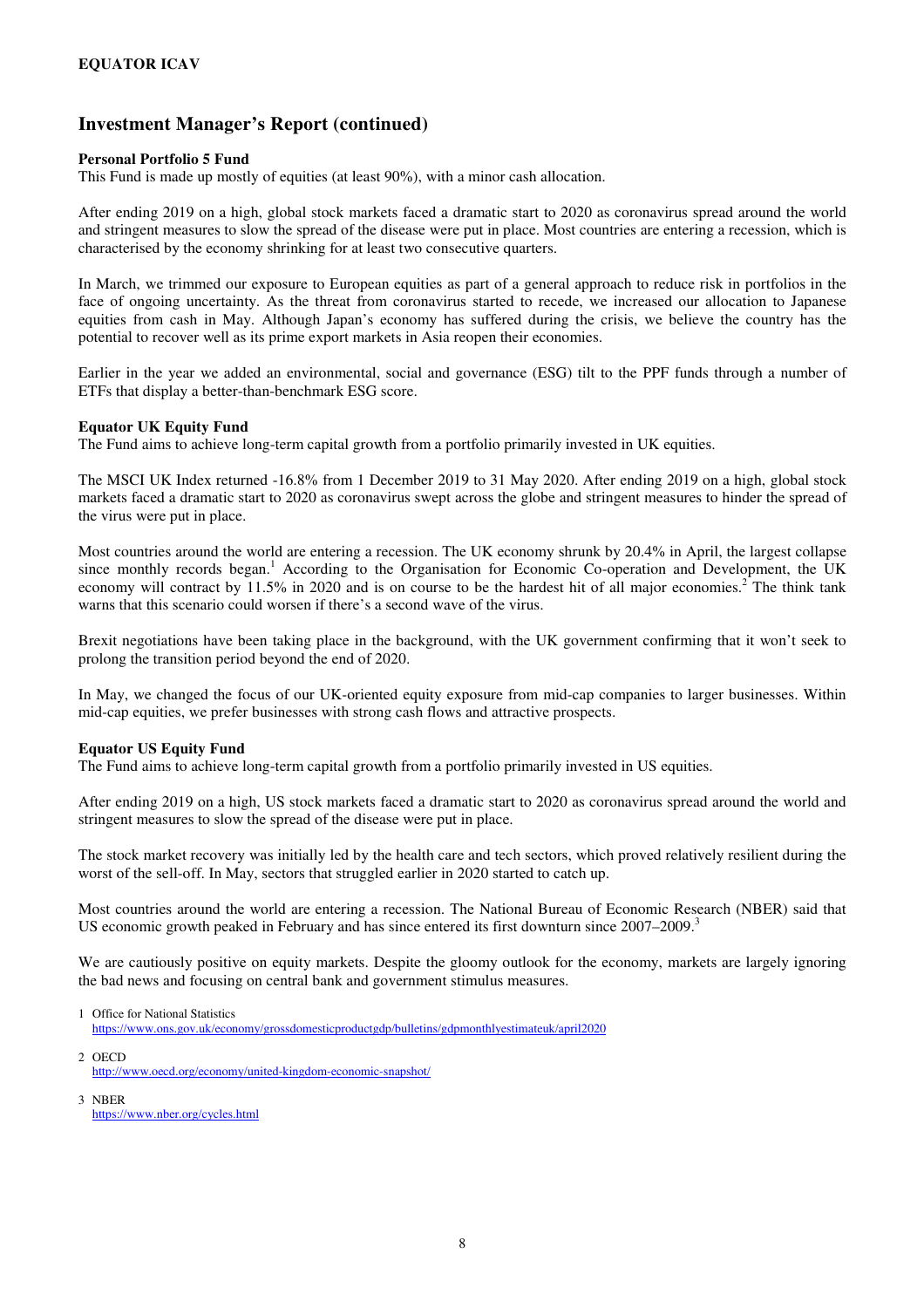## Investment Manager's Report (continued)

**Personal Portfolio 5 Fund**

This Fund is made up mostly of equities (at least 90%), with a minor cash allocation.

After ending 2019 on a high, global stock markets faced a dramatic start to 2020 as coronavirus spread around the world and stringent measures to slow the spread of the disease were put in place. Most countries are entering a recession, which is characterised by the economy shrinking for at least two consecutive quarters.

In March, we trimmed our exposure to European equities as part of a general approach to reduce risk in portfolios in the face of ongoing uncertainty. As the threat from coronavirus started to recede, we increased our allocation to Japanese equities from cash in May. Although Japan's economy has suffered during the crisis, we believe the country has the potential to recover well as its prime export markets in Asia reopen their economies.

Earlier in the year we added an environmental, social and governance (ESG) tilt to the PPF funds through a number of ETFs that display a better-than-benchmark ESG score.

**Equator UK Equity Fund**

The Fund aims to achieve long-term capital growth from a portfolio primarily invested in UK equities.

The MSCI UK Index returned -16.8% from 1 December 2019 to 31 May 2020. After ending 2019 on a high, global stock markets faced a dramatic start to 2020 as coronavirus swept across the globe and stringent measures to hinder the spread of the virus were put in place.

Most countries around the world are entering a recession. The UK economy shrunk by 20.4% in April, the largest collapse since monthly records began.[1] According to the Organisation for Economic Co-operation and Development, the UK economy will contract by 11.5% in 2020 and is on course to be the hardest hit of all major economies.[2] The think tank warns that this scenario could worsen if there's a second wave of the virus.

Brexit negotiations have been taking place in the background, with the UK government confirming that it won't seek to prolong the transition period beyond the end of 2020.

In May, we changed the focus of our UK-oriented equity exposure from mid-cap companies to larger businesses. Within mid-cap equities, we prefer businesses with strong cash flows and attractive prospects.

**Equator US Equity Fund**

The Fund aims to achieve long-term capital growth from a portfolio primarily invested in US equities.

After ending 2019 on a high, US stock markets faced a dramatic start to 2020 as coronavirus spread around the world and stringent measures to slow the spread of the disease were put in place.

The stock market recovery was initially led by the health care and tech sectors, which proved relatively resilient during the worst of the sell-off. In May, sectors that struggled earlier in 2020 started to catch up.

Most countries around the world are entering a recession. The National Bureau of Economic Research (NBER) said that US economic growth peaked in February and has since entered its first downturn since 2007–2009.[3]

We are cautiously positive on equity markets. Despite the gloomy outlook for the economy, markets are largely ignoring the bad news and focusing on central bank and government stimulus measures.

1 Office for National Statistics
https://www.ons.gov.uk/economy/grossdomesticproductgdp/bulletins/gdpmonthlyestimateuk/april2020

2 OECD
http://www.oecd.org/economy/united-kingdom-economic-snapshot/

3 NBER
https://www.nber.org/cycles.html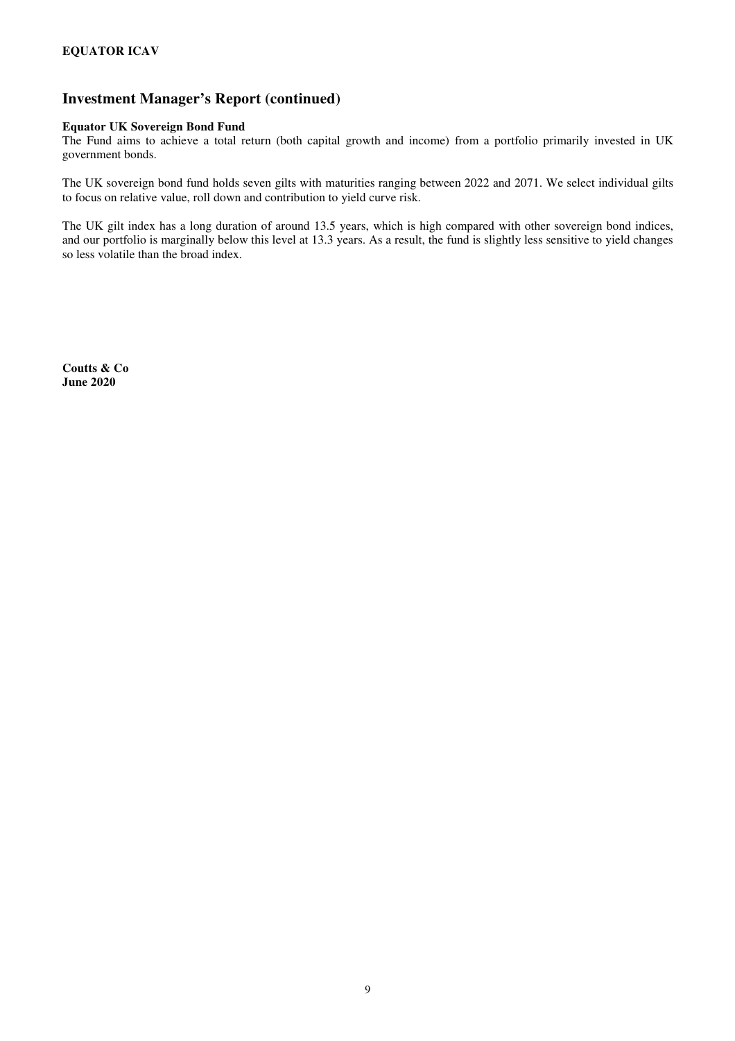## Investment Manager's Report (continued)

**Equator UK Sovereign Bond Fund**

The Fund aims to achieve a total return (both capital growth and income) from a portfolio primarily invested in UK government bonds.

The UK sovereign bond fund holds seven gilts with maturities ranging between 2022 and 2071. We select individual gilts to focus on relative value, roll down and contribution to yield curve risk.

The UK gilt index has a long duration of around 13.5 years, which is high compared with other sovereign bond indices, and our portfolio is marginally below this level at 13.3 years. As a result, the fund is slightly less sensitive to yield changes so less volatile than the broad index.

**Coutts & Co**
**June 2020**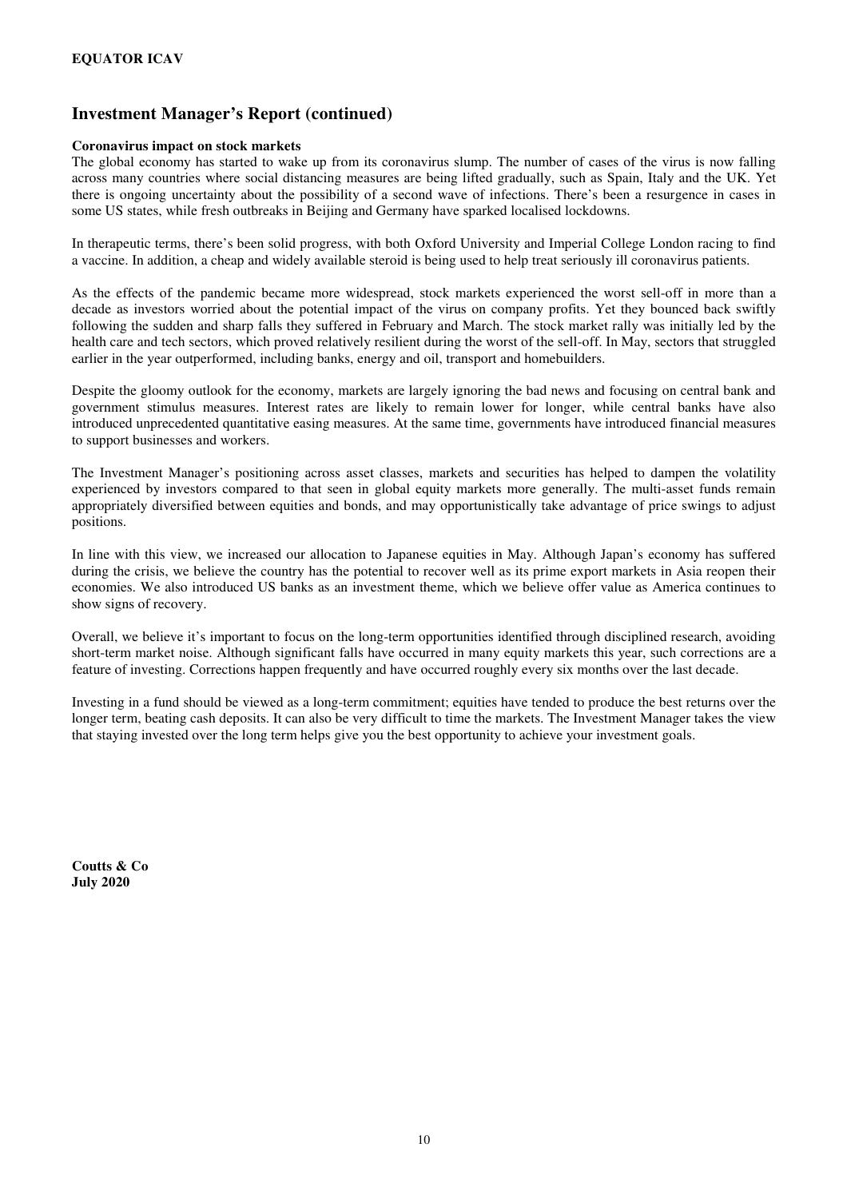## Investment Manager's Report (continued)

**Coronavirus impact on stock markets**

The global economy has started to wake up from its coronavirus slump. The number of cases of the virus is now falling across many countries where social distancing measures are being lifted gradually, such as Spain, Italy and the UK. Yet there is ongoing uncertainty about the possibility of a second wave of infections. There's been a resurgence in cases in some US states, while fresh outbreaks in Beijing and Germany have sparked localised lockdowns.

In therapeutic terms, there's been solid progress, with both Oxford University and Imperial College London racing to find a vaccine. In addition, a cheap and widely available steroid is being used to help treat seriously ill coronavirus patients.

As the effects of the pandemic became more widespread, stock markets experienced the worst sell-off in more than a decade as investors worried about the potential impact of the virus on company profits. Yet they bounced back swiftly following the sudden and sharp falls they suffered in February and March. The stock market rally was initially led by the health care and tech sectors, which proved relatively resilient during the worst of the sell-off. In May, sectors that struggled earlier in the year outperformed, including banks, energy and oil, transport and homebuilders.

Despite the gloomy outlook for the economy, markets are largely ignoring the bad news and focusing on central bank and government stimulus measures. Interest rates are likely to remain lower for longer, while central banks have also introduced unprecedented quantitative easing measures. At the same time, governments have introduced financial measures to support businesses and workers.

The Investment Manager's positioning across asset classes, markets and securities has helped to dampen the volatility experienced by investors compared to that seen in global equity markets more generally. The multi-asset funds remain appropriately diversified between equities and bonds, and may opportunistically take advantage of price swings to adjust positions.

In line with this view, we increased our allocation to Japanese equities in May. Although Japan's economy has suffered during the crisis, we believe the country has the potential to recover well as its prime export markets in Asia reopen their economies. We also introduced US banks as an investment theme, which we believe offer value as America continues to show signs of recovery.

Overall, we believe it's important to focus on the long-term opportunities identified through disciplined research, avoiding short-term market noise. Although significant falls have occurred in many equity markets this year, such corrections are a feature of investing. Corrections happen frequently and have occurred roughly every six months over the last decade.

Investing in a fund should be viewed as a long-term commitment; equities have tended to produce the best returns over the longer term, beating cash deposits. It can also be very difficult to time the markets. The Investment Manager takes the view that staying invested over the long term helps give you the best opportunity to achieve your investment goals.

**Coutts & Co**
**July 2020**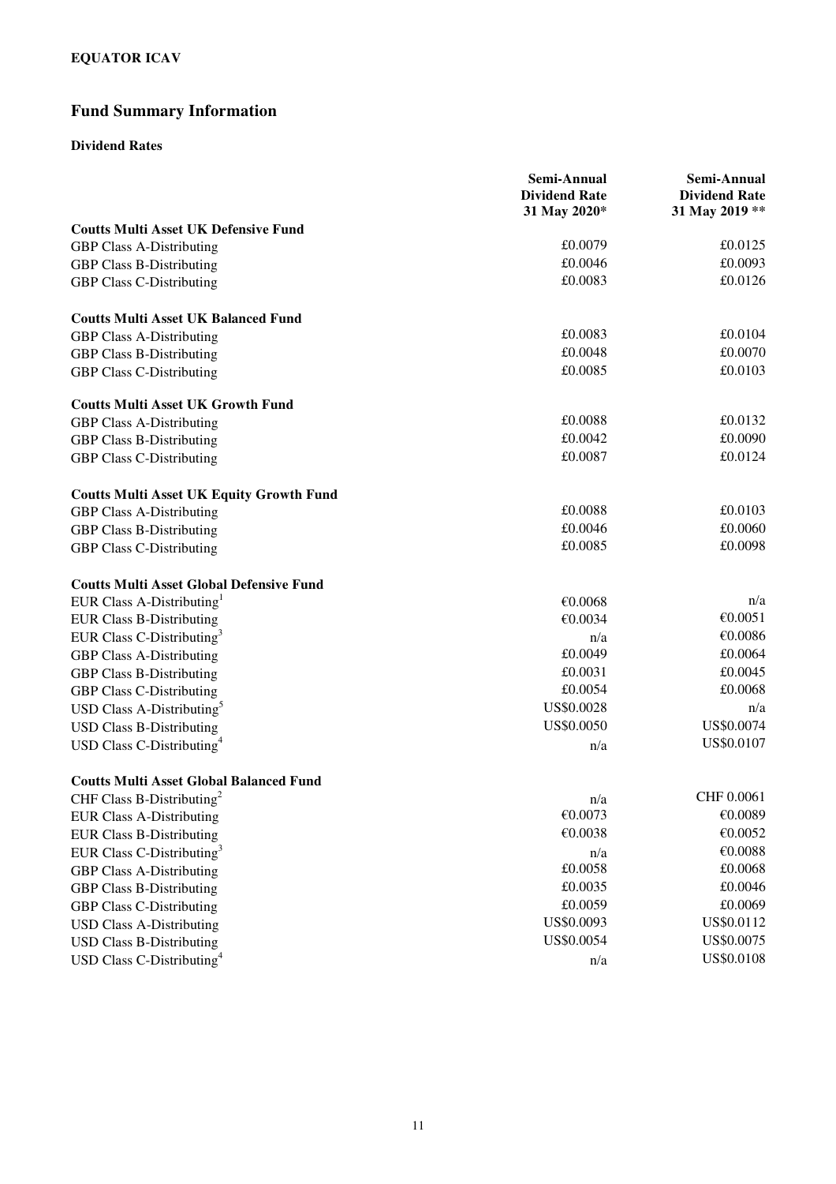**EQUATOR ICAV**

## Fund Summary Information

### Dividend Rates

| | Semi-Annual Dividend Rate 31 May 2020* | Semi-Annual Dividend Rate 31 May 2019 ** |
|---|---|---|
| **Coutts Multi Asset UK Defensive Fund** | | |
| GBP Class A-Distributing | £0.0079 | £0.0125 |
| GBP Class B-Distributing | £0.0046 | £0.0093 |
| GBP Class C-Distributing | £0.0083 | £0.0126 |
| | | |
| **Coutts Multi Asset UK Balanced Fund** | | |
| GBP Class A-Distributing | £0.0083 | £0.0104 |
| GBP Class B-Distributing | £0.0048 | £0.0070 |
| GBP Class C-Distributing | £0.0085 | £0.0103 |
| | | |
| **Coutts Multi Asset UK Growth Fund** | | |
| GBP Class A-Distributing | £0.0088 | £0.0132 |
| GBP Class B-Distributing | £0.0042 | £0.0090 |
| GBP Class C-Distributing | £0.0087 | £0.0124 |
| | | |
| **Coutts Multi Asset UK Equity Growth Fund** | | |
| GBP Class A-Distributing | £0.0088 | £0.0103 |
| GBP Class B-Distributing | £0.0046 | £0.0060 |
| GBP Class C-Distributing | £0.0085 | £0.0098 |
| | | |
| **Coutts Multi Asset Global Defensive Fund** | | |
| EUR Class A-Distributing[1] | €0.0068 | n/a |
| EUR Class B-Distributing | €0.0034 | €0.0051 |
| EUR Class C-Distributing[3] | n/a | €0.0086 |
| GBP Class A-Distributing | £0.0049 | £0.0064 |
| GBP Class B-Distributing | £0.0031 | £0.0045 |
| GBP Class C-Distributing | £0.0054 | £0.0068 |
| USD Class A-Distributing[5] | US$0.0028 | n/a |
| USD Class B-Distributing | US$0.0050 | US$0.0074 |
| USD Class C-Distributing[4] | n/a | US$0.0107 |
| | | |
| **Coutts Multi Asset Global Balanced Fund** | | |
| CHF Class B-Distributing[2] | n/a | CHF 0.0061 |
| EUR Class A-Distributing | €0.0073 | €0.0089 |
| EUR Class B-Distributing | €0.0038 | €0.0052 |
| EUR Class C-Distributing[3] | n/a | €0.0088 |
| GBP Class A-Distributing | £0.0058 | £0.0068 |
| GBP Class B-Distributing | £0.0035 | £0.0046 |
| GBP Class C-Distributing | £0.0059 | £0.0069 |
| USD Class A-Distributing | US$0.0093 | US$0.0112 |
| USD Class B-Distributing | US$0.0054 | US$0.0075 |
| USD Class C-Distributing[4] | n/a | US$0.0108 |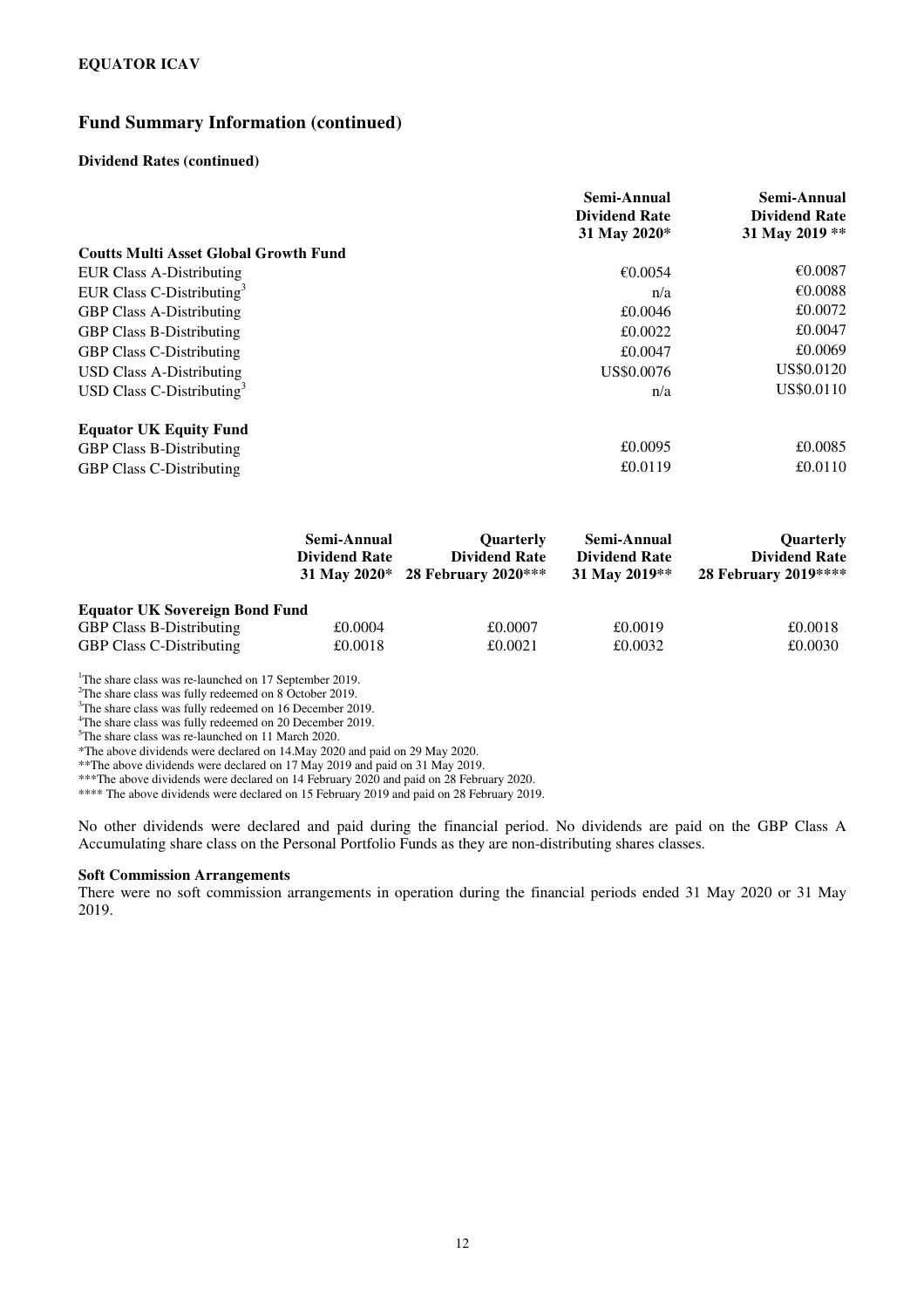## Fund Summary Information (continued)

### Dividend Rates (continued)

| | Semi-Annual Dividend Rate 31 May 2020* | Semi-Annual Dividend Rate 31 May 2019 ** |
|---|---|---|
| **Coutts Multi Asset Global Growth Fund** | | |
| EUR Class A-Distributing | €0.0054 | €0.0087 |
| EUR Class C-Distributing[3] | n/a | €0.0088 |
| GBP Class A-Distributing | £0.0046 | £0.0072 |
| GBP Class B-Distributing | £0.0022 | £0.0047 |
| GBP Class C-Distributing | £0.0047 | £0.0069 |
| USD Class A-Distributing | US$0.0076 | US$0.0120 |
| USD Class C-Distributing[3] | n/a | US$0.0110 |
| **Equator UK Equity Fund** | | |
| GBP Class B-Distributing | £0.0095 | £0.0085 |
| GBP Class C-Distributing | £0.0119 | £0.0110 |

| | Semi-Annual Dividend Rate 31 May 2020* | Quarterly Dividend Rate 28 February 2020*** | Semi-Annual Dividend Rate 31 May 2019** | Quarterly Dividend Rate 28 February 2019**** |
|---|---|---|---|---|
| **Equator UK Sovereign Bond Fund** | | | | |
| GBP Class B-Distributing | £0.0004 | £0.0007 | £0.0019 | £0.0018 |
| GBP Class C-Distributing | £0.0018 | £0.0021 | £0.0032 | £0.0030 |

[1]The share class was re-launched on 17 September 2019.
[2]The share class was fully redeemed on 8 October 2019.
[3]The share class was fully redeemed on 16 December 2019.
[4]The share class was fully redeemed on 20 December 2019.
[5]The share class was re-launched on 11 March 2020.
*The above dividends were declared on 14.May 2020 and paid on 29 May 2020.
**The above dividends were declared on 17 May 2019 and paid on 31 May 2019.
***The above dividends were declared on 14 February 2020 and paid on 28 February 2020.
**** The above dividends were declared on 15 February 2019 and paid on 28 February 2019.

No other dividends were declared and paid during the financial period. No dividends are paid on the GBP Class A Accumulating share class on the Personal Portfolio Funds as they are non-distributing shares classes.

### Soft Commission Arrangements

There were no soft commission arrangements in operation during the financial periods ended 31 May 2020 or 31 May 2019.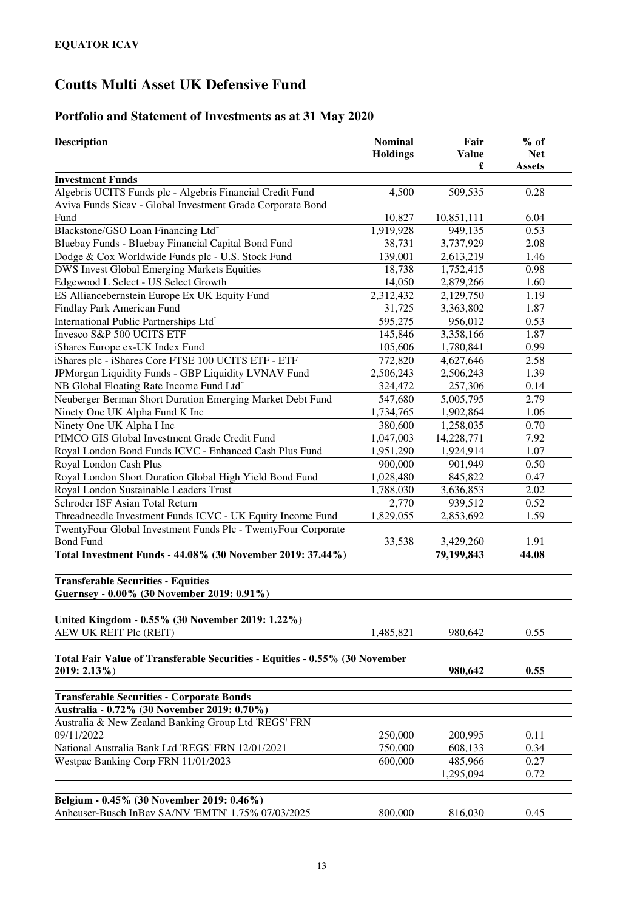**EQUATOR ICAV**

# Coutts Multi Asset UK Defensive Fund

## Portfolio and Statement of Investments as at 31 May 2020

| Description | Nominal Holdings | Fair Value £ | % of Net Assets |
|---|---|---|---|
| **Investment Funds** | | | |
| Algebris UCITS Funds plc - Algebris Financial Credit Fund | 4,500 | 509,535 | 0.28 |
| Aviva Funds Sicav - Global Investment Grade Corporate Bond Fund | 10,827 | 10,851,111 | 6.04 |
| Blackstone/GSO Loan Financing Ltd˜ | 1,919,928 | 949,135 | 0.53 |
| Bluebay Funds - Bluebay Financial Capital Bond Fund | 38,731 | 3,737,929 | 2.08 |
| Dodge & Cox Worldwide Funds plc - U.S. Stock Fund | 139,001 | 2,613,219 | 1.46 |
| DWS Invest Global Emerging Markets Equities | 18,738 | 1,752,415 | 0.98 |
| Edgewood L Select - US Select Growth | 14,050 | 2,879,266 | 1.60 |
| ES Alliancebernstein Europe Ex UK Equity Fund | 2,312,432 | 2,129,750 | 1.19 |
| Findlay Park American Fund | 31,725 | 3,363,802 | 1.87 |
| International Public Partnerships Ltd˜ | 595,275 | 956,012 | 0.53 |
| Invesco S&P 500 UCITS ETF | 145,846 | 3,358,166 | 1.87 |
| iShares Europe ex-UK Index Fund | 105,606 | 1,780,841 | 0.99 |
| iShares plc - iShares Core FTSE 100 UCITS ETF - ETF | 772,820 | 4,627,646 | 2.58 |
| JPMorgan Liquidity Funds - GBP Liquidity LVNAV Fund | 2,506,243 | 2,506,243 | 1.39 |
| NB Global Floating Rate Income Fund Ltd˜ | 324,472 | 257,306 | 0.14 |
| Neuberger Berman Short Duration Emerging Market Debt Fund | 547,680 | 5,005,795 | 2.79 |
| Ninety One UK Alpha Fund K Inc | 1,734,765 | 1,902,864 | 1.06 |
| Ninety One UK Alpha I Inc | 380,600 | 1,258,035 | 0.70 |
| PIMCO GIS Global Investment Grade Credit Fund | 1,047,003 | 14,228,771 | 7.92 |
| Royal London Bond Funds ICVC - Enhanced Cash Plus Fund | 1,951,290 | 1,924,914 | 1.07 |
| Royal London Cash Plus | 900,000 | 901,949 | 0.50 |
| Royal London Short Duration Global High Yield Bond Fund | 1,028,480 | 845,822 | 0.47 |
| Royal London Sustainable Leaders Trust | 1,788,030 | 3,636,853 | 2.02 |
| Schroder ISF Asian Total Return | 2,770 | 939,512 | 0.52 |
| Threadneedle Investment Funds ICVC - UK Equity Income Fund | 1,829,055 | 2,853,692 | 1.59 |
| TwentyFour Global Investment Funds Plc - TwentyFour Corporate Bond Fund | 33,538 | 3,429,260 | 1.91 |
| **Total Investment Funds - 44.08% (30 November 2019: 37.44%)** | | **79,199,843** | **44.08** |
| | | | |
| **Transferable Securities - Equities** | | | |
| **Guernsey - 0.00% (30 November 2019: 0.91%)** | | | |
| | | | |
| **United Kingdom - 0.55% (30 November 2019: 1.22%)** | | | |
| AEW UK REIT Plc (REIT) | 1,485,821 | 980,642 | 0.55 |
| | | | |
| **Total Fair Value of Transferable Securities - Equities - 0.55% (30 November 2019: 2.13%)** | | **980,642** | **0.55** |
| | | | |
| **Transferable Securities - Corporate Bonds** | | | |
| **Australia - 0.72% (30 November 2019: 0.70%)** | | | |
| Australia & New Zealand Banking Group Ltd 'REGS' FRN 09/11/2022 | 250,000 | 200,995 | 0.11 |
| National Australia Bank Ltd 'REGS' FRN 12/01/2021 | 750,000 | 608,133 | 0.34 |
| Westpac Banking Corp FRN 11/01/2023 | 600,000 | 485,966 | 0.27 |
| | | 1,295,094 | 0.72 |
| | | | |
| **Belgium - 0.45% (30 November 2019: 0.46%)** | | | |
| Anheuser-Busch InBev SA/NV 'EMTN' 1.75% 07/03/2025 | 800,000 | 816,030 | 0.45 |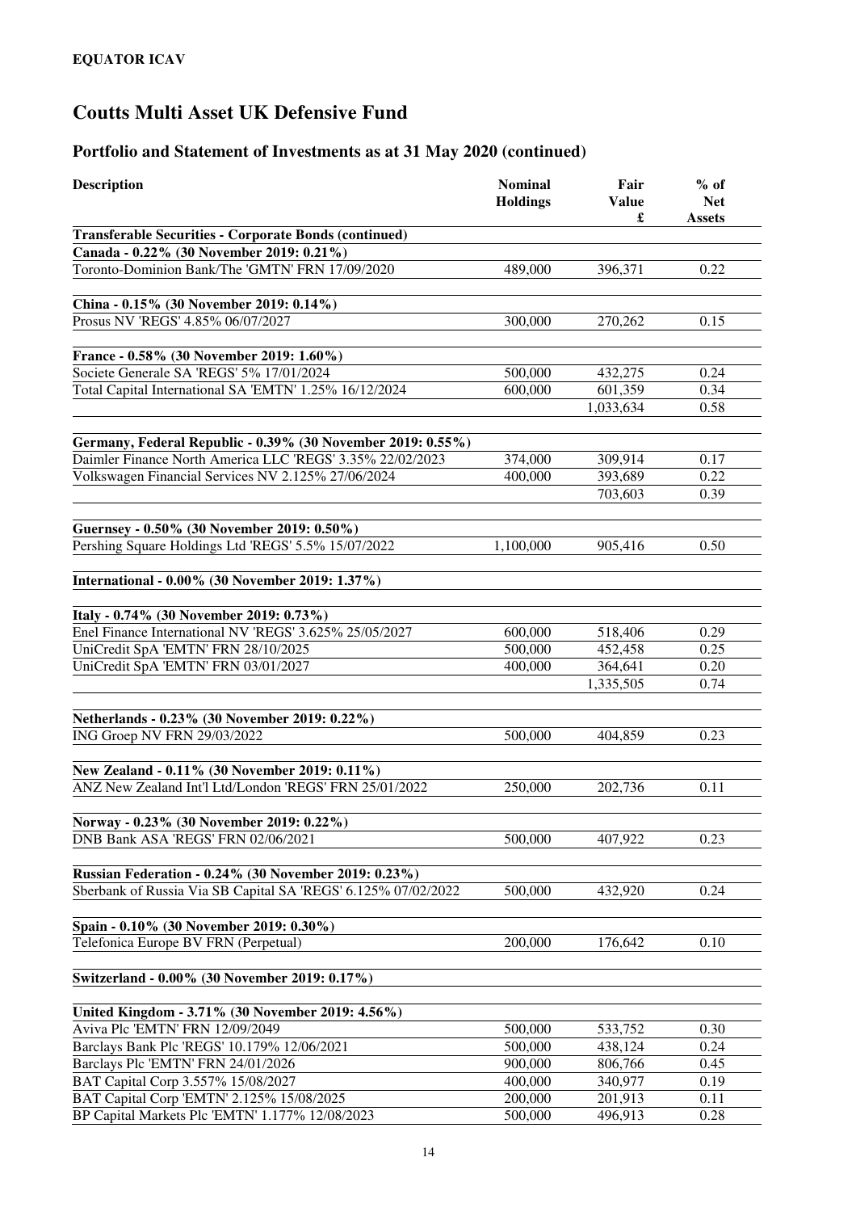**EQUATOR ICAV**

# Coutts Multi Asset UK Defensive Fund

## Portfolio and Statement of Investments as at 31 May 2020 (continued)

| Description | Nominal Holdings | Fair Value £ | % of Net Assets |
|---|---|---|---|
| **Transferable Securities - Corporate Bonds (continued)** | | | |
| **Canada - 0.22% (30 November 2019: 0.21%)** | | | |
| Toronto-Dominion Bank/The 'GMTN' FRN 17/09/2020 | 489,000 | 396,371 | 0.22 |
| **China - 0.15% (30 November 2019: 0.14%)** | | | |
| Prosus NV 'REGS' 4.85% 06/07/2027 | 300,000 | 270,262 | 0.15 |
| **France - 0.58% (30 November 2019: 1.60%)** | | | |
| Societe Generale SA 'REGS' 5% 17/01/2024 | 500,000 | 432,275 | 0.24 |
| Total Capital International SA 'EMTN' 1.25% 16/12/2024 | 600,000 | 601,359 | 0.34 |
| | | 1,033,634 | 0.58 |
| **Germany, Federal Republic - 0.39% (30 November 2019: 0.55%)** | | | |
| Daimler Finance North America LLC 'REGS' 3.35% 22/02/2023 | 374,000 | 309,914 | 0.17 |
| Volkswagen Financial Services NV 2.125% 27/06/2024 | 400,000 | 393,689 | 0.22 |
| | | 703,603 | 0.39 |
| **Guernsey - 0.50% (30 November 2019: 0.50%)** | | | |
| Pershing Square Holdings Ltd 'REGS' 5.5% 15/07/2022 | 1,100,000 | 905,416 | 0.50 |
| **International - 0.00% (30 November 2019: 1.37%)** | | | |
| **Italy - 0.74% (30 November 2019: 0.73%)** | | | |
| Enel Finance International NV 'REGS' 3.625% 25/05/2027 | 600,000 | 518,406 | 0.29 |
| UniCredit SpA 'EMTN' FRN 28/10/2025 | 500,000 | 452,458 | 0.25 |
| UniCredit SpA 'EMTN' FRN 03/01/2027 | 400,000 | 364,641 | 0.20 |
| | | 1,335,505 | 0.74 |
| **Netherlands - 0.23% (30 November 2019: 0.22%)** | | | |
| ING Groep NV FRN 29/03/2022 | 500,000 | 404,859 | 0.23 |
| **New Zealand - 0.11% (30 November 2019: 0.11%)** | | | |
| ANZ New Zealand Int'l Ltd/London 'REGS' FRN 25/01/2022 | 250,000 | 202,736 | 0.11 |
| **Norway - 0.23% (30 November 2019: 0.22%)** | | | |
| DNB Bank ASA 'REGS' FRN 02/06/2021 | 500,000 | 407,922 | 0.23 |
| **Russian Federation - 0.24% (30 November 2019: 0.23%)** | | | |
| Sberbank of Russia Via SB Capital SA 'REGS' 6.125% 07/02/2022 | 500,000 | 432,920 | 0.24 |
| **Spain - 0.10% (30 November 2019: 0.30%)** | | | |
| Telefonica Europe BV FRN (Perpetual) | 200,000 | 176,642 | 0.10 |
| **Switzerland - 0.00% (30 November 2019: 0.17%)** | | | |
| **United Kingdom - 3.71% (30 November 2019: 4.56%)** | | | |
| Aviva Plc 'EMTN' FRN 12/09/2049 | 500,000 | 533,752 | 0.30 |
| Barclays Bank Plc 'REGS' 10.179% 12/06/2021 | 500,000 | 438,124 | 0.24 |
| Barclays Plc 'EMTN' FRN 24/01/2026 | 900,000 | 806,766 | 0.45 |
| BAT Capital Corp 3.557% 15/08/2027 | 400,000 | 340,977 | 0.19 |
| BAT Capital Corp 'EMTN' 2.125% 15/08/2025 | 200,000 | 201,913 | 0.11 |
| BP Capital Markets Plc 'EMTN' 1.177% 12/08/2023 | 500,000 | 496,913 | 0.28 |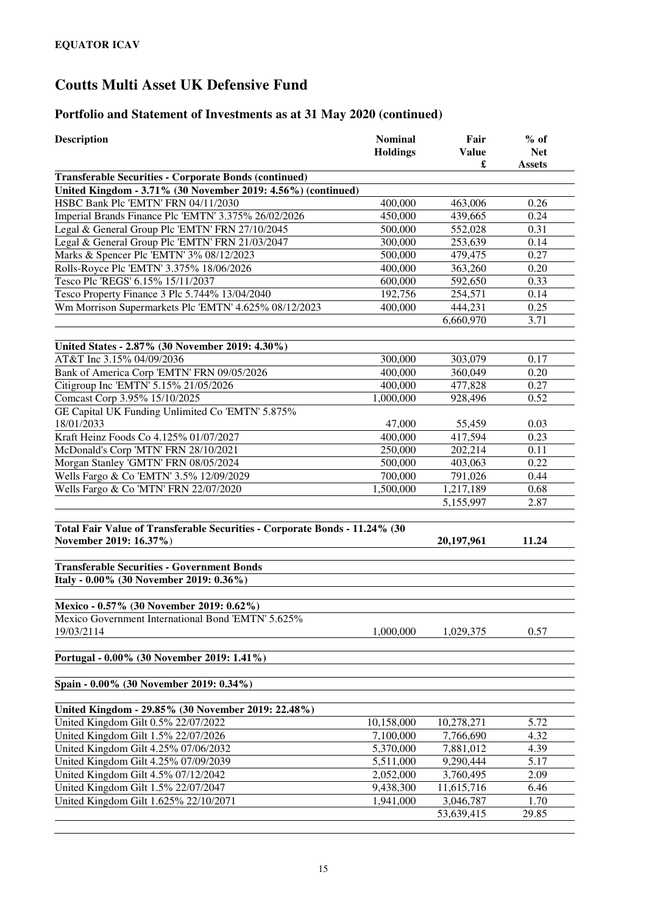**EQUATOR ICAV**

# Coutts Multi Asset UK Defensive Fund

## Portfolio and Statement of Investments as at 31 May 2020 (continued)

| Description | Nominal Holdings | Fair Value £ | % of Net Assets |
|---|---|---|---|
| **Transferable Securities - Corporate Bonds (continued)** | | | |
| **United Kingdom - 3.71% (30 November 2019: 4.56%) (continued)** | | | |
| HSBC Bank Plc 'EMTN' FRN 04/11/2030 | 400,000 | 463,006 | 0.26 |
| Imperial Brands Finance Plc 'EMTN' 3.375% 26/02/2026 | 450,000 | 439,665 | 0.24 |
| Legal & General Group Plc 'EMTN' FRN 27/10/2045 | 500,000 | 552,028 | 0.31 |
| Legal & General Group Plc 'EMTN' FRN 21/03/2047 | 300,000 | 253,639 | 0.14 |
| Marks & Spencer Plc 'EMTN' 3% 08/12/2023 | 500,000 | 479,475 | 0.27 |
| Rolls-Royce Plc 'EMTN' 3.375% 18/06/2026 | 400,000 | 363,260 | 0.20 |
| Tesco Plc 'REGS' 6.15% 15/11/2037 | 600,000 | 592,650 | 0.33 |
| Tesco Property Finance 3 Plc 5.744% 13/04/2040 | 192,756 | 254,571 | 0.14 |
| Wm Morrison Supermarkets Plc 'EMTN' 4.625% 08/12/2023 | 400,000 | 444,231 | 0.25 |
| | | 6,660,970 | 3.71 |
| **United States - 2.87% (30 November 2019: 4.30%)** | | | |
| AT&T Inc 3.15% 04/09/2036 | 300,000 | 303,079 | 0.17 |
| Bank of America Corp 'EMTN' FRN 09/05/2026 | 400,000 | 360,049 | 0.20 |
| Citigroup Inc 'EMTN' 5.15% 21/05/2026 | 400,000 | 477,828 | 0.27 |
| Comcast Corp 3.95% 15/10/2025 | 1,000,000 | 928,496 | 0.52 |
| GE Capital UK Funding Unlimited Co 'EMTN' 5.875% 18/01/2033 | 47,000 | 55,459 | 0.03 |
| Kraft Heinz Foods Co 4.125% 01/07/2027 | 400,000 | 417,594 | 0.23 |
| McDonald's Corp 'MTN' FRN 28/10/2021 | 250,000 | 202,214 | 0.11 |
| Morgan Stanley 'GMTN' FRN 08/05/2024 | 500,000 | 403,063 | 0.22 |
| Wells Fargo & Co 'EMTN' 3.5% 12/09/2029 | 700,000 | 791,026 | 0.44 |
| Wells Fargo & Co 'MTN' FRN 22/07/2020 | 1,500,000 | 1,217,189 | 0.68 |
| | | 5,155,997 | 2.87 |
| **Total Fair Value of Transferable Securities - Corporate Bonds - 11.24% (30 November 2019: 16.37%)** | | **20,197,961** | **11.24** |
| **Transferable Securities - Government Bonds** | | | |
| **Italy - 0.00% (30 November 2019: 0.36%)** | | | |
| **Mexico - 0.57% (30 November 2019: 0.62%)** | | | |
| Mexico Government International Bond 'EMTN' 5.625% 19/03/2114 | 1,000,000 | 1,029,375 | 0.57 |
| **Portugal - 0.00% (30 November 2019: 1.41%)** | | | |
| **Spain - 0.00% (30 November 2019: 0.34%)** | | | |
| **United Kingdom - 29.85% (30 November 2019: 22.48%)** | | | |
| United Kingdom Gilt 0.5% 22/07/2022 | 10,158,000 | 10,278,271 | 5.72 |
| United Kingdom Gilt 1.5% 22/07/2026 | 7,100,000 | 7,766,690 | 4.32 |
| United Kingdom Gilt 4.25% 07/06/2032 | 5,370,000 | 7,881,012 | 4.39 |
| United Kingdom Gilt 4.25% 07/09/2039 | 5,511,000 | 9,290,444 | 5.17 |
| United Kingdom Gilt 4.5% 07/12/2042 | 2,052,000 | 3,760,495 | 2.09 |
| United Kingdom Gilt 1.5% 22/07/2047 | 9,438,300 | 11,615,716 | 6.46 |
| United Kingdom Gilt 1.625% 22/10/2071 | 1,941,000 | 3,046,787 | 1.70 |
| | | 53,639,415 | 29.85 |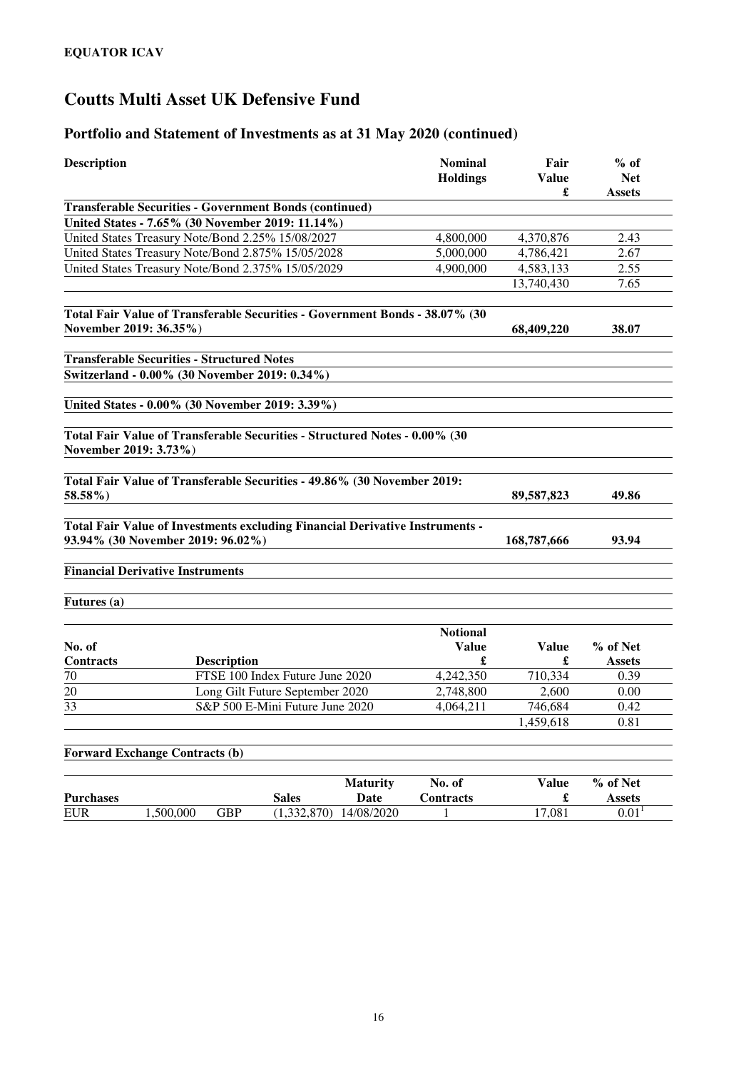**EQUATOR ICAV**

# Coutts Multi Asset UK Defensive Fund

## Portfolio and Statement of Investments as at 31 May 2020 (continued)

| Description | Nominal Holdings | Fair Value £ | % of Net Assets |
|---|---|---|---|
| **Transferable Securities - Government Bonds (continued)** | | | |
| **United States - 7.65% (30 November 2019: 11.14%)** | | | |
| United States Treasury Note/Bond 2.25% 15/08/2027 | 4,800,000 | 4,370,876 | 2.43 |
| United States Treasury Note/Bond 2.875% 15/05/2028 | 5,000,000 | 4,786,421 | 2.67 |
| United States Treasury Note/Bond 2.375% 15/05/2029 | 4,900,000 | 4,583,133 | 2.55 |
| | | 13,740,430 | 7.65 |
| **Total Fair Value of Transferable Securities - Government Bonds - 38.07% (30 November 2019: 36.35%)** | | **68,409,220** | **38.07** |
| **Transferable Securities - Structured Notes** | | | |
| **Switzerland - 0.00% (30 November 2019: 0.34%)** | | | |
| **United States - 0.00% (30 November 2019: 3.39%)** | | | |
| **Total Fair Value of Transferable Securities - Structured Notes - 0.00% (30 November 2019: 3.73%)** | | | |
| **Total Fair Value of Transferable Securities - 49.86% (30 November 2019: 58.58%)** | | **89,587,823** | **49.86** |
| **Total Fair Value of Investments excluding Financial Derivative Instruments - 93.94% (30 November 2019: 96.02%)** | | **168,787,666** | **93.94** |

**Financial Derivative Instruments**

**Futures (a)**

| No. of Contracts | Description | Notional Value £ | Value £ | % of Net Assets |
|---|---|---|---|---|
| 70 | FTSE 100 Index Future June 2020 | 4,242,350 | 710,334 | 0.39 |
| 20 | Long Gilt Future September 2020 | 2,748,800 | 2,600 | 0.00 |
| 33 | S&P 500 E-Mini Future June 2020 | 4,064,211 | 746,684 | 0.42 |
| | | | 1,459,618 | 0.81 |

**Forward Exchange Contracts (b)**

| Purchases | | | Sales | Maturity Date | No. of Contracts | Value £ | % of Net Assets |
|---|---|---|---|---|---|---|---|
| EUR | 1,500,000 | GBP | (1,332,870) | 14/08/2020 | 1 | 17,081 | 0.01[1] |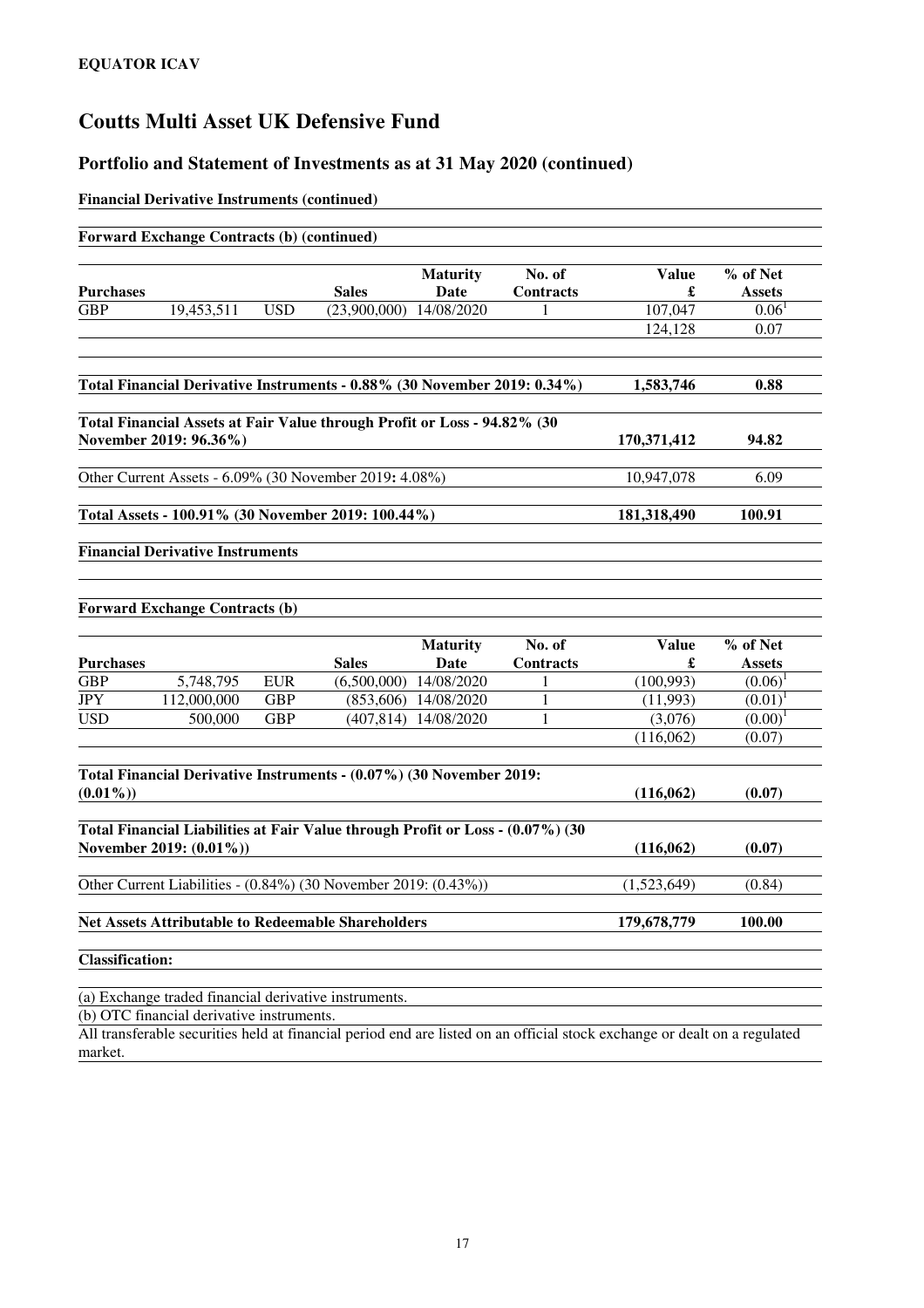EQUATOR ICAV

# Coutts Multi Asset UK Defensive Fund

## Portfolio and Statement of Investments as at 31 May 2020 (continued)

**Financial Derivative Instruments (continued)**

**Forward Exchange Contracts (b) (continued)**

| Purchases | | | Sales | Maturity Date | No. of Contracts | Value £ | % of Net Assets |
|---|---|---|---|---|---|---|---|
| GBP | 19,453,511 | USD | (23,900,000) | 14/08/2020 | 1 | 107,047 | 0.06[1] |
| | | | | | | 124,128 | 0.07 |

| | Value £ | % of Net Assets |
|---|---|---|
| **Total Financial Derivative Instruments - 0.88% (30 November 2019: 0.34%)** | **1,583,746** | **0.88** |
| **Total Financial Assets at Fair Value through Profit or Loss - 94.82% (30 November 2019: 96.36%)** | **170,371,412** | **94.82** |
| Other Current Assets - 6.09% (30 November 2019**:** 4.08%) | 10,947,078 | 6.09 |
| **Total Assets - 100.91% (30 November 2019: 100.44%)** | **181,318,490** | **100.91** |

**Financial Derivative Instruments**

**Forward Exchange Contracts (b)**

| Purchases | | | Sales | Maturity Date | No. of Contracts | Value £ | % of Net Assets |
|---|---|---|---|---|---|---|---|
| GBP | 5,748,795 | EUR | (6,500,000) | 14/08/2020 | 1 | (100,993) | (0.06)[1] |
| JPY | 112,000,000 | GBP | (853,606) | 14/08/2020 | 1 | (11,993) | (0.01)[1] |
| USD | 500,000 | GBP | (407,814) | 14/08/2020 | 1 | (3,076) | (0.00)[1] |
| | | | | | | (116,062) | (0.07) |

| | Value £ | % of Net Assets |
|---|---|---|
| **Total Financial Derivative Instruments - (0.07%) (30 November 2019: (0.01%))** | **(116,062)** | **(0.07)** |
| **Total Financial Liabilities at Fair Value through Profit or Loss - (0.07%) (30 November 2019: (0.01%))** | **(116,062)** | **(0.07)** |
| Other Current Liabilities - (0.84%) (30 November 2019: (0.43%)) | (1,523,649) | (0.84) |
| **Net Assets Attributable to Redeemable Shareholders** | **179,678,779** | **100.00** |

**Classification:**

(a) Exchange traded financial derivative instruments.

(b) OTC financial derivative instruments.

All transferable securities held at financial period end are listed on an official stock exchange or dealt on a regulated market.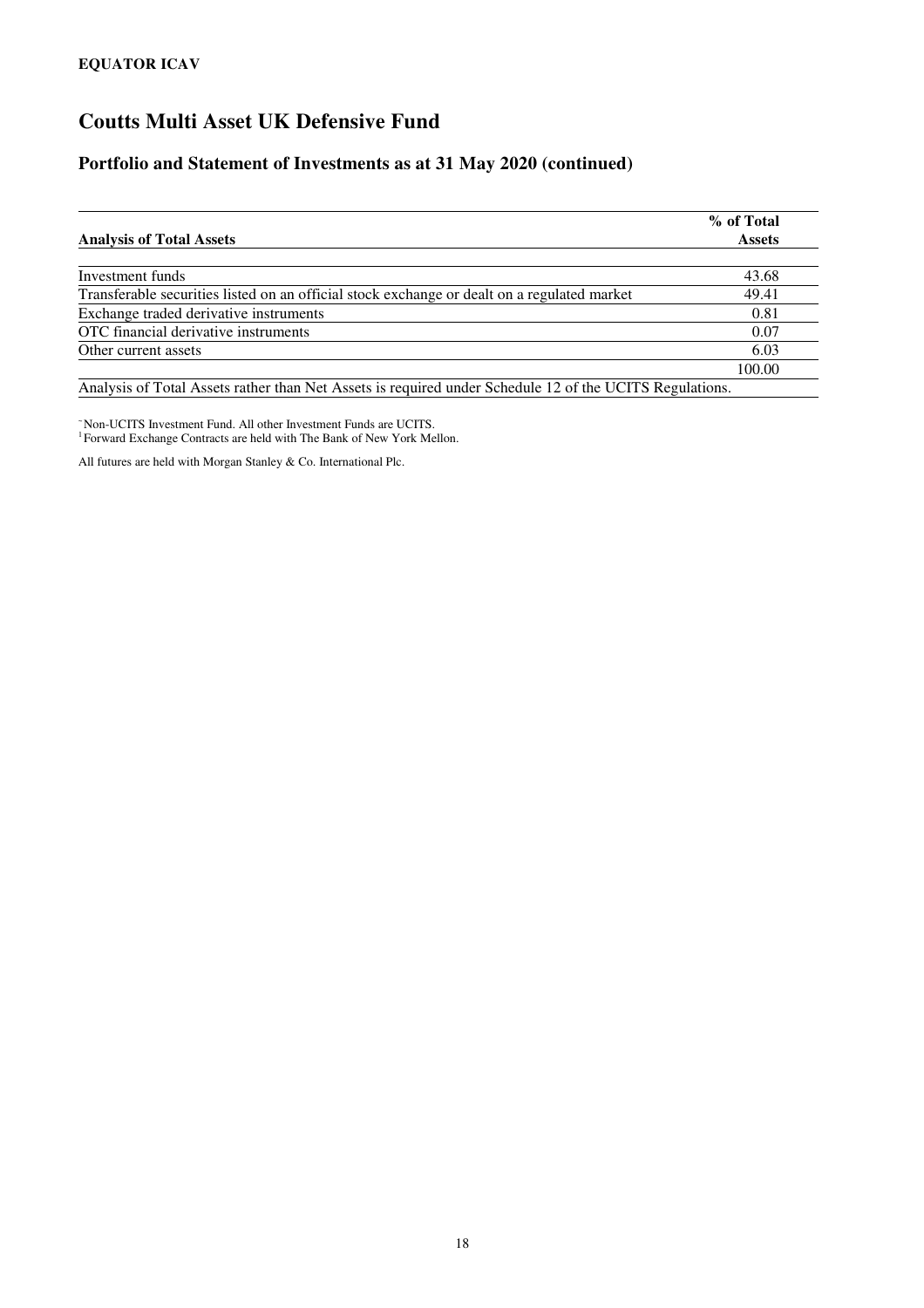**EQUATOR ICAV**

# Coutts Multi Asset UK Defensive Fund

## Portfolio and Statement of Investments as at 31 May 2020 (continued)

| Analysis of Total Assets | % of Total Assets |
|---|---|
| Investment funds | 43.68 |
| Transferable securities listed on an official stock exchange or dealt on a regulated market | 49.41 |
| Exchange traded derivative instruments | 0.81 |
| OTC financial derivative instruments | 0.07 |
| Other current assets | 6.03 |
| | 100.00 |

Analysis of Total Assets rather than Net Assets is required under Schedule 12 of the UCITS Regulations.

[~] Non-UCITS Investment Fund. All other Investment Funds are UCITS.
[1] Forward Exchange Contracts are held with The Bank of New York Mellon.

All futures are held with Morgan Stanley & Co. International Plc.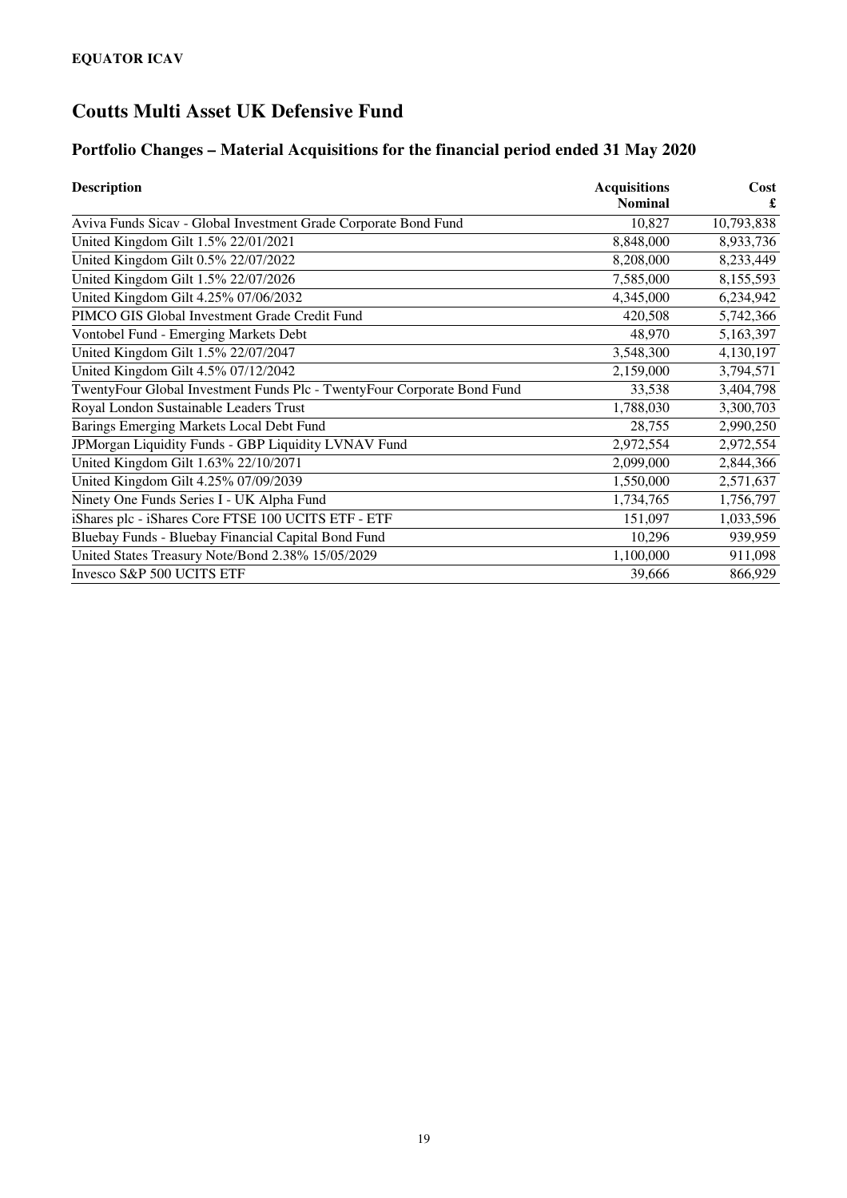**EQUATOR ICAV**

# Coutts Multi Asset UK Defensive Fund

## Portfolio Changes – Material Acquisitions for the financial period ended 31 May 2020

| Description | Acquisitions Nominal | Cost £ |
|---|---|---|
| Aviva Funds Sicav - Global Investment Grade Corporate Bond Fund | 10,827 | 10,793,838 |
| United Kingdom Gilt 1.5% 22/01/2021 | 8,848,000 | 8,933,736 |
| United Kingdom Gilt 0.5% 22/07/2022 | 8,208,000 | 8,233,449 |
| United Kingdom Gilt 1.5% 22/07/2026 | 7,585,000 | 8,155,593 |
| United Kingdom Gilt 4.25% 07/06/2032 | 4,345,000 | 6,234,942 |
| PIMCO GIS Global Investment Grade Credit Fund | 420,508 | 5,742,366 |
| Vontobel Fund - Emerging Markets Debt | 48,970 | 5,163,397 |
| United Kingdom Gilt 1.5% 22/07/2047 | 3,548,300 | 4,130,197 |
| United Kingdom Gilt 4.5% 07/12/2042 | 2,159,000 | 3,794,571 |
| TwentyFour Global Investment Funds Plc - TwentyFour Corporate Bond Fund | 33,538 | 3,404,798 |
| Royal London Sustainable Leaders Trust | 1,788,030 | 3,300,703 |
| Barings Emerging Markets Local Debt Fund | 28,755 | 2,990,250 |
| JPMorgan Liquidity Funds - GBP Liquidity LVNAV Fund | 2,972,554 | 2,972,554 |
| United Kingdom Gilt 1.63% 22/10/2071 | 2,099,000 | 2,844,366 |
| United Kingdom Gilt 4.25% 07/09/2039 | 1,550,000 | 2,571,637 |
| Ninety One Funds Series I - UK Alpha Fund | 1,734,765 | 1,756,797 |
| iShares plc - iShares Core FTSE 100 UCITS ETF - ETF | 151,097 | 1,033,596 |
| Bluebay Funds - Bluebay Financial Capital Bond Fund | 10,296 | 939,959 |
| United States Treasury Note/Bond 2.38% 15/05/2029 | 1,100,000 | 911,098 |
| Invesco S&P 500 UCITS ETF | 39,666 | 866,929 |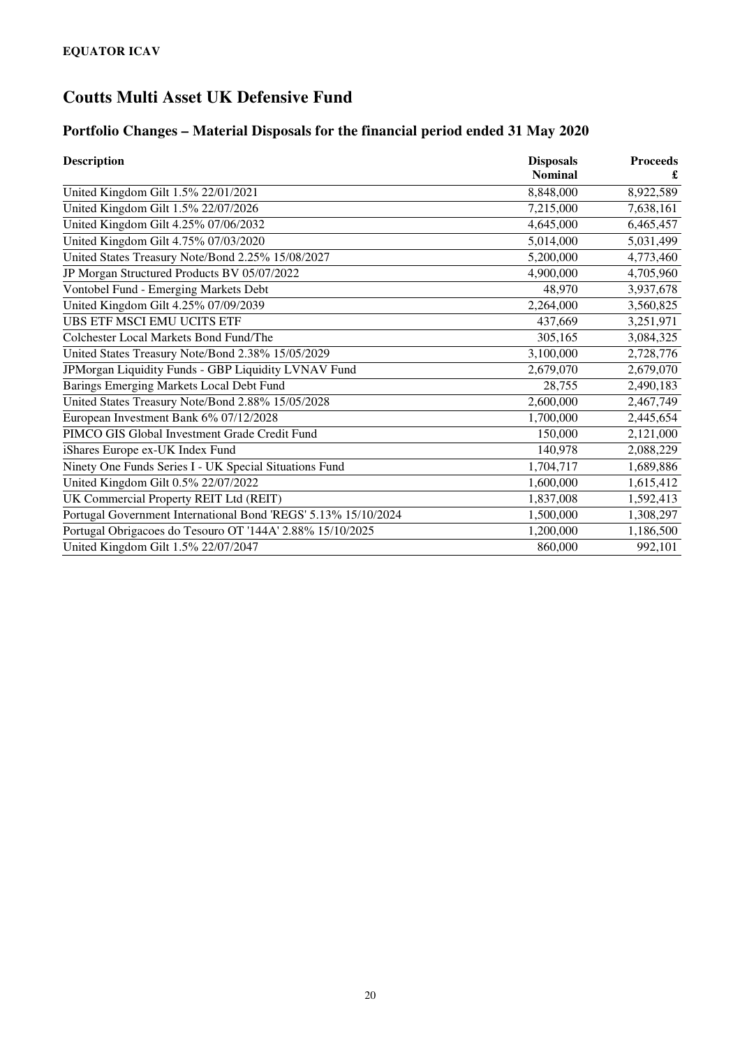**EQUATOR ICAV**

# Coutts Multi Asset UK Defensive Fund

## Portfolio Changes – Material Disposals for the financial period ended 31 May 2020

| Description | Disposals Nominal | Proceeds £ |
|---|---|---|
| United Kingdom Gilt 1.5% 22/01/2021 | 8,848,000 | 8,922,589 |
| United Kingdom Gilt 1.5% 22/07/2026 | 7,215,000 | 7,638,161 |
| United Kingdom Gilt 4.25% 07/06/2032 | 4,645,000 | 6,465,457 |
| United Kingdom Gilt 4.75% 07/03/2020 | 5,014,000 | 5,031,499 |
| United States Treasury Note/Bond 2.25% 15/08/2027 | 5,200,000 | 4,773,460 |
| JP Morgan Structured Products BV 05/07/2022 | 4,900,000 | 4,705,960 |
| Vontobel Fund - Emerging Markets Debt | 48,970 | 3,937,678 |
| United Kingdom Gilt 4.25% 07/09/2039 | 2,264,000 | 3,560,825 |
| UBS ETF MSCI EMU UCITS ETF | 437,669 | 3,251,971 |
| Colchester Local Markets Bond Fund/The | 305,165 | 3,084,325 |
| United States Treasury Note/Bond 2.38% 15/05/2029 | 3,100,000 | 2,728,776 |
| JPMorgan Liquidity Funds - GBP Liquidity LVNAV Fund | 2,679,070 | 2,679,070 |
| Barings Emerging Markets Local Debt Fund | 28,755 | 2,490,183 |
| United States Treasury Note/Bond 2.88% 15/05/2028 | 2,600,000 | 2,467,749 |
| European Investment Bank 6% 07/12/2028 | 1,700,000 | 2,445,654 |
| PIMCO GIS Global Investment Grade Credit Fund | 150,000 | 2,121,000 |
| iShares Europe ex-UK Index Fund | 140,978 | 2,088,229 |
| Ninety One Funds Series I - UK Special Situations Fund | 1,704,717 | 1,689,886 |
| United Kingdom Gilt 0.5% 22/07/2022 | 1,600,000 | 1,615,412 |
| UK Commercial Property REIT Ltd (REIT) | 1,837,008 | 1,592,413 |
| Portugal Government International Bond 'REGS' 5.13% 15/10/2024 | 1,500,000 | 1,308,297 |
| Portugal Obrigacoes do Tesouro OT '144A' 2.88% 15/10/2025 | 1,200,000 | 1,186,500 |
| United Kingdom Gilt 1.5% 22/07/2047 | 860,000 | 992,101 |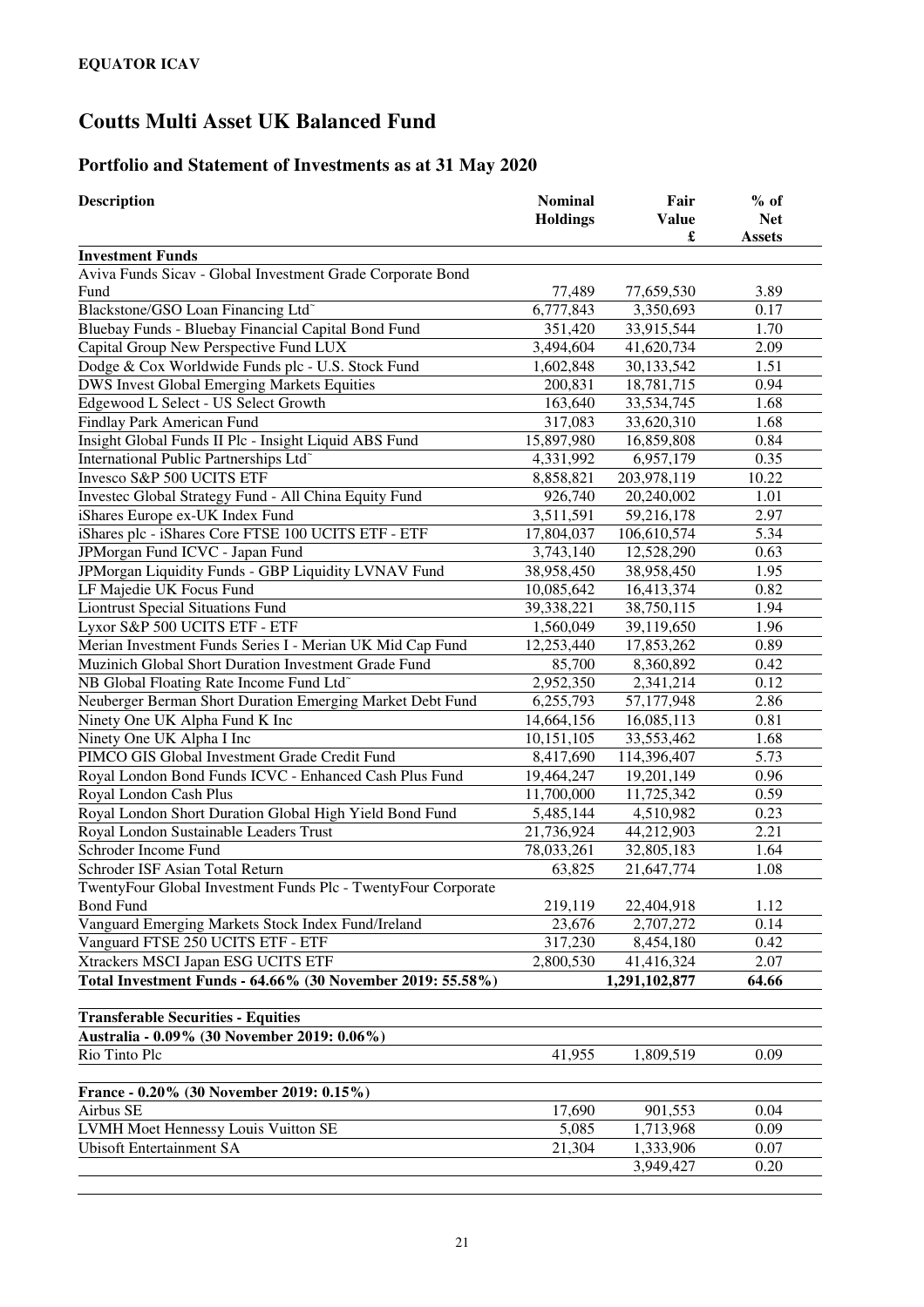**EQUATOR ICAV**

# Coutts Multi Asset UK Balanced Fund

## Portfolio and Statement of Investments as at 31 May 2020

| Description | Nominal Holdings | Fair Value £ | % of Net Assets |
|---|---|---|---|
| **Investment Funds** | | | |
| Aviva Funds Sicav - Global Investment Grade Corporate Bond Fund | 77,489 | 77,659,530 | 3.89 |
| Blackstone/GSO Loan Financing Ltd˜ | 6,777,843 | 3,350,693 | 0.17 |
| Bluebay Funds - Bluebay Financial Capital Bond Fund | 351,420 | 33,915,544 | 1.70 |
| Capital Group New Perspective Fund LUX | 3,494,604 | 41,620,734 | 2.09 |
| Dodge & Cox Worldwide Funds plc - U.S. Stock Fund | 1,602,848 | 30,133,542 | 1.51 |
| DWS Invest Global Emerging Markets Equities | 200,831 | 18,781,715 | 0.94 |
| Edgewood L Select - US Select Growth | 163,640 | 33,534,745 | 1.68 |
| Findlay Park American Fund | 317,083 | 33,620,310 | 1.68 |
| Insight Global Funds II Plc - Insight Liquid ABS Fund | 15,897,980 | 16,859,808 | 0.84 |
| International Public Partnerships Ltd˜ | 4,331,992 | 6,957,179 | 0.35 |
| Invesco S&P 500 UCITS ETF | 8,858,821 | 203,978,119 | 10.22 |
| Investec Global Strategy Fund - All China Equity Fund | 926,740 | 20,240,002 | 1.01 |
| iShares Europe ex-UK Index Fund | 3,511,591 | 59,216,178 | 2.97 |
| iShares plc - iShares Core FTSE 100 UCITS ETF - ETF | 17,804,037 | 106,610,574 | 5.34 |
| JPMorgan Fund ICVC - Japan Fund | 3,743,140 | 12,528,290 | 0.63 |
| JPMorgan Liquidity Funds - GBP Liquidity LVNAV Fund | 38,958,450 | 38,958,450 | 1.95 |
| LF Majedie UK Focus Fund | 10,085,642 | 16,413,374 | 0.82 |
| Liontrust Special Situations Fund | 39,338,221 | 38,750,115 | 1.94 |
| Lyxor S&P 500 UCITS ETF - ETF | 1,560,049 | 39,119,650 | 1.96 |
| Merian Investment Funds Series I - Merian UK Mid Cap Fund | 12,253,440 | 17,853,262 | 0.89 |
| Muzinich Global Short Duration Investment Grade Fund | 85,700 | 8,360,892 | 0.42 |
| NB Global Floating Rate Income Fund Ltd˜ | 2,952,350 | 2,341,214 | 0.12 |
| Neuberger Berman Short Duration Emerging Market Debt Fund | 6,255,793 | 57,177,948 | 2.86 |
| Ninety One UK Alpha Fund K Inc | 14,664,156 | 16,085,113 | 0.81 |
| Ninety One UK Alpha I Inc | 10,151,105 | 33,553,462 | 1.68 |
| PIMCO GIS Global Investment Grade Credit Fund | 8,417,690 | 114,396,407 | 5.73 |
| Royal London Bond Funds ICVC - Enhanced Cash Plus Fund | 19,464,247 | 19,201,149 | 0.96 |
| Royal London Cash Plus | 11,700,000 | 11,725,342 | 0.59 |
| Royal London Short Duration Global High Yield Bond Fund | 5,485,144 | 4,510,982 | 0.23 |
| Royal London Sustainable Leaders Trust | 21,736,924 | 44,212,903 | 2.21 |
| Schroder Income Fund | 78,033,261 | 32,805,183 | 1.64 |
| Schroder ISF Asian Total Return | 63,825 | 21,647,774 | 1.08 |
| TwentyFour Global Investment Funds Plc - TwentyFour Corporate Bond Fund | 219,119 | 22,404,918 | 1.12 |
| Vanguard Emerging Markets Stock Index Fund/Ireland | 23,676 | 2,707,272 | 0.14 |
| Vanguard FTSE 250 UCITS ETF - ETF | 317,230 | 8,454,180 | 0.42 |
| Xtrackers MSCI Japan ESG UCITS ETF | 2,800,530 | 41,416,324 | 2.07 |
| **Total Investment Funds - 64.66% (30 November 2019: 55.58%)** | | **1,291,102,877** | **64.66** |
| | | | |
| **Transferable Securities - Equities** | | | |
| **Australia - 0.09% (30 November 2019: 0.06%)** | | | |
| Rio Tinto Plc | 41,955 | 1,809,519 | 0.09 |
| | | | |
| **France - 0.20% (30 November 2019: 0.15%)** | | | |
| Airbus SE | 17,690 | 901,553 | 0.04 |
| LVMH Moet Hennessy Louis Vuitton SE | 5,085 | 1,713,968 | 0.09 |
| Ubisoft Entertainment SA | 21,304 | 1,333,906 | 0.07 |
| | | 3,949,427 | 0.20 |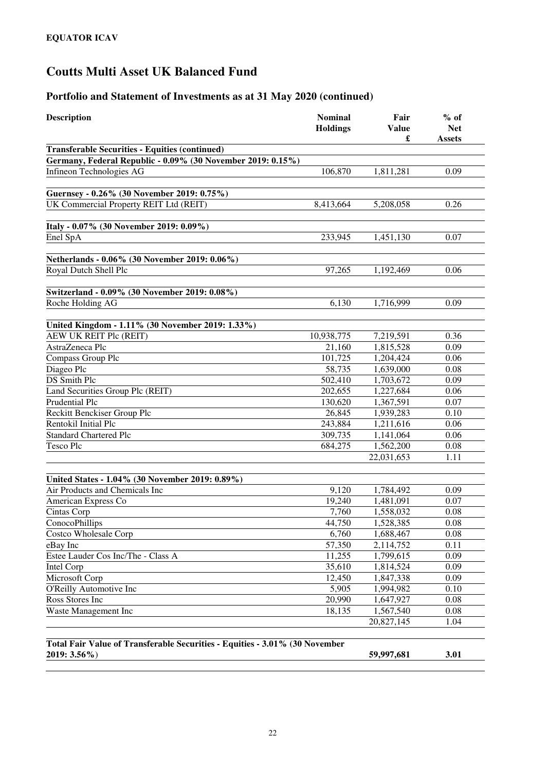**EQUATOR ICAV**

# Coutts Multi Asset UK Balanced Fund

## Portfolio and Statement of Investments as at 31 May 2020 (continued)

| Description | Nominal Holdings | Fair Value £ | % of Net Assets |
|---|---|---|---|
| **Transferable Securities - Equities (continued)** | | | |
| **Germany, Federal Republic - 0.09% (30 November 2019: 0.15%)** | | | |
| Infineon Technologies AG | 106,870 | 1,811,281 | 0.09 |
| | | | |
| **Guernsey - 0.26% (30 November 2019: 0.75%)** | | | |
| UK Commercial Property REIT Ltd (REIT) | 8,413,664 | 5,208,058 | 0.26 |
| | | | |
| **Italy - 0.07% (30 November 2019: 0.09%)** | | | |
| Enel SpA | 233,945 | 1,451,130 | 0.07 |
| | | | |
| **Netherlands - 0.06% (30 November 2019: 0.06%)** | | | |
| Royal Dutch Shell Plc | 97,265 | 1,192,469 | 0.06 |
| | | | |
| **Switzerland - 0.09% (30 November 2019: 0.08%)** | | | |
| Roche Holding AG | 6,130 | 1,716,999 | 0.09 |
| | | | |
| **United Kingdom - 1.11% (30 November 2019: 1.33%)** | | | |
| AEW UK REIT Plc (REIT) | 10,938,775 | 7,219,591 | 0.36 |
| AstraZeneca Plc | 21,160 | 1,815,528 | 0.09 |
| Compass Group Plc | 101,725 | 1,204,424 | 0.06 |
| Diageo Plc | 58,735 | 1,639,000 | 0.08 |
| DS Smith Plc | 502,410 | 1,703,672 | 0.09 |
| Land Securities Group Plc (REIT) | 202,655 | 1,227,684 | 0.06 |
| Prudential Plc | 130,620 | 1,367,591 | 0.07 |
| Reckitt Benckiser Group Plc | 26,845 | 1,939,283 | 0.10 |
| Rentokil Initial Plc | 243,884 | 1,211,616 | 0.06 |
| Standard Chartered Plc | 309,735 | 1,141,064 | 0.06 |
| Tesco Plc | 684,275 | 1,562,200 | 0.08 |
| | | 22,031,653 | 1.11 |
| | | | |
| **United States - 1.04% (30 November 2019: 0.89%)** | | | |
| Air Products and Chemicals Inc | 9,120 | 1,784,492 | 0.09 |
| American Express Co | 19,240 | 1,481,091 | 0.07 |
| Cintas Corp | 7,760 | 1,558,032 | 0.08 |
| ConocoPhillips | 44,750 | 1,528,385 | 0.08 |
| Costco Wholesale Corp | 6,760 | 1,688,467 | 0.08 |
| eBay Inc | 57,350 | 2,114,752 | 0.11 |
| Estee Lauder Cos Inc/The - Class A | 11,255 | 1,799,615 | 0.09 |
| Intel Corp | 35,610 | 1,814,524 | 0.09 |
| Microsoft Corp | 12,450 | 1,847,338 | 0.09 |
| O'Reilly Automotive Inc | 5,905 | 1,994,982 | 0.10 |
| Ross Stores Inc | 20,990 | 1,647,927 | 0.08 |
| Waste Management Inc | 18,135 | 1,567,540 | 0.08 |
| | | 20,827,145 | 1.04 |
| | | | |
| **Total Fair Value of Transferable Securities - Equities - 3.01% (30 November 2019: 3.56%)** | | **59,997,681** | **3.01** |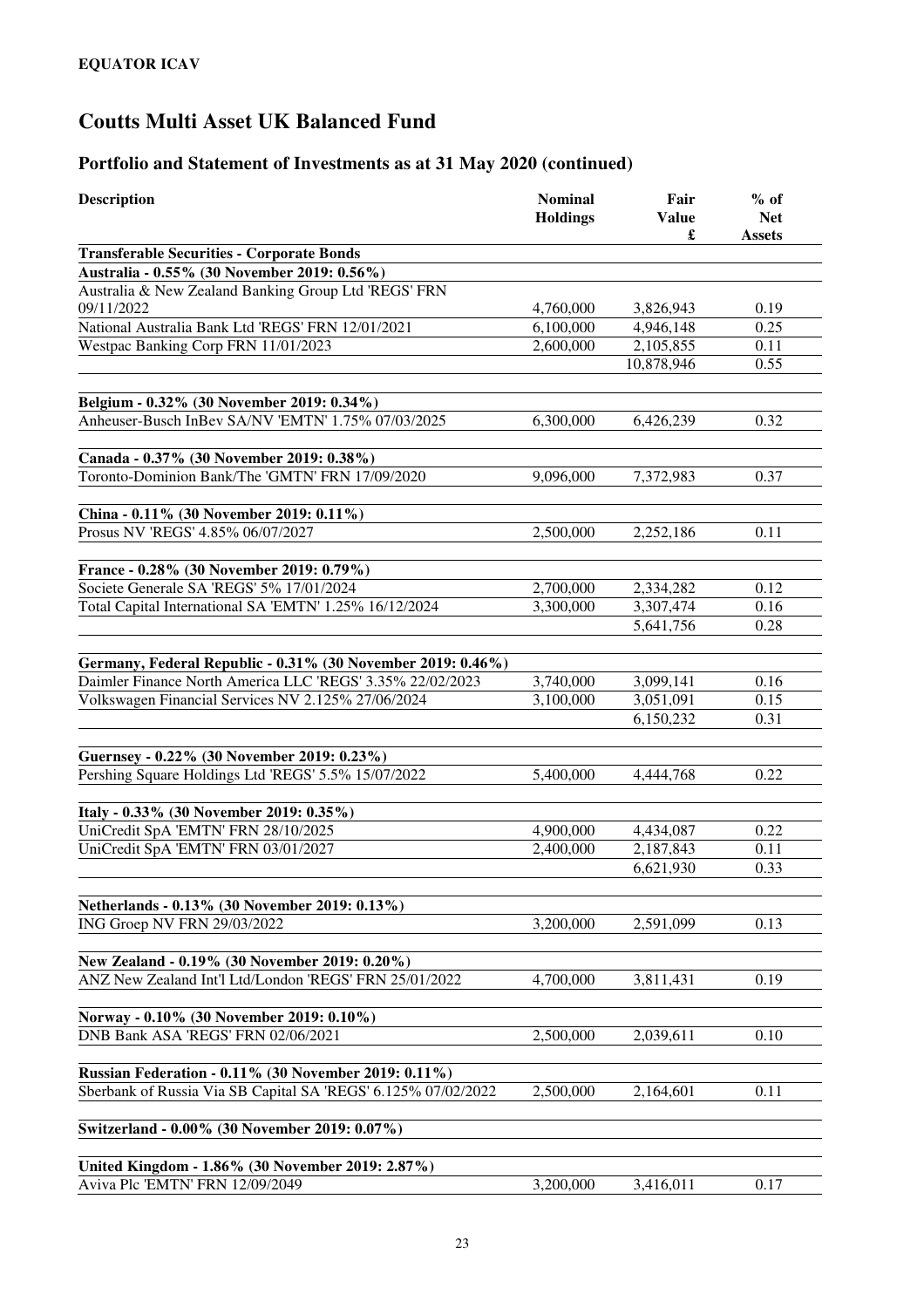**EQUATOR ICAV**

# Coutts Multi Asset UK Balanced Fund

## Portfolio and Statement of Investments as at 31 May 2020 (continued)

| Description | Nominal Holdings | Fair Value £ | % of Net Assets |
|---|---|---|---|
| **Transferable Securities - Corporate Bonds** | | | |
| **Australia - 0.55% (30 November 2019: 0.56%)** | | | |
| Australia & New Zealand Banking Group Ltd 'REGS' FRN 09/11/2022 | 4,760,000 | 3,826,943 | 0.19 |
| National Australia Bank Ltd 'REGS' FRN 12/01/2021 | 6,100,000 | 4,946,148 | 0.25 |
| Westpac Banking Corp FRN 11/01/2023 | 2,600,000 | 2,105,855 | 0.11 |
| | | 10,878,946 | 0.55 |
| **Belgium - 0.32% (30 November 2019: 0.34%)** | | | |
| Anheuser-Busch InBev SA/NV 'EMTN' 1.75% 07/03/2025 | 6,300,000 | 6,426,239 | 0.32 |
| **Canada - 0.37% (30 November 2019: 0.38%)** | | | |
| Toronto-Dominion Bank/The 'GMTN' FRN 17/09/2020 | 9,096,000 | 7,372,983 | 0.37 |
| **China - 0.11% (30 November 2019: 0.11%)** | | | |
| Prosus NV 'REGS' 4.85% 06/07/2027 | 2,500,000 | 2,252,186 | 0.11 |
| **France - 0.28% (30 November 2019: 0.79%)** | | | |
| Societe Generale SA 'REGS' 5% 17/01/2024 | 2,700,000 | 2,334,282 | 0.12 |
| Total Capital International SA 'EMTN' 1.25% 16/12/2024 | 3,300,000 | 3,307,474 | 0.16 |
| | | 5,641,756 | 0.28 |
| **Germany, Federal Republic - 0.31% (30 November 2019: 0.46%)** | | | |
| Daimler Finance North America LLC 'REGS' 3.35% 22/02/2023 | 3,740,000 | 3,099,141 | 0.16 |
| Volkswagen Financial Services NV 2.125% 27/06/2024 | 3,100,000 | 3,051,091 | 0.15 |
| | | 6,150,232 | 0.31 |
| **Guernsey - 0.22% (30 November 2019: 0.23%)** | | | |
| Pershing Square Holdings Ltd 'REGS' 5.5% 15/07/2022 | 5,400,000 | 4,444,768 | 0.22 |
| **Italy - 0.33% (30 November 2019: 0.35%)** | | | |
| UniCredit SpA 'EMTN' FRN 28/10/2025 | 4,900,000 | 4,434,087 | 0.22 |
| UniCredit SpA 'EMTN' FRN 03/01/2027 | 2,400,000 | 2,187,843 | 0.11 |
| | | 6,621,930 | 0.33 |
| **Netherlands - 0.13% (30 November 2019: 0.13%)** | | | |
| ING Groep NV FRN 29/03/2022 | 3,200,000 | 2,591,099 | 0.13 |
| **New Zealand - 0.19% (30 November 2019: 0.20%)** | | | |
| ANZ New Zealand Int'l Ltd/London 'REGS' FRN 25/01/2022 | 4,700,000 | 3,811,431 | 0.19 |
| **Norway - 0.10% (30 November 2019: 0.10%)** | | | |
| DNB Bank ASA 'REGS' FRN 02/06/2021 | 2,500,000 | 2,039,611 | 0.10 |
| **Russian Federation - 0.11% (30 November 2019: 0.11%)** | | | |
| Sberbank of Russia Via SB Capital SA 'REGS' 6.125% 07/02/2022 | 2,500,000 | 2,164,601 | 0.11 |
| **Switzerland - 0.00% (30 November 2019: 0.07%)** | | | |
| **United Kingdom - 1.86% (30 November 2019: 2.87%)** | | | |
| Aviva Plc 'EMTN' FRN 12/09/2049 | 3,200,000 | 3,416,011 | 0.17 |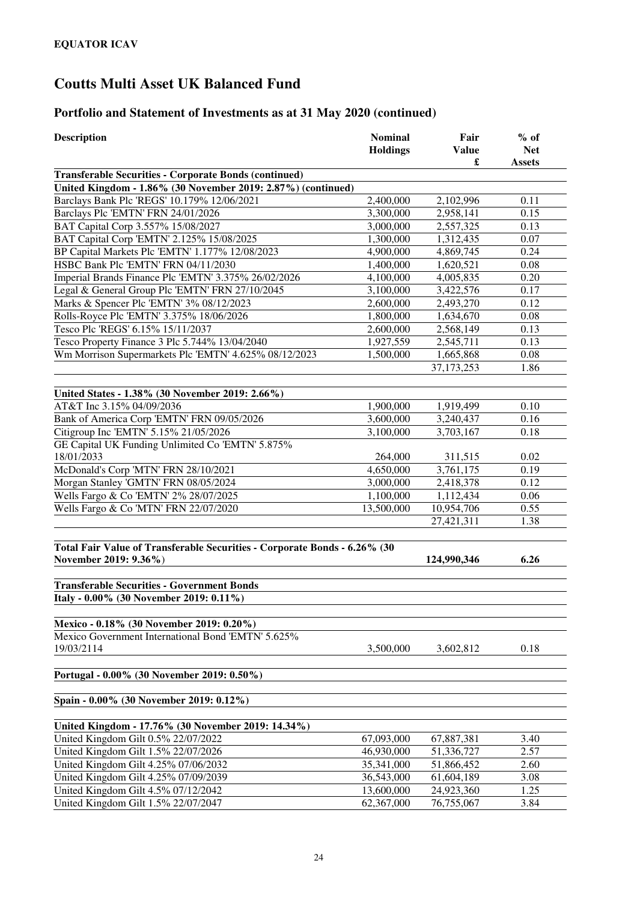**EQUATOR ICAV**

# Coutts Multi Asset UK Balanced Fund

## Portfolio and Statement of Investments as at 31 May 2020 (continued)

| Description | Nominal Holdings | Fair Value £ | % of Net Assets |
|---|---|---|---|
| **Transferable Securities - Corporate Bonds (continued)** | | | |
| **United Kingdom - 1.86% (30 November 2019: 2.87%) (continued)** | | | |
| Barclays Bank Plc 'REGS' 10.179% 12/06/2021 | 2,400,000 | 2,102,996 | 0.11 |
| Barclays Plc 'EMTN' FRN 24/01/2026 | 3,300,000 | 2,958,141 | 0.15 |
| BAT Capital Corp 3.557% 15/08/2027 | 3,000,000 | 2,557,325 | 0.13 |
| BAT Capital Corp 'EMTN' 2.125% 15/08/2025 | 1,300,000 | 1,312,435 | 0.07 |
| BP Capital Markets Plc 'EMTN' 1.177% 12/08/2023 | 4,900,000 | 4,869,745 | 0.24 |
| HSBC Bank Plc 'EMTN' FRN 04/11/2030 | 1,400,000 | 1,620,521 | 0.08 |
| Imperial Brands Finance Plc 'EMTN' 3.375% 26/02/2026 | 4,100,000 | 4,005,835 | 0.20 |
| Legal & General Group Plc 'EMTN' FRN 27/10/2045 | 3,100,000 | 3,422,576 | 0.17 |
| Marks & Spencer Plc 'EMTN' 3% 08/12/2023 | 2,600,000 | 2,493,270 | 0.12 |
| Rolls-Royce Plc 'EMTN' 3.375% 18/06/2026 | 1,800,000 | 1,634,670 | 0.08 |
| Tesco Plc 'REGS' 6.15% 15/11/2037 | 2,600,000 | 2,568,149 | 0.13 |
| Tesco Property Finance 3 Plc 5.744% 13/04/2040 | 1,927,559 | 2,545,711 | 0.13 |
| Wm Morrison Supermarkets Plc 'EMTN' 4.625% 08/12/2023 | 1,500,000 | 1,665,868 | 0.08 |
| | | 37,173,253 | 1.86 |
| **United States - 1.38% (30 November 2019: 2.66%)** | | | |
| AT&T Inc 3.15% 04/09/2036 | 1,900,000 | 1,919,499 | 0.10 |
| Bank of America Corp 'EMTN' FRN 09/05/2026 | 3,600,000 | 3,240,437 | 0.16 |
| Citigroup Inc 'EMTN' 5.15% 21/05/2026 | 3,100,000 | 3,703,167 | 0.18 |
| GE Capital UK Funding Unlimited Co 'EMTN' 5.875% 18/01/2033 | 264,000 | 311,515 | 0.02 |
| McDonald's Corp 'MTN' FRN 28/10/2021 | 4,650,000 | 3,761,175 | 0.19 |
| Morgan Stanley 'GMTN' FRN 08/05/2024 | 3,000,000 | 2,418,378 | 0.12 |
| Wells Fargo & Co 'EMTN' 2% 28/07/2025 | 1,100,000 | 1,112,434 | 0.06 |
| Wells Fargo & Co 'MTN' FRN 22/07/2020 | 13,500,000 | 10,954,706 | 0.55 |
| | | 27,421,311 | 1.38 |
| **Total Fair Value of Transferable Securities - Corporate Bonds - 6.26% (30 November 2019: 9.36%)** | | **124,990,346** | **6.26** |
| **Transferable Securities - Government Bonds** | | | |
| **Italy - 0.00% (30 November 2019: 0.11%)** | | | |
| **Mexico - 0.18% (30 November 2019: 0.20%)** | | | |
| Mexico Government International Bond 'EMTN' 5.625% 19/03/2114 | 3,500,000 | 3,602,812 | 0.18 |
| **Portugal - 0.00% (30 November 2019: 0.50%)** | | | |
| **Spain - 0.00% (30 November 2019: 0.12%)** | | | |
| **United Kingdom - 17.76% (30 November 2019: 14.34%)** | | | |
| United Kingdom Gilt 0.5% 22/07/2022 | 67,093,000 | 67,887,381 | 3.40 |
| United Kingdom Gilt 1.5% 22/07/2026 | 46,930,000 | 51,336,727 | 2.57 |
| United Kingdom Gilt 4.25% 07/06/2032 | 35,341,000 | 51,866,452 | 2.60 |
| United Kingdom Gilt 4.25% 07/09/2039 | 36,543,000 | 61,604,189 | 3.08 |
| United Kingdom Gilt 4.5% 07/12/2042 | 13,600,000 | 24,923,360 | 1.25 |
| United Kingdom Gilt 1.5% 22/07/2047 | 62,367,000 | 76,755,067 | 3.84 |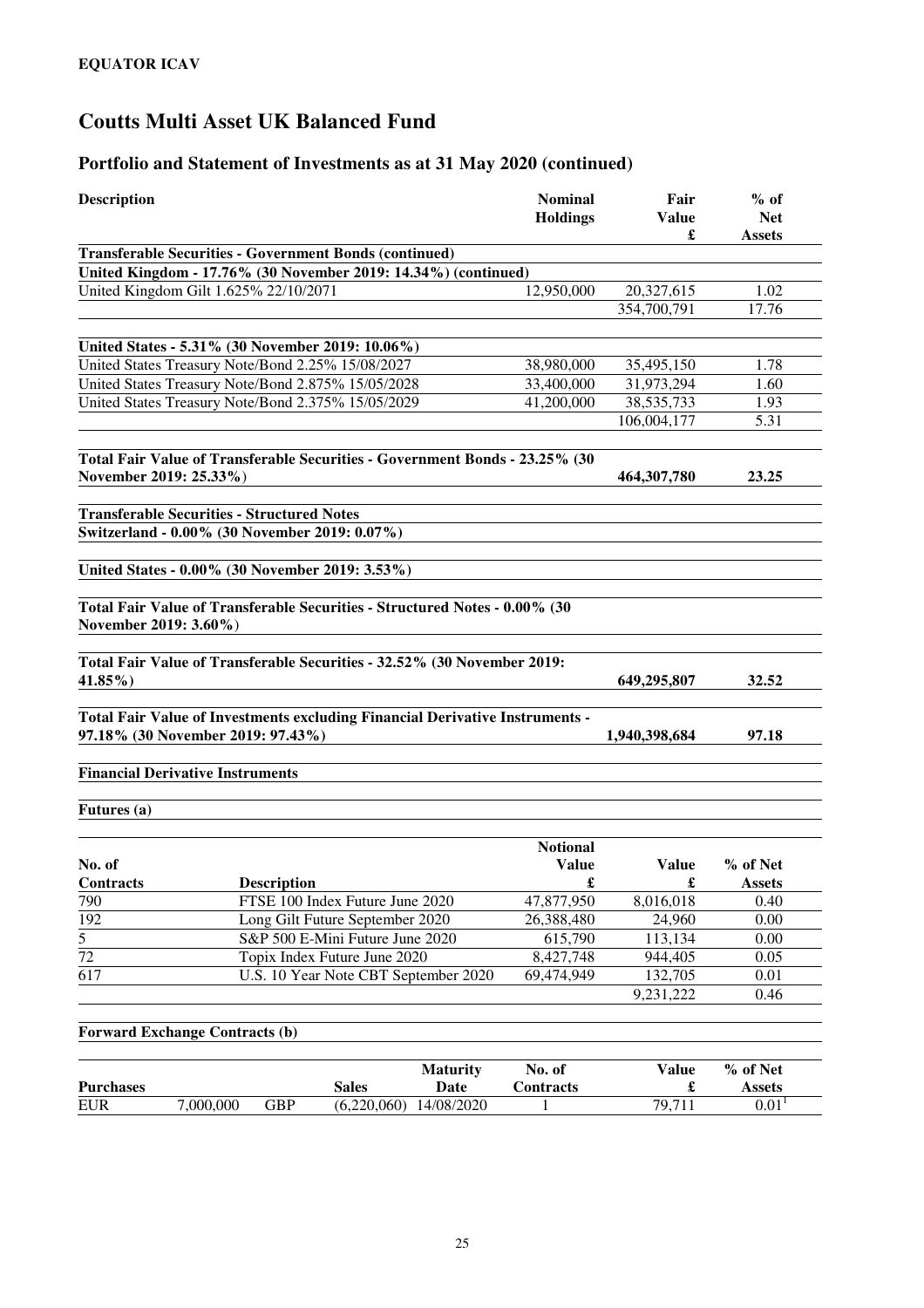**EQUATOR ICAV**

# Coutts Multi Asset UK Balanced Fund

## Portfolio and Statement of Investments as at 31 May 2020 (continued)

| Description | Nominal Holdings | Fair Value £ | % of Net Assets |
|---|---|---|---|
| **Transferable Securities - Government Bonds (continued)** | | | |
| **United Kingdom - 17.76% (30 November 2019: 14.34%) (continued)** | | | |
| United Kingdom Gilt 1.625% 22/10/2071 | 12,950,000 | 20,327,615 | 1.02 |
| | | 354,700,791 | 17.76 |
| **United States - 5.31% (30 November 2019: 10.06%)** | | | |
| United States Treasury Note/Bond 2.25% 15/08/2027 | 38,980,000 | 35,495,150 | 1.78 |
| United States Treasury Note/Bond 2.875% 15/05/2028 | 33,400,000 | 31,973,294 | 1.60 |
| United States Treasury Note/Bond 2.375% 15/05/2029 | 41,200,000 | 38,535,733 | 1.93 |
| | | 106,004,177 | 5.31 |
| **Total Fair Value of Transferable Securities - Government Bonds - 23.25% (30 November 2019: 25.33%)** | | **464,307,780** | **23.25** |
| **Transferable Securities - Structured Notes** | | | |
| **Switzerland - 0.00% (30 November 2019: 0.07%)** | | | |
| **United States - 0.00% (30 November 2019: 3.53%)** | | | |
| **Total Fair Value of Transferable Securities - Structured Notes - 0.00% (30 November 2019: 3.60%)** | | | |
| **Total Fair Value of Transferable Securities - 32.52% (30 November 2019: 41.85%)** | | **649,295,807** | **32.52** |
| **Total Fair Value of Investments excluding Financial Derivative Instruments - 97.18% (30 November 2019: 97.43%)** | | **1,940,398,684** | **97.18** |

**Financial Derivative Instruments**

**Futures (a)**

| No. of Contracts | Description | Notional Value £ | Value £ | % of Net Assets |
|---|---|---|---|---|
| 790 | FTSE 100 Index Future June 2020 | 47,877,950 | 8,016,018 | 0.40 |
| 192 | Long Gilt Future September 2020 | 26,388,480 | 24,960 | 0.00 |
| 5 | S&P 500 E-Mini Future June 2020 | 615,790 | 113,134 | 0.00 |
| 72 | Topix Index Future June 2020 | 8,427,748 | 944,405 | 0.05 |
| 617 | U.S. 10 Year Note CBT September 2020 | 69,474,949 | 132,705 | 0.01 |
| | | | 9,231,222 | 0.46 |

**Forward Exchange Contracts (b)**

| Purchases | | Sales | | Maturity Date | No. of Contracts | Value £ | % of Net Assets |
|---|---|---|---|---|---|---|---|
| EUR | 7,000,000 | GBP | (6,220,060) | 14/08/2020 | 1 | 79,711 | 0.01[1] |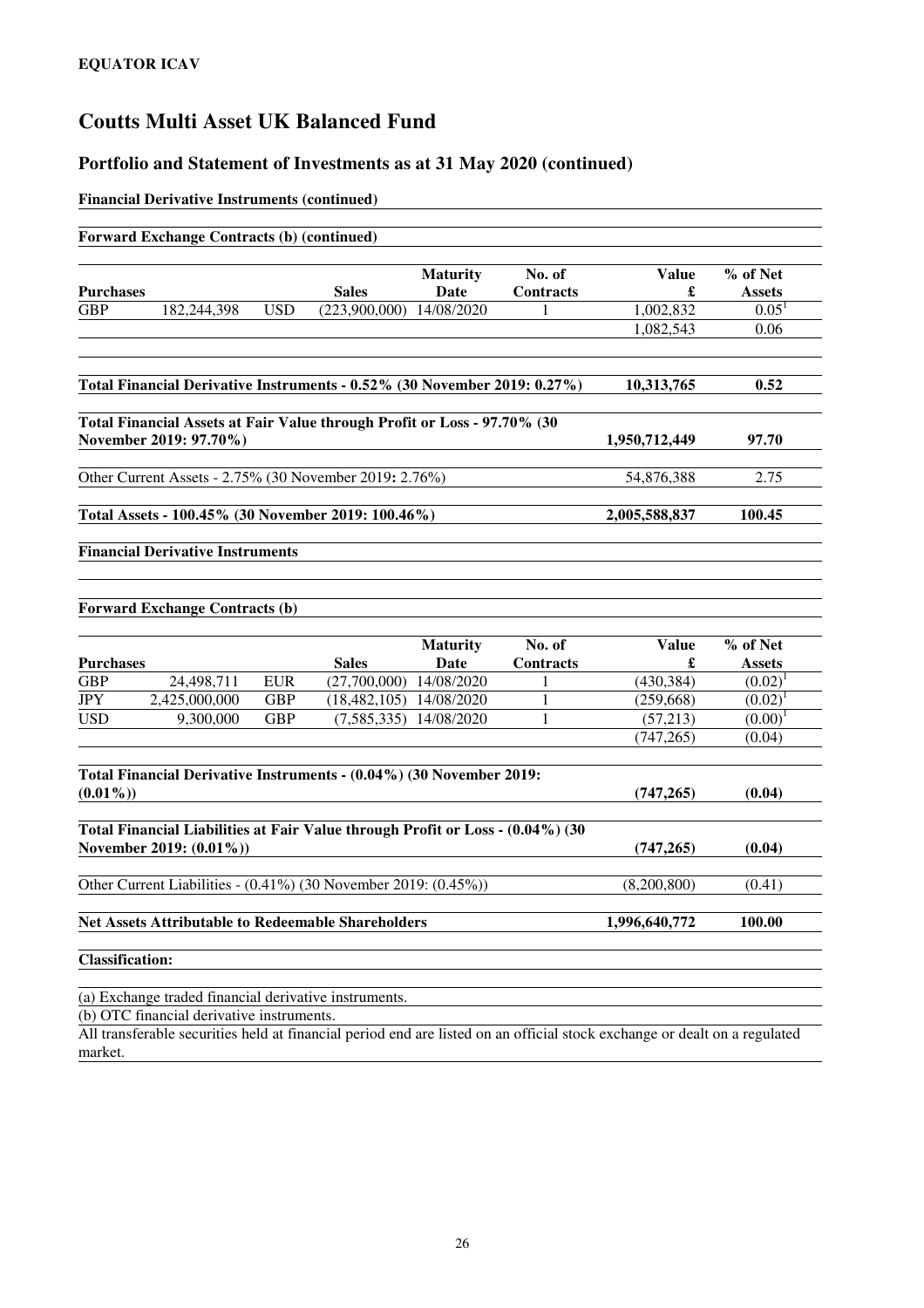**EQUATOR ICAV**

# Coutts Multi Asset UK Balanced Fund

## Portfolio and Statement of Investments as at 31 May 2020 (continued)

**Financial Derivative Instruments (continued)**

**Forward Exchange Contracts (b) (continued)**

| Purchases | | | Sales | Maturity Date | No. of Contracts | Value £ | % of Net Assets |
|---|---|---|---|---|---|---|---|
| GBP | 182,244,398 | USD | (223,900,000) | 14/08/2020 | 1 | 1,002,832 | 0.05[1] |
| | | | | | | 1,082,543 | 0.06 |

| | Value £ | % of Net Assets |
|---|---|---|
| **Total Financial Derivative Instruments - 0.52% (30 November 2019: 0.27%)** | **10,313,765** | **0.52** |
| **Total Financial Assets at Fair Value through Profit or Loss - 97.70% (30 November 2019: 97.70%)** | **1,950,712,449** | **97.70** |
| Other Current Assets - 2.75% (30 November 2019: 2.76%) | 54,876,388 | 2.75 |
| **Total Assets - 100.45% (30 November 2019: 100.46%)** | **2,005,588,837** | **100.45** |

**Financial Derivative Instruments**

**Forward Exchange Contracts (b)**

| Purchases | | | Sales | Maturity Date | No. of Contracts | Value £ | % of Net Assets |
|---|---|---|---|---|---|---|---|
| GBP | 24,498,711 | EUR | (27,700,000) | 14/08/2020 | 1 | (430,384) | (0.02)[1] |
| JPY | 2,425,000,000 | GBP | (18,482,105) | 14/08/2020 | 1 | (259,668) | (0.02)[1] |
| USD | 9,300,000 | GBP | (7,585,335) | 14/08/2020 | 1 | (57,213) | (0.00)[1] |
| | | | | | | (747,265) | (0.04) |

| | Value £ | % of Net Assets |
|---|---|---|
| **Total Financial Derivative Instruments - (0.04%) (30 November 2019: (0.01%))** | **(747,265)** | **(0.04)** |
| **Total Financial Liabilities at Fair Value through Profit or Loss - (0.04%) (30 November 2019: (0.01%))** | **(747,265)** | **(0.04)** |
| Other Current Liabilities - (0.41%) (30 November 2019: (0.45%)) | (8,200,800) | (0.41) |
| **Net Assets Attributable to Redeemable Shareholders** | **1,996,640,772** | **100.00** |

**Classification:**

(a) Exchange traded financial derivative instruments.

(b) OTC financial derivative instruments.

All transferable securities held at financial period end are listed on an official stock exchange or dealt on a regulated market.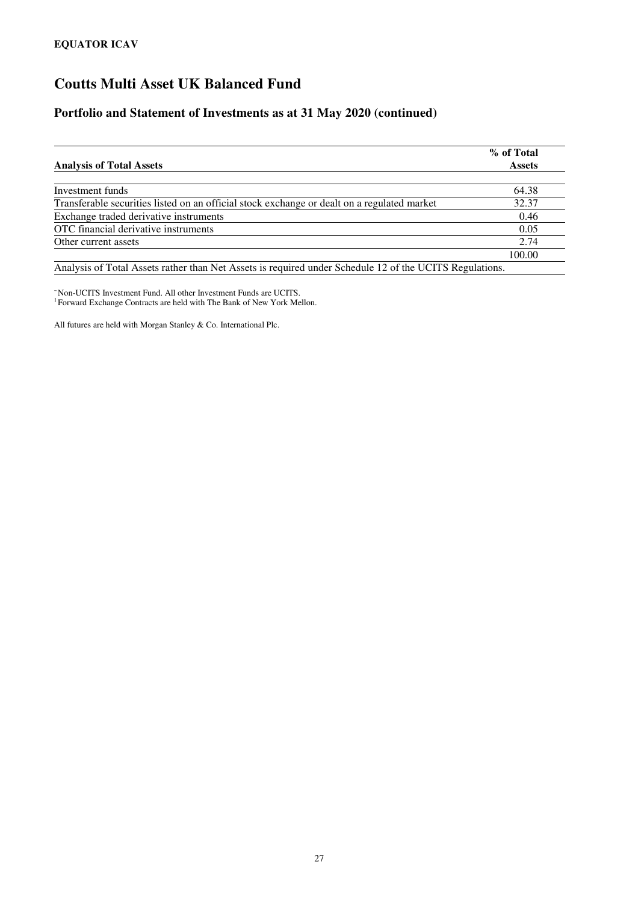**EQUATOR ICAV**

# Coutts Multi Asset UK Balanced Fund

## Portfolio and Statement of Investments as at 31 May 2020 (continued)

| Analysis of Total Assets | % of Total Assets |
|---|---|
| Investment funds | 64.38 |
| Transferable securities listed on an official stock exchange or dealt on a regulated market | 32.37 |
| Exchange traded derivative instruments | 0.46 |
| OTC financial derivative instruments | 0.05 |
| Other current assets | 2.74 |
| | 100.00 |

Analysis of Total Assets rather than Net Assets is required under Schedule 12 of the UCITS Regulations.

[~] Non-UCITS Investment Fund. All other Investment Funds are UCITS.
[1] Forward Exchange Contracts are held with The Bank of New York Mellon.

All futures are held with Morgan Stanley & Co. International Plc.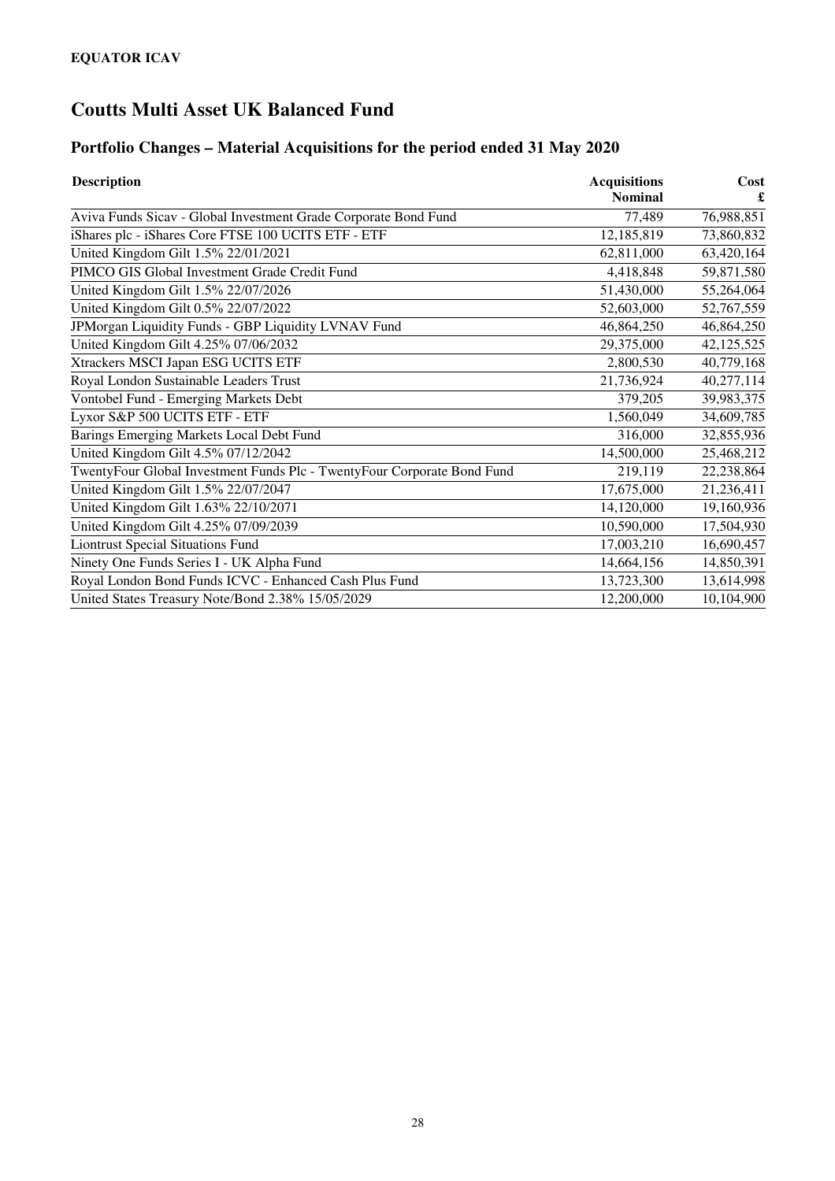**EQUATOR ICAV**

# Coutts Multi Asset UK Balanced Fund

## Portfolio Changes – Material Acquisitions for the period ended 31 May 2020

| Description | Acquisitions Nominal | Cost £ |
|---|---|---|
| Aviva Funds Sicav - Global Investment Grade Corporate Bond Fund | 77,489 | 76,988,851 |
| iShares plc - iShares Core FTSE 100 UCITS ETF - ETF | 12,185,819 | 73,860,832 |
| United Kingdom Gilt 1.5% 22/01/2021 | 62,811,000 | 63,420,164 |
| PIMCO GIS Global Investment Grade Credit Fund | 4,418,848 | 59,871,580 |
| United Kingdom Gilt 1.5% 22/07/2026 | 51,430,000 | 55,264,064 |
| United Kingdom Gilt 0.5% 22/07/2022 | 52,603,000 | 52,767,559 |
| JPMorgan Liquidity Funds - GBP Liquidity LVNAV Fund | 46,864,250 | 46,864,250 |
| United Kingdom Gilt 4.25% 07/06/2032 | 29,375,000 | 42,125,525 |
| Xtrackers MSCI Japan ESG UCITS ETF | 2,800,530 | 40,779,168 |
| Royal London Sustainable Leaders Trust | 21,736,924 | 40,277,114 |
| Vontobel Fund - Emerging Markets Debt | 379,205 | 39,983,375 |
| Lyxor S&P 500 UCITS ETF - ETF | 1,560,049 | 34,609,785 |
| Barings Emerging Markets Local Debt Fund | 316,000 | 32,855,936 |
| United Kingdom Gilt 4.5% 07/12/2042 | 14,500,000 | 25,468,212 |
| TwentyFour Global Investment Funds Plc - TwentyFour Corporate Bond Fund | 219,119 | 22,238,864 |
| United Kingdom Gilt 1.5% 22/07/2047 | 17,675,000 | 21,236,411 |
| United Kingdom Gilt 1.63% 22/10/2071 | 14,120,000 | 19,160,936 |
| United Kingdom Gilt 4.25% 07/09/2039 | 10,590,000 | 17,504,930 |
| Liontrust Special Situations Fund | 17,003,210 | 16,690,457 |
| Ninety One Funds Series I - UK Alpha Fund | 14,664,156 | 14,850,391 |
| Royal London Bond Funds ICVC - Enhanced Cash Plus Fund | 13,723,300 | 13,614,998 |
| United States Treasury Note/Bond 2.38% 15/05/2029 | 12,200,000 | 10,104,900 |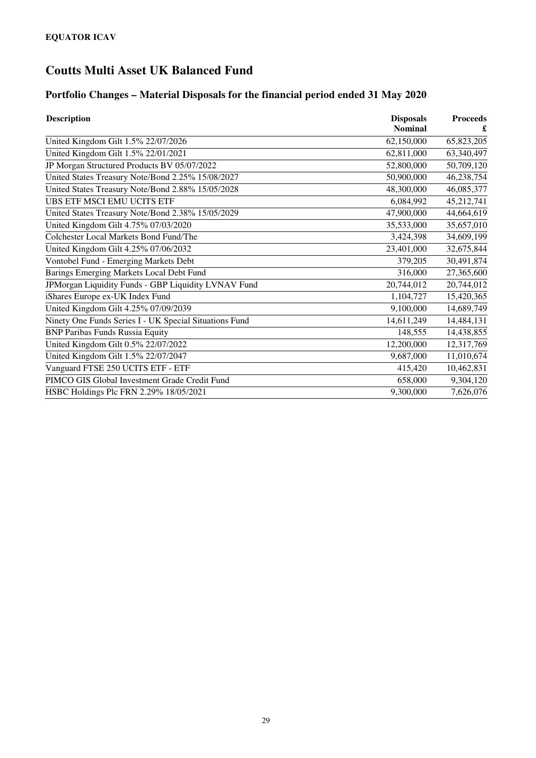**EQUATOR ICAV**

# Coutts Multi Asset UK Balanced Fund

## Portfolio Changes – Material Disposals for the financial period ended 31 May 2020

| Description | Disposals Nominal | Proceeds £ |
|---|---|---|
| United Kingdom Gilt 1.5% 22/07/2026 | 62,150,000 | 65,823,205 |
| United Kingdom Gilt 1.5% 22/01/2021 | 62,811,000 | 63,340,497 |
| JP Morgan Structured Products BV 05/07/2022 | 52,800,000 | 50,709,120 |
| United States Treasury Note/Bond 2.25% 15/08/2027 | 50,900,000 | 46,238,754 |
| United States Treasury Note/Bond 2.88% 15/05/2028 | 48,300,000 | 46,085,377 |
| UBS ETF MSCI EMU UCITS ETF | 6,084,992 | 45,212,741 |
| United States Treasury Note/Bond 2.38% 15/05/2029 | 47,900,000 | 44,664,619 |
| United Kingdom Gilt 4.75% 07/03/2020 | 35,533,000 | 35,657,010 |
| Colchester Local Markets Bond Fund/The | 3,424,398 | 34,609,199 |
| United Kingdom Gilt 4.25% 07/06/2032 | 23,401,000 | 32,675,844 |
| Vontobel Fund - Emerging Markets Debt | 379,205 | 30,491,874 |
| Barings Emerging Markets Local Debt Fund | 316,000 | 27,365,600 |
| JPMorgan Liquidity Funds - GBP Liquidity LVNAV Fund | 20,744,012 | 20,744,012 |
| iShares Europe ex-UK Index Fund | 1,104,727 | 15,420,365 |
| United Kingdom Gilt 4.25% 07/09/2039 | 9,100,000 | 14,689,749 |
| Ninety One Funds Series I - UK Special Situations Fund | 14,611,249 | 14,484,131 |
| BNP Paribas Funds Russia Equity | 148,555 | 14,438,855 |
| United Kingdom Gilt 0.5% 22/07/2022 | 12,200,000 | 12,317,769 |
| United Kingdom Gilt 1.5% 22/07/2047 | 9,687,000 | 11,010,674 |
| Vanguard FTSE 250 UCITS ETF - ETF | 415,420 | 10,462,831 |
| PIMCO GIS Global Investment Grade Credit Fund | 658,000 | 9,304,120 |
| HSBC Holdings Plc FRN 2.29% 18/05/2021 | 9,300,000 | 7,626,076 |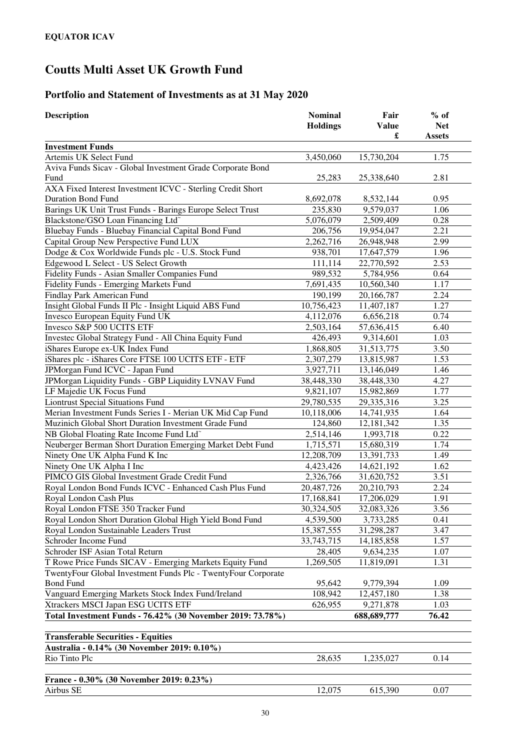**EQUATOR ICAV**

# Coutts Multi Asset UK Growth Fund

## Portfolio and Statement of Investments as at 31 May 2020

| Description | Nominal Holdings | Fair Value £ | % of Net Assets |
|---|---|---|---|
| **Investment Funds** | | | |
| Artemis UK Select Fund | 3,450,060 | 15,730,204 | 1.75 |
| Aviva Funds Sicav - Global Investment Grade Corporate Bond Fund | 25,283 | 25,338,640 | 2.81 |
| AXA Fixed Interest Investment ICVC - Sterling Credit Short Duration Bond Fund | 8,692,078 | 8,532,144 | 0.95 |
| Barings UK Unit Trust Funds - Barings Europe Select Trust | 235,830 | 9,579,037 | 1.06 |
| Blackstone/GSO Loan Financing Ltd˜ | 5,076,079 | 2,509,409 | 0.28 |
| Bluebay Funds - Bluebay Financial Capital Bond Fund | 206,756 | 19,954,047 | 2.21 |
| Capital Group New Perspective Fund LUX | 2,262,716 | 26,948,948 | 2.99 |
| Dodge & Cox Worldwide Funds plc - U.S. Stock Fund | 938,701 | 17,647,579 | 1.96 |
| Edgewood L Select - US Select Growth | 111,114 | 22,770,592 | 2.53 |
| Fidelity Funds - Asian Smaller Companies Fund | 989,532 | 5,784,956 | 0.64 |
| Fidelity Funds - Emerging Markets Fund | 7,691,435 | 10,560,340 | 1.17 |
| Findlay Park American Fund | 190,199 | 20,166,787 | 2.24 |
| Insight Global Funds II Plc - Insight Liquid ABS Fund | 10,756,423 | 11,407,187 | 1.27 |
| Invesco European Equity Fund UK | 4,112,076 | 6,656,218 | 0.74 |
| Invesco S&P 500 UCITS ETF | 2,503,164 | 57,636,415 | 6.40 |
| Investec Global Strategy Fund - All China Equity Fund | 426,493 | 9,314,601 | 1.03 |
| iShares Europe ex-UK Index Fund | 1,868,805 | 31,513,775 | 3.50 |
| iShares plc - iShares Core FTSE 100 UCITS ETF - ETF | 2,307,279 | 13,815,987 | 1.53 |
| JPMorgan Fund ICVC - Japan Fund | 3,927,711 | 13,146,049 | 1.46 |
| JPMorgan Liquidity Funds - GBP Liquidity LVNAV Fund | 38,448,330 | 38,448,330 | 4.27 |
| LF Majedie UK Focus Fund | 9,821,107 | 15,982,869 | 1.77 |
| Liontrust Special Situations Fund | 29,780,535 | 29,335,316 | 3.25 |
| Merian Investment Funds Series I - Merian UK Mid Cap Fund | 10,118,006 | 14,741,935 | 1.64 |
| Muzinich Global Short Duration Investment Grade Fund | 124,860 | 12,181,342 | 1.35 |
| NB Global Floating Rate Income Fund Ltd˜ | 2,514,146 | 1,993,718 | 0.22 |
| Neuberger Berman Short Duration Emerging Market Debt Fund | 1,715,571 | 15,680,319 | 1.74 |
| Ninety One UK Alpha Fund K Inc | 12,208,709 | 13,391,733 | 1.49 |
| Ninety One UK Alpha I Inc | 4,423,426 | 14,621,192 | 1.62 |
| PIMCO GIS Global Investment Grade Credit Fund | 2,326,766 | 31,620,752 | 3.51 |
| Royal London Bond Funds ICVC - Enhanced Cash Plus Fund | 20,487,726 | 20,210,793 | 2.24 |
| Royal London Cash Plus | 17,168,841 | 17,206,029 | 1.91 |
| Royal London FTSE 350 Tracker Fund | 30,324,505 | 32,083,326 | 3.56 |
| Royal London Short Duration Global High Yield Bond Fund | 4,539,500 | 3,733,285 | 0.41 |
| Royal London Sustainable Leaders Trust | 15,387,555 | 31,298,287 | 3.47 |
| Schroder Income Fund | 33,743,715 | 14,185,858 | 1.57 |
| Schroder ISF Asian Total Return | 28,405 | 9,634,235 | 1.07 |
| T Rowe Price Funds SICAV - Emerging Markets Equity Fund | 1,269,505 | 11,819,091 | 1.31 |
| TwentyFour Global Investment Funds Plc - TwentyFour Corporate Bond Fund | 95,642 | 9,779,394 | 1.09 |
| Vanguard Emerging Markets Stock Index Fund/Ireland | 108,942 | 12,457,180 | 1.38 |
| Xtrackers MSCI Japan ESG UCITS ETF | 626,955 | 9,271,878 | 1.03 |
| **Total Investment Funds - 76.42% (30 November 2019: 73.78%)** | | **688,689,777** | **76.42** |
| | | | |
| **Transferable Securities - Equities** | | | |
| **Australia - 0.14% (30 November 2019: 0.10%)** | | | |
| Rio Tinto Plc | 28,635 | 1,235,027 | 0.14 |
| | | | |
| **France - 0.30% (30 November 2019: 0.23%)** | | | |
| Airbus SE | 12,075 | 615,390 | 0.07 |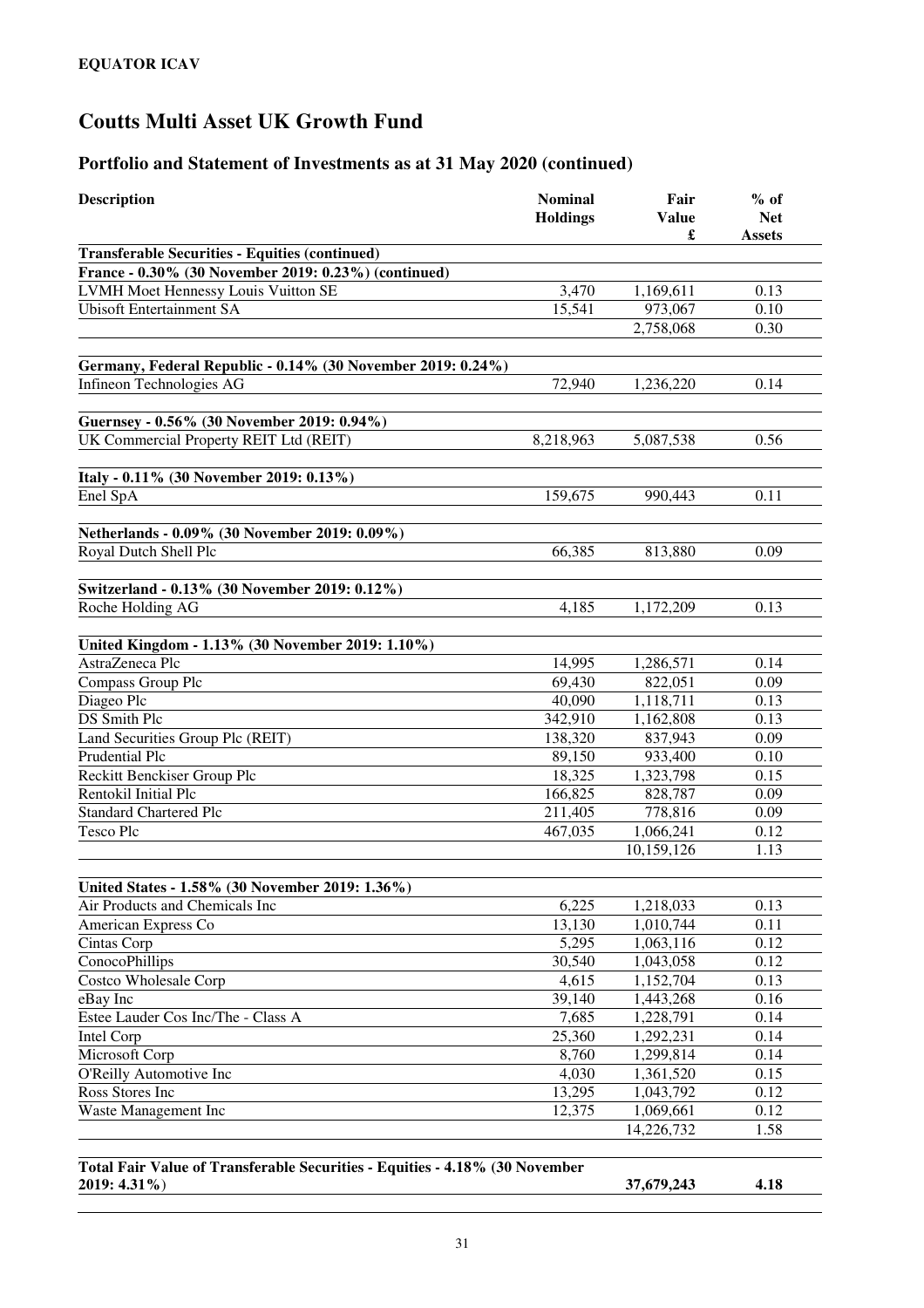**EQUATOR ICAV**

# Coutts Multi Asset UK Growth Fund

## Portfolio and Statement of Investments as at 31 May 2020 (continued)

| Description | Nominal Holdings | Fair Value £ | % of Net Assets |
|---|---|---|---|
| **Transferable Securities - Equities (continued)** | | | |
| **France - 0.30% (30 November 2019: 0.23%) (continued)** | | | |
| LVMH Moet Hennessy Louis Vuitton SE | 3,470 | 1,169,611 | 0.13 |
| Ubisoft Entertainment SA | 15,541 | 973,067 | 0.10 |
| | | 2,758,068 | 0.30 |
| **Germany, Federal Republic - 0.14% (30 November 2019: 0.24%)** | | | |
| Infineon Technologies AG | 72,940 | 1,236,220 | 0.14 |
| **Guernsey - 0.56% (30 November 2019: 0.94%)** | | | |
| UK Commercial Property REIT Ltd (REIT) | 8,218,963 | 5,087,538 | 0.56 |
| **Italy - 0.11% (30 November 2019: 0.13%)** | | | |
| Enel SpA | 159,675 | 990,443 | 0.11 |
| **Netherlands - 0.09% (30 November 2019: 0.09%)** | | | |
| Royal Dutch Shell Plc | 66,385 | 813,880 | 0.09 |
| **Switzerland - 0.13% (30 November 2019: 0.12%)** | | | |
| Roche Holding AG | 4,185 | 1,172,209 | 0.13 |
| **United Kingdom - 1.13% (30 November 2019: 1.10%)** | | | |
| AstraZeneca Plc | 14,995 | 1,286,571 | 0.14 |
| Compass Group Plc | 69,430 | 822,051 | 0.09 |
| Diageo Plc | 40,090 | 1,118,711 | 0.13 |
| DS Smith Plc | 342,910 | 1,162,808 | 0.13 |
| Land Securities Group Plc (REIT) | 138,320 | 837,943 | 0.09 |
| Prudential Plc | 89,150 | 933,400 | 0.10 |
| Reckitt Benckiser Group Plc | 18,325 | 1,323,798 | 0.15 |
| Rentokil Initial Plc | 166,825 | 828,787 | 0.09 |
| Standard Chartered Plc | 211,405 | 778,816 | 0.09 |
| Tesco Plc | 467,035 | 1,066,241 | 0.12 |
| | | 10,159,126 | 1.13 |
| **United States - 1.58% (30 November 2019: 1.36%)** | | | |
| Air Products and Chemicals Inc | 6,225 | 1,218,033 | 0.13 |
| American Express Co | 13,130 | 1,010,744 | 0.11 |
| Cintas Corp | 5,295 | 1,063,116 | 0.12 |
| ConocoPhillips | 30,540 | 1,043,058 | 0.12 |
| Costco Wholesale Corp | 4,615 | 1,152,704 | 0.13 |
| eBay Inc | 39,140 | 1,443,268 | 0.16 |
| Estee Lauder Cos Inc/The - Class A | 7,685 | 1,228,791 | 0.14 |
| Intel Corp | 25,360 | 1,292,231 | 0.14 |
| Microsoft Corp | 8,760 | 1,299,814 | 0.14 |
| O'Reilly Automotive Inc | 4,030 | 1,361,520 | 0.15 |
| Ross Stores Inc | 13,295 | 1,043,792 | 0.12 |
| Waste Management Inc | 12,375 | 1,069,661 | 0.12 |
| | | 14,226,732 | 1.58 |
| **Total Fair Value of Transferable Securities - Equities - 4.18% (30 November 2019: 4.31%)** | | **37,679,243** | **4.18** |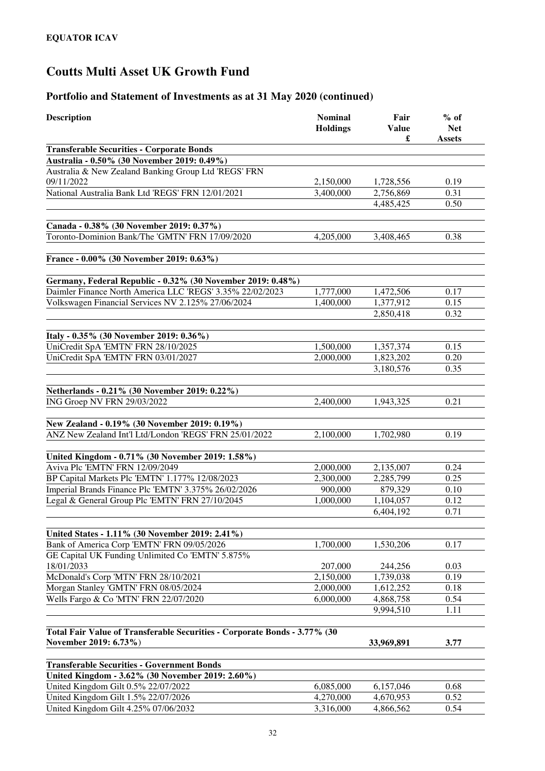**EQUATOR ICAV**

# Coutts Multi Asset UK Growth Fund

## Portfolio and Statement of Investments as at 31 May 2020 (continued)

| Description | Nominal Holdings | Fair Value £ | % of Net Assets |
|---|---|---|---|
| **Transferable Securities - Corporate Bonds** | | | |
| **Australia - 0.50% (30 November 2019: 0.49%)** | | | |
| Australia & New Zealand Banking Group Ltd 'REGS' FRN 09/11/2022 | 2,150,000 | 1,728,556 | 0.19 |
| National Australia Bank Ltd 'REGS' FRN 12/01/2021 | 3,400,000 | 2,756,869 | 0.31 |
| | | 4,485,425 | 0.50 |
| **Canada - 0.38% (30 November 2019: 0.37%)** | | | |
| Toronto-Dominion Bank/The 'GMTN' FRN 17/09/2020 | 4,205,000 | 3,408,465 | 0.38 |
| **France - 0.00% (30 November 2019: 0.63%)** | | | |
| **Germany, Federal Republic - 0.32% (30 November 2019: 0.48%)** | | | |
| Daimler Finance North America LLC 'REGS' 3.35% 22/02/2023 | 1,777,000 | 1,472,506 | 0.17 |
| Volkswagen Financial Services NV 2.125% 27/06/2024 | 1,400,000 | 1,377,912 | 0.15 |
| | | 2,850,418 | 0.32 |
| **Italy - 0.35% (30 November 2019: 0.36%)** | | | |
| UniCredit SpA 'EMTN' FRN 28/10/2025 | 1,500,000 | 1,357,374 | 0.15 |
| UniCredit SpA 'EMTN' FRN 03/01/2027 | 2,000,000 | 1,823,202 | 0.20 |
| | | 3,180,576 | 0.35 |
| **Netherlands - 0.21% (30 November 2019: 0.22%)** | | | |
| ING Groep NV FRN 29/03/2022 | 2,400,000 | 1,943,325 | 0.21 |
| **New Zealand - 0.19% (30 November 2019: 0.19%)** | | | |
| ANZ New Zealand Int'l Ltd/London 'REGS' FRN 25/01/2022 | 2,100,000 | 1,702,980 | 0.19 |
| **United Kingdom - 0.71% (30 November 2019: 1.58%)** | | | |
| Aviva Plc 'EMTN' FRN 12/09/2049 | 2,000,000 | 2,135,007 | 0.24 |
| BP Capital Markets Plc 'EMTN' 1.177% 12/08/2023 | 2,300,000 | 2,285,799 | 0.25 |
| Imperial Brands Finance Plc 'EMTN' 3.375% 26/02/2026 | 900,000 | 879,329 | 0.10 |
| Legal & General Group Plc 'EMTN' FRN 27/10/2045 | 1,000,000 | 1,104,057 | 0.12 |
| | | 6,404,192 | 0.71 |
| **United States - 1.11% (30 November 2019: 2.41%)** | | | |
| Bank of America Corp 'EMTN' FRN 09/05/2026 | 1,700,000 | 1,530,206 | 0.17 |
| GE Capital UK Funding Unlimited Co 'EMTN' 5.875% 18/01/2033 | 207,000 | 244,256 | 0.03 |
| McDonald's Corp 'MTN' FRN 28/10/2021 | 2,150,000 | 1,739,038 | 0.19 |
| Morgan Stanley 'GMTN' FRN 08/05/2024 | 2,000,000 | 1,612,252 | 0.18 |
| Wells Fargo & Co 'MTN' FRN 22/07/2020 | 6,000,000 | 4,868,758 | 0.54 |
| | | 9,994,510 | 1.11 |
| **Total Fair Value of Transferable Securities - Corporate Bonds - 3.77% (30 November 2019: 6.73%)** | | **33,969,891** | **3.77** |
| **Transferable Securities - Government Bonds** | | | |
| **United Kingdom - 3.62% (30 November 2019: 2.60%)** | | | |
| United Kingdom Gilt 0.5% 22/07/2022 | 6,085,000 | 6,157,046 | 0.68 |
| United Kingdom Gilt 1.5% 22/07/2026 | 4,270,000 | 4,670,953 | 0.52 |
| United Kingdom Gilt 4.25% 07/06/2032 | 3,316,000 | 4,866,562 | 0.54 |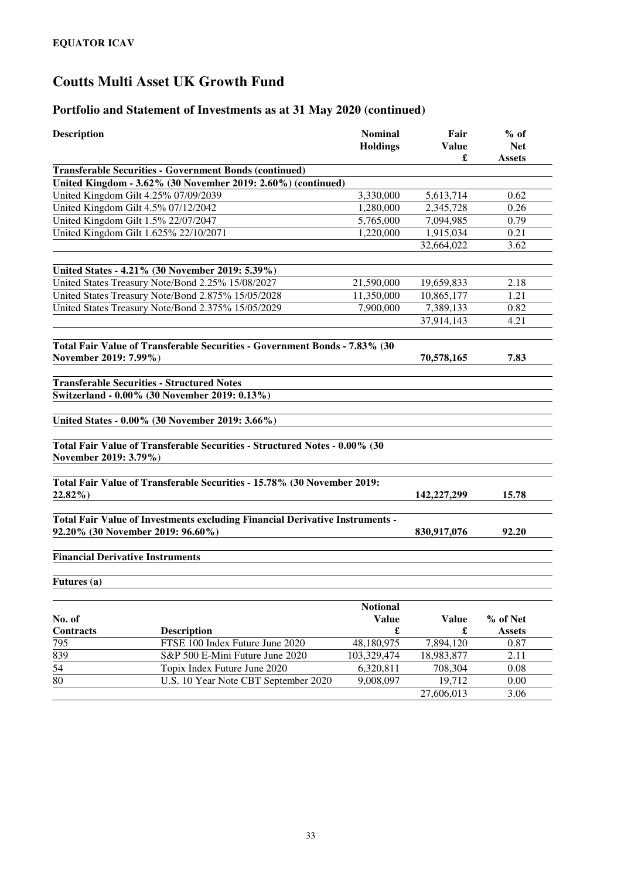**EQUATOR ICAV**

# Coutts Multi Asset UK Growth Fund

## Portfolio and Statement of Investments as at 31 May 2020 (continued)

| Description | Nominal Holdings | Fair Value £ | % of Net Assets |
|---|---|---|---|
| **Transferable Securities - Government Bonds (continued)** | | | |
| **United Kingdom - 3.62% (30 November 2019: 2.60%) (continued)** | | | |
| United Kingdom Gilt 4.25% 07/09/2039 | 3,330,000 | 5,613,714 | 0.62 |
| United Kingdom Gilt 4.5% 07/12/2042 | 1,280,000 | 2,345,728 | 0.26 |
| United Kingdom Gilt 1.5% 22/07/2047 | 5,765,000 | 7,094,985 | 0.79 |
| United Kingdom Gilt 1.625% 22/10/2071 | 1,220,000 | 1,915,034 | 0.21 |
| | | 32,664,022 | 3.62 |
| **United States - 4.21% (30 November 2019: 5.39%)** | | | |
| United States Treasury Note/Bond 2.25% 15/08/2027 | 21,590,000 | 19,659,833 | 2.18 |
| United States Treasury Note/Bond 2.875% 15/05/2028 | 11,350,000 | 10,865,177 | 1.21 |
| United States Treasury Note/Bond 2.375% 15/05/2029 | 7,900,000 | 7,389,133 | 0.82 |
| | | 37,914,143 | 4.21 |
| **Total Fair Value of Transferable Securities - Government Bonds - 7.83% (30 November 2019: 7.99%)** | | **70,578,165** | **7.83** |
| **Transferable Securities - Structured Notes** | | | |
| **Switzerland - 0.00% (30 November 2019: 0.13%)** | | | |
| **United States - 0.00% (30 November 2019: 3.66%)** | | | |
| **Total Fair Value of Transferable Securities - Structured Notes - 0.00% (30 November 2019: 3.79%)** | | | |
| **Total Fair Value of Transferable Securities - 15.78% (30 November 2019: 22.82%)** | | **142,227,299** | **15.78** |
| **Total Fair Value of Investments excluding Financial Derivative Instruments - 92.20% (30 November 2019: 96.60%)** | | **830,917,076** | **92.20** |

**Financial Derivative Instruments**

**Futures (a)**

| No. of Contracts | Description | Notional Value £ | Value £ | % of Net Assets |
|---|---|---|---|---|
| 795 | FTSE 100 Index Future June 2020 | 48,180,975 | 7,894,120 | 0.87 |
| 839 | S&P 500 E-Mini Future June 2020 | 103,329,474 | 18,983,877 | 2.11 |
| 54 | Topix Index Future June 2020 | 6,320,811 | 708,304 | 0.08 |
| 80 | U.S. 10 Year Note CBT September 2020 | 9,008,097 | 19,712 | 0.00 |
| | | | 27,606,013 | 3.06 |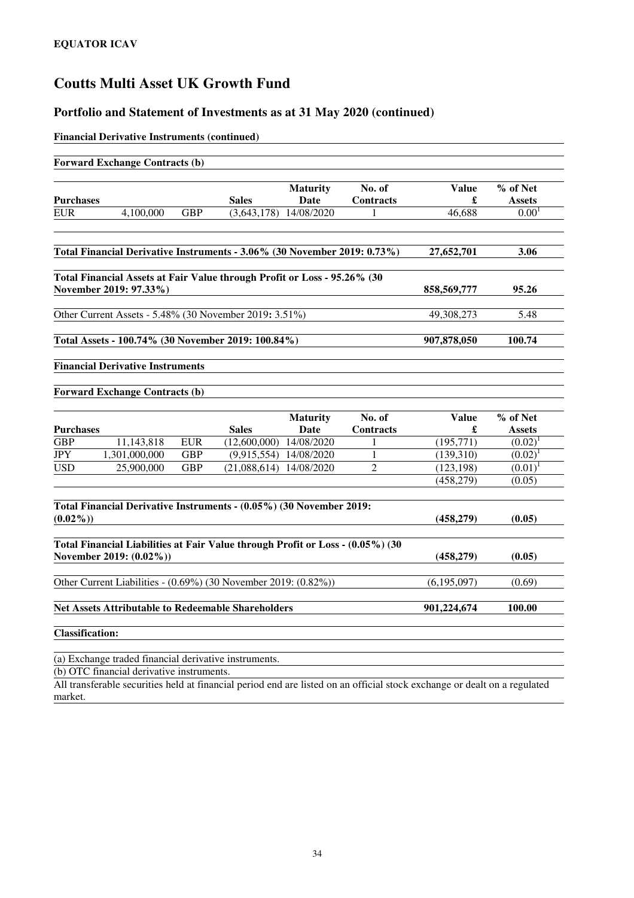**EQUATOR ICAV**

# Coutts Multi Asset UK Growth Fund

## Portfolio and Statement of Investments as at 31 May 2020 (continued)

**Financial Derivative Instruments (continued)**

**Forward Exchange Contracts (b)**

| Purchases | | | Sales | Maturity Date | No. of Contracts | Value £ | % of Net Assets |
|---|---|---|---|---|---|---|---|
| EUR | 4,100,000 | GBP | (3,643,178) | 14/08/2020 | 1 | 46,688 | 0.00[1] |

| | Value £ | % of Net Assets |
|---|---|---|
| **Total Financial Derivative Instruments - 3.06% (30 November 2019: 0.73%)** | **27,652,701** | **3.06** |
| **Total Financial Assets at Fair Value through Profit or Loss - 95.26% (30 November 2019: 97.33%)** | **858,569,777** | **95.26** |
| Other Current Assets - 5.48% (30 November 2019: 3.51%) | 49,308,273 | 5.48 |
| **Total Assets - 100.74% (30 November 2019: 100.84%)** | **907,878,050** | **100.74** |

**Financial Derivative Instruments**

**Forward Exchange Contracts (b)**

| Purchases | | | Sales | Maturity Date | No. of Contracts | Value £ | % of Net Assets |
|---|---|---|---|---|---|---|---|
| GBP | 11,143,818 | EUR | (12,600,000) | 14/08/2020 | 1 | (195,771) | (0.02)[1] |
| JPY | 1,301,000,000 | GBP | (9,915,554) | 14/08/2020 | 1 | (139,310) | (0.02)[1] |
| USD | 25,900,000 | GBP | (21,088,614) | 14/08/2020 | 2 | (123,198) | (0.01)[1] |
| | | | | | | (458,279) | (0.05) |

| | Value £ | % of Net Assets |
|---|---|---|
| **Total Financial Derivative Instruments - (0.05%) (30 November 2019: (0.02%))** | **(458,279)** | **(0.05)** |
| **Total Financial Liabilities at Fair Value through Profit or Loss - (0.05%) (30 November 2019: (0.02%))** | **(458,279)** | **(0.05)** |
| Other Current Liabilities - (0.69%) (30 November 2019: (0.82%)) | (6,195,097) | (0.69) |
| **Net Assets Attributable to Redeemable Shareholders** | **901,224,674** | **100.00** |

**Classification:**

(a) Exchange traded financial derivative instruments.

(b) OTC financial derivative instruments.

All transferable securities held at financial period end are listed on an official stock exchange or dealt on a regulated market.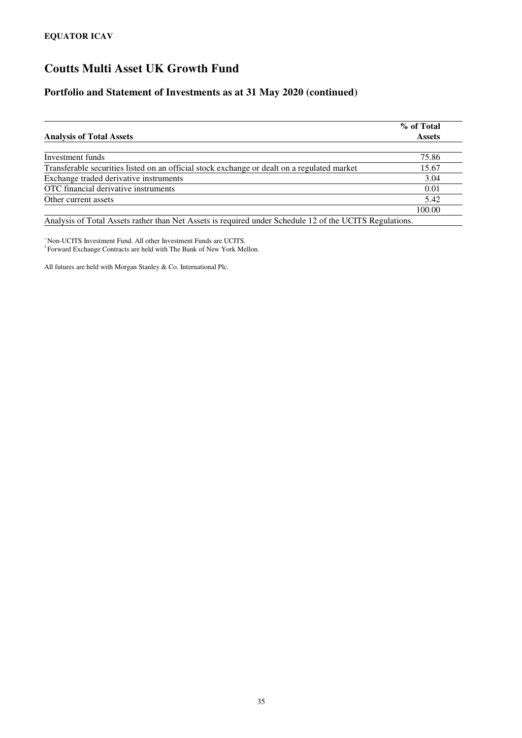**EQUATOR ICAV**

# Coutts Multi Asset UK Growth Fund

## Portfolio and Statement of Investments as at 31 May 2020 (continued)

| Analysis of Total Assets | % of Total Assets |
|---|---|
| Investment funds | 75.86 |
| Transferable securities listed on an official stock exchange or dealt on a regulated market | 15.67 |
| Exchange traded derivative instruments | 3.04 |
| OTC financial derivative instruments | 0.01 |
| Other current assets | 5.42 |
| | 100.00 |

Analysis of Total Assets rather than Net Assets is required under Schedule 12 of the UCITS Regulations.

~ Non-UCITS Investment Fund. All other Investment Funds are UCITS.
[1] Forward Exchange Contracts are held with The Bank of New York Mellon.

All futures are held with Morgan Stanley & Co. International Plc.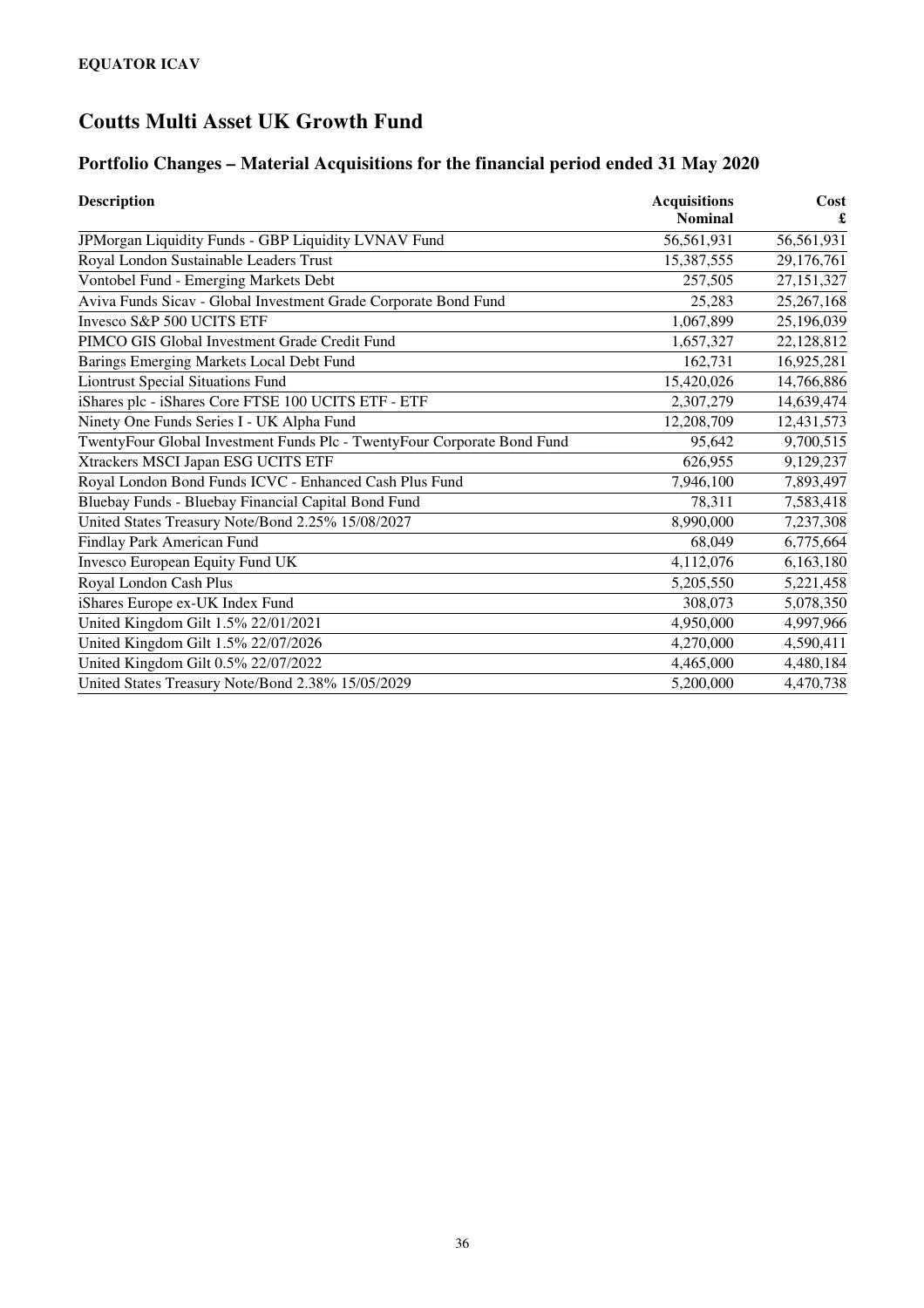**EQUATOR ICAV**

# Coutts Multi Asset UK Growth Fund

## Portfolio Changes – Material Acquisitions for the financial period ended 31 May 2020

| Description | Acquisitions Nominal | Cost £ |
|---|---|---|
| JPMorgan Liquidity Funds - GBP Liquidity LVNAV Fund | 56,561,931 | 56,561,931 |
| Royal London Sustainable Leaders Trust | 15,387,555 | 29,176,761 |
| Vontobel Fund - Emerging Markets Debt | 257,505 | 27,151,327 |
| Aviva Funds Sicav - Global Investment Grade Corporate Bond Fund | 25,283 | 25,267,168 |
| Invesco S&P 500 UCITS ETF | 1,067,899 | 25,196,039 |
| PIMCO GIS Global Investment Grade Credit Fund | 1,657,327 | 22,128,812 |
| Barings Emerging Markets Local Debt Fund | 162,731 | 16,925,281 |
| Liontrust Special Situations Fund | 15,420,026 | 14,766,886 |
| iShares plc - iShares Core FTSE 100 UCITS ETF - ETF | 2,307,279 | 14,639,474 |
| Ninety One Funds Series I - UK Alpha Fund | 12,208,709 | 12,431,573 |
| TwentyFour Global Investment Funds Plc - TwentyFour Corporate Bond Fund | 95,642 | 9,700,515 |
| Xtrackers MSCI Japan ESG UCITS ETF | 626,955 | 9,129,237 |
| Royal London Bond Funds ICVC - Enhanced Cash Plus Fund | 7,946,100 | 7,893,497 |
| Bluebay Funds - Bluebay Financial Capital Bond Fund | 78,311 | 7,583,418 |
| United States Treasury Note/Bond 2.25% 15/08/2027 | 8,990,000 | 7,237,308 |
| Findlay Park American Fund | 68,049 | 6,775,664 |
| Invesco European Equity Fund UK | 4,112,076 | 6,163,180 |
| Royal London Cash Plus | 5,205,550 | 5,221,458 |
| iShares Europe ex-UK Index Fund | 308,073 | 5,078,350 |
| United Kingdom Gilt 1.5% 22/01/2021 | 4,950,000 | 4,997,966 |
| United Kingdom Gilt 1.5% 22/07/2026 | 4,270,000 | 4,590,411 |
| United Kingdom Gilt 0.5% 22/07/2022 | 4,465,000 | 4,480,184 |
| United States Treasury Note/Bond 2.38% 15/05/2029 | 5,200,000 | 4,470,738 |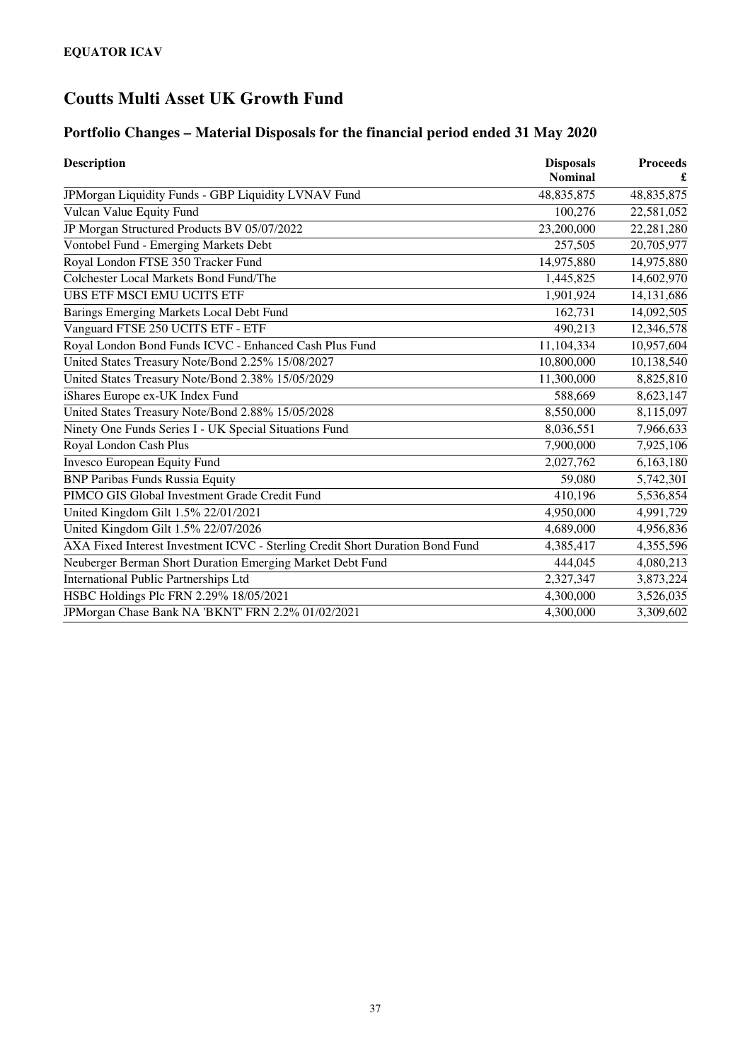**EQUATOR ICAV**

# Coutts Multi Asset UK Growth Fund

## Portfolio Changes – Material Disposals for the financial period ended 31 May 2020

| Description | Disposals Nominal | Proceeds £ |
|---|---|---|
| JPMorgan Liquidity Funds - GBP Liquidity LVNAV Fund | 48,835,875 | 48,835,875 |
| Vulcan Value Equity Fund | 100,276 | 22,581,052 |
| JP Morgan Structured Products BV 05/07/2022 | 23,200,000 | 22,281,280 |
| Vontobel Fund - Emerging Markets Debt | 257,505 | 20,705,977 |
| Royal London FTSE 350 Tracker Fund | 14,975,880 | 14,975,880 |
| Colchester Local Markets Bond Fund/The | 1,445,825 | 14,602,970 |
| UBS ETF MSCI EMU UCITS ETF | 1,901,924 | 14,131,686 |
| Barings Emerging Markets Local Debt Fund | 162,731 | 14,092,505 |
| Vanguard FTSE 250 UCITS ETF - ETF | 490,213 | 12,346,578 |
| Royal London Bond Funds ICVC - Enhanced Cash Plus Fund | 11,104,334 | 10,957,604 |
| United States Treasury Note/Bond 2.25% 15/08/2027 | 10,800,000 | 10,138,540 |
| United States Treasury Note/Bond 2.38% 15/05/2029 | 11,300,000 | 8,825,810 |
| iShares Europe ex-UK Index Fund | 588,669 | 8,623,147 |
| United States Treasury Note/Bond 2.88% 15/05/2028 | 8,550,000 | 8,115,097 |
| Ninety One Funds Series I - UK Special Situations Fund | 8,036,551 | 7,966,633 |
| Royal London Cash Plus | 7,900,000 | 7,925,106 |
| Invesco European Equity Fund | 2,027,762 | 6,163,180 |
| BNP Paribas Funds Russia Equity | 59,080 | 5,742,301 |
| PIMCO GIS Global Investment Grade Credit Fund | 410,196 | 5,536,854 |
| United Kingdom Gilt 1.5% 22/01/2021 | 4,950,000 | 4,991,729 |
| United Kingdom Gilt 1.5% 22/07/2026 | 4,689,000 | 4,956,836 |
| AXA Fixed Interest Investment ICVC - Sterling Credit Short Duration Bond Fund | 4,385,417 | 4,355,596 |
| Neuberger Berman Short Duration Emerging Market Debt Fund | 444,045 | 4,080,213 |
| International Public Partnerships Ltd | 2,327,347 | 3,873,224 |
| HSBC Holdings Plc FRN 2.29% 18/05/2021 | 4,300,000 | 3,526,035 |
| JPMorgan Chase Bank NA 'BKNT' FRN 2.2% 01/02/2021 | 4,300,000 | 3,309,602 |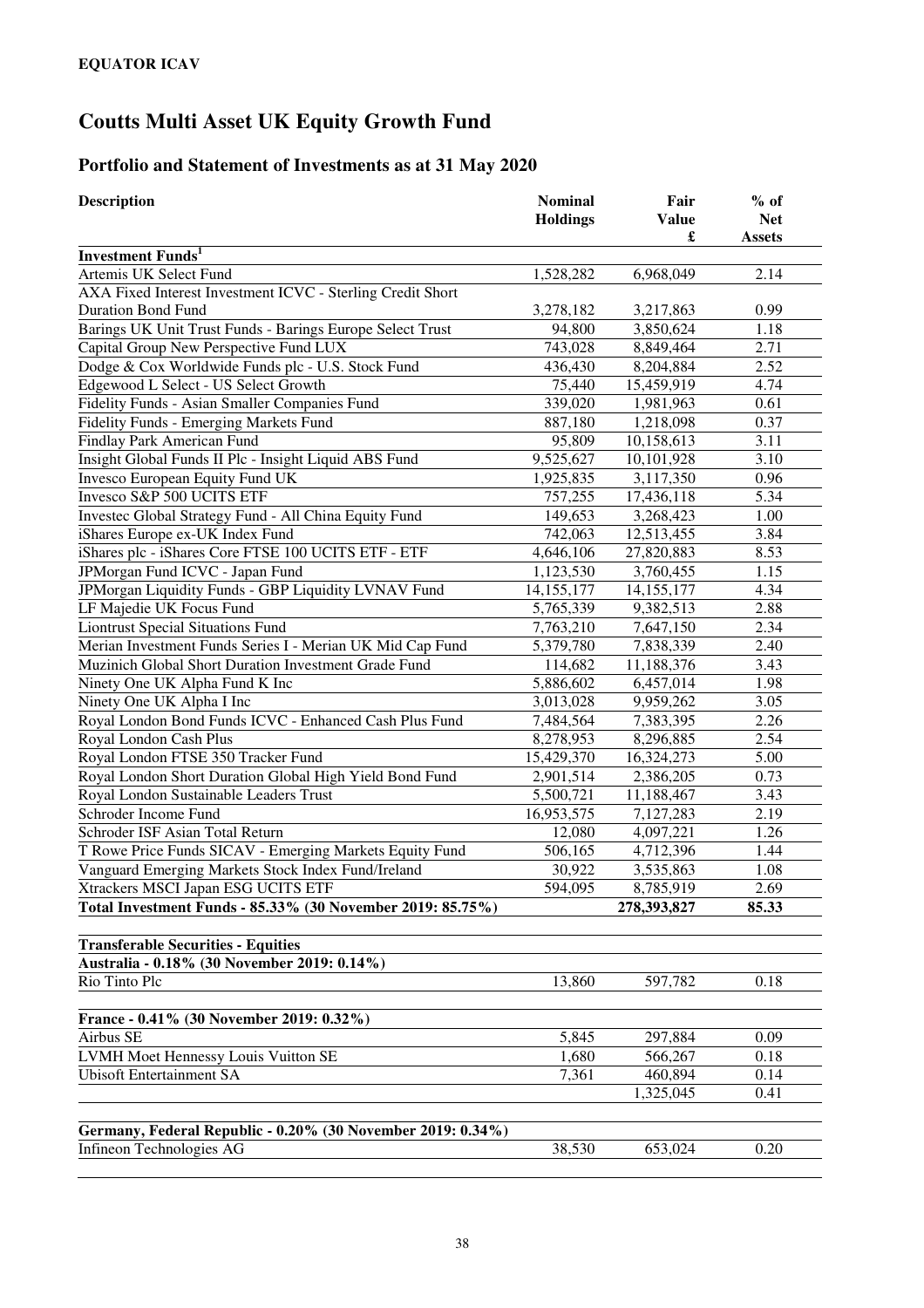**EQUATOR ICAV**

# Coutts Multi Asset UK Equity Growth Fund

## Portfolio and Statement of Investments as at 31 May 2020

| Description | Nominal Holdings | Fair Value £ | % of Net Assets |
|---|---|---|---|
| **Investment Funds[1]** | | | |
| Artemis UK Select Fund | 1,528,282 | 6,968,049 | 2.14 |
| AXA Fixed Interest Investment ICVC - Sterling Credit Short Duration Bond Fund | 3,278,182 | 3,217,863 | 0.99 |
| Barings UK Unit Trust Funds - Barings Europe Select Trust | 94,800 | 3,850,624 | 1.18 |
| Capital Group New Perspective Fund LUX | 743,028 | 8,849,464 | 2.71 |
| Dodge & Cox Worldwide Funds plc - U.S. Stock Fund | 436,430 | 8,204,884 | 2.52 |
| Edgewood L Select - US Select Growth | 75,440 | 15,459,919 | 4.74 |
| Fidelity Funds - Asian Smaller Companies Fund | 339,020 | 1,981,963 | 0.61 |
| Fidelity Funds - Emerging Markets Fund | 887,180 | 1,218,098 | 0.37 |
| Findlay Park American Fund | 95,809 | 10,158,613 | 3.11 |
| Insight Global Funds II Plc - Insight Liquid ABS Fund | 9,525,627 | 10,101,928 | 3.10 |
| Invesco European Equity Fund UK | 1,925,835 | 3,117,350 | 0.96 |
| Invesco S&P 500 UCITS ETF | 757,255 | 17,436,118 | 5.34 |
| Investec Global Strategy Fund - All China Equity Fund | 149,653 | 3,268,423 | 1.00 |
| iShares Europe ex-UK Index Fund | 742,063 | 12,513,455 | 3.84 |
| iShares plc - iShares Core FTSE 100 UCITS ETF - ETF | 4,646,106 | 27,820,883 | 8.53 |
| JPMorgan Fund ICVC - Japan Fund | 1,123,530 | 3,760,455 | 1.15 |
| JPMorgan Liquidity Funds - GBP Liquidity LVNAV Fund | 14,155,177 | 14,155,177 | 4.34 |
| LF Majedie UK Focus Fund | 5,765,339 | 9,382,513 | 2.88 |
| Liontrust Special Situations Fund | 7,763,210 | 7,647,150 | 2.34 |
| Merian Investment Funds Series I - Merian UK Mid Cap Fund | 5,379,780 | 7,838,339 | 2.40 |
| Muzinich Global Short Duration Investment Grade Fund | 114,682 | 11,188,376 | 3.43 |
| Ninety One UK Alpha Fund K Inc | 5,886,602 | 6,457,014 | 1.98 |
| Ninety One UK Alpha I Inc | 3,013,028 | 9,959,262 | 3.05 |
| Royal London Bond Funds ICVC - Enhanced Cash Plus Fund | 7,484,564 | 7,383,395 | 2.26 |
| Royal London Cash Plus | 8,278,953 | 8,296,885 | 2.54 |
| Royal London FTSE 350 Tracker Fund | 15,429,370 | 16,324,273 | 5.00 |
| Royal London Short Duration Global High Yield Bond Fund | 2,901,514 | 2,386,205 | 0.73 |
| Royal London Sustainable Leaders Trust | 5,500,721 | 11,188,467 | 3.43 |
| Schroder Income Fund | 16,953,575 | 7,127,283 | 2.19 |
| Schroder ISF Asian Total Return | 12,080 | 4,097,221 | 1.26 |
| T Rowe Price Funds SICAV - Emerging Markets Equity Fund | 506,165 | 4,712,396 | 1.44 |
| Vanguard Emerging Markets Stock Index Fund/Ireland | 30,922 | 3,535,863 | 1.08 |
| Xtrackers MSCI Japan ESG UCITS ETF | 594,095 | 8,785,919 | 2.69 |
| **Total Investment Funds - 85.33% (30 November 2019: 85.75%)** | | **278,393,827** | **85.33** |
| | | | |
| **Transferable Securities - Equities** | | | |
| **Australia - 0.18% (30 November 2019: 0.14%)** | | | |
| Rio Tinto Plc | 13,860 | 597,782 | 0.18 |
| | | | |
| **France - 0.41% (30 November 2019: 0.32%)** | | | |
| Airbus SE | 5,845 | 297,884 | 0.09 |
| LVMH Moet Hennessy Louis Vuitton SE | 1,680 | 566,267 | 0.18 |
| Ubisoft Entertainment SA | 7,361 | 460,894 | 0.14 |
| | | 1,325,045 | 0.41 |
| | | | |
| **Germany, Federal Republic - 0.20% (30 November 2019: 0.34%)** | | | |
| Infineon Technologies AG | 38,530 | 653,024 | 0.20 |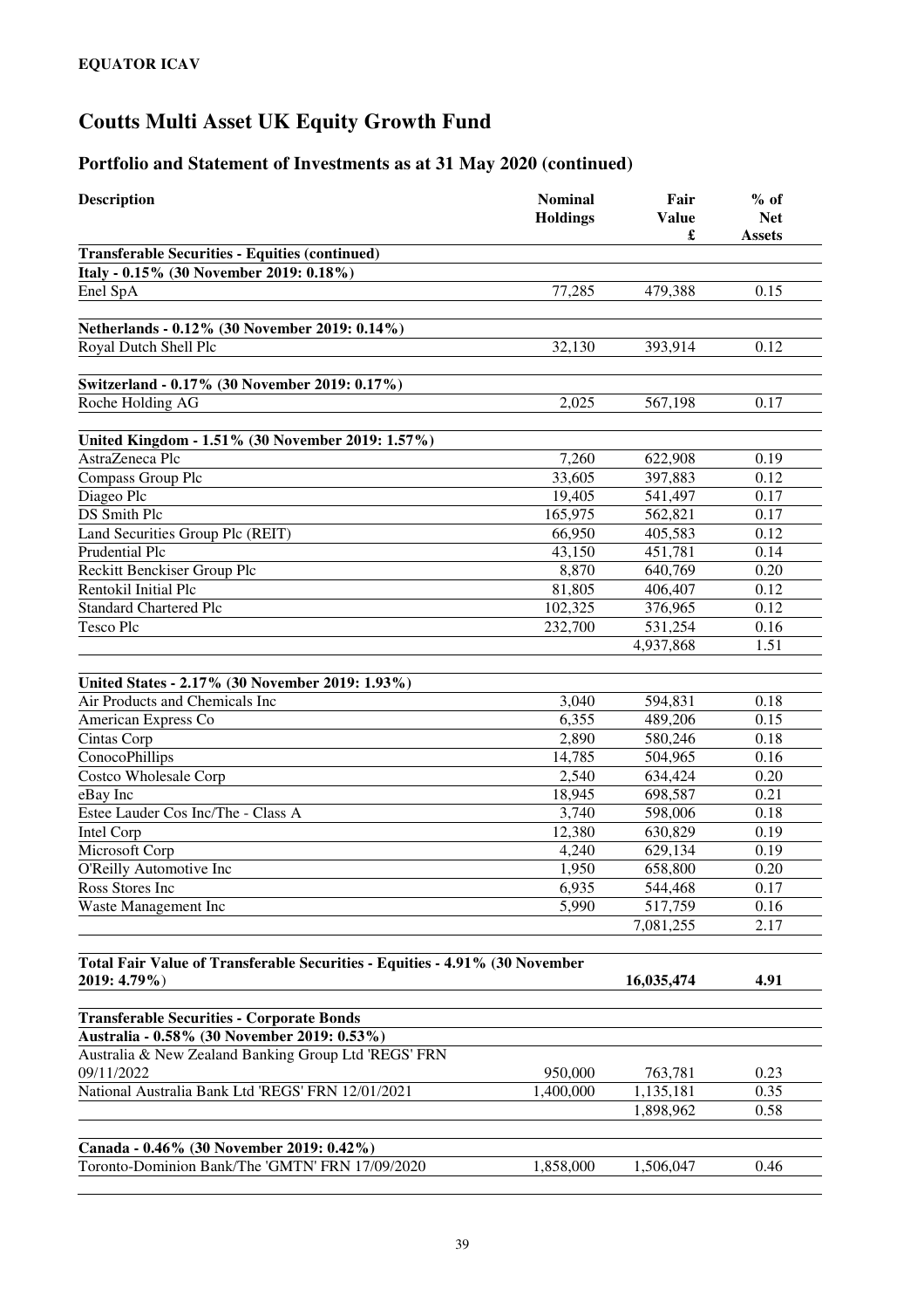**EQUATOR ICAV**

# Coutts Multi Asset UK Equity Growth Fund

## Portfolio and Statement of Investments as at 31 May 2020 (continued)

| Description | Nominal Holdings | Fair Value £ | % of Net Assets |
|---|---|---|---|
| **Transferable Securities - Equities (continued)** | | | |
| **Italy - 0.15% (30 November 2019: 0.18%)** | | | |
| Enel SpA | 77,285 | 479,388 | 0.15 |
| | | | |
| **Netherlands - 0.12% (30 November 2019: 0.14%)** | | | |
| Royal Dutch Shell Plc | 32,130 | 393,914 | 0.12 |
| | | | |
| **Switzerland - 0.17% (30 November 2019: 0.17%)** | | | |
| Roche Holding AG | 2,025 | 567,198 | 0.17 |
| | | | |
| **United Kingdom - 1.51% (30 November 2019: 1.57%)** | | | |
| AstraZeneca Plc | 7,260 | 622,908 | 0.19 |
| Compass Group Plc | 33,605 | 397,883 | 0.12 |
| Diageo Plc | 19,405 | 541,497 | 0.17 |
| DS Smith Plc | 165,975 | 562,821 | 0.17 |
| Land Securities Group Plc (REIT) | 66,950 | 405,583 | 0.12 |
| Prudential Plc | 43,150 | 451,781 | 0.14 |
| Reckitt Benckiser Group Plc | 8,870 | 640,769 | 0.20 |
| Rentokil Initial Plc | 81,805 | 406,407 | 0.12 |
| Standard Chartered Plc | 102,325 | 376,965 | 0.12 |
| Tesco Plc | 232,700 | 531,254 | 0.16 |
| | | 4,937,868 | 1.51 |
| | | | |
| **United States - 2.17% (30 November 2019: 1.93%)** | | | |
| Air Products and Chemicals Inc | 3,040 | 594,831 | 0.18 |
| American Express Co | 6,355 | 489,206 | 0.15 |
| Cintas Corp | 2,890 | 580,246 | 0.18 |
| ConocoPhillips | 14,785 | 504,965 | 0.16 |
| Costco Wholesale Corp | 2,540 | 634,424 | 0.20 |
| eBay Inc | 18,945 | 698,587 | 0.21 |
| Estee Lauder Cos Inc/The - Class A | 3,740 | 598,006 | 0.18 |
| Intel Corp | 12,380 | 630,829 | 0.19 |
| Microsoft Corp | 4,240 | 629,134 | 0.19 |
| O'Reilly Automotive Inc | 1,950 | 658,800 | 0.20 |
| Ross Stores Inc | 6,935 | 544,468 | 0.17 |
| Waste Management Inc | 5,990 | 517,759 | 0.16 |
| | | 7,081,255 | 2.17 |
| | | | |
| **Total Fair Value of Transferable Securities - Equities - 4.91% (30 November 2019: 4.79%)** | | **16,035,474** | **4.91** |
| | | | |
| **Transferable Securities - Corporate Bonds** | | | |
| **Australia - 0.58% (30 November 2019: 0.53%)** | | | |
| Australia & New Zealand Banking Group Ltd 'REGS' FRN 09/11/2022 | 950,000 | 763,781 | 0.23 |
| National Australia Bank Ltd 'REGS' FRN 12/01/2021 | 1,400,000 | 1,135,181 | 0.35 |
| | | 1,898,962 | 0.58 |
| | | | |
| **Canada - 0.46% (30 November 2019: 0.42%)** | | | |
| Toronto-Dominion Bank/The 'GMTN' FRN 17/09/2020 | 1,858,000 | 1,506,047 | 0.46 |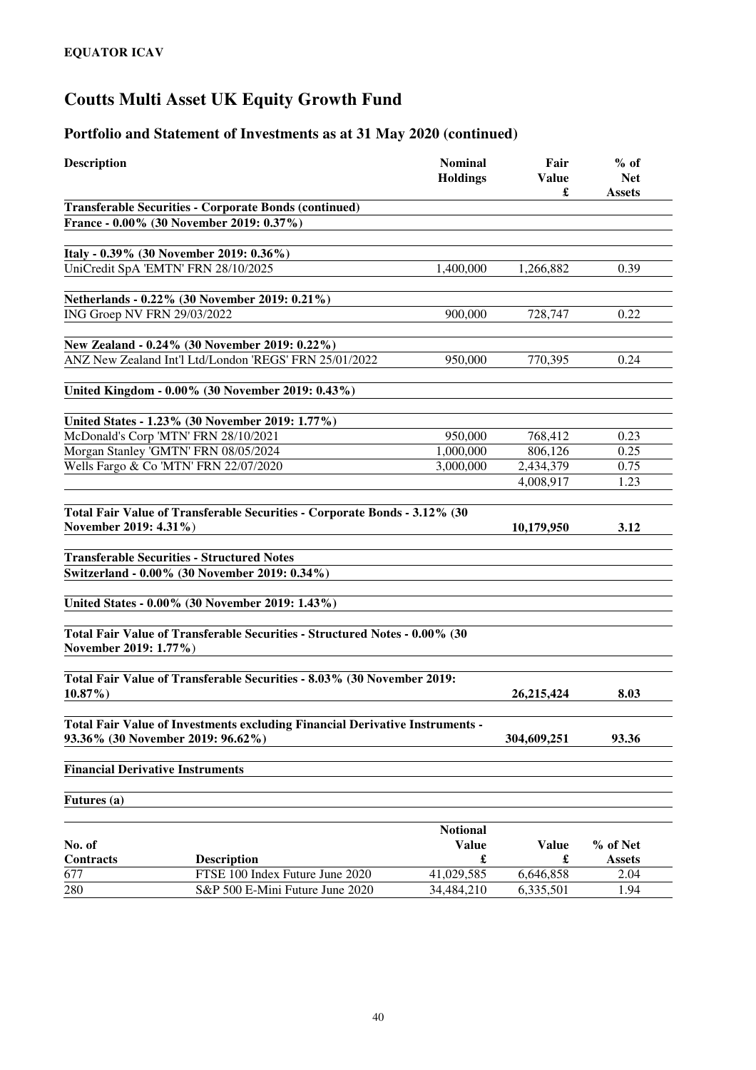**EQUATOR ICAV**

# Coutts Multi Asset UK Equity Growth Fund

## Portfolio and Statement of Investments as at 31 May 2020 (continued)

| Description | Nominal Holdings | Fair Value £ | % of Net Assets |
|---|---|---|---|
| **Transferable Securities - Corporate Bonds (continued)** | | | |
| **France - 0.00% (30 November 2019: 0.37%)** | | | |
| **Italy - 0.39% (30 November 2019: 0.36%)** | | | |
| UniCredit SpA 'EMTN' FRN 28/10/2025 | 1,400,000 | 1,266,882 | 0.39 |
| **Netherlands - 0.22% (30 November 2019: 0.21%)** | | | |
| ING Groep NV FRN 29/03/2022 | 900,000 | 728,747 | 0.22 |
| **New Zealand - 0.24% (30 November 2019: 0.22%)** | | | |
| ANZ New Zealand Int'l Ltd/London 'REGS' FRN 25/01/2022 | 950,000 | 770,395 | 0.24 |
| **United Kingdom - 0.00% (30 November 2019: 0.43%)** | | | |
| **United States - 1.23% (30 November 2019: 1.77%)** | | | |
| McDonald's Corp 'MTN' FRN 28/10/2021 | 950,000 | 768,412 | 0.23 |
| Morgan Stanley 'GMTN' FRN 08/05/2024 | 1,000,000 | 806,126 | 0.25 |
| Wells Fargo & Co 'MTN' FRN 22/07/2020 | 3,000,000 | 2,434,379 | 0.75 |
| | | 4,008,917 | 1.23 |
| **Total Fair Value of Transferable Securities - Corporate Bonds - 3.12% (30 November 2019: 4.31%)** | | **10,179,950** | **3.12** |
| **Transferable Securities - Structured Notes** | | | |
| **Switzerland - 0.00% (30 November 2019: 0.34%)** | | | |
| **United States - 0.00% (30 November 2019: 1.43%)** | | | |
| **Total Fair Value of Transferable Securities - Structured Notes - 0.00% (30 November 2019: 1.77%)** | | | |
| **Total Fair Value of Transferable Securities - 8.03% (30 November 2019: 10.87%)** | | **26,215,424** | **8.03** |
| **Total Fair Value of Investments excluding Financial Derivative Instruments - 93.36% (30 November 2019: 96.62%)** | | **304,609,251** | **93.36** |

**Financial Derivative Instruments**

**Futures (a)**

| No. of Contracts | Description | Notional Value £ | Value £ | % of Net Assets |
|---|---|---|---|---|
| 677 | FTSE 100 Index Future June 2020 | 41,029,585 | 6,646,858 | 2.04 |
| 280 | S&P 500 E-Mini Future June 2020 | 34,484,210 | 6,335,501 | 1.94 |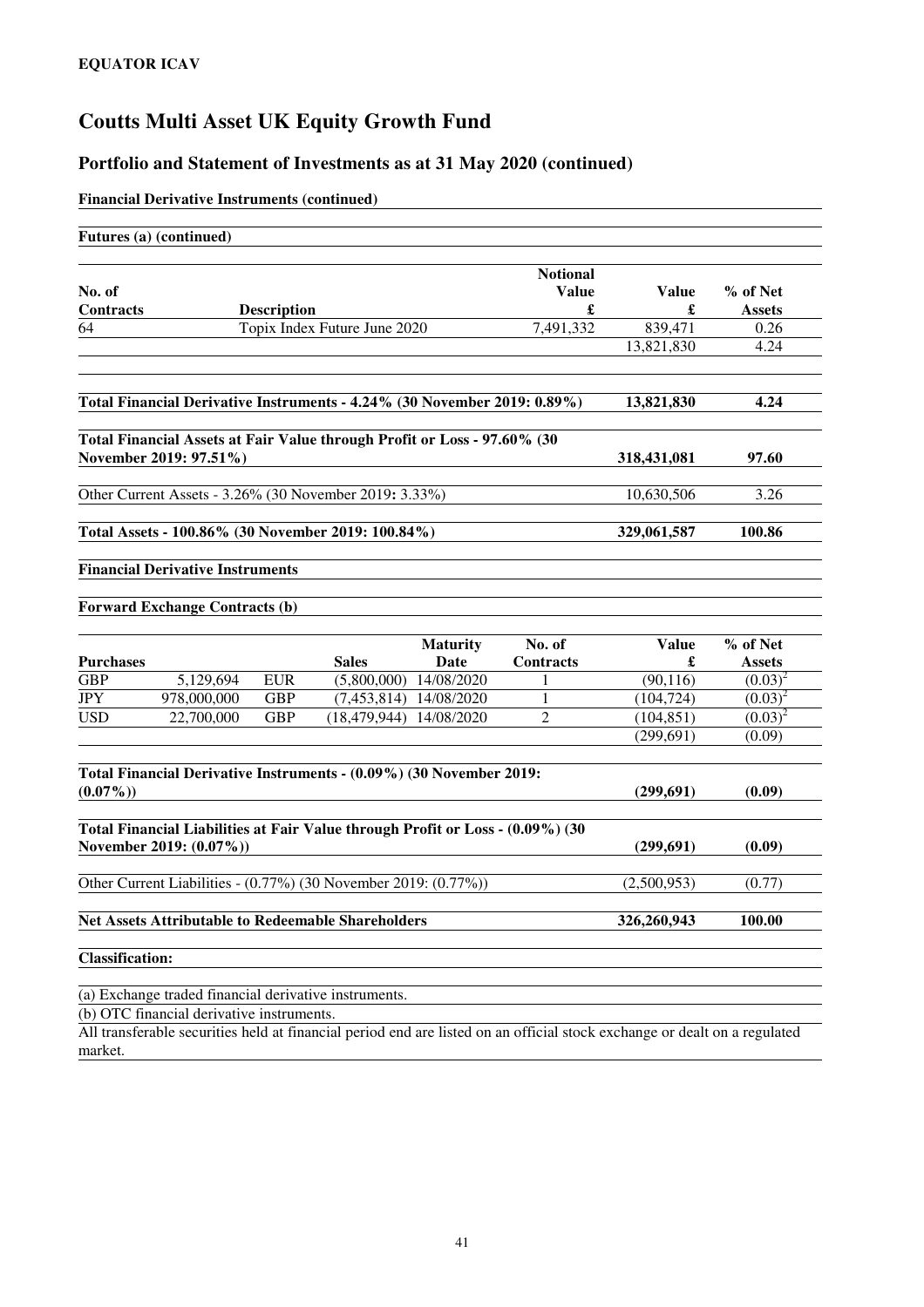**EQUATOR ICAV**

# Coutts Multi Asset UK Equity Growth Fund

## Portfolio and Statement of Investments as at 31 May 2020 (continued)

**Financial Derivative Instruments (continued)**

**Futures (a) (continued)**

| No. of Contracts | Description | Notional Value £ | Value £ | % of Net Assets |
|---|---|---|---|---|
| 64 | Topix Index Future June 2020 | 7,491,332 | 839,471 | 0.26 |
| | | | 13,821,830 | 4.24 |

| | Value £ | % of Net Assets |
|---|---|---|
| **Total Financial Derivative Instruments - 4.24% (30 November 2019: 0.89%)** | **13,821,830** | **4.24** |
| **Total Financial Assets at Fair Value through Profit or Loss - 97.60% (30 November 2019: 97.51%)** | **318,431,081** | **97.60** |
| Other Current Assets - 3.26% (30 November 2019: 3.33%) | 10,630,506 | 3.26 |
| **Total Assets - 100.86% (30 November 2019: 100.84%)** | **329,061,587** | **100.86** |

**Financial Derivative Instruments**

**Forward Exchange Contracts (b)**

| Purchases | | | Sales | Maturity Date | No. of Contracts | Value £ | % of Net Assets |
|---|---|---|---|---|---|---|---|
| GBP | 5,129,694 | EUR | (5,800,000) | 14/08/2020 | 1 | (90,116) | (0.03)[2] |
| JPY | 978,000,000 | GBP | (7,453,814) | 14/08/2020 | 1 | (104,724) | (0.03)[2] |
| USD | 22,700,000 | GBP | (18,479,944) | 14/08/2020 | 2 | (104,851) | (0.03)[2] |
| | | | | | | (299,691) | (0.09) |

| | Value £ | % of Net Assets |
|---|---|---|
| **Total Financial Derivative Instruments - (0.09%) (30 November 2019: (0.07%))** | **(299,691)** | **(0.09)** |
| **Total Financial Liabilities at Fair Value through Profit or Loss - (0.09%) (30 November 2019: (0.07%))** | **(299,691)** | **(0.09)** |
| Other Current Liabilities - (0.77%) (30 November 2019: (0.77%)) | (2,500,953) | (0.77) |
| **Net Assets Attributable to Redeemable Shareholders** | **326,260,943** | **100.00** |

**Classification:**

(a) Exchange traded financial derivative instruments.

(b) OTC financial derivative instruments.

All transferable securities held at financial period end are listed on an official stock exchange or dealt on a regulated market.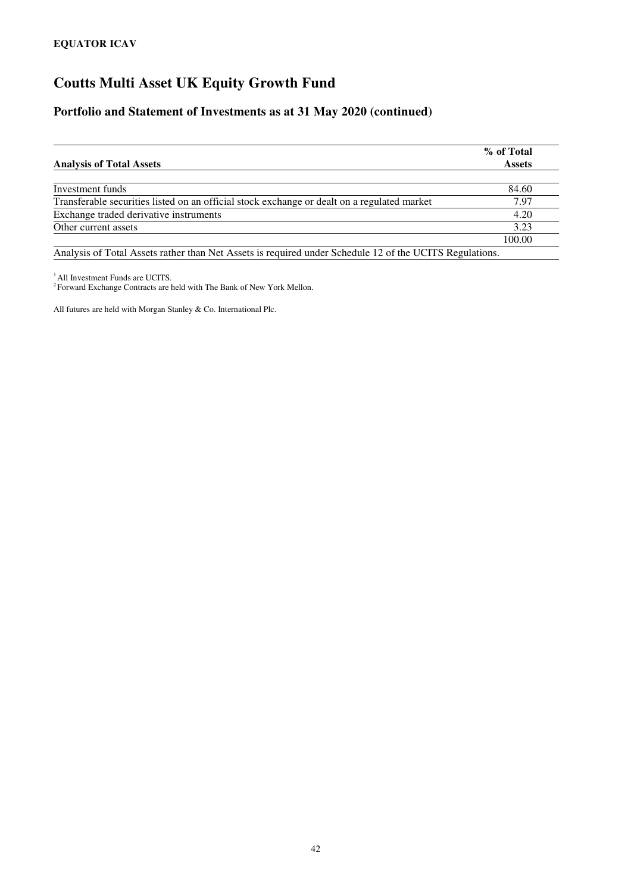# Coutts Multi Asset UK Equity Growth Fund

## Portfolio and Statement of Investments as at 31 May 2020 (continued)

| Analysis of Total Assets | % of Total Assets |
|---|---|
| Investment funds | 84.60 |
| Transferable securities listed on an official stock exchange or dealt on a regulated market | 7.97 |
| Exchange traded derivative instruments | 4.20 |
| Other current assets | 3.23 |
| | 100.00 |

Analysis of Total Assets rather than Net Assets is required under Schedule 12 of the UCITS Regulations.

[1] All Investment Funds are UCITS.
[2] Forward Exchange Contracts are held with The Bank of New York Mellon.

All futures are held with Morgan Stanley & Co. International Plc.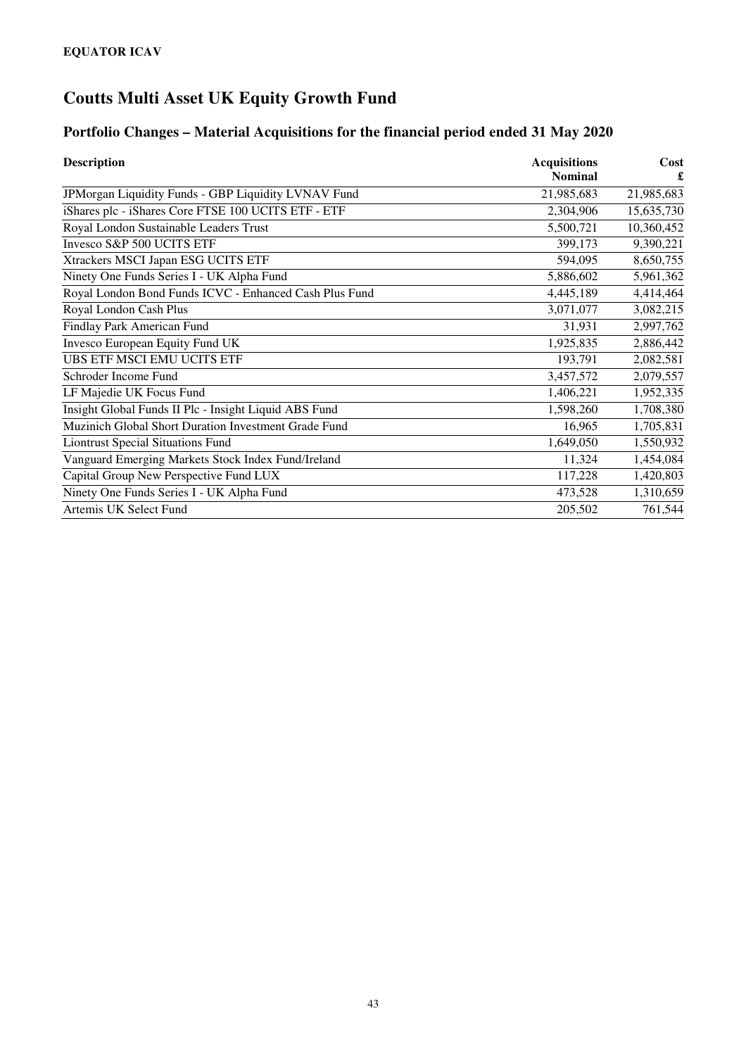**EQUATOR ICAV**

# Coutts Multi Asset UK Equity Growth Fund

## Portfolio Changes – Material Acquisitions for the financial period ended 31 May 2020

| Description | Acquisitions Nominal | Cost £ |
|---|---|---|
| JPMorgan Liquidity Funds - GBP Liquidity LVNAV Fund | 21,985,683 | 21,985,683 |
| iShares plc - iShares Core FTSE 100 UCITS ETF - ETF | 2,304,906 | 15,635,730 |
| Royal London Sustainable Leaders Trust | 5,500,721 | 10,360,452 |
| Invesco S&P 500 UCITS ETF | 399,173 | 9,390,221 |
| Xtrackers MSCI Japan ESG UCITS ETF | 594,095 | 8,650,755 |
| Ninety One Funds Series I - UK Alpha Fund | 5,886,602 | 5,961,362 |
| Royal London Bond Funds ICVC - Enhanced Cash Plus Fund | 4,445,189 | 4,414,464 |
| Royal London Cash Plus | 3,071,077 | 3,082,215 |
| Findlay Park American Fund | 31,931 | 2,997,762 |
| Invesco European Equity Fund UK | 1,925,835 | 2,886,442 |
| UBS ETF MSCI EMU UCITS ETF | 193,791 | 2,082,581 |
| Schroder Income Fund | 3,457,572 | 2,079,557 |
| LF Majedie UK Focus Fund | 1,406,221 | 1,952,335 |
| Insight Global Funds II Plc - Insight Liquid ABS Fund | 1,598,260 | 1,708,380 |
| Muzinich Global Short Duration Investment Grade Fund | 16,965 | 1,705,831 |
| Liontrust Special Situations Fund | 1,649,050 | 1,550,932 |
| Vanguard Emerging Markets Stock Index Fund/Ireland | 11,324 | 1,454,084 |
| Capital Group New Perspective Fund LUX | 117,228 | 1,420,803 |
| Ninety One Funds Series I - UK Alpha Fund | 473,528 | 1,310,659 |
| Artemis UK Select Fund | 205,502 | 761,544 |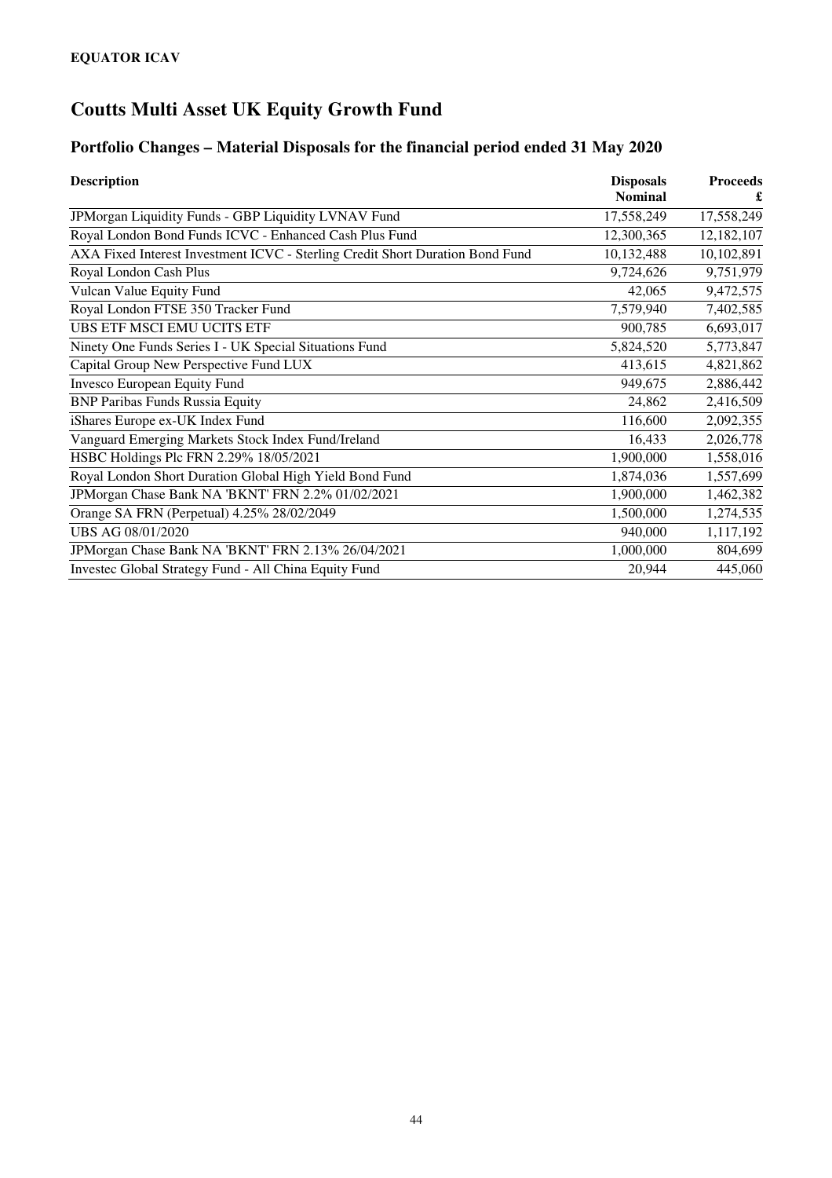**EQUATOR ICAV**

# Coutts Multi Asset UK Equity Growth Fund

## Portfolio Changes – Material Disposals for the financial period ended 31 May 2020

| Description | Disposals Nominal | Proceeds £ |
|---|---|---|
| JPMorgan Liquidity Funds - GBP Liquidity LVNAV Fund | 17,558,249 | 17,558,249 |
| Royal London Bond Funds ICVC - Enhanced Cash Plus Fund | 12,300,365 | 12,182,107 |
| AXA Fixed Interest Investment ICVC - Sterling Credit Short Duration Bond Fund | 10,132,488 | 10,102,891 |
| Royal London Cash Plus | 9,724,626 | 9,751,979 |
| Vulcan Value Equity Fund | 42,065 | 9,472,575 |
| Royal London FTSE 350 Tracker Fund | 7,579,940 | 7,402,585 |
| UBS ETF MSCI EMU UCITS ETF | 900,785 | 6,693,017 |
| Ninety One Funds Series I - UK Special Situations Fund | 5,824,520 | 5,773,847 |
| Capital Group New Perspective Fund LUX | 413,615 | 4,821,862 |
| Invesco European Equity Fund | 949,675 | 2,886,442 |
| BNP Paribas Funds Russia Equity | 24,862 | 2,416,509 |
| iShares Europe ex-UK Index Fund | 116,600 | 2,092,355 |
| Vanguard Emerging Markets Stock Index Fund/Ireland | 16,433 | 2,026,778 |
| HSBC Holdings Plc FRN 2.29% 18/05/2021 | 1,900,000 | 1,558,016 |
| Royal London Short Duration Global High Yield Bond Fund | 1,874,036 | 1,557,699 |
| JPMorgan Chase Bank NA 'BKNT' FRN 2.2% 01/02/2021 | 1,900,000 | 1,462,382 |
| Orange SA FRN (Perpetual) 4.25% 28/02/2049 | 1,500,000 | 1,274,535 |
| UBS AG 08/01/2020 | 940,000 | 1,117,192 |
| JPMorgan Chase Bank NA 'BKNT' FRN 2.13% 26/04/2021 | 1,000,000 | 804,699 |
| Investec Global Strategy Fund - All China Equity Fund | 20,944 | 445,060 |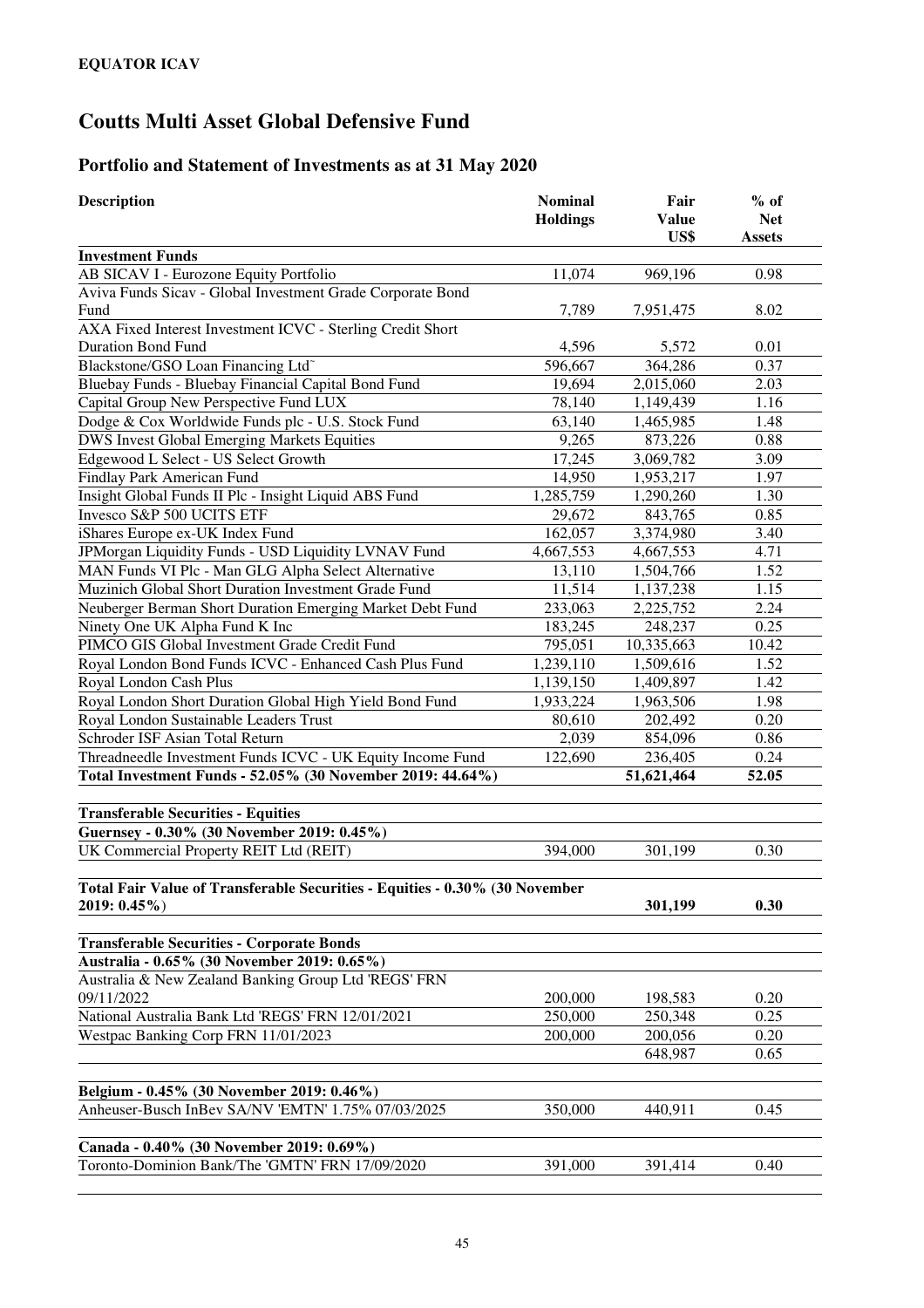**EQUATOR ICAV**

# Coutts Multi Asset Global Defensive Fund

## Portfolio and Statement of Investments as at 31 May 2020

| Description | Nominal Holdings | Fair Value US$ | % of Net Assets |
|---|---|---|---|
| **Investment Funds** | | | |
| AB SICAV I - Eurozone Equity Portfolio | 11,074 | 969,196 | 0.98 |
| Aviva Funds Sicav - Global Investment Grade Corporate Bond Fund | 7,789 | 7,951,475 | 8.02 |
| AXA Fixed Interest Investment ICVC - Sterling Credit Short Duration Bond Fund | 4,596 | 5,572 | 0.01 |
| Blackstone/GSO Loan Financing Ltd˜ | 596,667 | 364,286 | 0.37 |
| Bluebay Funds - Bluebay Financial Capital Bond Fund | 19,694 | 2,015,060 | 2.03 |
| Capital Group New Perspective Fund LUX | 78,140 | 1,149,439 | 1.16 |
| Dodge & Cox Worldwide Funds plc - U.S. Stock Fund | 63,140 | 1,465,985 | 1.48 |
| DWS Invest Global Emerging Markets Equities | 9,265 | 873,226 | 0.88 |
| Edgewood L Select - US Select Growth | 17,245 | 3,069,782 | 3.09 |
| Findlay Park American Fund | 14,950 | 1,953,217 | 1.97 |
| Insight Global Funds II Plc - Insight Liquid ABS Fund | 1,285,759 | 1,290,260 | 1.30 |
| Invesco S&P 500 UCITS ETF | 29,672 | 843,765 | 0.85 |
| iShares Europe ex-UK Index Fund | 162,057 | 3,374,980 | 3.40 |
| JPMorgan Liquidity Funds - USD Liquidity LVNAV Fund | 4,667,553 | 4,667,553 | 4.71 |
| MAN Funds VI Plc - Man GLG Alpha Select Alternative | 13,110 | 1,504,766 | 1.52 |
| Muzinich Global Short Duration Investment Grade Fund | 11,514 | 1,137,238 | 1.15 |
| Neuberger Berman Short Duration Emerging Market Debt Fund | 233,063 | 2,225,752 | 2.24 |
| Ninety One UK Alpha Fund K Inc | 183,245 | 248,237 | 0.25 |
| PIMCO GIS Global Investment Grade Credit Fund | 795,051 | 10,335,663 | 10.42 |
| Royal London Bond Funds ICVC - Enhanced Cash Plus Fund | 1,239,110 | 1,509,616 | 1.52 |
| Royal London Cash Plus | 1,139,150 | 1,409,897 | 1.42 |
| Royal London Short Duration Global High Yield Bond Fund | 1,933,224 | 1,963,506 | 1.98 |
| Royal London Sustainable Leaders Trust | 80,610 | 202,492 | 0.20 |
| Schroder ISF Asian Total Return | 2,039 | 854,096 | 0.86 |
| Threadneedle Investment Funds ICVC - UK Equity Income Fund | 122,690 | 236,405 | 0.24 |
| **Total Investment Funds - 52.05% (30 November 2019: 44.64%)** | | **51,621,464** | **52.05** |
| | | | |
| **Transferable Securities - Equities** | | | |
| **Guernsey - 0.30% (30 November 2019: 0.45%)** | | | |
| UK Commercial Property REIT Ltd (REIT) | 394,000 | 301,199 | 0.30 |
| | | | |
| **Total Fair Value of Transferable Securities - Equities - 0.30% (30 November 2019: 0.45%)** | | **301,199** | **0.30** |
| | | | |
| **Transferable Securities - Corporate Bonds** | | | |
| **Australia - 0.65% (30 November 2019: 0.65%)** | | | |
| Australia & New Zealand Banking Group Ltd 'REGS' FRN 09/11/2022 | 200,000 | 198,583 | 0.20 |
| National Australia Bank Ltd 'REGS' FRN 12/01/2021 | 250,000 | 250,348 | 0.25 |
| Westpac Banking Corp FRN 11/01/2023 | 200,000 | 200,056 | 0.20 |
| | | 648,987 | 0.65 |
| | | | |
| **Belgium - 0.45% (30 November 2019: 0.46%)** | | | |
| Anheuser-Busch InBev SA/NV 'EMTN' 1.75% 07/03/2025 | 350,000 | 440,911 | 0.45 |
| | | | |
| **Canada - 0.40% (30 November 2019: 0.69%)** | | | |
| Toronto-Dominion Bank/The 'GMTN' FRN 17/09/2020 | 391,000 | 391,414 | 0.40 |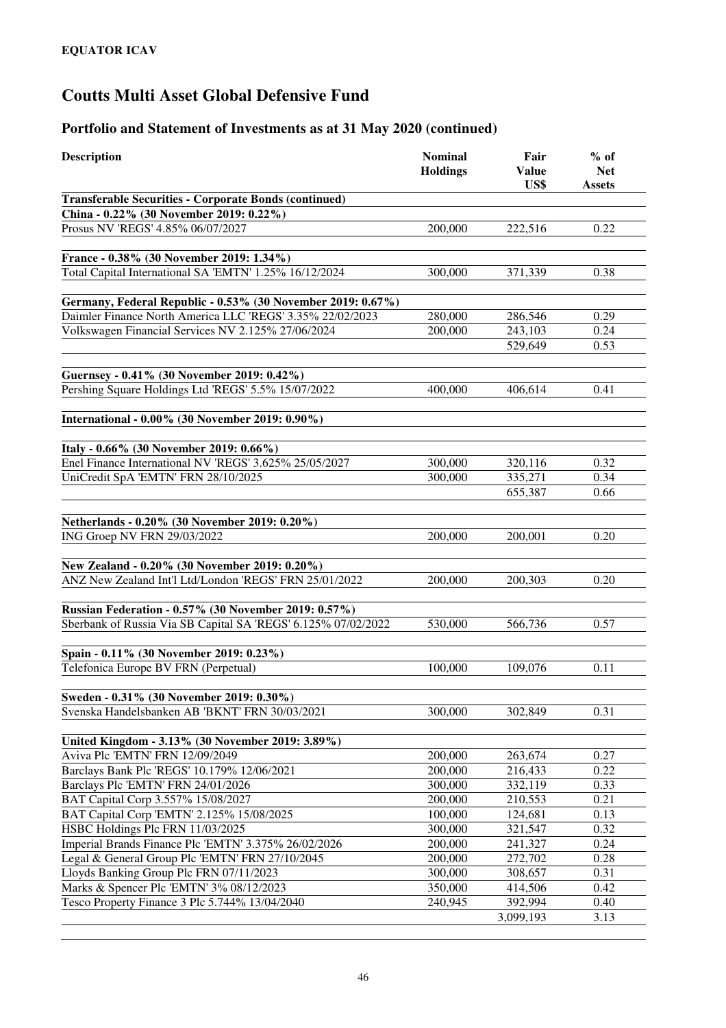**EQUATOR ICAV**

# Coutts Multi Asset Global Defensive Fund

## Portfolio and Statement of Investments as at 31 May 2020 (continued)

| Description | Nominal Holdings | Fair Value US$ | % of Net Assets |
|---|---|---|---|
| **Transferable Securities - Corporate Bonds (continued)** | | | |
| **China - 0.22% (30 November 2019: 0.22%)** | | | |
| Prosus NV 'REGS' 4.85% 06/07/2027 | 200,000 | 222,516 | 0.22 |
| | | | |
| **France - 0.38% (30 November 2019: 1.34%)** | | | |
| Total Capital International SA 'EMTN' 1.25% 16/12/2024 | 300,000 | 371,339 | 0.38 |
| | | | |
| **Germany, Federal Republic - 0.53% (30 November 2019: 0.67%)** | | | |
| Daimler Finance North America LLC 'REGS' 3.35% 22/02/2023 | 280,000 | 286,546 | 0.29 |
| Volkswagen Financial Services NV 2.125% 27/06/2024 | 200,000 | 243,103 | 0.24 |
| | | 529,649 | 0.53 |
| | | | |
| **Guernsey - 0.41% (30 November 2019: 0.42%)** | | | |
| Pershing Square Holdings Ltd 'REGS' 5.5% 15/07/2022 | 400,000 | 406,614 | 0.41 |
| | | | |
| **International - 0.00% (30 November 2019: 0.90%)** | | | |
| | | | |
| **Italy - 0.66% (30 November 2019: 0.66%)** | | | |
| Enel Finance International NV 'REGS' 3.625% 25/05/2027 | 300,000 | 320,116 | 0.32 |
| UniCredit SpA 'EMTN' FRN 28/10/2025 | 300,000 | 335,271 | 0.34 |
| | | 655,387 | 0.66 |
| | | | |
| **Netherlands - 0.20% (30 November 2019: 0.20%)** | | | |
| ING Groep NV FRN 29/03/2022 | 200,000 | 200,001 | 0.20 |
| | | | |
| **New Zealand - 0.20% (30 November 2019: 0.20%)** | | | |
| ANZ New Zealand Int'l Ltd/London 'REGS' FRN 25/01/2022 | 200,000 | 200,303 | 0.20 |
| | | | |
| **Russian Federation - 0.57% (30 November 2019: 0.57%)** | | | |
| Sberbank of Russia Via SB Capital SA 'REGS' 6.125% 07/02/2022 | 530,000 | 566,736 | 0.57 |
| | | | |
| **Spain - 0.11% (30 November 2019: 0.23%)** | | | |
| Telefonica Europe BV FRN (Perpetual) | 100,000 | 109,076 | 0.11 |
| | | | |
| **Sweden - 0.31% (30 November 2019: 0.30%)** | | | |
| Svenska Handelsbanken AB 'BKNT' FRN 30/03/2021 | 300,000 | 302,849 | 0.31 |
| | | | |
| **United Kingdom - 3.13% (30 November 2019: 3.89%)** | | | |
| Aviva Plc 'EMTN' FRN 12/09/2049 | 200,000 | 263,674 | 0.27 |
| Barclays Bank Plc 'REGS' 10.179% 12/06/2021 | 200,000 | 216,433 | 0.22 |
| Barclays Plc 'EMTN' FRN 24/01/2026 | 300,000 | 332,119 | 0.33 |
| BAT Capital Corp 3.557% 15/08/2027 | 200,000 | 210,553 | 0.21 |
| BAT Capital Corp 'EMTN' 2.125% 15/08/2025 | 100,000 | 124,681 | 0.13 |
| HSBC Holdings Plc FRN 11/03/2025 | 300,000 | 321,547 | 0.32 |
| Imperial Brands Finance Plc 'EMTN' 3.375% 26/02/2026 | 200,000 | 241,327 | 0.24 |
| Legal & General Group Plc 'EMTN' FRN 27/10/2045 | 200,000 | 272,702 | 0.28 |
| Lloyds Banking Group Plc FRN 07/11/2023 | 300,000 | 308,657 | 0.31 |
| Marks & Spencer Plc 'EMTN' 3% 08/12/2023 | 350,000 | 414,506 | 0.42 |
| Tesco Property Finance 3 Plc 5.744% 13/04/2040 | 240,945 | 392,994 | 0.40 |
| | | 3,099,193 | 3.13 |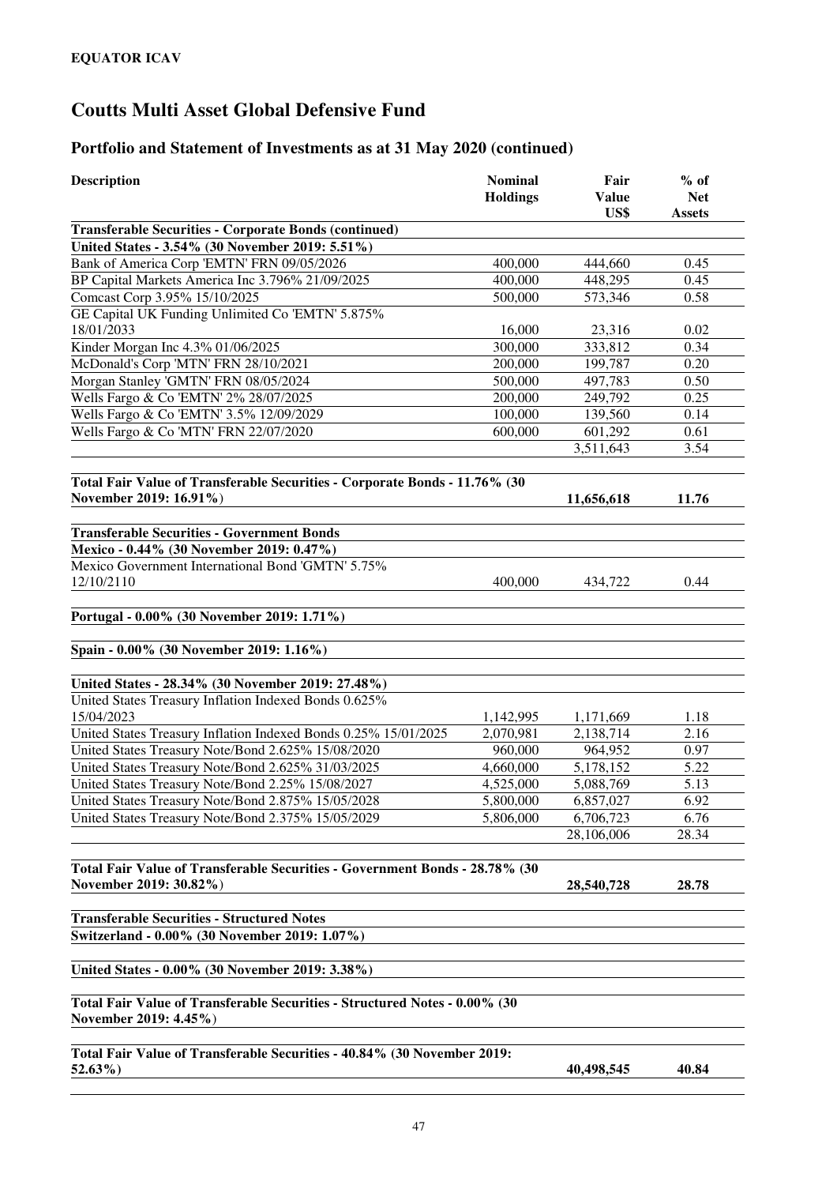**EQUATOR ICAV**

# Coutts Multi Asset Global Defensive Fund

## Portfolio and Statement of Investments as at 31 May 2020 (continued)

| Description | Nominal Holdings | Fair Value US$ | % of Net Assets |
|---|---|---|---|
| **Transferable Securities - Corporate Bonds (continued)** | | | |
| **United States - 3.54% (30 November 2019: 5.51%)** | | | |
| Bank of America Corp 'EMTN' FRN 09/05/2026 | 400,000 | 444,660 | 0.45 |
| BP Capital Markets America Inc 3.796% 21/09/2025 | 400,000 | 448,295 | 0.45 |
| Comcast Corp 3.95% 15/10/2025 | 500,000 | 573,346 | 0.58 |
| GE Capital UK Funding Unlimited Co 'EMTN' 5.875% 18/01/2033 | 16,000 | 23,316 | 0.02 |
| Kinder Morgan Inc 4.3% 01/06/2025 | 300,000 | 333,812 | 0.34 |
| McDonald's Corp 'MTN' FRN 28/10/2021 | 200,000 | 199,787 | 0.20 |
| Morgan Stanley 'GMTN' FRN 08/05/2024 | 500,000 | 497,783 | 0.50 |
| Wells Fargo & Co 'EMTN' 2% 28/07/2025 | 200,000 | 249,792 | 0.25 |
| Wells Fargo & Co 'EMTN' 3.5% 12/09/2029 | 100,000 | 139,560 | 0.14 |
| Wells Fargo & Co 'MTN' FRN 22/07/2020 | 600,000 | 601,292 | 0.61 |
| | | 3,511,643 | 3.54 |
| **Total Fair Value of Transferable Securities - Corporate Bonds - 11.76% (30 November 2019: 16.91%)** | | **11,656,618** | **11.76** |
| **Transferable Securities - Government Bonds** | | | |
| **Mexico - 0.44% (30 November 2019: 0.47%)** | | | |
| Mexico Government International Bond 'GMTN' 5.75% 12/10/2110 | 400,000 | 434,722 | 0.44 |
| **Portugal - 0.00% (30 November 2019: 1.71%)** | | | |
| **Spain - 0.00% (30 November 2019: 1.16%)** | | | |
| **United States - 28.34% (30 November 2019: 27.48%)** | | | |
| United States Treasury Inflation Indexed Bonds 0.625% 15/04/2023 | 1,142,995 | 1,171,669 | 1.18 |
| United States Treasury Inflation Indexed Bonds 0.25% 15/01/2025 | 2,070,981 | 2,138,714 | 2.16 |
| United States Treasury Note/Bond 2.625% 15/08/2020 | 960,000 | 964,952 | 0.97 |
| United States Treasury Note/Bond 2.625% 31/03/2025 | 4,660,000 | 5,178,152 | 5.22 |
| United States Treasury Note/Bond 2.25% 15/08/2027 | 4,525,000 | 5,088,769 | 5.13 |
| United States Treasury Note/Bond 2.875% 15/05/2028 | 5,800,000 | 6,857,027 | 6.92 |
| United States Treasury Note/Bond 2.375% 15/05/2029 | 5,806,000 | 6,706,723 | 6.76 |
| | | 28,106,006 | 28.34 |
| **Total Fair Value of Transferable Securities - Government Bonds - 28.78% (30 November 2019: 30.82%)** | | **28,540,728** | **28.78** |
| **Transferable Securities - Structured Notes** | | | |
| **Switzerland - 0.00% (30 November 2019: 1.07%)** | | | |
| **United States - 0.00% (30 November 2019: 3.38%)** | | | |
| **Total Fair Value of Transferable Securities - Structured Notes - 0.00% (30 November 2019: 4.45%)** | | | |
| **Total Fair Value of Transferable Securities - 40.84% (30 November 2019: 52.63%)** | | **40,498,545** | **40.84** |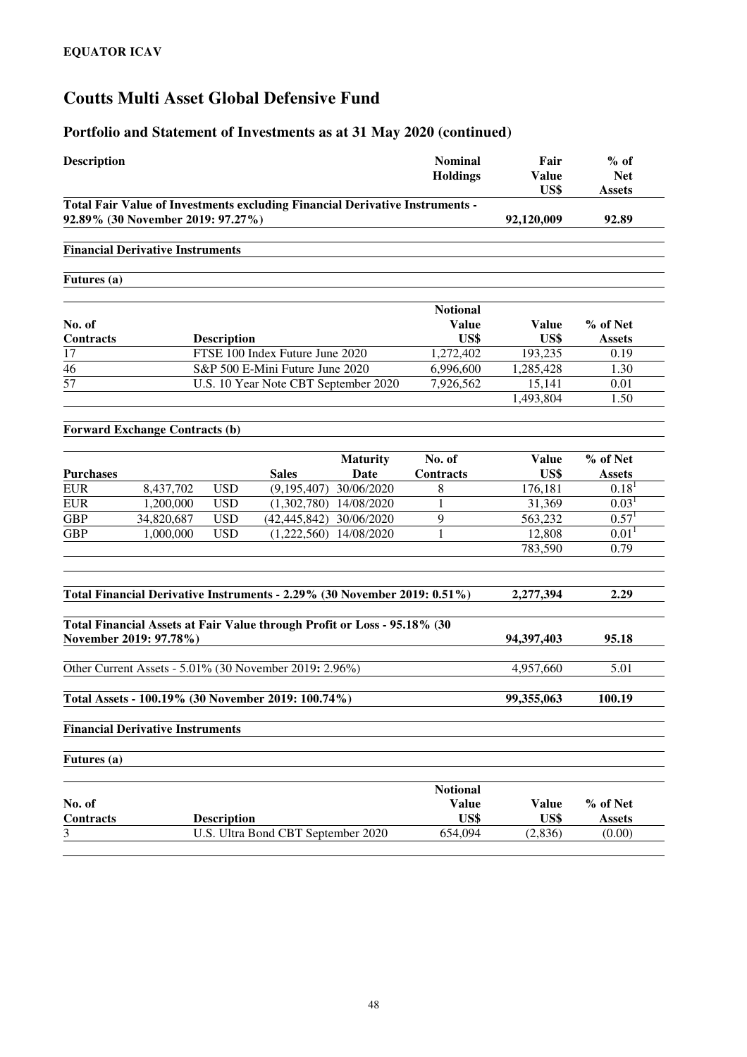**EQUATOR ICAV**

# Coutts Multi Asset Global Defensive Fund

## Portfolio and Statement of Investments as at 31 May 2020 (continued)

| Description | Nominal Holdings | Fair Value US$ | % of Net Assets |
|---|---|---|---|
| **Total Fair Value of Investments excluding Financial Derivative Instruments - 92.89% (30 November 2019: 97.27%)** | | **92,120,009** | **92.89** |

**Financial Derivative Instruments**

**Futures (a)**

| No. of Contracts | Description | Notional Value US$ | Value US$ | % of Net Assets |
|---|---|---|---|---|
| 17 | FTSE 100 Index Future June 2020 | 1,272,402 | 193,235 | 0.19 |
| 46 | S&P 500 E-Mini Future June 2020 | 6,996,600 | 1,285,428 | 1.30 |
| 57 | U.S. 10 Year Note CBT September 2020 | 7,926,562 | 15,141 | 0.01 |
| | | | 1,493,804 | 1.50 |

**Forward Exchange Contracts (b)**

| Purchases | | Sales | | Maturity Date | No. of Contracts | Value US$ | % of Net Assets |
|---|---|---|---|---|---|---|---|
| EUR | 8,437,702 | USD | (9,195,407) | 30/06/2020 | 8 | 176,181 | 0.18[1] |
| EUR | 1,200,000 | USD | (1,302,780) | 14/08/2020 | 1 | 31,369 | 0.03[1] |
| GBP | 34,820,687 | USD | (42,445,842) | 30/06/2020 | 9 | 563,232 | 0.57[1] |
| GBP | 1,000,000 | USD | (1,222,560) | 14/08/2020 | 1 | 12,808 | 0.01[1] |
| | | | | | | 783,590 | 0.79 |

| | Value US$ | % of Net Assets |
|---|---|---|
| **Total Financial Derivative Instruments - 2.29% (30 November 2019: 0.51%)** | **2,277,394** | **2.29** |
| **Total Financial Assets at Fair Value through Profit or Loss - 95.18% (30 November 2019: 97.78%)** | **94,397,403** | **95.18** |
| Other Current Assets - 5.01% (30 November 2019: 2.96%) | 4,957,660 | 5.01 |
| **Total Assets - 100.19% (30 November 2019: 100.74%)** | **99,355,063** | **100.19** |

**Financial Derivative Instruments**

**Futures (a)**

| No. of Contracts | Description | Notional Value US$ | Value US$ | % of Net Assets |
|---|---|---|---|---|
| 3 | U.S. Ultra Bond CBT September 2020 | 654,094 | (2,836) | (0.00) |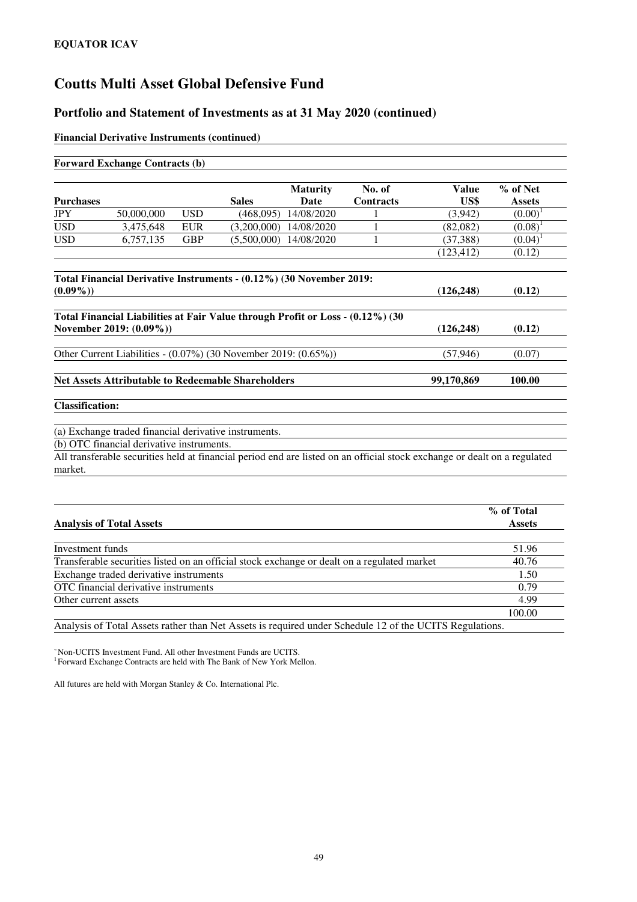**EQUATOR ICAV**

# Coutts Multi Asset Global Defensive Fund

## Portfolio and Statement of Investments as at 31 May 2020 (continued)

**Financial Derivative Instruments (continued)**

**Forward Exchange Contracts (b)**

| Purchases | | | Sales | Maturity Date | No. of Contracts | Value US$ | % of Net Assets |
|---|---|---|---|---|---|---|---|
| JPY | 50,000,000 | USD | (468,095) | 14/08/2020 | 1 | (3,942) | (0.00)[1] |
| USD | 3,475,648 | EUR | (3,200,000) | 14/08/2020 | 1 | (82,082) | (0.08)[1] |
| USD | 6,757,135 | GBP | (5,500,000) | 14/08/2020 | 1 | (37,388) | (0.04)[1] |
| | | | | | | (123,412) | (0.12) |

| | Value US$ | % of Net Assets |
|---|---|---|
| **Total Financial Derivative Instruments - (0.12%) (30 November 2019: (0.09%))** | **(126,248)** | **(0.12)** |
| **Total Financial Liabilities at Fair Value through Profit or Loss - (0.12%) (30 November 2019: (0.09%))** | **(126,248)** | **(0.12)** |
| Other Current Liabilities - (0.07%) (30 November 2019: (0.65%)) | (57,946) | (0.07) |
| **Net Assets Attributable to Redeemable Shareholders** | **99,170,869** | **100.00** |

**Classification:**

(a) Exchange traded financial derivative instruments.

(b) OTC financial derivative instruments.

All transferable securities held at financial period end are listed on an official stock exchange or dealt on a regulated market.

| Analysis of Total Assets | % of Total Assets |
|---|---|
| Investment funds | 51.96 |
| Transferable securities listed on an official stock exchange or dealt on a regulated market | 40.76 |
| Exchange traded derivative instruments | 1.50 |
| OTC financial derivative instruments | 0.79 |
| Other current assets | 4.99 |
| | 100.00 |

Analysis of Total Assets rather than Net Assets is required under Schedule 12 of the UCITS Regulations.

~ Non-UCITS Investment Fund. All other Investment Funds are UCITS.

[1] Forward Exchange Contracts are held with The Bank of New York Mellon.

All futures are held with Morgan Stanley & Co. International Plc.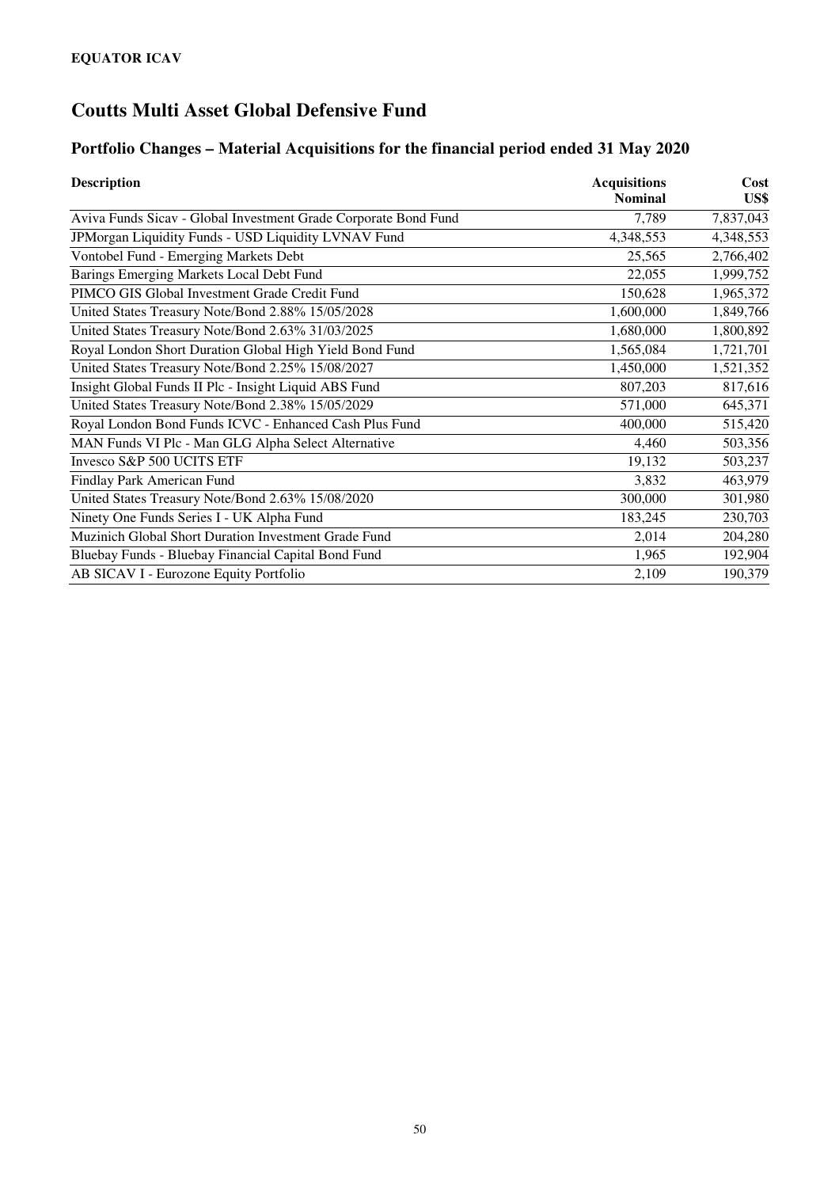**EQUATOR ICAV**

# Coutts Multi Asset Global Defensive Fund

## Portfolio Changes – Material Acquisitions for the financial period ended 31 May 2020

| Description | Acquisitions Nominal | Cost US$ |
|---|---|---|
| Aviva Funds Sicav - Global Investment Grade Corporate Bond Fund | 7,789 | 7,837,043 |
| JPMorgan Liquidity Funds - USD Liquidity LVNAV Fund | 4,348,553 | 4,348,553 |
| Vontobel Fund - Emerging Markets Debt | 25,565 | 2,766,402 |
| Barings Emerging Markets Local Debt Fund | 22,055 | 1,999,752 |
| PIMCO GIS Global Investment Grade Credit Fund | 150,628 | 1,965,372 |
| United States Treasury Note/Bond 2.88% 15/05/2028 | 1,600,000 | 1,849,766 |
| United States Treasury Note/Bond 2.63% 31/03/2025 | 1,680,000 | 1,800,892 |
| Royal London Short Duration Global High Yield Bond Fund | 1,565,084 | 1,721,701 |
| United States Treasury Note/Bond 2.25% 15/08/2027 | 1,450,000 | 1,521,352 |
| Insight Global Funds II Plc - Insight Liquid ABS Fund | 807,203 | 817,616 |
| United States Treasury Note/Bond 2.38% 15/05/2029 | 571,000 | 645,371 |
| Royal London Bond Funds ICVC - Enhanced Cash Plus Fund | 400,000 | 515,420 |
| MAN Funds VI Plc - Man GLG Alpha Select Alternative | 4,460 | 503,356 |
| Invesco S&P 500 UCITS ETF | 19,132 | 503,237 |
| Findlay Park American Fund | 3,832 | 463,979 |
| United States Treasury Note/Bond 2.63% 15/08/2020 | 300,000 | 301,980 |
| Ninety One Funds Series I - UK Alpha Fund | 183,245 | 230,703 |
| Muzinich Global Short Duration Investment Grade Fund | 2,014 | 204,280 |
| Bluebay Funds - Bluebay Financial Capital Bond Fund | 1,965 | 192,904 |
| AB SICAV I - Eurozone Equity Portfolio | 2,109 | 190,379 |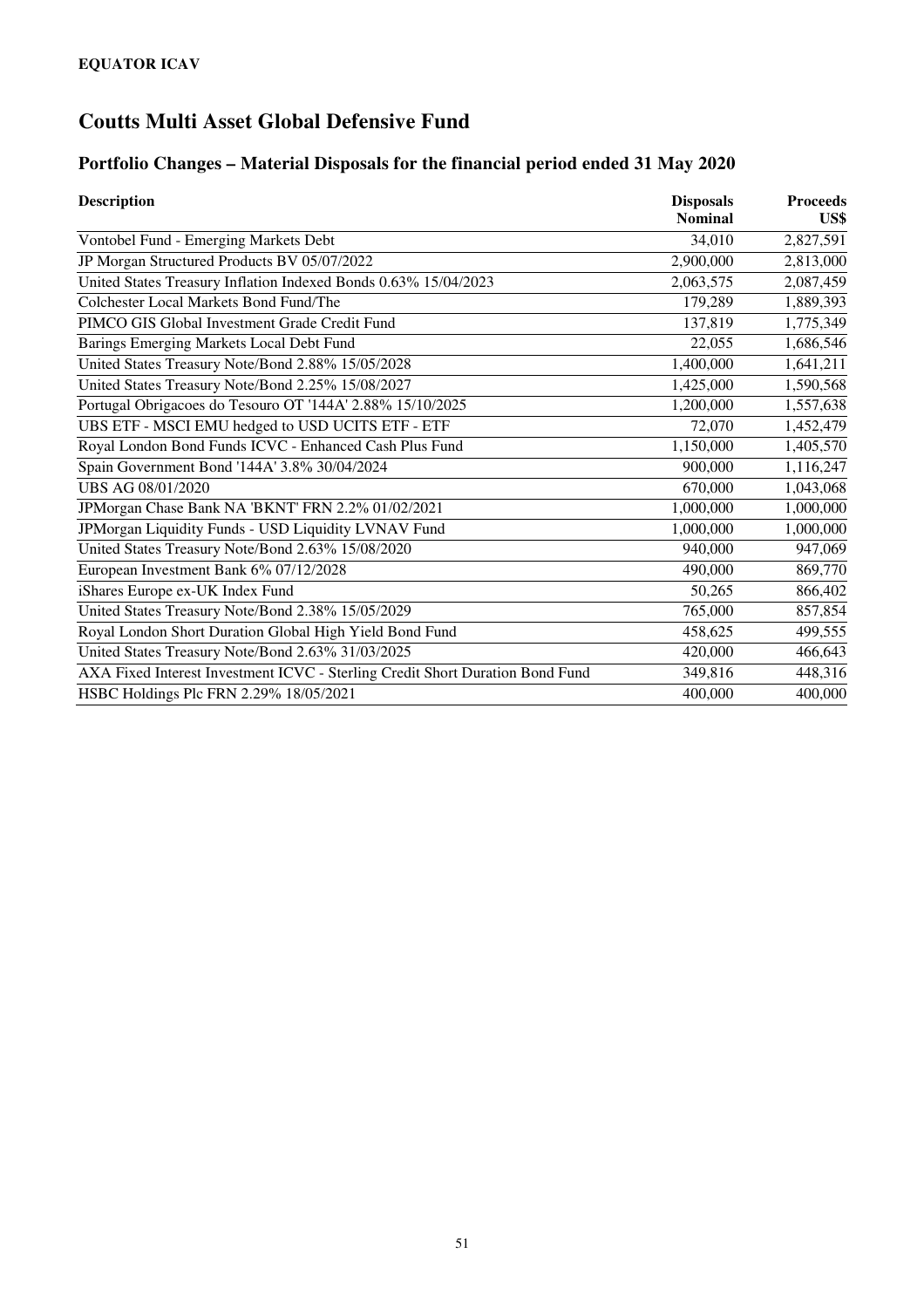**EQUATOR ICAV**

# Coutts Multi Asset Global Defensive Fund

## Portfolio Changes – Material Disposals for the financial period ended 31 May 2020

| Description | Disposals Nominal | Proceeds US$ |
|---|---:|---:|
| Vontobel Fund - Emerging Markets Debt | 34,010 | 2,827,591 |
| JP Morgan Structured Products BV 05/07/2022 | 2,900,000 | 2,813,000 |
| United States Treasury Inflation Indexed Bonds 0.63% 15/04/2023 | 2,063,575 | 2,087,459 |
| Colchester Local Markets Bond Fund/The | 179,289 | 1,889,393 |
| PIMCO GIS Global Investment Grade Credit Fund | 137,819 | 1,775,349 |
| Barings Emerging Markets Local Debt Fund | 22,055 | 1,686,546 |
| United States Treasury Note/Bond 2.88% 15/05/2028 | 1,400,000 | 1,641,211 |
| United States Treasury Note/Bond 2.25% 15/08/2027 | 1,425,000 | 1,590,568 |
| Portugal Obrigacoes do Tesouro OT '144A' 2.88% 15/10/2025 | 1,200,000 | 1,557,638 |
| UBS ETF - MSCI EMU hedged to USD UCITS ETF - ETF | 72,070 | 1,452,479 |
| Royal London Bond Funds ICVC - Enhanced Cash Plus Fund | 1,150,000 | 1,405,570 |
| Spain Government Bond '144A' 3.8% 30/04/2024 | 900,000 | 1,116,247 |
| UBS AG 08/01/2020 | 670,000 | 1,043,068 |
| JPMorgan Chase Bank NA 'BKNT' FRN 2.2% 01/02/2021 | 1,000,000 | 1,000,000 |
| JPMorgan Liquidity Funds - USD Liquidity LVNAV Fund | 1,000,000 | 1,000,000 |
| United States Treasury Note/Bond 2.63% 15/08/2020 | 940,000 | 947,069 |
| European Investment Bank 6% 07/12/2028 | 490,000 | 869,770 |
| iShares Europe ex-UK Index Fund | 50,265 | 866,402 |
| United States Treasury Note/Bond 2.38% 15/05/2029 | 765,000 | 857,854 |
| Royal London Short Duration Global High Yield Bond Fund | 458,625 | 499,555 |
| United States Treasury Note/Bond 2.63% 31/03/2025 | 420,000 | 466,643 |
| AXA Fixed Interest Investment ICVC - Sterling Credit Short Duration Bond Fund | 349,816 | 448,316 |
| HSBC Holdings Plc FRN 2.29% 18/05/2021 | 400,000 | 400,000 |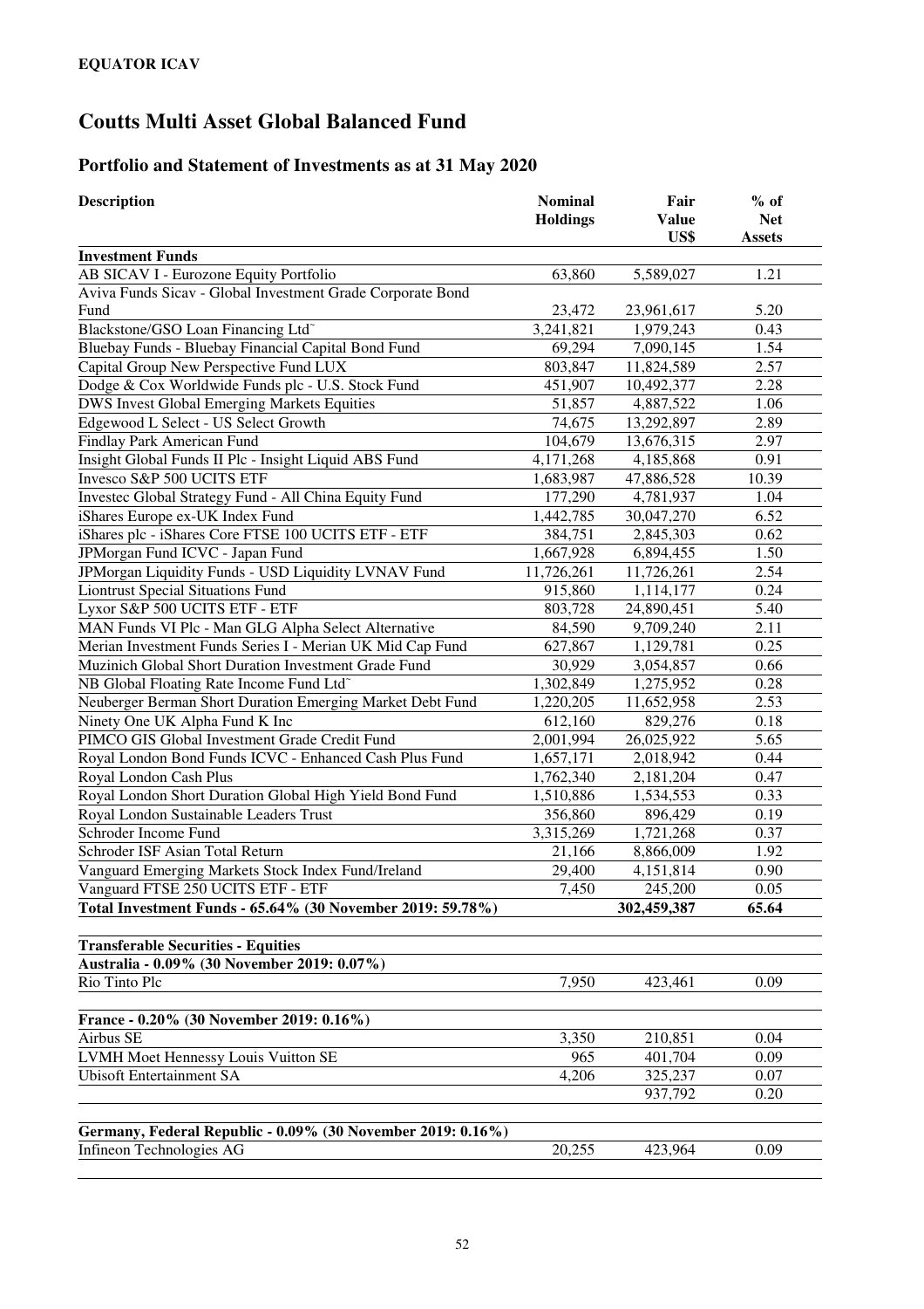**EQUATOR ICAV**

# Coutts Multi Asset Global Balanced Fund

## Portfolio and Statement of Investments as at 31 May 2020

| Description | Nominal Holdings | Fair Value US$ | % of Net Assets |
|---|---|---|---|
| **Investment Funds** | | | |
| AB SICAV I - Eurozone Equity Portfolio | 63,860 | 5,589,027 | 1.21 |
| Aviva Funds Sicav - Global Investment Grade Corporate Bond Fund | 23,472 | 23,961,617 | 5.20 |
| Blackstone/GSO Loan Financing Ltd˜ | 3,241,821 | 1,979,243 | 0.43 |
| Bluebay Funds - Bluebay Financial Capital Bond Fund | 69,294 | 7,090,145 | 1.54 |
| Capital Group New Perspective Fund LUX | 803,847 | 11,824,589 | 2.57 |
| Dodge & Cox Worldwide Funds plc - U.S. Stock Fund | 451,907 | 10,492,377 | 2.28 |
| DWS Invest Global Emerging Markets Equities | 51,857 | 4,887,522 | 1.06 |
| Edgewood L Select - US Select Growth | 74,675 | 13,292,897 | 2.89 |
| Findlay Park American Fund | 104,679 | 13,676,315 | 2.97 |
| Insight Global Funds II Plc - Insight Liquid ABS Fund | 4,171,268 | 4,185,868 | 0.91 |
| Invesco S&P 500 UCITS ETF | 1,683,987 | 47,886,528 | 10.39 |
| Investec Global Strategy Fund - All China Equity Fund | 177,290 | 4,781,937 | 1.04 |
| iShares Europe ex-UK Index Fund | 1,442,785 | 30,047,270 | 6.52 |
| iShares plc - iShares Core FTSE 100 UCITS ETF - ETF | 384,751 | 2,845,303 | 0.62 |
| JPMorgan Fund ICVC - Japan Fund | 1,667,928 | 6,894,455 | 1.50 |
| JPMorgan Liquidity Funds - USD Liquidity LVNAV Fund | 11,726,261 | 11,726,261 | 2.54 |
| Liontrust Special Situations Fund | 915,860 | 1,114,177 | 0.24 |
| Lyxor S&P 500 UCITS ETF - ETF | 803,728 | 24,890,451 | 5.40 |
| MAN Funds VI Plc - Man GLG Alpha Select Alternative | 84,590 | 9,709,240 | 2.11 |
| Merian Investment Funds Series I - Merian UK Mid Cap Fund | 627,867 | 1,129,781 | 0.25 |
| Muzinich Global Short Duration Investment Grade Fund | 30,929 | 3,054,857 | 0.66 |
| NB Global Floating Rate Income Fund Ltd˜ | 1,302,849 | 1,275,952 | 0.28 |
| Neuberger Berman Short Duration Emerging Market Debt Fund | 1,220,205 | 11,652,958 | 2.53 |
| Ninety One UK Alpha Fund K Inc | 612,160 | 829,276 | 0.18 |
| PIMCO GIS Global Investment Grade Credit Fund | 2,001,994 | 26,025,922 | 5.65 |
| Royal London Bond Funds ICVC - Enhanced Cash Plus Fund | 1,657,171 | 2,018,942 | 0.44 |
| Royal London Cash Plus | 1,762,340 | 2,181,204 | 0.47 |
| Royal London Short Duration Global High Yield Bond Fund | 1,510,886 | 1,534,553 | 0.33 |
| Royal London Sustainable Leaders Trust | 356,860 | 896,429 | 0.19 |
| Schroder Income Fund | 3,315,269 | 1,721,268 | 0.37 |
| Schroder ISF Asian Total Return | 21,166 | 8,866,009 | 1.92 |
| Vanguard Emerging Markets Stock Index Fund/Ireland | 29,400 | 4,151,814 | 0.90 |
| Vanguard FTSE 250 UCITS ETF - ETF | 7,450 | 245,200 | 0.05 |
| **Total Investment Funds - 65.64% (30 November 2019: 59.78%)** | | **302,459,387** | **65.64** |
| | | | |
| **Transferable Securities - Equities** | | | |
| **Australia - 0.09% (30 November 2019: 0.07%)** | | | |
| Rio Tinto Plc | 7,950 | 423,461 | 0.09 |
| | | | |
| **France - 0.20% (30 November 2019: 0.16%)** | | | |
| Airbus SE | 3,350 | 210,851 | 0.04 |
| LVMH Moet Hennessy Louis Vuitton SE | 965 | 401,704 | 0.09 |
| Ubisoft Entertainment SA | 4,206 | 325,237 | 0.07 |
| | | 937,792 | 0.20 |
| | | | |
| **Germany, Federal Republic - 0.09% (30 November 2019: 0.16%)** | | | |
| Infineon Technologies AG | 20,255 | 423,964 | 0.09 |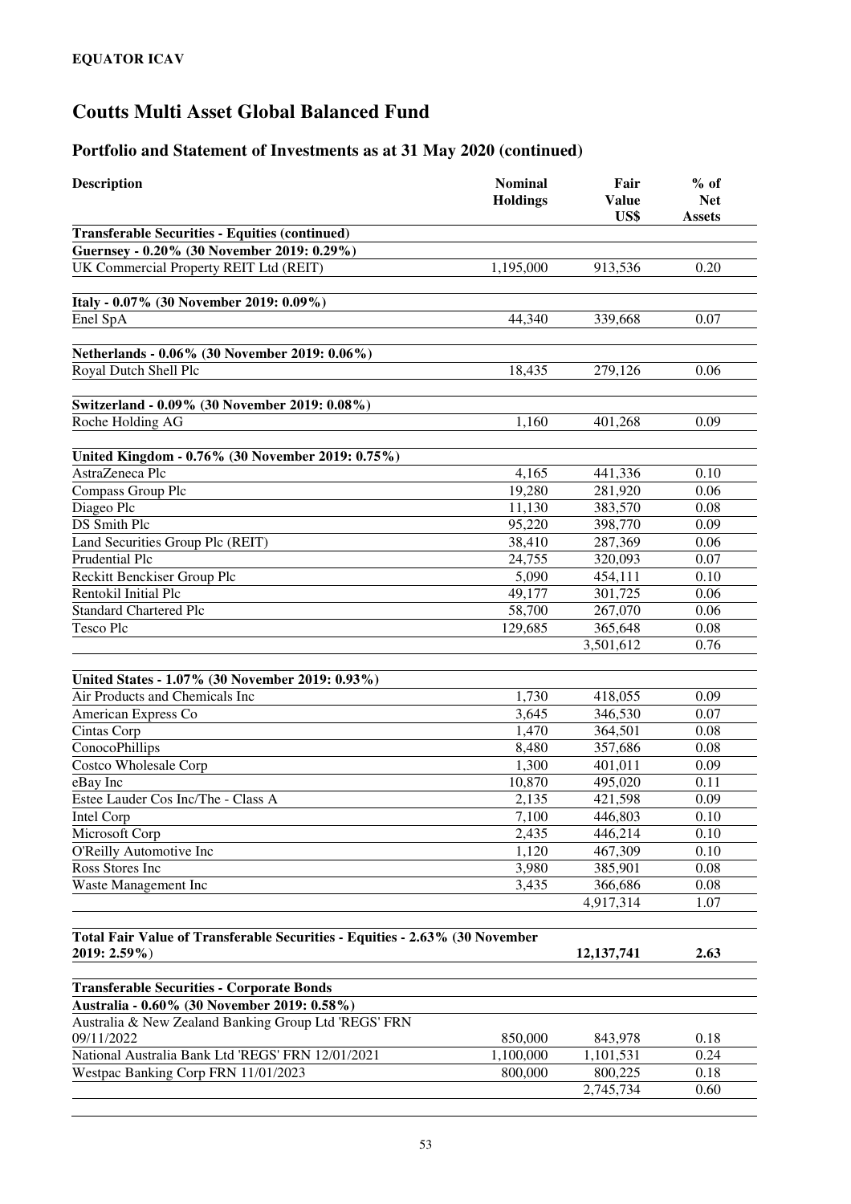**EQUATOR ICAV**

# Coutts Multi Asset Global Balanced Fund

## Portfolio and Statement of Investments as at 31 May 2020 (continued)

| Description | Nominal Holdings | Fair Value US$ | % of Net Assets |
|---|---|---|---|
| **Transferable Securities - Equities (continued)** | | | |
| **Guernsey - 0.20% (30 November 2019: 0.29%)** | | | |
| UK Commercial Property REIT Ltd (REIT) | 1,195,000 | 913,536 | 0.20 |
| | | | |
| **Italy - 0.07% (30 November 2019: 0.09%)** | | | |
| Enel SpA | 44,340 | 339,668 | 0.07 |
| | | | |
| **Netherlands - 0.06% (30 November 2019: 0.06%)** | | | |
| Royal Dutch Shell Plc | 18,435 | 279,126 | 0.06 |
| | | | |
| **Switzerland - 0.09% (30 November 2019: 0.08%)** | | | |
| Roche Holding AG | 1,160 | 401,268 | 0.09 |
| | | | |
| **United Kingdom - 0.76% (30 November 2019: 0.75%)** | | | |
| AstraZeneca Plc | 4,165 | 441,336 | 0.10 |
| Compass Group Plc | 19,280 | 281,920 | 0.06 |
| Diageo Plc | 11,130 | 383,570 | 0.08 |
| DS Smith Plc | 95,220 | 398,770 | 0.09 |
| Land Securities Group Plc (REIT) | 38,410 | 287,369 | 0.06 |
| Prudential Plc | 24,755 | 320,093 | 0.07 |
| Reckitt Benckiser Group Plc | 5,090 | 454,111 | 0.10 |
| Rentokil Initial Plc | 49,177 | 301,725 | 0.06 |
| Standard Chartered Plc | 58,700 | 267,070 | 0.06 |
| Tesco Plc | 129,685 | 365,648 | 0.08 |
| | | 3,501,612 | 0.76 |
| | | | |
| **United States - 1.07% (30 November 2019: 0.93%)** | | | |
| Air Products and Chemicals Inc | 1,730 | 418,055 | 0.09 |
| American Express Co | 3,645 | 346,530 | 0.07 |
| Cintas Corp | 1,470 | 364,501 | 0.08 |
| ConocoPhillips | 8,480 | 357,686 | 0.08 |
| Costco Wholesale Corp | 1,300 | 401,011 | 0.09 |
| eBay Inc | 10,870 | 495,020 | 0.11 |
| Estee Lauder Cos Inc/The - Class A | 2,135 | 421,598 | 0.09 |
| Intel Corp | 7,100 | 446,803 | 0.10 |
| Microsoft Corp | 2,435 | 446,214 | 0.10 |
| O'Reilly Automotive Inc | 1,120 | 467,309 | 0.10 |
| Ross Stores Inc | 3,980 | 385,901 | 0.08 |
| Waste Management Inc | 3,435 | 366,686 | 0.08 |
| | | 4,917,314 | 1.07 |
| | | | |
| **Total Fair Value of Transferable Securities - Equities - 2.63% (30 November 2019: 2.59%)** | | **12,137,741** | **2.63** |
| | | | |
| **Transferable Securities - Corporate Bonds** | | | |
| **Australia - 0.60% (30 November 2019: 0.58%)** | | | |
| Australia & New Zealand Banking Group Ltd 'REGS' FRN 09/11/2022 | 850,000 | 843,978 | 0.18 |
| National Australia Bank Ltd 'REGS' FRN 12/01/2021 | 1,100,000 | 1,101,531 | 0.24 |
| Westpac Banking Corp FRN 11/01/2023 | 800,000 | 800,225 | 0.18 |
| | | 2,745,734 | 0.60 |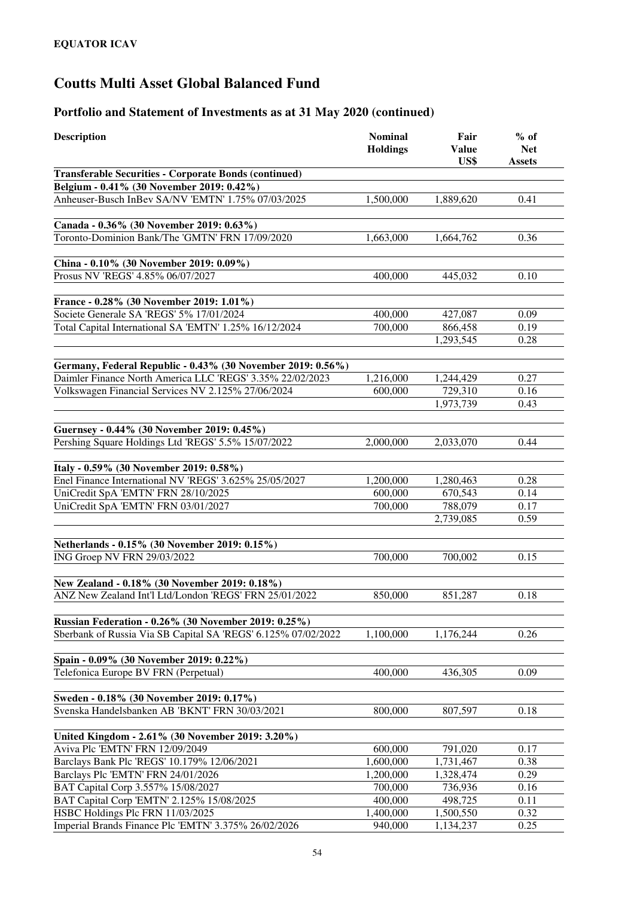**EQUATOR ICAV**

# Coutts Multi Asset Global Balanced Fund

## Portfolio and Statement of Investments as at 31 May 2020 (continued)

| Description | Nominal Holdings | Fair Value US$ | % of Net Assets |
|---|---|---|---|
| **Transferable Securities - Corporate Bonds (continued)** | | | |
| **Belgium - 0.41% (30 November 2019: 0.42%)** | | | |
| Anheuser-Busch InBev SA/NV 'EMTN' 1.75% 07/03/2025 | 1,500,000 | 1,889,620 | 0.41 |
| **Canada - 0.36% (30 November 2019: 0.63%)** | | | |
| Toronto-Dominion Bank/The 'GMTN' FRN 17/09/2020 | 1,663,000 | 1,664,762 | 0.36 |
| **China - 0.10% (30 November 2019: 0.09%)** | | | |
| Prosus NV 'REGS' 4.85% 06/07/2027 | 400,000 | 445,032 | 0.10 |
| **France - 0.28% (30 November 2019: 1.01%)** | | | |
| Societe Generale SA 'REGS' 5% 17/01/2024 | 400,000 | 427,087 | 0.09 |
| Total Capital International SA 'EMTN' 1.25% 16/12/2024 | 700,000 | 866,458 | 0.19 |
| | | 1,293,545 | 0.28 |
| **Germany, Federal Republic - 0.43% (30 November 2019: 0.56%)** | | | |
| Daimler Finance North America LLC 'REGS' 3.35% 22/02/2023 | 1,216,000 | 1,244,429 | 0.27 |
| Volkswagen Financial Services NV 2.125% 27/06/2024 | 600,000 | 729,310 | 0.16 |
| | | 1,973,739 | 0.43 |
| **Guernsey - 0.44% (30 November 2019: 0.45%)** | | | |
| Pershing Square Holdings Ltd 'REGS' 5.5% 15/07/2022 | 2,000,000 | 2,033,070 | 0.44 |
| **Italy - 0.59% (30 November 2019: 0.58%)** | | | |
| Enel Finance International NV 'REGS' 3.625% 25/05/2027 | 1,200,000 | 1,280,463 | 0.28 |
| UniCredit SpA 'EMTN' FRN 28/10/2025 | 600,000 | 670,543 | 0.14 |
| UniCredit SpA 'EMTN' FRN 03/01/2027 | 700,000 | 788,079 | 0.17 |
| | | 2,739,085 | 0.59 |
| **Netherlands - 0.15% (30 November 2019: 0.15%)** | | | |
| ING Groep NV FRN 29/03/2022 | 700,000 | 700,002 | 0.15 |
| **New Zealand - 0.18% (30 November 2019: 0.18%)** | | | |
| ANZ New Zealand Int'l Ltd/London 'REGS' FRN 25/01/2022 | 850,000 | 851,287 | 0.18 |
| **Russian Federation - 0.26% (30 November 2019: 0.25%)** | | | |
| Sberbank of Russia Via SB Capital SA 'REGS' 6.125% 07/02/2022 | 1,100,000 | 1,176,244 | 0.26 |
| **Spain - 0.09% (30 November 2019: 0.22%)** | | | |
| Telefonica Europe BV FRN (Perpetual) | 400,000 | 436,305 | 0.09 |
| **Sweden - 0.18% (30 November 2019: 0.17%)** | | | |
| Svenska Handelsbanken AB 'BKNT' FRN 30/03/2021 | 800,000 | 807,597 | 0.18 |
| **United Kingdom - 2.61% (30 November 2019: 3.20%)** | | | |
| Aviva Plc 'EMTN' FRN 12/09/2049 | 600,000 | 791,020 | 0.17 |
| Barclays Bank Plc 'REGS' 10.179% 12/06/2021 | 1,600,000 | 1,731,467 | 0.38 |
| Barclays Plc 'EMTN' FRN 24/01/2026 | 1,200,000 | 1,328,474 | 0.29 |
| BAT Capital Corp 3.557% 15/08/2027 | 700,000 | 736,936 | 0.16 |
| BAT Capital Corp 'EMTN' 2.125% 15/08/2025 | 400,000 | 498,725 | 0.11 |
| HSBC Holdings Plc FRN 11/03/2025 | 1,400,000 | 1,500,550 | 0.32 |
| Imperial Brands Finance Plc 'EMTN' 3.375% 26/02/2026 | 940,000 | 1,134,237 | 0.25 |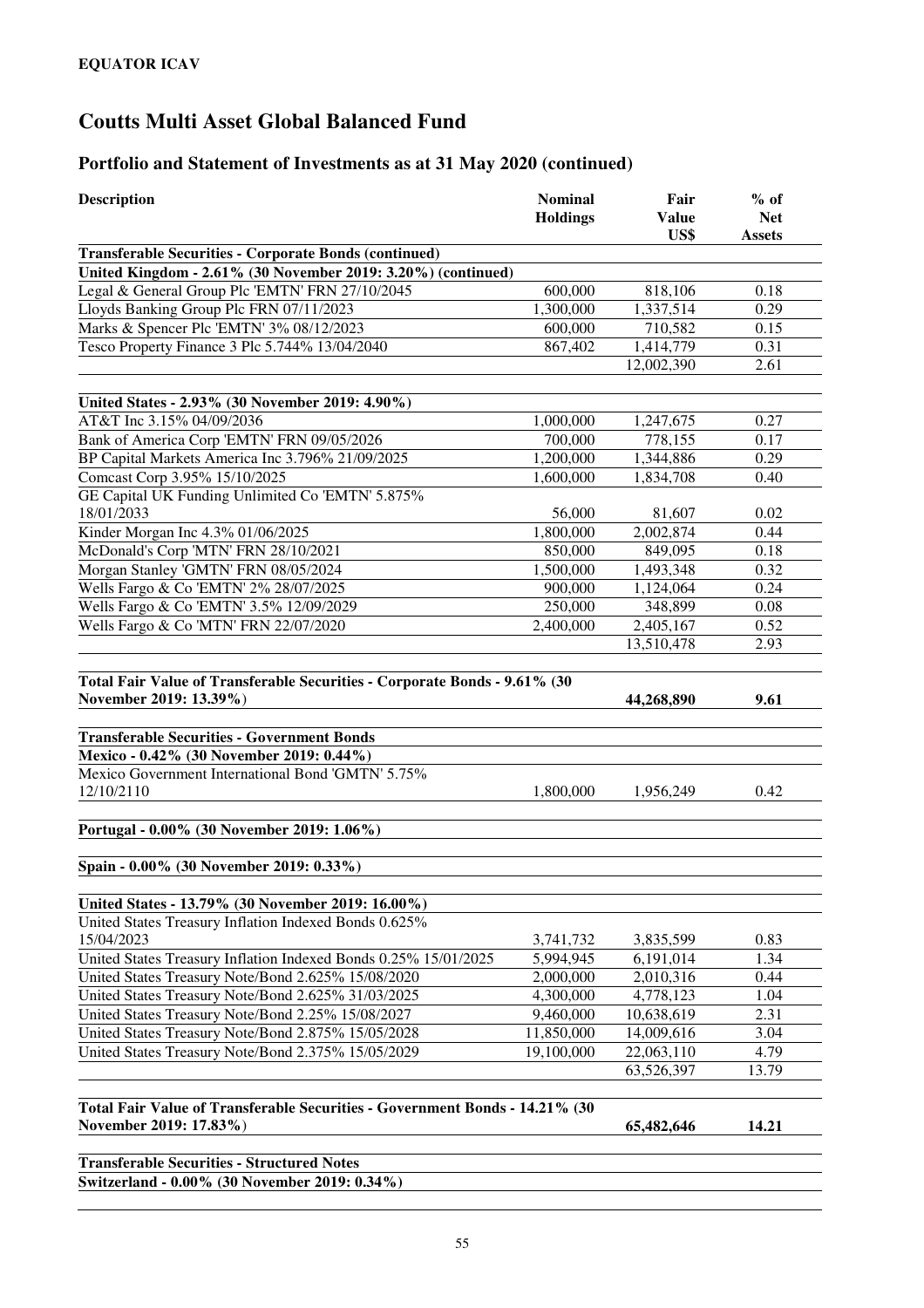**EQUATOR ICAV**

# Coutts Multi Asset Global Balanced Fund

## Portfolio and Statement of Investments as at 31 May 2020 (continued)

| Description | Nominal Holdings | Fair Value US$ | % of Net Assets |
|---|---|---|---|
| **Transferable Securities - Corporate Bonds (continued)** | | | |
| **United Kingdom - 2.61% (30 November 2019: 3.20%) (continued)** | | | |
| Legal & General Group Plc 'EMTN' FRN 27/10/2045 | 600,000 | 818,106 | 0.18 |
| Lloyds Banking Group Plc FRN 07/11/2023 | 1,300,000 | 1,337,514 | 0.29 |
| Marks & Spencer Plc 'EMTN' 3% 08/12/2023 | 600,000 | 710,582 | 0.15 |
| Tesco Property Finance 3 Plc 5.744% 13/04/2040 | 867,402 | 1,414,779 | 0.31 |
| | | 12,002,390 | 2.61 |
| **United States - 2.93% (30 November 2019: 4.90%)** | | | |
| AT&T Inc 3.15% 04/09/2036 | 1,000,000 | 1,247,675 | 0.27 |
| Bank of America Corp 'EMTN' FRN 09/05/2026 | 700,000 | 778,155 | 0.17 |
| BP Capital Markets America Inc 3.796% 21/09/2025 | 1,200,000 | 1,344,886 | 0.29 |
| Comcast Corp 3.95% 15/10/2025 | 1,600,000 | 1,834,708 | 0.40 |
| GE Capital UK Funding Unlimited Co 'EMTN' 5.875% 18/01/2033 | 56,000 | 81,607 | 0.02 |
| Kinder Morgan Inc 4.3% 01/06/2025 | 1,800,000 | 2,002,874 | 0.44 |
| McDonald's Corp 'MTN' FRN 28/10/2021 | 850,000 | 849,095 | 0.18 |
| Morgan Stanley 'GMTN' FRN 08/05/2024 | 1,500,000 | 1,493,348 | 0.32 |
| Wells Fargo & Co 'EMTN' 2% 28/07/2025 | 900,000 | 1,124,064 | 0.24 |
| Wells Fargo & Co 'EMTN' 3.5% 12/09/2029 | 250,000 | 348,899 | 0.08 |
| Wells Fargo & Co 'MTN' FRN 22/07/2020 | 2,400,000 | 2,405,167 | 0.52 |
| | | 13,510,478 | 2.93 |
| **Total Fair Value of Transferable Securities - Corporate Bonds - 9.61% (30 November 2019: 13.39%)** | | **44,268,890** | **9.61** |
| **Transferable Securities - Government Bonds** | | | |
| **Mexico - 0.42% (30 November 2019: 0.44%)** | | | |
| Mexico Government International Bond 'GMTN' 5.75% 12/10/2110 | 1,800,000 | 1,956,249 | 0.42 |
| **Portugal - 0.00% (30 November 2019: 1.06%)** | | | |
| **Spain - 0.00% (30 November 2019: 0.33%)** | | | |
| **United States - 13.79% (30 November 2019: 16.00%)** | | | |
| United States Treasury Inflation Indexed Bonds 0.625% 15/04/2023 | 3,741,732 | 3,835,599 | 0.83 |
| United States Treasury Inflation Indexed Bonds 0.25% 15/01/2025 | 5,994,945 | 6,191,014 | 1.34 |
| United States Treasury Note/Bond 2.625% 15/08/2020 | 2,000,000 | 2,010,316 | 0.44 |
| United States Treasury Note/Bond 2.625% 31/03/2025 | 4,300,000 | 4,778,123 | 1.04 |
| United States Treasury Note/Bond 2.25% 15/08/2027 | 9,460,000 | 10,638,619 | 2.31 |
| United States Treasury Note/Bond 2.875% 15/05/2028 | 11,850,000 | 14,009,616 | 3.04 |
| United States Treasury Note/Bond 2.375% 15/05/2029 | 19,100,000 | 22,063,110 | 4.79 |
| | | 63,526,397 | 13.79 |
| **Total Fair Value of Transferable Securities - Government Bonds - 14.21% (30 November 2019: 17.83%)** | | **65,482,646** | **14.21** |
| **Transferable Securities - Structured Notes** | | | |
| **Switzerland - 0.00% (30 November 2019: 0.34%)** | | | |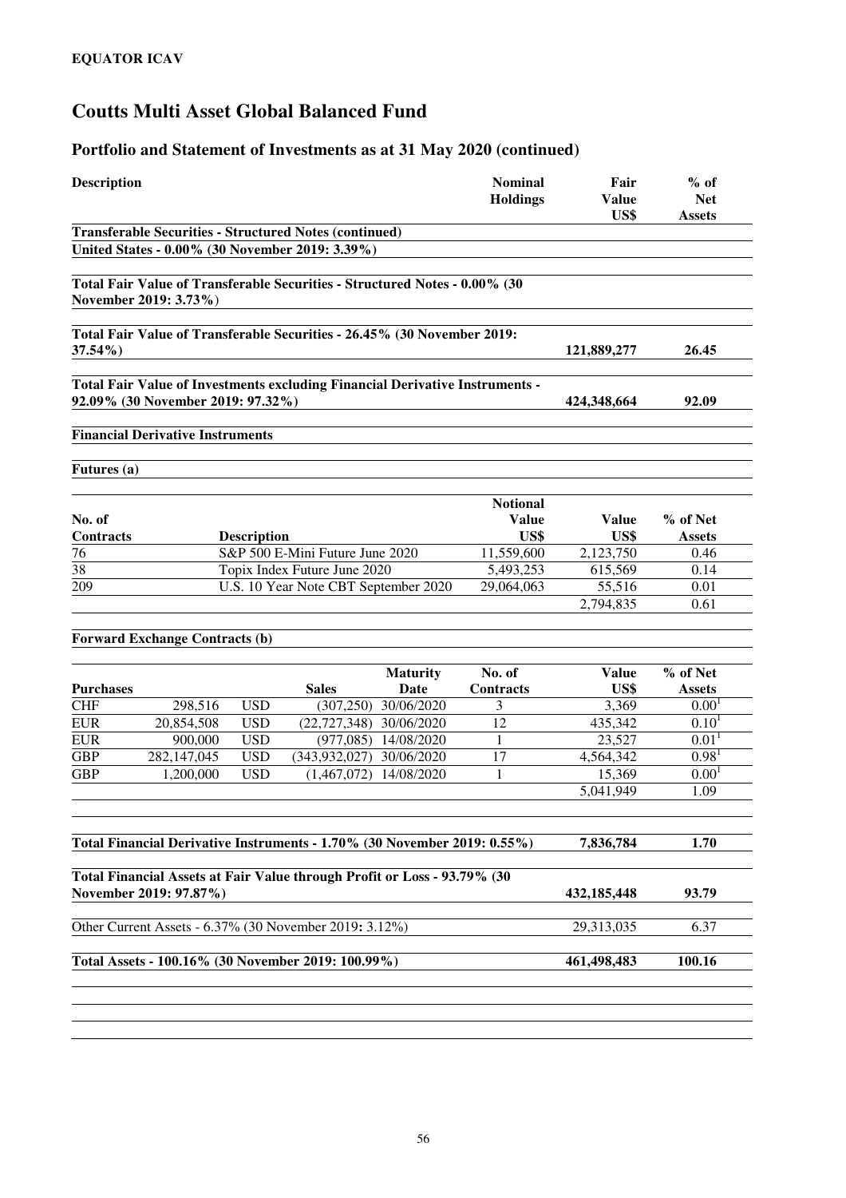**EQUATOR ICAV**

# Coutts Multi Asset Global Balanced Fund

## Portfolio and Statement of Investments as at 31 May 2020 (continued)

| Description | Nominal Holdings | Fair Value US$ | % of Net Assets |
|---|---|---|---|
| **Transferable Securities - Structured Notes (continued)** | | | |
| **United States - 0.00% (30 November 2019: 3.39%)** | | | |
| **Total Fair Value of Transferable Securities - Structured Notes - 0.00% (30 November 2019: 3.73%)** | | | |
| **Total Fair Value of Transferable Securities - 26.45% (30 November 2019: 37.54%)** | | **121,889,277** | **26.45** |
| **Total Fair Value of Investments excluding Financial Derivative Instruments - 92.09% (30 November 2019: 97.32%)** | | **424,348,664** | **92.09** |

**Financial Derivative Instruments**

**Futures (a)**

| No. of Contracts | Description | Notional Value US$ | Value US$ | % of Net Assets |
|---|---|---|---|---|
| 76 | S&P 500 E-Mini Future June 2020 | 11,559,600 | 2,123,750 | 0.46 |
| 38 | Topix Index Future June 2020 | 5,493,253 | 615,569 | 0.14 |
| 209 | U.S. 10 Year Note CBT September 2020 | 29,064,063 | 55,516 | 0.01 |
| | | | 2,794,835 | 0.61 |

**Forward Exchange Contracts (b)**

| Purchases | | | Sales | Maturity Date | No. of Contracts | Value US$ | % of Net Assets |
|---|---|---|---|---|---|---|---|
| CHF | 298,516 | USD | (307,250) | 30/06/2020 | 3 | 3,369 | 0.00[1] |
| EUR | 20,854,508 | USD | (22,727,348) | 30/06/2020 | 12 | 435,342 | 0.10[1] |
| EUR | 900,000 | USD | (977,085) | 14/08/2020 | 1 | 23,527 | 0.01[1] |
| GBP | 282,147,045 | USD | (343,932,027) | 30/06/2020 | 17 | 4,564,342 | 0.98[1] |
| GBP | 1,200,000 | USD | (1,467,072) | 14/08/2020 | 1 | 15,369 | 0.00[1] |
| | | | | | | 5,041,949 | 1.09 |

| Description | Value US$ | % of Net Assets |
|---|---|---|
| **Total Financial Derivative Instruments - 1.70% (30 November 2019: 0.55%)** | **7,836,784** | **1.70** |
| **Total Financial Assets at Fair Value through Profit or Loss - 93.79% (30 November 2019: 97.87%)** | **432,185,448** | **93.79** |
| Other Current Assets - 6.37% (30 November 2019: 3.12%) | 29,313,035 | 6.37 |
| **Total Assets - 100.16% (30 November 2019: 100.99%)** | **461,498,483** | **100.16** |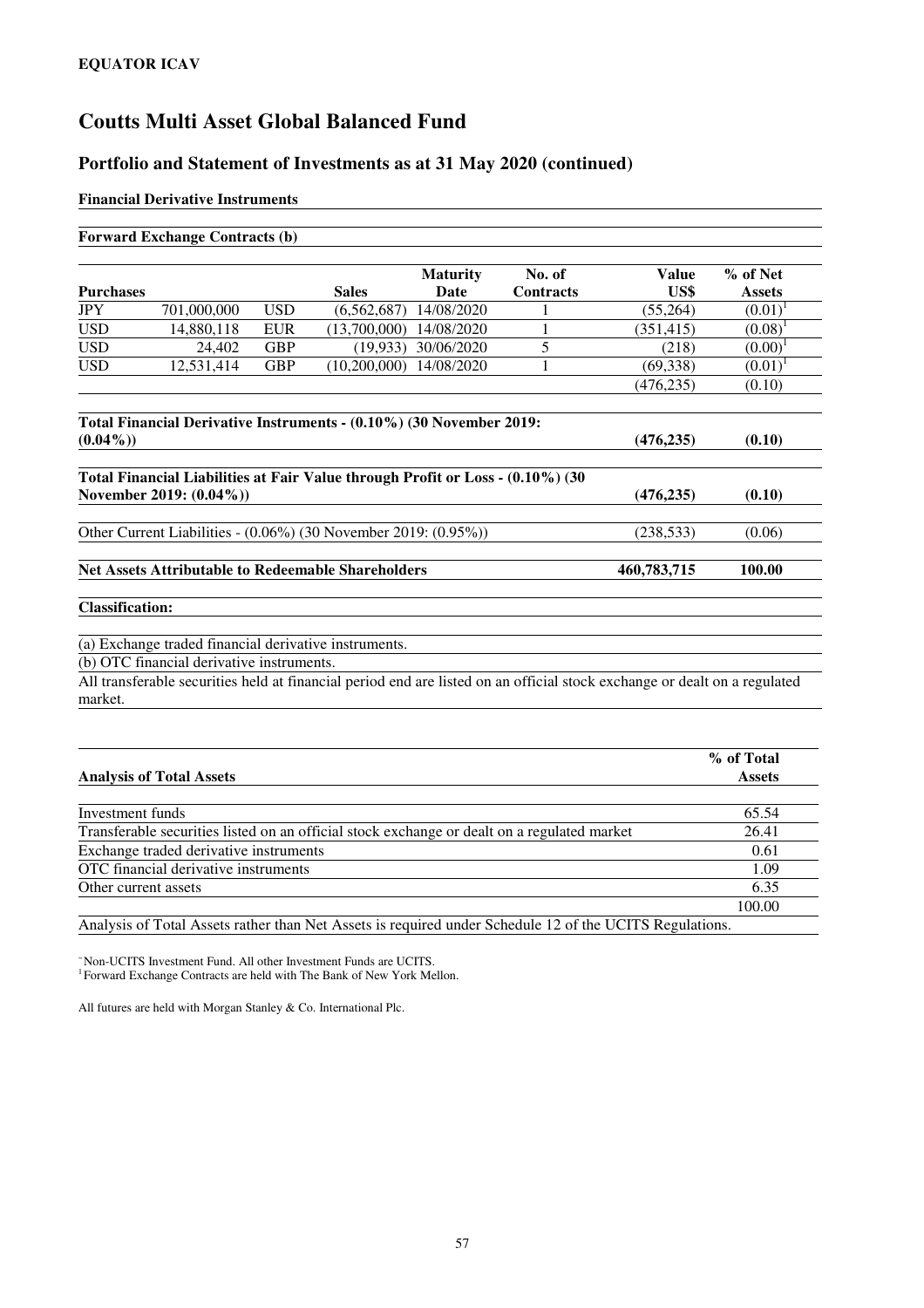**EQUATOR ICAV**

# Coutts Multi Asset Global Balanced Fund

## Portfolio and Statement of Investments as at 31 May 2020 (continued)

**Financial Derivative Instruments**

**Forward Exchange Contracts (b)**

| Purchases | | | Sales | Maturity Date | No. of Contracts | Value US$ | % of Net Assets |
|---|---|---|---|---|---|---|---|
| JPY | 701,000,000 | USD | (6,562,687) | 14/08/2020 | 1 | (55,264) | (0.01)[1] |
| USD | 14,880,118 | EUR | (13,700,000) | 14/08/2020 | 1 | (351,415) | (0.08)[1] |
| USD | 24,402 | GBP | (19,933) | 30/06/2020 | 5 | (218) | (0.00)[1] |
| USD | 12,531,414 | GBP | (10,200,000) | 14/08/2020 | 1 | (69,338) | (0.01)[1] |
| | | | | | | (476,235) | (0.10) |
| **Total Financial Derivative Instruments - (0.10%) (30 November 2019: (0.04%))** | | | | | | **(476,235)** | **(0.10)** |
| **Total Financial Liabilities at Fair Value through Profit or Loss - (0.10%) (30 November 2019: (0.04%))** | | | | | | **(476,235)** | **(0.10)** |
| Other Current Liabilities - (0.06%) (30 November 2019: (0.95%)) | | | | | | (238,533) | (0.06) |
| **Net Assets Attributable to Redeemable Shareholders** | | | | | | **460,783,715** | **100.00** |

**Classification:**

(a) Exchange traded financial derivative instruments.

(b) OTC financial derivative instruments.

All transferable securities held at financial period end are listed on an official stock exchange or dealt on a regulated market.

| Analysis of Total Assets | % of Total Assets |
|---|---|
| Investment funds | 65.54 |
| Transferable securities listed on an official stock exchange or dealt on a regulated market | 26.41 |
| Exchange traded derivative instruments | 0.61 |
| OTC financial derivative instruments | 1.09 |
| Other current assets | 6.35 |
| | 100.00 |

Analysis of Total Assets rather than Net Assets is required under Schedule 12 of the UCITS Regulations.

~Non-UCITS Investment Fund. All other Investment Funds are UCITS.

[1] Forward Exchange Contracts are held with The Bank of New York Mellon.

All futures are held with Morgan Stanley & Co. International Plc.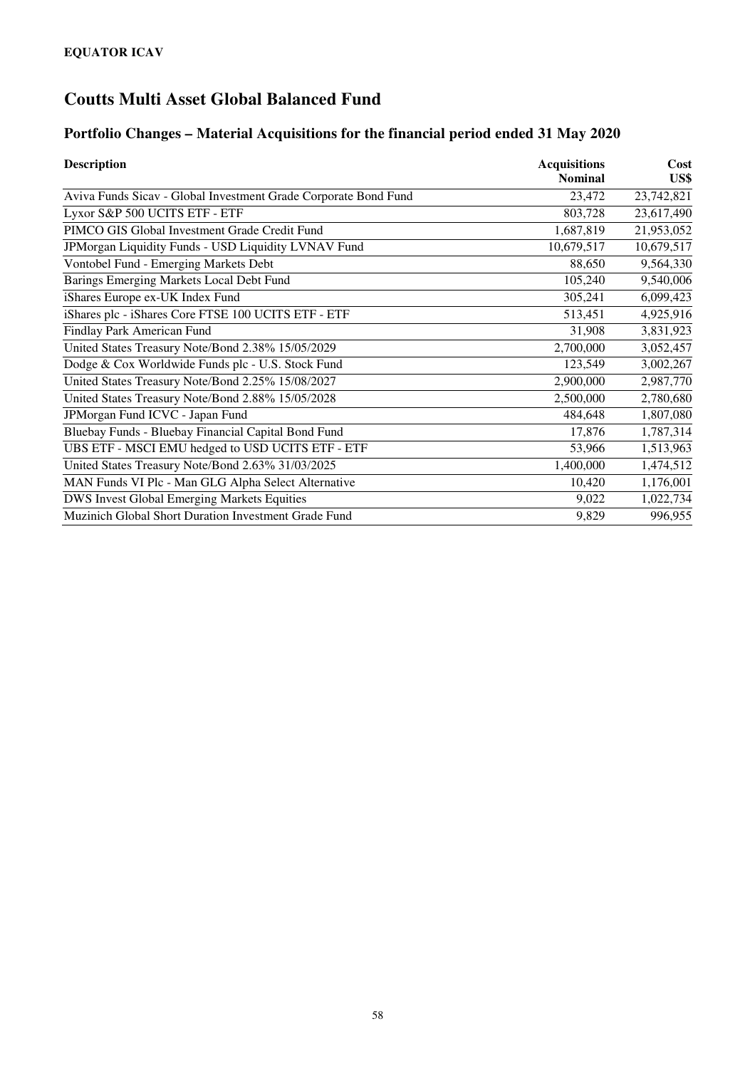**EQUATOR ICAV**

# Coutts Multi Asset Global Balanced Fund

## Portfolio Changes – Material Acquisitions for the financial period ended 31 May 2020

| Description | Acquisitions Nominal | Cost US$ |
|---|---|---|
| Aviva Funds Sicav - Global Investment Grade Corporate Bond Fund | 23,472 | 23,742,821 |
| Lyxor S&P 500 UCITS ETF - ETF | 803,728 | 23,617,490 |
| PIMCO GIS Global Investment Grade Credit Fund | 1,687,819 | 21,953,052 |
| JPMorgan Liquidity Funds - USD Liquidity LVNAV Fund | 10,679,517 | 10,679,517 |
| Vontobel Fund - Emerging Markets Debt | 88,650 | 9,564,330 |
| Barings Emerging Markets Local Debt Fund | 105,240 | 9,540,006 |
| iShares Europe ex-UK Index Fund | 305,241 | 6,099,423 |
| iShares plc - iShares Core FTSE 100 UCITS ETF - ETF | 513,451 | 4,925,916 |
| Findlay Park American Fund | 31,908 | 3,831,923 |
| United States Treasury Note/Bond 2.38% 15/05/2029 | 2,700,000 | 3,052,457 |
| Dodge & Cox Worldwide Funds plc - U.S. Stock Fund | 123,549 | 3,002,267 |
| United States Treasury Note/Bond 2.25% 15/08/2027 | 2,900,000 | 2,987,770 |
| United States Treasury Note/Bond 2.88% 15/05/2028 | 2,500,000 | 2,780,680 |
| JPMorgan Fund ICVC - Japan Fund | 484,648 | 1,807,080 |
| Bluebay Funds - Bluebay Financial Capital Bond Fund | 17,876 | 1,787,314 |
| UBS ETF - MSCI EMU hedged to USD UCITS ETF - ETF | 53,966 | 1,513,963 |
| United States Treasury Note/Bond 2.63% 31/03/2025 | 1,400,000 | 1,474,512 |
| MAN Funds VI Plc - Man GLG Alpha Select Alternative | 10,420 | 1,176,001 |
| DWS Invest Global Emerging Markets Equities | 9,022 | 1,022,734 |
| Muzinich Global Short Duration Investment Grade Fund | 9,829 | 996,955 |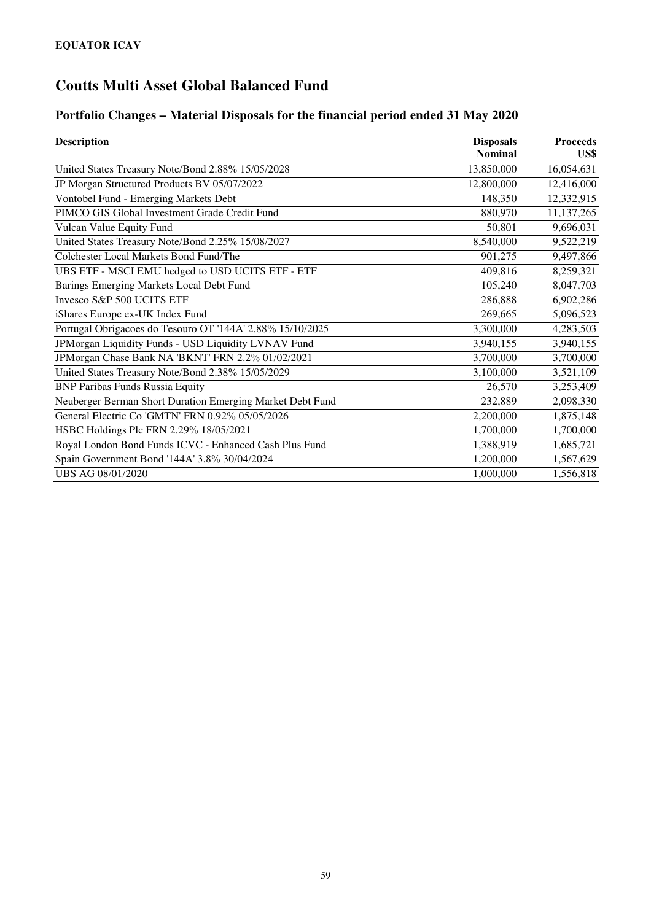**EQUATOR ICAV**

# Coutts Multi Asset Global Balanced Fund

## Portfolio Changes – Material Disposals for the financial period ended 31 May 2020

| Description | Disposals Nominal | Proceeds US$ |
|---|---|---|
| United States Treasury Note/Bond 2.88% 15/05/2028 | 13,850,000 | 16,054,631 |
| JP Morgan Structured Products BV 05/07/2022 | 12,800,000 | 12,416,000 |
| Vontobel Fund - Emerging Markets Debt | 148,350 | 12,332,915 |
| PIMCO GIS Global Investment Grade Credit Fund | 880,970 | 11,137,265 |
| Vulcan Value Equity Fund | 50,801 | 9,696,031 |
| United States Treasury Note/Bond 2.25% 15/08/2027 | 8,540,000 | 9,522,219 |
| Colchester Local Markets Bond Fund/The | 901,275 | 9,497,866 |
| UBS ETF - MSCI EMU hedged to USD UCITS ETF - ETF | 409,816 | 8,259,321 |
| Barings Emerging Markets Local Debt Fund | 105,240 | 8,047,703 |
| Invesco S&P 500 UCITS ETF | 286,888 | 6,902,286 |
| iShares Europe ex-UK Index Fund | 269,665 | 5,096,523 |
| Portugal Obrigacoes do Tesouro OT '144A' 2.88% 15/10/2025 | 3,300,000 | 4,283,503 |
| JPMorgan Liquidity Funds - USD Liquidity LVNAV Fund | 3,940,155 | 3,940,155 |
| JPMorgan Chase Bank NA 'BKNT' FRN 2.2% 01/02/2021 | 3,700,000 | 3,700,000 |
| United States Treasury Note/Bond 2.38% 15/05/2029 | 3,100,000 | 3,521,109 |
| BNP Paribas Funds Russia Equity | 26,570 | 3,253,409 |
| Neuberger Berman Short Duration Emerging Market Debt Fund | 232,889 | 2,098,330 |
| General Electric Co 'GMTN' FRN 0.92% 05/05/2026 | 2,200,000 | 1,875,148 |
| HSBC Holdings Plc FRN 2.29% 18/05/2021 | 1,700,000 | 1,700,000 |
| Royal London Bond Funds ICVC - Enhanced Cash Plus Fund | 1,388,919 | 1,685,721 |
| Spain Government Bond '144A' 3.8% 30/04/2024 | 1,200,000 | 1,567,629 |
| UBS AG 08/01/2020 | 1,000,000 | 1,556,818 |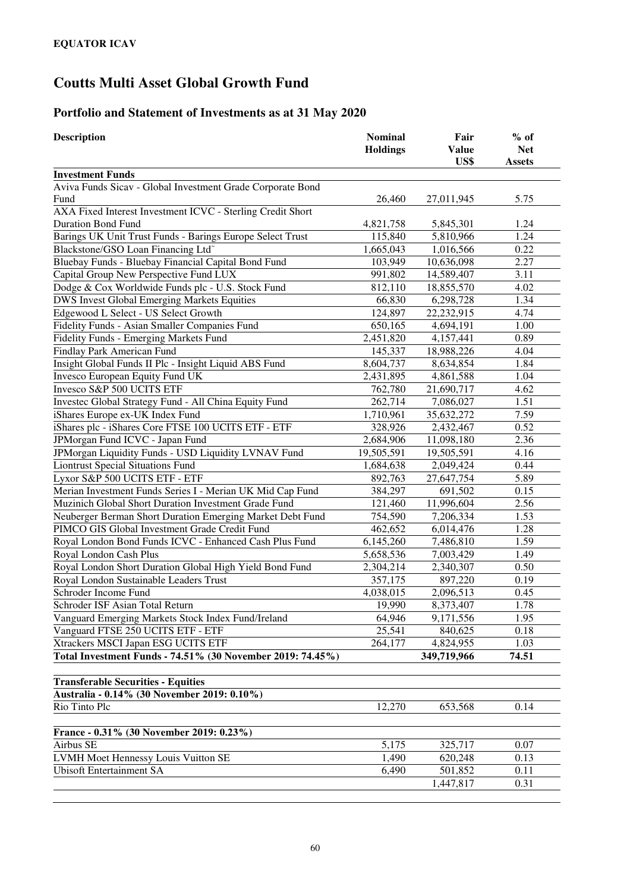**EQUATOR ICAV**

# Coutts Multi Asset Global Growth Fund

## Portfolio and Statement of Investments as at 31 May 2020

| Description | Nominal Holdings | Fair Value US$ | % of Net Assets |
|---|---|---|---|
| **Investment Funds** | | | |
| Aviva Funds Sicav - Global Investment Grade Corporate Bond Fund | 26,460 | 27,011,945 | 5.75 |
| AXA Fixed Interest Investment ICVC - Sterling Credit Short Duration Bond Fund | 4,821,758 | 5,845,301 | 1.24 |
| Barings UK Unit Trust Funds - Barings Europe Select Trust | 115,840 | 5,810,966 | 1.24 |
| Blackstone/GSO Loan Financing Ltd˜ | 1,665,043 | 1,016,566 | 0.22 |
| Bluebay Funds - Bluebay Financial Capital Bond Fund | 103,949 | 10,636,098 | 2.27 |
| Capital Group New Perspective Fund LUX | 991,802 | 14,589,407 | 3.11 |
| Dodge & Cox Worldwide Funds plc - U.S. Stock Fund | 812,110 | 18,855,570 | 4.02 |
| DWS Invest Global Emerging Markets Equities | 66,830 | 6,298,728 | 1.34 |
| Edgewood L Select - US Select Growth | 124,897 | 22,232,915 | 4.74 |
| Fidelity Funds - Asian Smaller Companies Fund | 650,165 | 4,694,191 | 1.00 |
| Fidelity Funds - Emerging Markets Fund | 2,451,820 | 4,157,441 | 0.89 |
| Findlay Park American Fund | 145,337 | 18,988,226 | 4.04 |
| Insight Global Funds II Plc - Insight Liquid ABS Fund | 8,604,737 | 8,634,854 | 1.84 |
| Invesco European Equity Fund UK | 2,431,895 | 4,861,588 | 1.04 |
| Invesco S&P 500 UCITS ETF | 762,780 | 21,690,717 | 4.62 |
| Investec Global Strategy Fund - All China Equity Fund | 262,714 | 7,086,027 | 1.51 |
| iShares Europe ex-UK Index Fund | 1,710,961 | 35,632,272 | 7.59 |
| iShares plc - iShares Core FTSE 100 UCITS ETF - ETF | 328,926 | 2,432,467 | 0.52 |
| JPMorgan Fund ICVC - Japan Fund | 2,684,906 | 11,098,180 | 2.36 |
| JPMorgan Liquidity Funds - USD Liquidity LVNAV Fund | 19,505,591 | 19,505,591 | 4.16 |
| Liontrust Special Situations Fund | 1,684,638 | 2,049,424 | 0.44 |
| Lyxor S&P 500 UCITS ETF - ETF | 892,763 | 27,647,754 | 5.89 |
| Merian Investment Funds Series I - Merian UK Mid Cap Fund | 384,297 | 691,502 | 0.15 |
| Muzinich Global Short Duration Investment Grade Fund | 121,460 | 11,996,604 | 2.56 |
| Neuberger Berman Short Duration Emerging Market Debt Fund | 754,590 | 7,206,334 | 1.53 |
| PIMCO GIS Global Investment Grade Credit Fund | 462,652 | 6,014,476 | 1.28 |
| Royal London Bond Funds ICVC - Enhanced Cash Plus Fund | 6,145,260 | 7,486,810 | 1.59 |
| Royal London Cash Plus | 5,658,536 | 7,003,429 | 1.49 |
| Royal London Short Duration Global High Yield Bond Fund | 2,304,214 | 2,340,307 | 0.50 |
| Royal London Sustainable Leaders Trust | 357,175 | 897,220 | 0.19 |
| Schroder Income Fund | 4,038,015 | 2,096,513 | 0.45 |
| Schroder ISF Asian Total Return | 19,990 | 8,373,407 | 1.78 |
| Vanguard Emerging Markets Stock Index Fund/Ireland | 64,946 | 9,171,556 | 1.95 |
| Vanguard FTSE 250 UCITS ETF - ETF | 25,541 | 840,625 | 0.18 |
| Xtrackers MSCI Japan ESG UCITS ETF | 264,177 | 4,824,955 | 1.03 |
| **Total Investment Funds - 74.51% (30 November 2019: 74.45%)** | | **349,719,966** | **74.51** |
| | | | |
| **Transferable Securities - Equities** | | | |
| **Australia - 0.14% (30 November 2019: 0.10%)** | | | |
| Rio Tinto Plc | 12,270 | 653,568 | 0.14 |
| | | | |
| **France - 0.31% (30 November 2019: 0.23%)** | | | |
| Airbus SE | 5,175 | 325,717 | 0.07 |
| LVMH Moet Hennessy Louis Vuitton SE | 1,490 | 620,248 | 0.13 |
| Ubisoft Entertainment SA | 6,490 | 501,852 | 0.11 |
| | | 1,447,817 | 0.31 |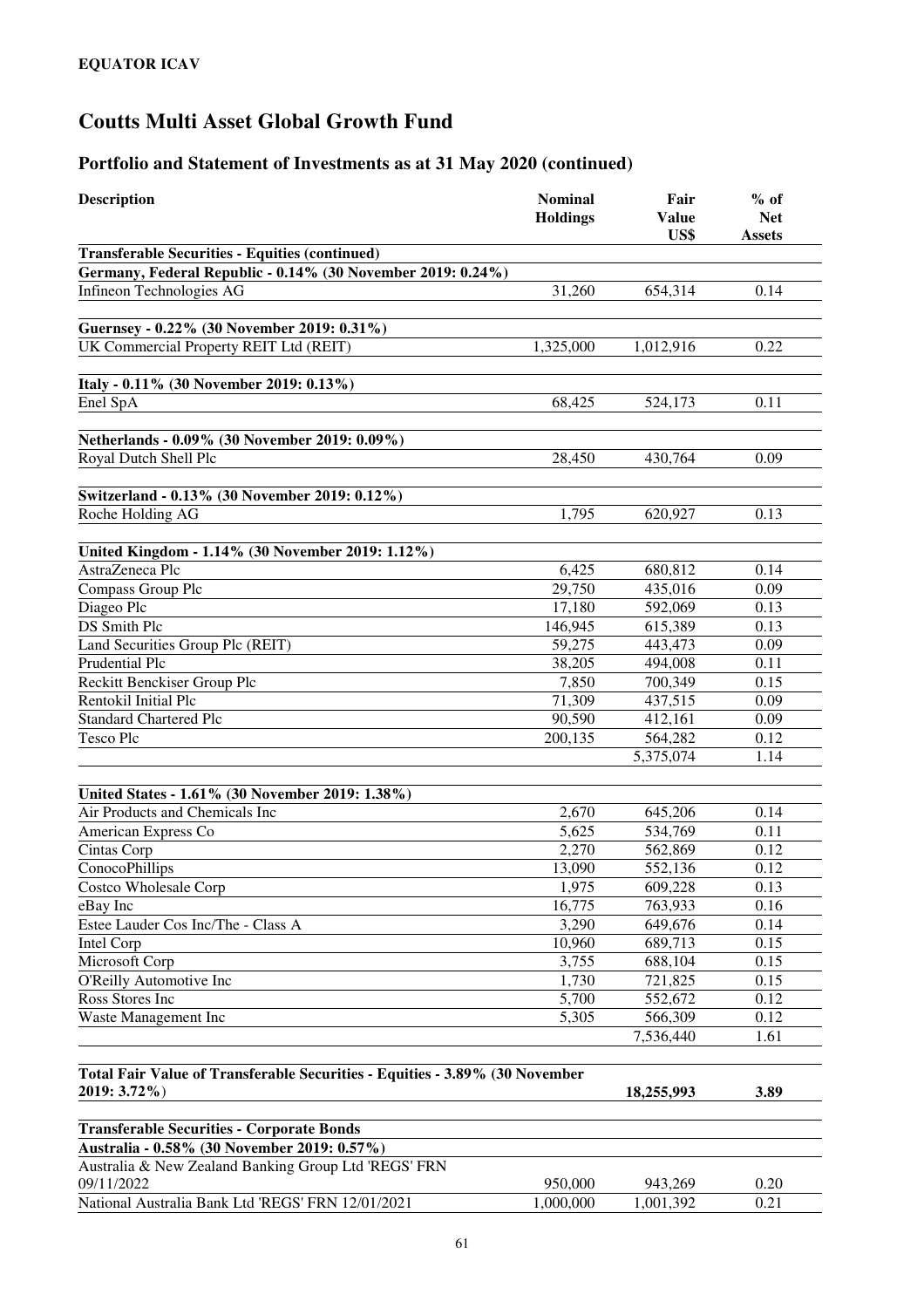**EQUATOR ICAV**

# Coutts Multi Asset Global Growth Fund

## Portfolio and Statement of Investments as at 31 May 2020 (continued)

| Description | Nominal Holdings | Fair Value US$ | % of Net Assets |
|---|---|---|---|
| **Transferable Securities - Equities (continued)** | | | |
| **Germany, Federal Republic - 0.14% (30 November 2019: 0.24%)** | | | |
| Infineon Technologies AG | 31,260 | 654,314 | 0.14 |
| **Guernsey - 0.22% (30 November 2019: 0.31%)** | | | |
| UK Commercial Property REIT Ltd (REIT) | 1,325,000 | 1,012,916 | 0.22 |
| **Italy - 0.11% (30 November 2019: 0.13%)** | | | |
| Enel SpA | 68,425 | 524,173 | 0.11 |
| **Netherlands - 0.09% (30 November 2019: 0.09%)** | | | |
| Royal Dutch Shell Plc | 28,450 | 430,764 | 0.09 |
| **Switzerland - 0.13% (30 November 2019: 0.12%)** | | | |
| Roche Holding AG | 1,795 | 620,927 | 0.13 |
| **United Kingdom - 1.14% (30 November 2019: 1.12%)** | | | |
| AstraZeneca Plc | 6,425 | 680,812 | 0.14 |
| Compass Group Plc | 29,750 | 435,016 | 0.09 |
| Diageo Plc | 17,180 | 592,069 | 0.13 |
| DS Smith Plc | 146,945 | 615,389 | 0.13 |
| Land Securities Group Plc (REIT) | 59,275 | 443,473 | 0.09 |
| Prudential Plc | 38,205 | 494,008 | 0.11 |
| Reckitt Benckiser Group Plc | 7,850 | 700,349 | 0.15 |
| Rentokil Initial Plc | 71,309 | 437,515 | 0.09 |
| Standard Chartered Plc | 90,590 | 412,161 | 0.09 |
| Tesco Plc | 200,135 | 564,282 | 0.12 |
| | | 5,375,074 | 1.14 |
| **United States - 1.61% (30 November 2019: 1.38%)** | | | |
| Air Products and Chemicals Inc | 2,670 | 645,206 | 0.14 |
| American Express Co | 5,625 | 534,769 | 0.11 |
| Cintas Corp | 2,270 | 562,869 | 0.12 |
| ConocoPhillips | 13,090 | 552,136 | 0.12 |
| Costco Wholesale Corp | 1,975 | 609,228 | 0.13 |
| eBay Inc | 16,775 | 763,933 | 0.16 |
| Estee Lauder Cos Inc/The - Class A | 3,290 | 649,676 | 0.14 |
| Intel Corp | 10,960 | 689,713 | 0.15 |
| Microsoft Corp | 3,755 | 688,104 | 0.15 |
| O'Reilly Automotive Inc | 1,730 | 721,825 | 0.15 |
| Ross Stores Inc | 5,700 | 552,672 | 0.12 |
| Waste Management Inc | 5,305 | 566,309 | 0.12 |
| | | 7,536,440 | 1.61 |
| **Total Fair Value of Transferable Securities - Equities - 3.89% (30 November 2019: 3.72%)** | | **18,255,993** | **3.89** |
| **Transferable Securities - Corporate Bonds** | | | |
| **Australia - 0.58% (30 November 2019: 0.57%)** | | | |
| Australia & New Zealand Banking Group Ltd 'REGS' FRN 09/11/2022 | 950,000 | 943,269 | 0.20 |
| National Australia Bank Ltd 'REGS' FRN 12/01/2021 | 1,000,000 | 1,001,392 | 0.21 |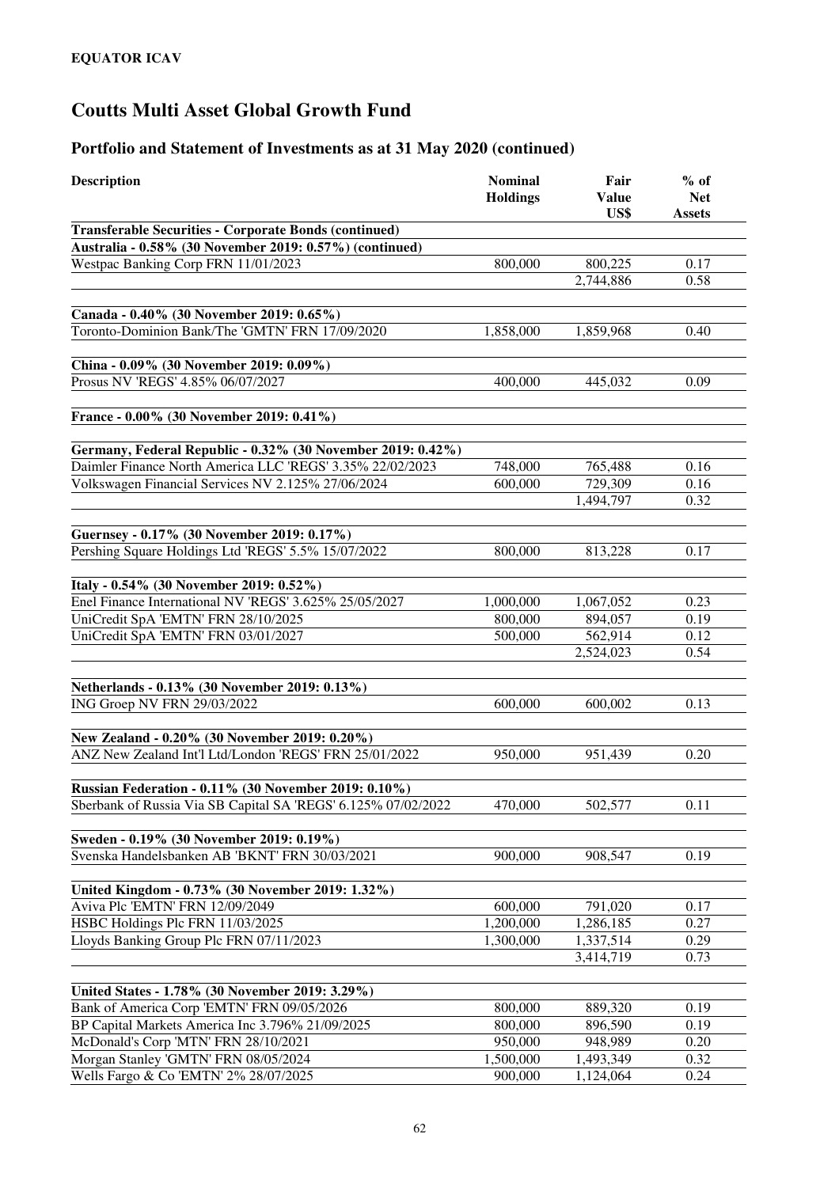**EQUATOR ICAV**

# Coutts Multi Asset Global Growth Fund

## Portfolio and Statement of Investments as at 31 May 2020 (continued)

| Description | Nominal Holdings | Fair Value US$ | % of Net Assets |
|---|---|---|---|
| **Transferable Securities - Corporate Bonds (continued)** | | | |
| **Australia - 0.58% (30 November 2019: 0.57%) (continued)** | | | |
| Westpac Banking Corp FRN 11/01/2023 | 800,000 | 800,225 | 0.17 |
| | | 2,744,886 | 0.58 |
| **Canada - 0.40% (30 November 2019: 0.65%)** | | | |
| Toronto-Dominion Bank/The 'GMTN' FRN 17/09/2020 | 1,858,000 | 1,859,968 | 0.40 |
| **China - 0.09% (30 November 2019: 0.09%)** | | | |
| Prosus NV 'REGS' 4.85% 06/07/2027 | 400,000 | 445,032 | 0.09 |
| **France - 0.00% (30 November 2019: 0.41%)** | | | |
| **Germany, Federal Republic - 0.32% (30 November 2019: 0.42%)** | | | |
| Daimler Finance North America LLC 'REGS' 3.35% 22/02/2023 | 748,000 | 765,488 | 0.16 |
| Volkswagen Financial Services NV 2.125% 27/06/2024 | 600,000 | 729,309 | 0.16 |
| | | 1,494,797 | 0.32 |
| **Guernsey - 0.17% (30 November 2019: 0.17%)** | | | |
| Pershing Square Holdings Ltd 'REGS' 5.5% 15/07/2022 | 800,000 | 813,228 | 0.17 |
| **Italy - 0.54% (30 November 2019: 0.52%)** | | | |
| Enel Finance International NV 'REGS' 3.625% 25/05/2027 | 1,000,000 | 1,067,052 | 0.23 |
| UniCredit SpA 'EMTN' FRN 28/10/2025 | 800,000 | 894,057 | 0.19 |
| UniCredit SpA 'EMTN' FRN 03/01/2027 | 500,000 | 562,914 | 0.12 |
| | | 2,524,023 | 0.54 |
| **Netherlands - 0.13% (30 November 2019: 0.13%)** | | | |
| ING Groep NV FRN 29/03/2022 | 600,000 | 600,002 | 0.13 |
| **New Zealand - 0.20% (30 November 2019: 0.20%)** | | | |
| ANZ New Zealand Int'l Ltd/London 'REGS' FRN 25/01/2022 | 950,000 | 951,439 | 0.20 |
| **Russian Federation - 0.11% (30 November 2019: 0.10%)** | | | |
| Sberbank of Russia Via SB Capital SA 'REGS' 6.125% 07/02/2022 | 470,000 | 502,577 | 0.11 |
| **Sweden - 0.19% (30 November 2019: 0.19%)** | | | |
| Svenska Handelsbanken AB 'BKNT' FRN 30/03/2021 | 900,000 | 908,547 | 0.19 |
| **United Kingdom - 0.73% (30 November 2019: 1.32%)** | | | |
| Aviva Plc 'EMTN' FRN 12/09/2049 | 600,000 | 791,020 | 0.17 |
| HSBC Holdings Plc FRN 11/03/2025 | 1,200,000 | 1,286,185 | 0.27 |
| Lloyds Banking Group Plc FRN 07/11/2023 | 1,300,000 | 1,337,514 | 0.29 |
| | | 3,414,719 | 0.73 |
| **United States - 1.78% (30 November 2019: 3.29%)** | | | |
| Bank of America Corp 'EMTN' FRN 09/05/2026 | 800,000 | 889,320 | 0.19 |
| BP Capital Markets America Inc 3.796% 21/09/2025 | 800,000 | 896,590 | 0.19 |
| McDonald's Corp 'MTN' FRN 28/10/2021 | 950,000 | 948,989 | 0.20 |
| Morgan Stanley 'GMTN' FRN 08/05/2024 | 1,500,000 | 1,493,349 | 0.32 |
| Wells Fargo & Co 'EMTN' 2% 28/07/2025 | 900,000 | 1,124,064 | 0.24 |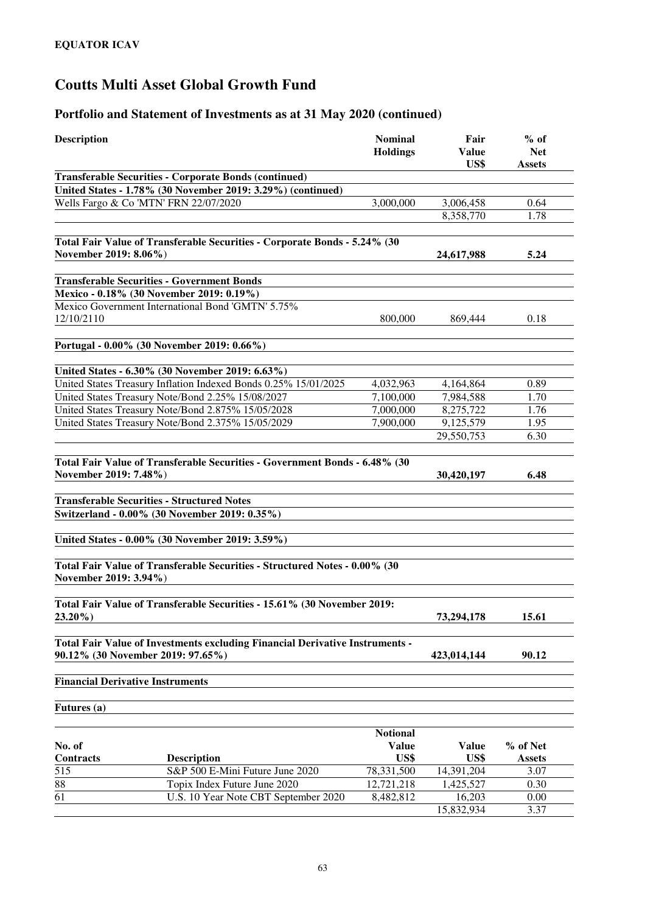**EQUATOR ICAV**

# Coutts Multi Asset Global Growth Fund

## Portfolio and Statement of Investments as at 31 May 2020 (continued)

| Description | Nominal Holdings | Fair Value US$ | % of Net Assets |
|---|---|---|---|
| **Transferable Securities - Corporate Bonds (continued)** | | | |
| **United States - 1.78% (30 November 2019: 3.29%) (continued)** | | | |
| Wells Fargo & Co 'MTN' FRN 22/07/2020 | 3,000,000 | 3,006,458 | 0.64 |
| | | 8,358,770 | 1.78 |
| **Total Fair Value of Transferable Securities - Corporate Bonds - 5.24% (30 November 2019: 8.06%)** | | **24,617,988** | **5.24** |
| **Transferable Securities - Government Bonds** | | | |
| **Mexico - 0.18% (30 November 2019: 0.19%)** | | | |
| Mexico Government International Bond 'GMTN' 5.75% 12/10/2110 | 800,000 | 869,444 | 0.18 |
| **Portugal - 0.00% (30 November 2019: 0.66%)** | | | |
| **United States - 6.30% (30 November 2019: 6.63%)** | | | |
| United States Treasury Inflation Indexed Bonds 0.25% 15/01/2025 | 4,032,963 | 4,164,864 | 0.89 |
| United States Treasury Note/Bond 2.25% 15/08/2027 | 7,100,000 | 7,984,588 | 1.70 |
| United States Treasury Note/Bond 2.875% 15/05/2028 | 7,000,000 | 8,275,722 | 1.76 |
| United States Treasury Note/Bond 2.375% 15/05/2029 | 7,900,000 | 9,125,579 | 1.95 |
| | | 29,550,753 | 6.30 |
| **Total Fair Value of Transferable Securities - Government Bonds - 6.48% (30 November 2019: 7.48%)** | | **30,420,197** | **6.48** |
| **Transferable Securities - Structured Notes** | | | |
| **Switzerland - 0.00% (30 November 2019: 0.35%)** | | | |
| **United States - 0.00% (30 November 2019: 3.59%)** | | | |
| **Total Fair Value of Transferable Securities - Structured Notes - 0.00% (30 November 2019: 3.94%)** | | | |
| **Total Fair Value of Transferable Securities - 15.61% (30 November 2019: 23.20%)** | | **73,294,178** | **15.61** |
| **Total Fair Value of Investments excluding Financial Derivative Instruments - 90.12% (30 November 2019: 97.65%)** | | **423,014,144** | **90.12** |

**Financial Derivative Instruments**

**Futures (a)**

| No. of Contracts | Description | Notional Value US$ | Value US$ | % of Net Assets |
|---|---|---|---|---|
| 515 | S&P 500 E-Mini Future June 2020 | 78,331,500 | 14,391,204 | 3.07 |
| 88 | Topix Index Future June 2020 | 12,721,218 | 1,425,527 | 0.30 |
| 61 | U.S. 10 Year Note CBT September 2020 | 8,482,812 | 16,203 | 0.00 |
| | | | 15,832,934 | 3.37 |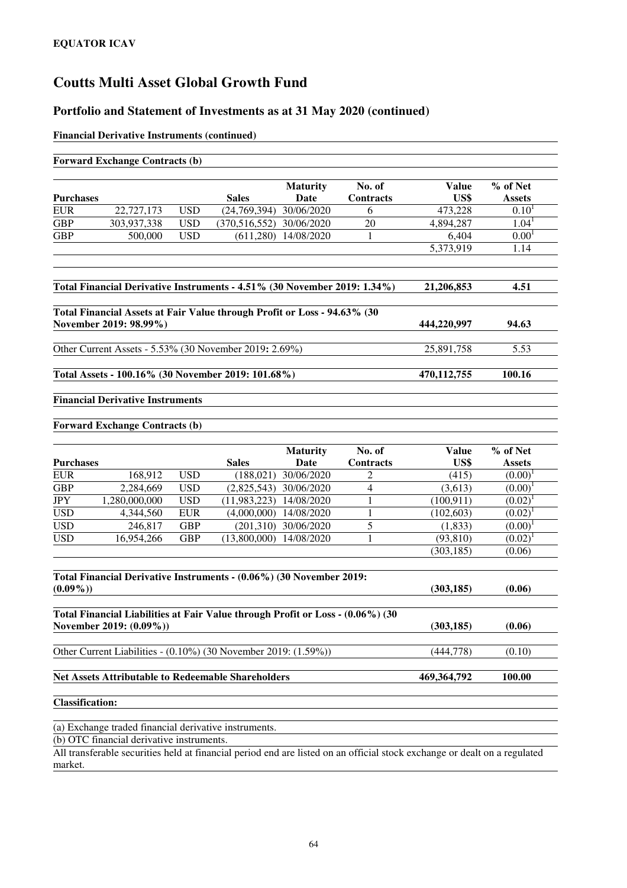**EQUATOR ICAV**

# Coutts Multi Asset Global Growth Fund

## Portfolio and Statement of Investments as at 31 May 2020 (continued)

**Financial Derivative Instruments (continued)**

**Forward Exchange Contracts (b)**

| Purchases | | | Sales | Maturity Date | No. of Contracts | Value US$ | % of Net Assets |
|---|---|---|---|---|---|---|---|
| EUR | 22,727,173 | USD | (24,769,394) | 30/06/2020 | 6 | 473,228 | 0.10[1] |
| GBP | 303,937,338 | USD | (370,516,552) | 30/06/2020 | 20 | 4,894,287 | 1.04[1] |
| GBP | 500,000 | USD | (611,280) | 14/08/2020 | 1 | 6,404 | 0.00[1] |
| | | | | | | 5,373,919 | 1.14 |

| | Value US$ | % of Net Assets |
|---|---|---|
| **Total Financial Derivative Instruments - 4.51% (30 November 2019: 1.34%)** | **21,206,853** | **4.51** |
| **Total Financial Assets at Fair Value through Profit or Loss - 94.63% (30 November 2019: 98.99%)** | **444,220,997** | **94.63** |
| Other Current Assets - 5.53% (30 November 2019: 2.69%) | 25,891,758 | 5.53 |
| **Total Assets - 100.16% (30 November 2019: 101.68%)** | **470,112,755** | **100.16** |

**Financial Derivative Instruments**

**Forward Exchange Contracts (b)**

| Purchases | | | Sales | Maturity Date | No. of Contracts | Value US$ | % of Net Assets |
|---|---|---|---|---|---|---|---|
| EUR | 168,912 | USD | (188,021) | 30/06/2020 | 2 | (415) | (0.00)[1] |
| GBP | 2,284,669 | USD | (2,825,543) | 30/06/2020 | 4 | (3,613) | (0.00)[1] |
| JPY | 1,280,000,000 | USD | (11,983,223) | 14/08/2020 | 1 | (100,911) | (0.02)[1] |
| USD | 4,344,560 | EUR | (4,000,000) | 14/08/2020 | 1 | (102,603) | (0.02)[1] |
| USD | 246,817 | GBP | (201,310) | 30/06/2020 | 5 | (1,833) | (0.00)[1] |
| USD | 16,954,266 | GBP | (13,800,000) | 14/08/2020 | 1 | (93,810) | (0.02)[1] |
| | | | | | | (303,185) | (0.06) |

| | Value US$ | % of Net Assets |
|---|---|---|
| **Total Financial Derivative Instruments - (0.06%) (30 November 2019: (0.09%))** | **(303,185)** | **(0.06)** |
| **Total Financial Liabilities at Fair Value through Profit or Loss - (0.06%) (30 November 2019: (0.09%))** | **(303,185)** | **(0.06)** |
| Other Current Liabilities - (0.10%) (30 November 2019: (1.59%)) | (444,778) | (0.10) |
| **Net Assets Attributable to Redeemable Shareholders** | **469,364,792** | **100.00** |

**Classification:**

(a) Exchange traded financial derivative instruments.

(b) OTC financial derivative instruments.

All transferable securities held at financial period end are listed on an official stock exchange or dealt on a regulated market.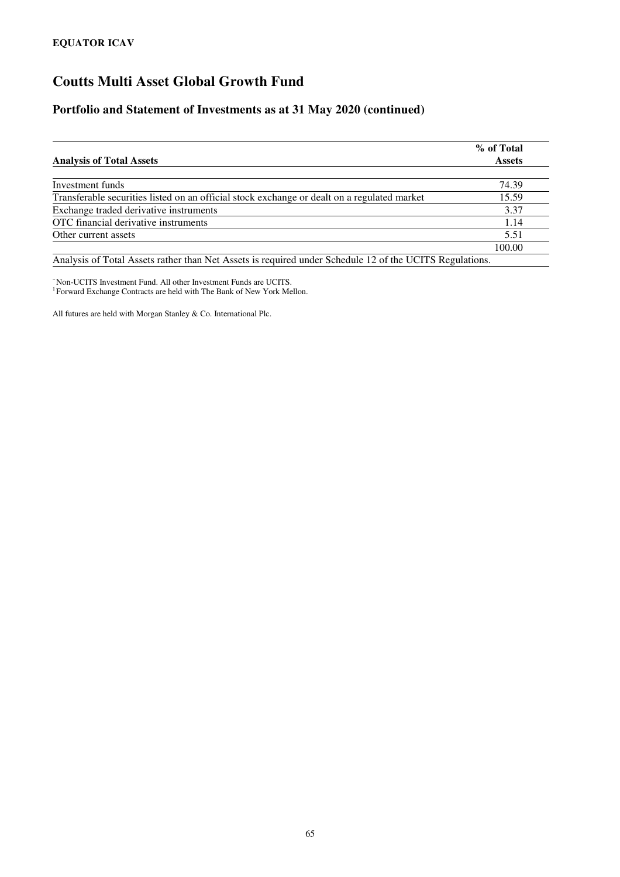# Coutts Multi Asset Global Growth Fund

## Portfolio and Statement of Investments as at 31 May 2020 (continued)

| **Analysis of Total Assets** | **% of Total Assets** |
|---|---|
| Investment funds | 74.39 |
| Transferable securities listed on an official stock exchange or dealt on a regulated market | 15.59 |
| Exchange traded derivative instruments | 3.37 |
| OTC financial derivative instruments | 1.14 |
| Other current assets | 5.51 |
| | 100.00 |

Analysis of Total Assets rather than Net Assets is required under Schedule 12 of the UCITS Regulations.

~Non-UCITS Investment Fund. All other Investment Funds are UCITS.
[1]Forward Exchange Contracts are held with The Bank of New York Mellon.

All futures are held with Morgan Stanley & Co. International Plc.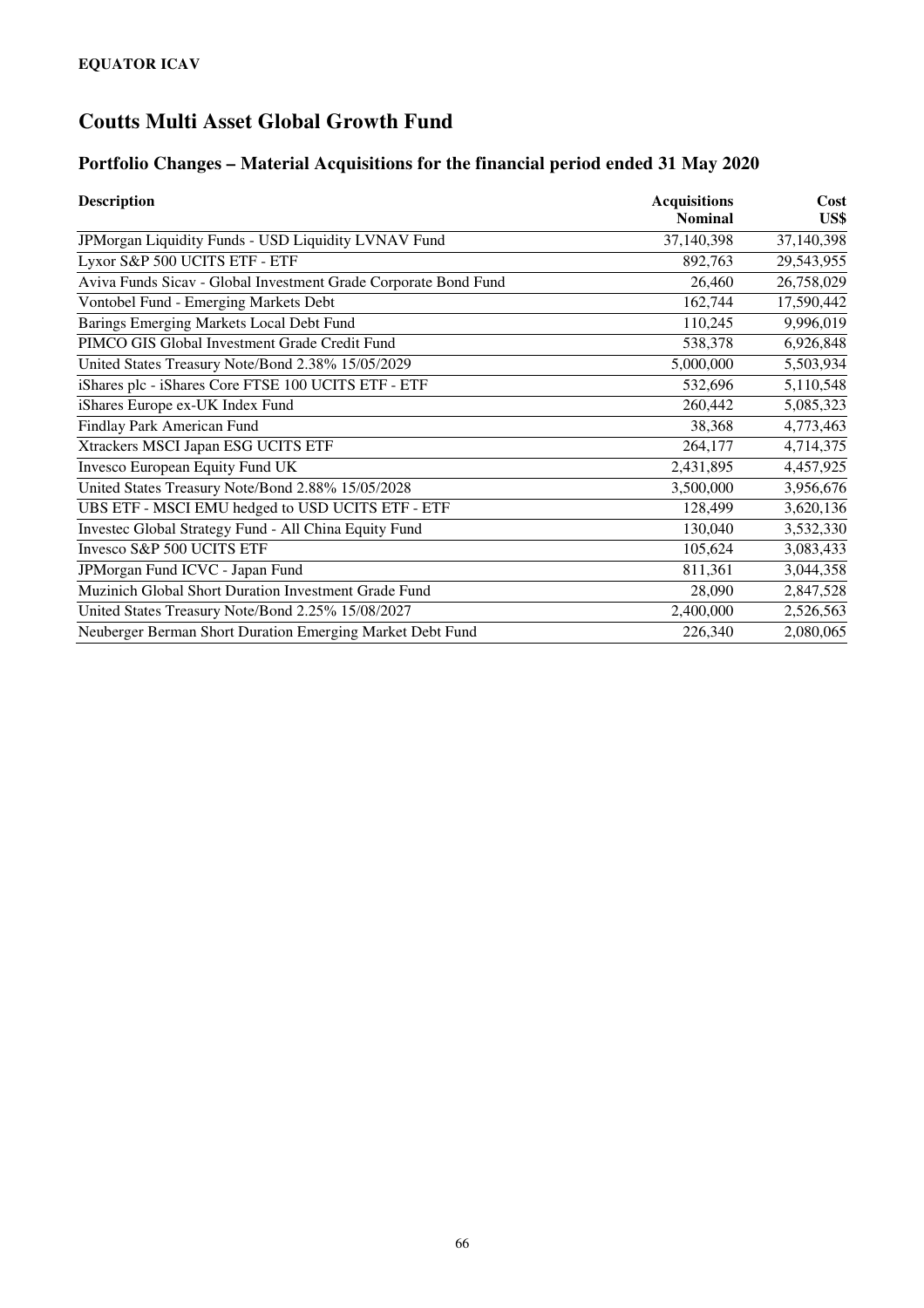**EQUATOR ICAV**

# Coutts Multi Asset Global Growth Fund

## Portfolio Changes – Material Acquisitions for the financial period ended 31 May 2020

| Description | Acquisitions Nominal | Cost US$ |
|---|---:|---:|
| JPMorgan Liquidity Funds - USD Liquidity LVNAV Fund | 37,140,398 | 37,140,398 |
| Lyxor S&P 500 UCITS ETF - ETF | 892,763 | 29,543,955 |
| Aviva Funds Sicav - Global Investment Grade Corporate Bond Fund | 26,460 | 26,758,029 |
| Vontobel Fund - Emerging Markets Debt | 162,744 | 17,590,442 |
| Barings Emerging Markets Local Debt Fund | 110,245 | 9,996,019 |
| PIMCO GIS Global Investment Grade Credit Fund | 538,378 | 6,926,848 |
| United States Treasury Note/Bond 2.38% 15/05/2029 | 5,000,000 | 5,503,934 |
| iShares plc - iShares Core FTSE 100 UCITS ETF - ETF | 532,696 | 5,110,548 |
| iShares Europe ex-UK Index Fund | 260,442 | 5,085,323 |
| Findlay Park American Fund | 38,368 | 4,773,463 |
| Xtrackers MSCI Japan ESG UCITS ETF | 264,177 | 4,714,375 |
| Invesco European Equity Fund UK | 2,431,895 | 4,457,925 |
| United States Treasury Note/Bond 2.88% 15/05/2028 | 3,500,000 | 3,956,676 |
| UBS ETF - MSCI EMU hedged to USD UCITS ETF - ETF | 128,499 | 3,620,136 |
| Investec Global Strategy Fund - All China Equity Fund | 130,040 | 3,532,330 |
| Invesco S&P 500 UCITS ETF | 105,624 | 3,083,433 |
| JPMorgan Fund ICVC - Japan Fund | 811,361 | 3,044,358 |
| Muzinich Global Short Duration Investment Grade Fund | 28,090 | 2,847,528 |
| United States Treasury Note/Bond 2.25% 15/08/2027 | 2,400,000 | 2,526,563 |
| Neuberger Berman Short Duration Emerging Market Debt Fund | 226,340 | 2,080,065 |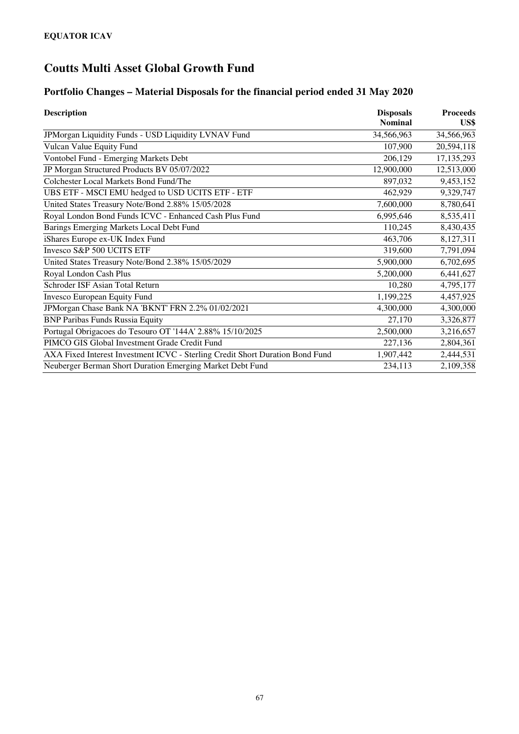**EQUATOR ICAV**

# Coutts Multi Asset Global Growth Fund

## Portfolio Changes – Material Disposals for the financial period ended 31 May 2020

| Description | Disposals Nominal | Proceeds US$ |
|---|---:|---:|
| JPMorgan Liquidity Funds - USD Liquidity LVNAV Fund | 34,566,963 | 34,566,963 |
| Vulcan Value Equity Fund | 107,900 | 20,594,118 |
| Vontobel Fund - Emerging Markets Debt | 206,129 | 17,135,293 |
| JP Morgan Structured Products BV 05/07/2022 | 12,900,000 | 12,513,000 |
| Colchester Local Markets Bond Fund/The | 897,032 | 9,453,152 |
| UBS ETF - MSCI EMU hedged to USD UCITS ETF - ETF | 462,929 | 9,329,747 |
| United States Treasury Note/Bond 2.88% 15/05/2028 | 7,600,000 | 8,780,641 |
| Royal London Bond Funds ICVC - Enhanced Cash Plus Fund | 6,995,646 | 8,535,411 |
| Barings Emerging Markets Local Debt Fund | 110,245 | 8,430,435 |
| iShares Europe ex-UK Index Fund | 463,706 | 8,127,311 |
| Invesco S&P 500 UCITS ETF | 319,600 | 7,791,094 |
| United States Treasury Note/Bond 2.38% 15/05/2029 | 5,900,000 | 6,702,695 |
| Royal London Cash Plus | 5,200,000 | 6,441,627 |
| Schroder ISF Asian Total Return | 10,280 | 4,795,177 |
| Invesco European Equity Fund | 1,199,225 | 4,457,925 |
| JPMorgan Chase Bank NA 'BKNT' FRN 2.2% 01/02/2021 | 4,300,000 | 4,300,000 |
| BNP Paribas Funds Russia Equity | 27,170 | 3,326,877 |
| Portugal Obrigacoes do Tesouro OT '144A' 2.88% 15/10/2025 | 2,500,000 | 3,216,657 |
| PIMCO GIS Global Investment Grade Credit Fund | 227,136 | 2,804,361 |
| AXA Fixed Interest Investment ICVC - Sterling Credit Short Duration Bond Fund | 1,907,442 | 2,444,531 |
| Neuberger Berman Short Duration Emerging Market Debt Fund | 234,113 | 2,109,358 |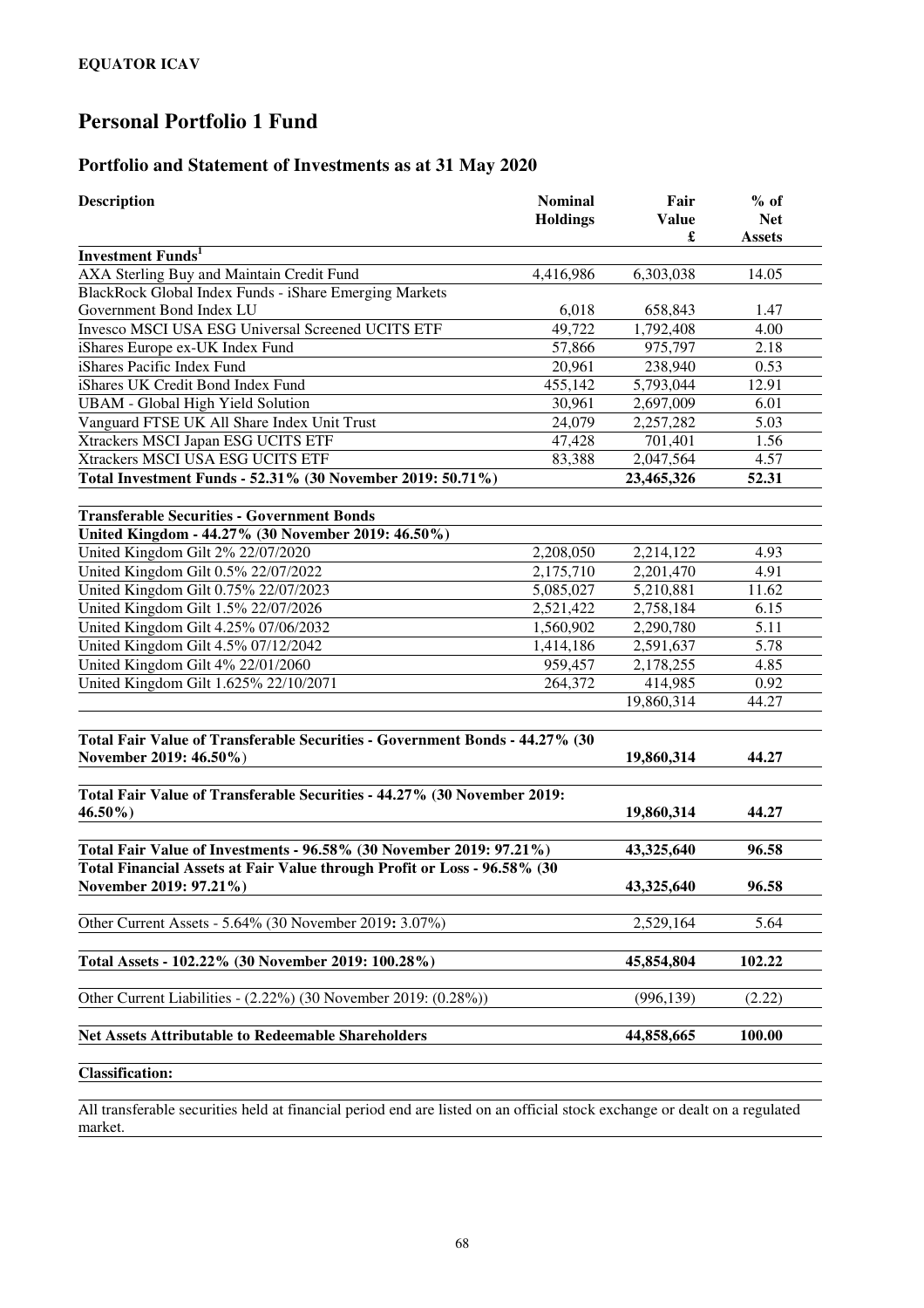**EQUATOR ICAV**

# Personal Portfolio 1 Fund

## Portfolio and Statement of Investments as at 31 May 2020

| Description | Nominal Holdings | Fair Value £ | % of Net Assets |
|---|---|---|---|
| **Investment Funds[1]** | | | |
| AXA Sterling Buy and Maintain Credit Fund | 4,416,986 | 6,303,038 | 14.05 |
| BlackRock Global Index Funds - iShare Emerging Markets Government Bond Index LU | 6,018 | 658,843 | 1.47 |
| Invesco MSCI USA ESG Universal Screened UCITS ETF | 49,722 | 1,792,408 | 4.00 |
| iShares Europe ex-UK Index Fund | 57,866 | 975,797 | 2.18 |
| iShares Pacific Index Fund | 20,961 | 238,940 | 0.53 |
| iShares UK Credit Bond Index Fund | 455,142 | 5,793,044 | 12.91 |
| UBAM - Global High Yield Solution | 30,961 | 2,697,009 | 6.01 |
| Vanguard FTSE UK All Share Index Unit Trust | 24,079 | 2,257,282 | 5.03 |
| Xtrackers MSCI Japan ESG UCITS ETF | 47,428 | 701,401 | 1.56 |
| Xtrackers MSCI USA ESG UCITS ETF | 83,388 | 2,047,564 | 4.57 |
| **Total Investment Funds - 52.31% (30 November 2019: 50.71%)** | | **23,465,326** | **52.31** |
| | | | |
| **Transferable Securities - Government Bonds** | | | |
| **United Kingdom - 44.27% (30 November 2019: 46.50%)** | | | |
| United Kingdom Gilt 2% 22/07/2020 | 2,208,050 | 2,214,122 | 4.93 |
| United Kingdom Gilt 0.5% 22/07/2022 | 2,175,710 | 2,201,470 | 4.91 |
| United Kingdom Gilt 0.75% 22/07/2023 | 5,085,027 | 5,210,881 | 11.62 |
| United Kingdom Gilt 1.5% 22/07/2026 | 2,521,422 | 2,758,184 | 6.15 |
| United Kingdom Gilt 4.25% 07/06/2032 | 1,560,902 | 2,290,780 | 5.11 |
| United Kingdom Gilt 4.5% 07/12/2042 | 1,414,186 | 2,591,637 | 5.78 |
| United Kingdom Gilt 4% 22/01/2060 | 959,457 | 2,178,255 | 4.85 |
| United Kingdom Gilt 1.625% 22/10/2071 | 264,372 | 414,985 | 0.92 |
| | | 19,860,314 | 44.27 |
| | | | |
| **Total Fair Value of Transferable Securities - Government Bonds - 44.27% (30 November 2019: 46.50%)** | | **19,860,314** | **44.27** |
| | | | |
| **Total Fair Value of Transferable Securities - 44.27% (30 November 2019: 46.50%)** | | **19,860,314** | **44.27** |
| | | | |
| **Total Fair Value of Investments - 96.58% (30 November 2019: 97.21%)** | | **43,325,640** | **96.58** |
| **Total Financial Assets at Fair Value through Profit or Loss - 96.58% (30 November 2019: 97.21%)** | | **43,325,640** | **96.58** |
| | | | |
| Other Current Assets - 5.64% (30 November 2019: 3.07%) | | 2,529,164 | 5.64 |
| | | | |
| **Total Assets - 102.22% (30 November 2019: 100.28%)** | | **45,854,804** | **102.22** |
| | | | |
| Other Current Liabilities - (2.22%) (30 November 2019: (0.28%)) | | (996,139) | (2.22) |
| | | | |
| **Net Assets Attributable to Redeemable Shareholders** | | **44,858,665** | **100.00** |

**Classification:**

All transferable securities held at financial period end are listed on an official stock exchange or dealt on a regulated market.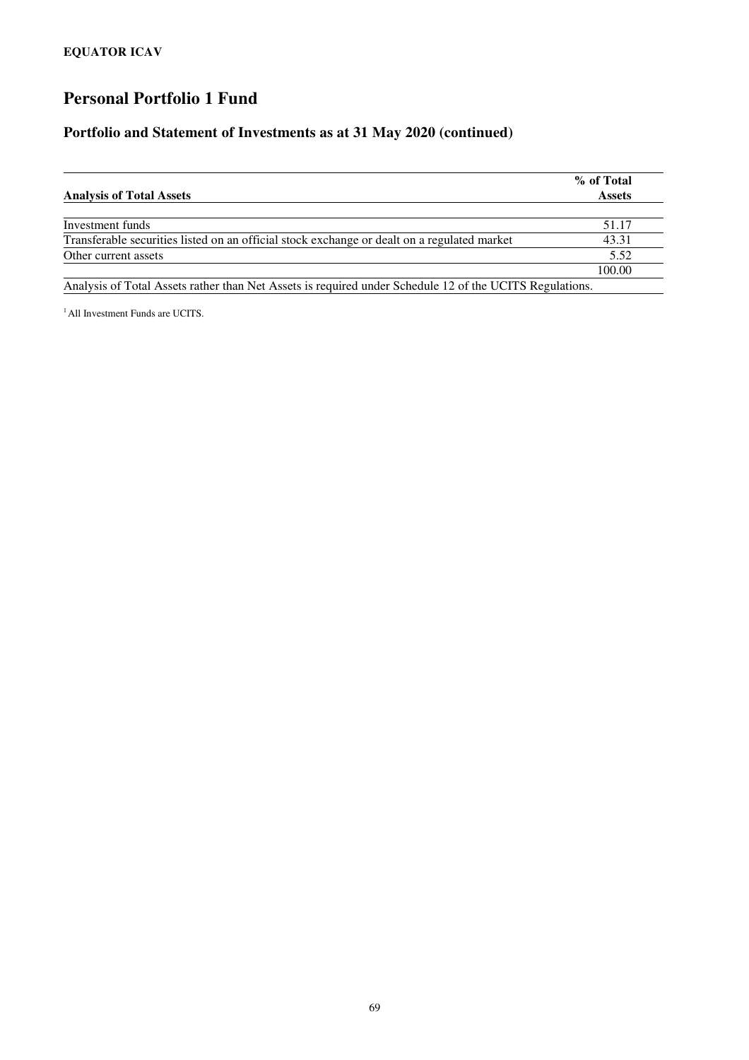**EQUATOR ICAV**

# Personal Portfolio 1 Fund

## Portfolio and Statement of Investments as at 31 May 2020 (continued)

| **Analysis of Total Assets** | **% of Total Assets** |
|---|---|
| Investment funds | 51.17 |
| Transferable securities listed on an official stock exchange or dealt on a regulated market | 43.31 |
| Other current assets | 5.52 |
| | 100.00 |

Analysis of Total Assets rather than Net Assets is required under Schedule 12 of the UCITS Regulations.

[1] All Investment Funds are UCITS.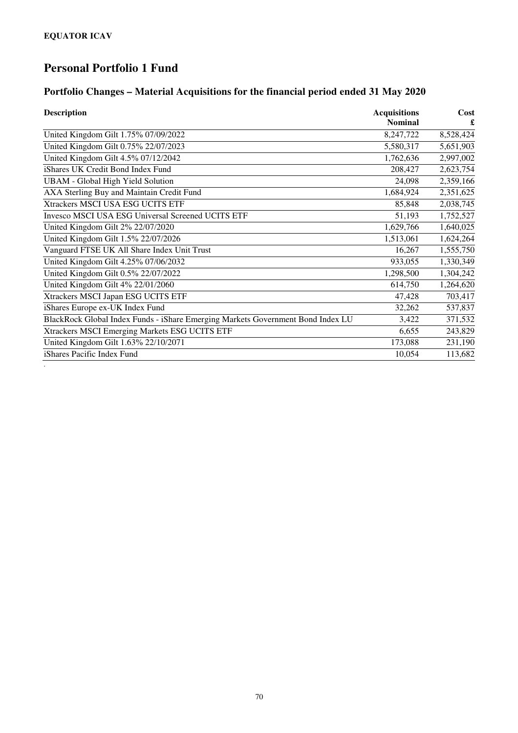**EQUATOR ICAV**

# Personal Portfolio 1 Fund

## Portfolio Changes – Material Acquisitions for the financial period ended 31 May 2020

| Description | Acquisitions Nominal | Cost £ |
|---|---|---|
| United Kingdom Gilt 1.75% 07/09/2022 | 8,247,722 | 8,528,424 |
| United Kingdom Gilt 0.75% 22/07/2023 | 5,580,317 | 5,651,903 |
| United Kingdom Gilt 4.5% 07/12/2042 | 1,762,636 | 2,997,002 |
| iShares UK Credit Bond Index Fund | 208,427 | 2,623,754 |
| UBAM - Global High Yield Solution | 24,098 | 2,359,166 |
| AXA Sterling Buy and Maintain Credit Fund | 1,684,924 | 2,351,625 |
| Xtrackers MSCI USA ESG UCITS ETF | 85,848 | 2,038,745 |
| Invesco MSCI USA ESG Universal Screened UCITS ETF | 51,193 | 1,752,527 |
| United Kingdom Gilt 2% 22/07/2020 | 1,629,766 | 1,640,025 |
| United Kingdom Gilt 1.5% 22/07/2026 | 1,513,061 | 1,624,264 |
| Vanguard FTSE UK All Share Index Unit Trust | 16,267 | 1,555,750 |
| United Kingdom Gilt 4.25% 07/06/2032 | 933,055 | 1,330,349 |
| United Kingdom Gilt 0.5% 22/07/2022 | 1,298,500 | 1,304,242 |
| United Kingdom Gilt 4% 22/01/2060 | 614,750 | 1,264,620 |
| Xtrackers MSCI Japan ESG UCITS ETF | 47,428 | 703,417 |
| iShares Europe ex-UK Index Fund | 32,262 | 537,837 |
| BlackRock Global Index Funds - iShare Emerging Markets Government Bond Index LU | 3,422 | 371,532 |
| Xtrackers MSCI Emerging Markets ESG UCITS ETF | 6,655 | 243,829 |
| United Kingdom Gilt 1.63% 22/10/2071 | 173,088 | 231,190 |
| iShares Pacific Index Fund | 10,054 | 113,682 |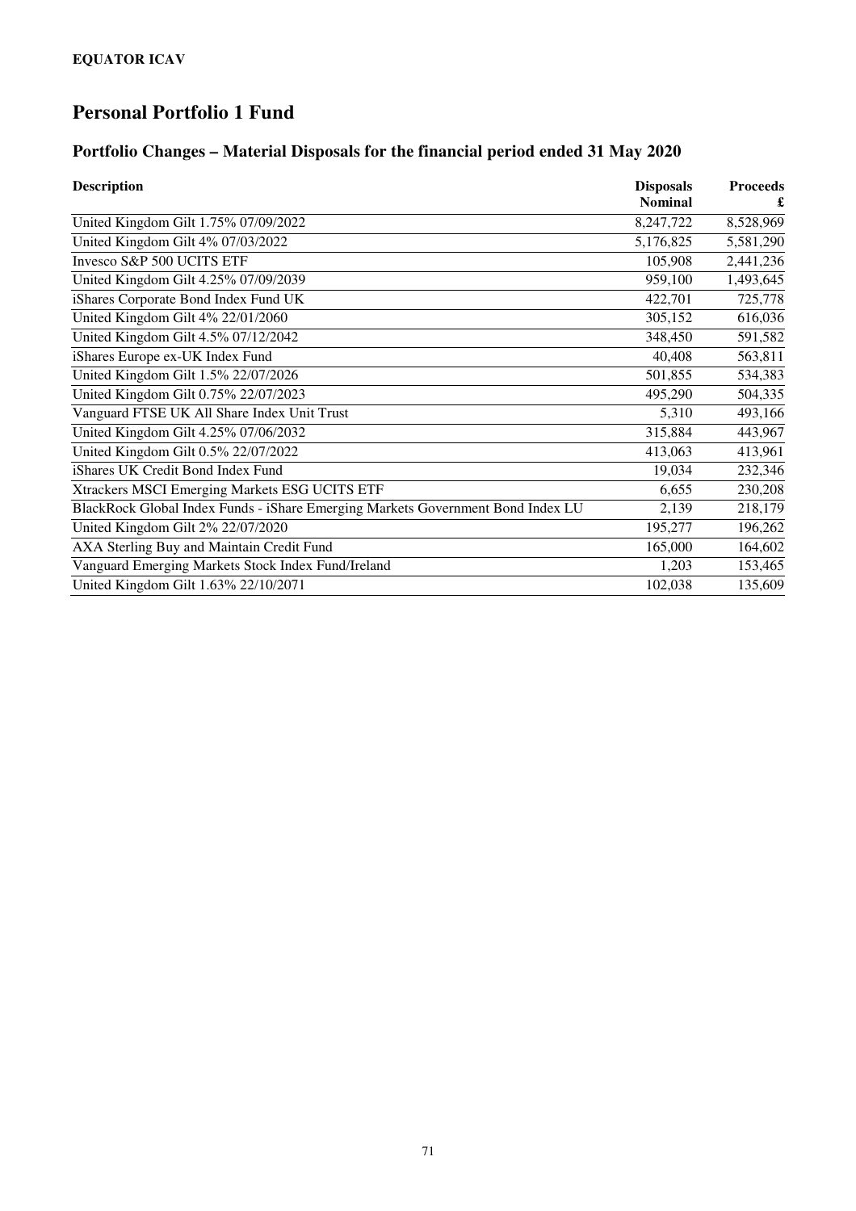**EQUATOR ICAV**

# Personal Portfolio 1 Fund

## Portfolio Changes – Material Disposals for the financial period ended 31 May 2020

| Description | Disposals Nominal | Proceeds £ |
|---|---|---|
| United Kingdom Gilt 1.75% 07/09/2022 | 8,247,722 | 8,528,969 |
| United Kingdom Gilt 4% 07/03/2022 | 5,176,825 | 5,581,290 |
| Invesco S&P 500 UCITS ETF | 105,908 | 2,441,236 |
| United Kingdom Gilt 4.25% 07/09/2039 | 959,100 | 1,493,645 |
| iShares Corporate Bond Index Fund UK | 422,701 | 725,778 |
| United Kingdom Gilt 4% 22/01/2060 | 305,152 | 616,036 |
| United Kingdom Gilt 4.5% 07/12/2042 | 348,450 | 591,582 |
| iShares Europe ex-UK Index Fund | 40,408 | 563,811 |
| United Kingdom Gilt 1.5% 22/07/2026 | 501,855 | 534,383 |
| United Kingdom Gilt 0.75% 22/07/2023 | 495,290 | 504,335 |
| Vanguard FTSE UK All Share Index Unit Trust | 5,310 | 493,166 |
| United Kingdom Gilt 4.25% 07/06/2032 | 315,884 | 443,967 |
| United Kingdom Gilt 0.5% 22/07/2022 | 413,063 | 413,961 |
| iShares UK Credit Bond Index Fund | 19,034 | 232,346 |
| Xtrackers MSCI Emerging Markets ESG UCITS ETF | 6,655 | 230,208 |
| BlackRock Global Index Funds - iShare Emerging Markets Government Bond Index LU | 2,139 | 218,179 |
| United Kingdom Gilt 2% 22/07/2020 | 195,277 | 196,262 |
| AXA Sterling Buy and Maintain Credit Fund | 165,000 | 164,602 |
| Vanguard Emerging Markets Stock Index Fund/Ireland | 1,203 | 153,465 |
| United Kingdom Gilt 1.63% 22/10/2071 | 102,038 | 135,609 |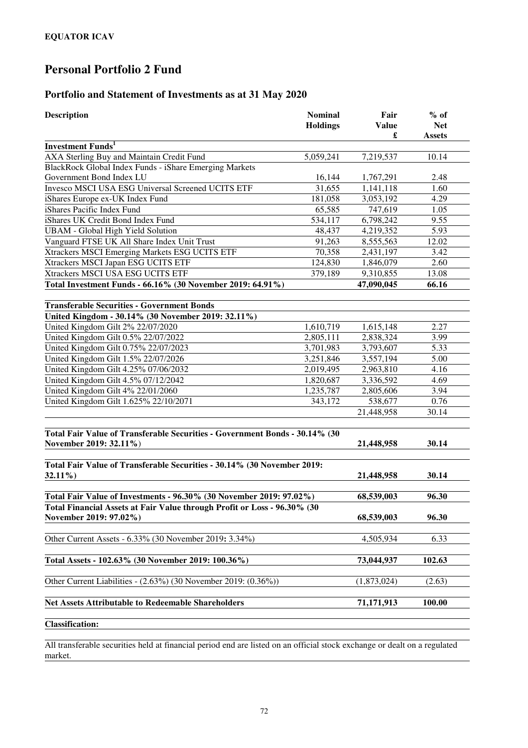**EQUATOR ICAV**

# Personal Portfolio 2 Fund

## Portfolio and Statement of Investments as at 31 May 2020

| Description | Nominal Holdings | Fair Value £ | % of Net Assets |
|---|---|---|---|
| **Investment Funds[1]** | | | |
| AXA Sterling Buy and Maintain Credit Fund | 5,059,241 | 7,219,537 | 10.14 |
| BlackRock Global Index Funds - iShare Emerging Markets Government Bond Index LU | 16,144 | 1,767,291 | 2.48 |
| Invesco MSCI USA ESG Universal Screened UCITS ETF | 31,655 | 1,141,118 | 1.60 |
| iShares Europe ex-UK Index Fund | 181,058 | 3,053,192 | 4.29 |
| iShares Pacific Index Fund | 65,585 | 747,619 | 1.05 |
| iShares UK Credit Bond Index Fund | 534,117 | 6,798,242 | 9.55 |
| UBAM - Global High Yield Solution | 48,437 | 4,219,352 | 5.93 |
| Vanguard FTSE UK All Share Index Unit Trust | 91,263 | 8,555,563 | 12.02 |
| Xtrackers MSCI Emerging Markets ESG UCITS ETF | 70,358 | 2,431,197 | 3.42 |
| Xtrackers MSCI Japan ESG UCITS ETF | 124,830 | 1,846,079 | 2.60 |
| Xtrackers MSCI USA ESG UCITS ETF | 379,189 | 9,310,855 | 13.08 |
| **Total Investment Funds - 66.16% (30 November 2019: 64.91%)** | | **47,090,045** | **66.16** |
| | | | |
| **Transferable Securities - Government Bonds** | | | |
| **United Kingdom - 30.14% (30 November 2019: 32.11%)** | | | |
| United Kingdom Gilt 2% 22/07/2020 | 1,610,719 | 1,615,148 | 2.27 |
| United Kingdom Gilt 0.5% 22/07/2022 | 2,805,111 | 2,838,324 | 3.99 |
| United Kingdom Gilt 0.75% 22/07/2023 | 3,701,983 | 3,793,607 | 5.33 |
| United Kingdom Gilt 1.5% 22/07/2026 | 3,251,846 | 3,557,194 | 5.00 |
| United Kingdom Gilt 4.25% 07/06/2032 | 2,019,495 | 2,963,810 | 4.16 |
| United Kingdom Gilt 4.5% 07/12/2042 | 1,820,687 | 3,336,592 | 4.69 |
| United Kingdom Gilt 4% 22/01/2060 | 1,235,787 | 2,805,606 | 3.94 |
| United Kingdom Gilt 1.625% 22/10/2071 | 343,172 | 538,677 | 0.76 |
| | | 21,448,958 | 30.14 |
| | | | |
| **Total Fair Value of Transferable Securities - Government Bonds - 30.14% (30 November 2019: 32.11%)** | | **21,448,958** | **30.14** |
| | | | |
| **Total Fair Value of Transferable Securities - 30.14% (30 November 2019: 32.11%)** | | **21,448,958** | **30.14** |
| | | | |
| **Total Fair Value of Investments - 96.30% (30 November 2019: 97.02%)** | | **68,539,003** | **96.30** |
| **Total Financial Assets at Fair Value through Profit or Loss - 96.30% (30 November 2019: 97.02%)** | | **68,539,003** | **96.30** |
| | | | |
| Other Current Assets - 6.33% (30 November 2019: 3.34%) | | 4,505,934 | 6.33 |
| | | | |
| **Total Assets - 102.63% (30 November 2019: 100.36%)** | | **73,044,937** | **102.63** |
| | | | |
| Other Current Liabilities - (2.63%) (30 November 2019: (0.36%)) | | (1,873,024) | (2.63) |
| | | | |
| **Net Assets Attributable to Redeemable Shareholders** | | **71,171,913** | **100.00** |

**Classification:**

All transferable securities held at financial period end are listed on an official stock exchange or dealt on a regulated market.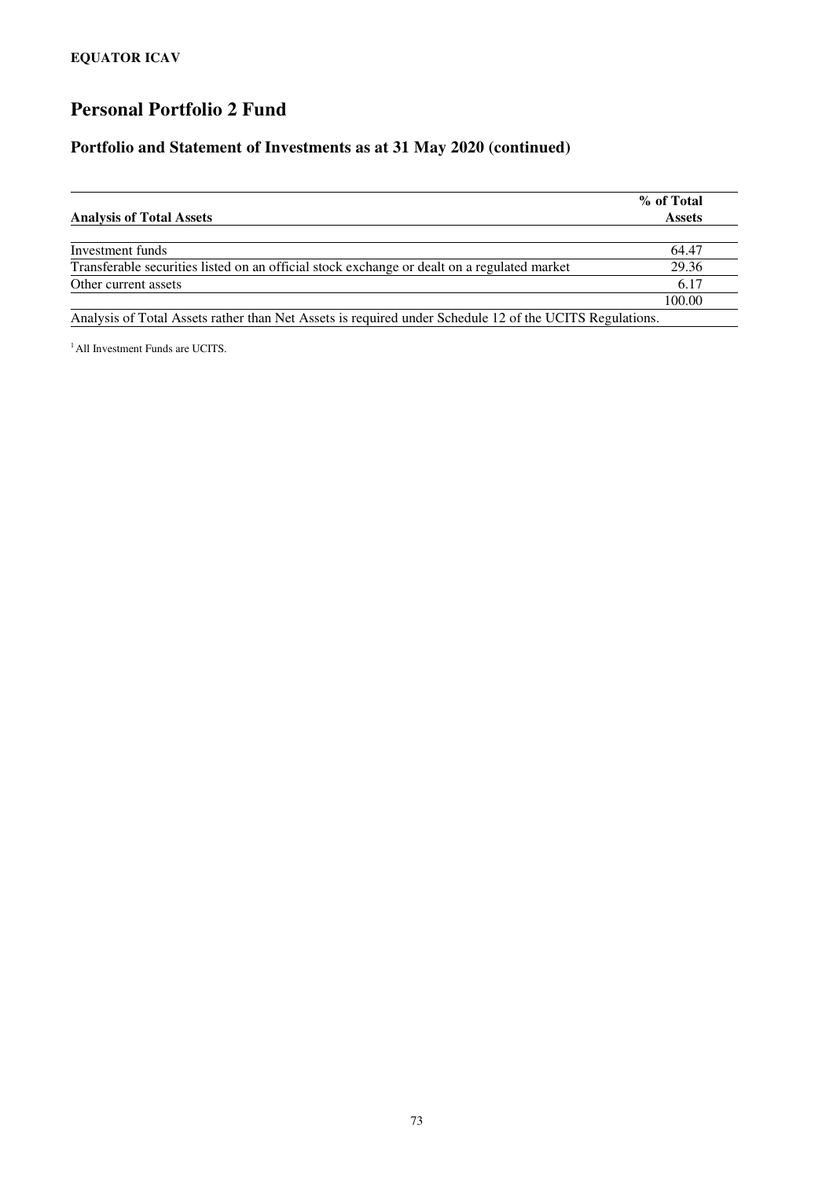## Personal Portfolio 2 Fund

### Portfolio and Statement of Investments as at 31 May 2020 (continued)

| Analysis of Total Assets | % of Total Assets |
|---|---|
| Investment funds | 64.47 |
| Transferable securities listed on an official stock exchange or dealt on a regulated market | 29.36 |
| Other current assets | 6.17 |
| | 100.00 |

Analysis of Total Assets rather than Net Assets is required under Schedule 12 of the UCITS Regulations.

[1] All Investment Funds are UCITS.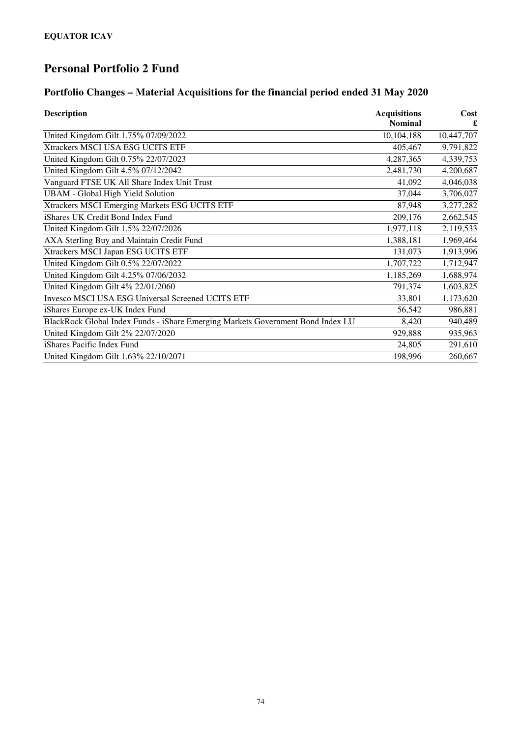**EQUATOR ICAV**

# Personal Portfolio 2 Fund

## Portfolio Changes – Material Acquisitions for the financial period ended 31 May 2020

| Description | Acquisitions Nominal | Cost £ |
|---|---|---|
| United Kingdom Gilt 1.75% 07/09/2022 | 10,104,188 | 10,447,707 |
| Xtrackers MSCI USA ESG UCITS ETF | 405,467 | 9,791,822 |
| United Kingdom Gilt 0.75% 22/07/2023 | 4,287,365 | 4,339,753 |
| United Kingdom Gilt 4.5% 07/12/2042 | 2,481,730 | 4,200,687 |
| Vanguard FTSE UK All Share Index Unit Trust | 41,092 | 4,046,038 |
| UBAM - Global High Yield Solution | 37,044 | 3,706,027 |
| Xtrackers MSCI Emerging Markets ESG UCITS ETF | 87,948 | 3,277,282 |
| iShares UK Credit Bond Index Fund | 209,176 | 2,662,545 |
| United Kingdom Gilt 1.5% 22/07/2026 | 1,977,118 | 2,119,533 |
| AXA Sterling Buy and Maintain Credit Fund | 1,388,181 | 1,969,464 |
| Xtrackers MSCI Japan ESG UCITS ETF | 131,073 | 1,913,996 |
| United Kingdom Gilt 0.5% 22/07/2022 | 1,707,722 | 1,712,947 |
| United Kingdom Gilt 4.25% 07/06/2032 | 1,185,269 | 1,688,974 |
| United Kingdom Gilt 4% 22/01/2060 | 791,374 | 1,603,825 |
| Invesco MSCI USA ESG Universal Screened UCITS ETF | 33,801 | 1,173,620 |
| iShares Europe ex-UK Index Fund | 56,542 | 986,881 |
| BlackRock Global Index Funds - iShare Emerging Markets Government Bond Index LU | 8,420 | 940,489 |
| United Kingdom Gilt 2% 22/07/2020 | 929,888 | 935,963 |
| iShares Pacific Index Fund | 24,805 | 291,610 |
| United Kingdom Gilt 1.63% 22/10/2071 | 198,996 | 260,667 |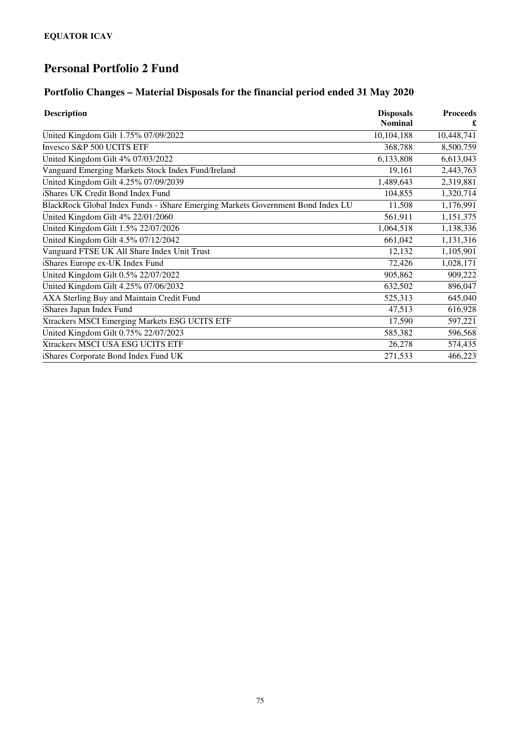**EQUATOR ICAV**

# Personal Portfolio 2 Fund

## Portfolio Changes – Material Disposals for the financial period ended 31 May 2020

| Description | Disposals Nominal | Proceeds £ |
|---|---|---|
| United Kingdom Gilt 1.75% 07/09/2022 | 10,104,188 | 10,448,741 |
| Invesco S&P 500 UCITS ETF | 368,788 | 8,500,759 |
| United Kingdom Gilt 4% 07/03/2022 | 6,133,808 | 6,613,043 |
| Vanguard Emerging Markets Stock Index Fund/Ireland | 19,161 | 2,443,763 |
| United Kingdom Gilt 4.25% 07/09/2039 | 1,489,643 | 2,319,881 |
| iShares UK Credit Bond Index Fund | 104,855 | 1,320,714 |
| BlackRock Global Index Funds - iShare Emerging Markets Government Bond Index LU | 11,508 | 1,176,991 |
| United Kingdom Gilt 4% 22/01/2060 | 561,911 | 1,151,375 |
| United Kingdom Gilt 1.5% 22/07/2026 | 1,064,518 | 1,138,336 |
| United Kingdom Gilt 4.5% 07/12/2042 | 661,042 | 1,131,316 |
| Vanguard FTSE UK All Share Index Unit Trust | 12,132 | 1,105,901 |
| iShares Europe ex-UK Index Fund | 72,426 | 1,028,171 |
| United Kingdom Gilt 0.5% 22/07/2022 | 905,862 | 909,222 |
| United Kingdom Gilt 4.25% 07/06/2032 | 632,502 | 896,047 |
| AXA Sterling Buy and Maintain Credit Fund | 525,313 | 645,040 |
| iShares Japan Index Fund | 47,513 | 616,928 |
| Xtrackers MSCI Emerging Markets ESG UCITS ETF | 17,590 | 597,221 |
| United Kingdom Gilt 0.75% 22/07/2023 | 585,382 | 596,568 |
| Xtrackers MSCI USA ESG UCITS ETF | 26,278 | 574,435 |
| iShares Corporate Bond Index Fund UK | 271,533 | 466,223 |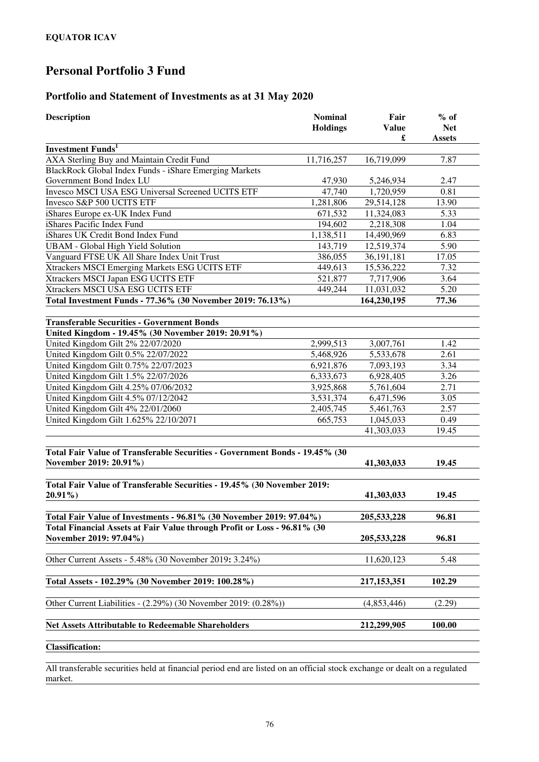**EQUATOR ICAV**

# Personal Portfolio 3 Fund

## Portfolio and Statement of Investments as at 31 May 2020

| Description | Nominal Holdings | Fair Value £ | % of Net Assets |
|---|---|---|---|
| **Investment Funds[1]** | | | |
| AXA Sterling Buy and Maintain Credit Fund | 11,716,257 | 16,719,099 | 7.87 |
| BlackRock Global Index Funds - iShare Emerging Markets Government Bond Index LU | 47,930 | 5,246,934 | 2.47 |
| Invesco MSCI USA ESG Universal Screened UCITS ETF | 47,740 | 1,720,959 | 0.81 |
| Invesco S&P 500 UCITS ETF | 1,281,806 | 29,514,128 | 13.90 |
| iShares Europe ex-UK Index Fund | 671,532 | 11,324,083 | 5.33 |
| iShares Pacific Index Fund | 194,602 | 2,218,308 | 1.04 |
| iShares UK Credit Bond Index Fund | 1,138,511 | 14,490,969 | 6.83 |
| UBAM - Global High Yield Solution | 143,719 | 12,519,374 | 5.90 |
| Vanguard FTSE UK All Share Index Unit Trust | 386,055 | 36,191,181 | 17.05 |
| Xtrackers MSCI Emerging Markets ESG UCITS ETF | 449,613 | 15,536,222 | 7.32 |
| Xtrackers MSCI Japan ESG UCITS ETF | 521,877 | 7,717,906 | 3.64 |
| Xtrackers MSCI USA ESG UCITS ETF | 449,244 | 11,031,032 | 5.20 |
| **Total Investment Funds - 77.36% (30 November 2019: 76.13%)** | | **164,230,195** | **77.36** |
| | | | |
| **Transferable Securities - Government Bonds** | | | |
| **United Kingdom - 19.45% (30 November 2019: 20.91%)** | | | |
| United Kingdom Gilt 2% 22/07/2020 | 2,999,513 | 3,007,761 | 1.42 |
| United Kingdom Gilt 0.5% 22/07/2022 | 5,468,926 | 5,533,678 | 2.61 |
| United Kingdom Gilt 0.75% 22/07/2023 | 6,921,876 | 7,093,193 | 3.34 |
| United Kingdom Gilt 1.5% 22/07/2026 | 6,333,673 | 6,928,405 | 3.26 |
| United Kingdom Gilt 4.25% 07/06/2032 | 3,925,868 | 5,761,604 | 2.71 |
| United Kingdom Gilt 4.5% 07/12/2042 | 3,531,374 | 6,471,596 | 3.05 |
| United Kingdom Gilt 4% 22/01/2060 | 2,405,745 | 5,461,763 | 2.57 |
| United Kingdom Gilt 1.625% 22/10/2071 | 665,753 | 1,045,033 | 0.49 |
| | | 41,303,033 | 19.45 |
| | | | |
| **Total Fair Value of Transferable Securities - Government Bonds - 19.45% (30 November 2019: 20.91%)** | | **41,303,033** | **19.45** |
| | | | |
| **Total Fair Value of Transferable Securities - 19.45% (30 November 2019: 20.91%)** | | **41,303,033** | **19.45** |
| | | | |
| **Total Fair Value of Investments - 96.81% (30 November 2019: 97.04%)** | | **205,533,228** | **96.81** |
| **Total Financial Assets at Fair Value through Profit or Loss - 96.81% (30 November 2019: 97.04%)** | | **205,533,228** | **96.81** |
| | | | |
| Other Current Assets - 5.48% (30 November 2019: 3.24%) | | 11,620,123 | 5.48 |
| | | | |
| **Total Assets - 102.29% (30 November 2019: 100.28%)** | | **217,153,351** | **102.29** |
| | | | |
| Other Current Liabilities - (2.29%) (30 November 2019: (0.28%)) | | (4,853,446) | (2.29) |
| | | | |
| **Net Assets Attributable to Redeemable Shareholders** | | **212,299,905** | **100.00** |

**Classification:**

All transferable securities held at financial period end are listed on an official stock exchange or dealt on a regulated market.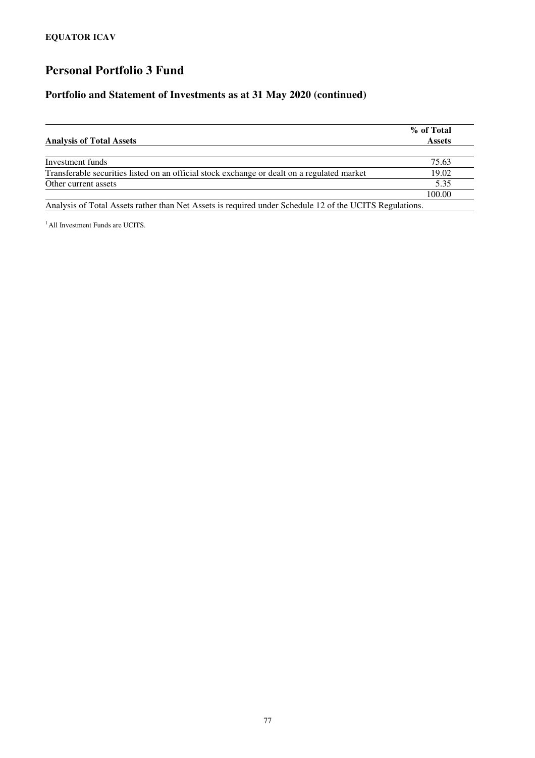**EQUATOR ICAV**

# Personal Portfolio 3 Fund

## Portfolio and Statement of Investments as at 31 May 2020 (continued)

| Analysis of Total Assets | % of Total Assets |
|---|---|
| Investment funds | 75.63 |
| Transferable securities listed on an official stock exchange or dealt on a regulated market | 19.02 |
| Other current assets | 5.35 |
| | 100.00 |

Analysis of Total Assets rather than Net Assets is required under Schedule 12 of the UCITS Regulations.

[1] All Investment Funds are UCITS.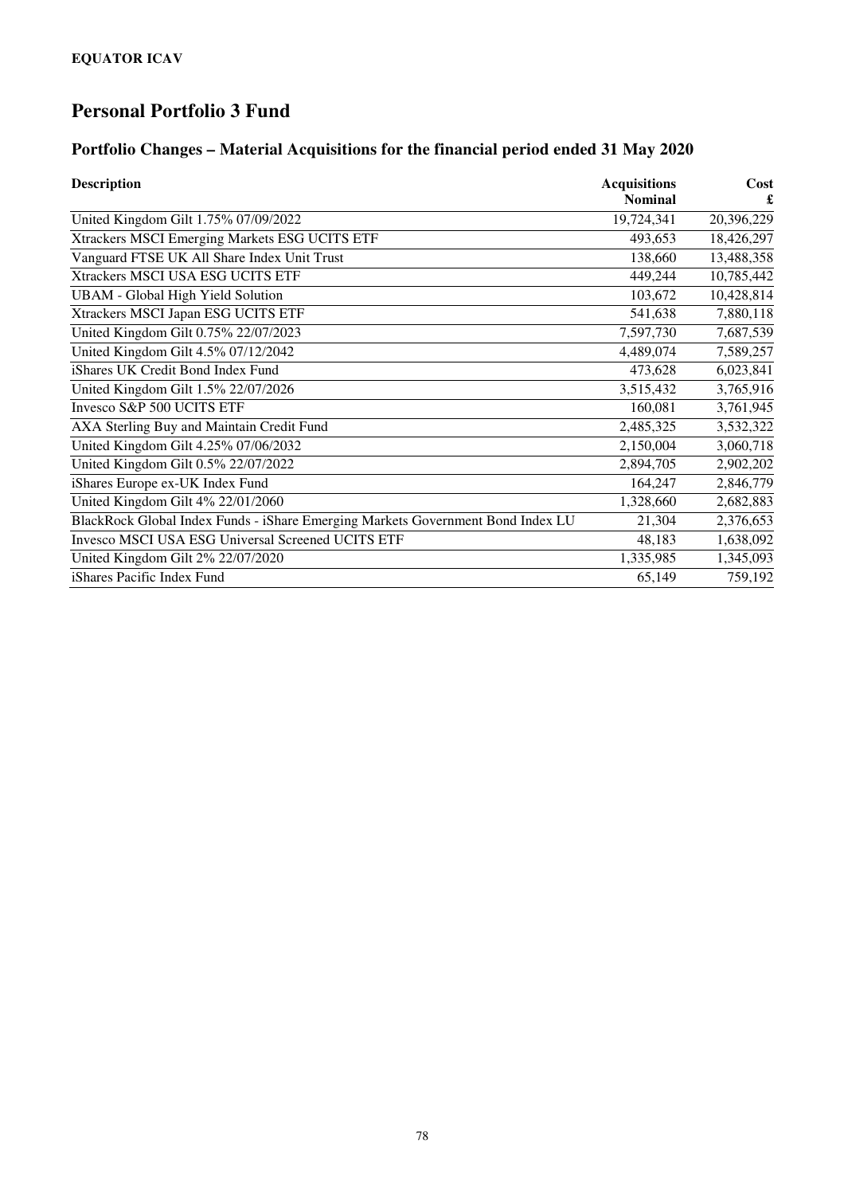**EQUATOR ICAV**

# Personal Portfolio 3 Fund

## Portfolio Changes – Material Acquisitions for the financial period ended 31 May 2020

| Description | Acquisitions Nominal | Cost £ |
|---|---|---|
| United Kingdom Gilt 1.75% 07/09/2022 | 19,724,341 | 20,396,229 |
| Xtrackers MSCI Emerging Markets ESG UCITS ETF | 493,653 | 18,426,297 |
| Vanguard FTSE UK All Share Index Unit Trust | 138,660 | 13,488,358 |
| Xtrackers MSCI USA ESG UCITS ETF | 449,244 | 10,785,442 |
| UBAM - Global High Yield Solution | 103,672 | 10,428,814 |
| Xtrackers MSCI Japan ESG UCITS ETF | 541,638 | 7,880,118 |
| United Kingdom Gilt 0.75% 22/07/2023 | 7,597,730 | 7,687,539 |
| United Kingdom Gilt 4.5% 07/12/2042 | 4,489,074 | 7,589,257 |
| iShares UK Credit Bond Index Fund | 473,628 | 6,023,841 |
| United Kingdom Gilt 1.5% 22/07/2026 | 3,515,432 | 3,765,916 |
| Invesco S&P 500 UCITS ETF | 160,081 | 3,761,945 |
| AXA Sterling Buy and Maintain Credit Fund | 2,485,325 | 3,532,322 |
| United Kingdom Gilt 4.25% 07/06/2032 | 2,150,004 | 3,060,718 |
| United Kingdom Gilt 0.5% 22/07/2022 | 2,894,705 | 2,902,202 |
| iShares Europe ex-UK Index Fund | 164,247 | 2,846,779 |
| United Kingdom Gilt 4% 22/01/2060 | 1,328,660 | 2,682,883 |
| BlackRock Global Index Funds - iShare Emerging Markets Government Bond Index LU | 21,304 | 2,376,653 |
| Invesco MSCI USA ESG Universal Screened UCITS ETF | 48,183 | 1,638,092 |
| United Kingdom Gilt 2% 22/07/2020 | 1,335,985 | 1,345,093 |
| iShares Pacific Index Fund | 65,149 | 759,192 |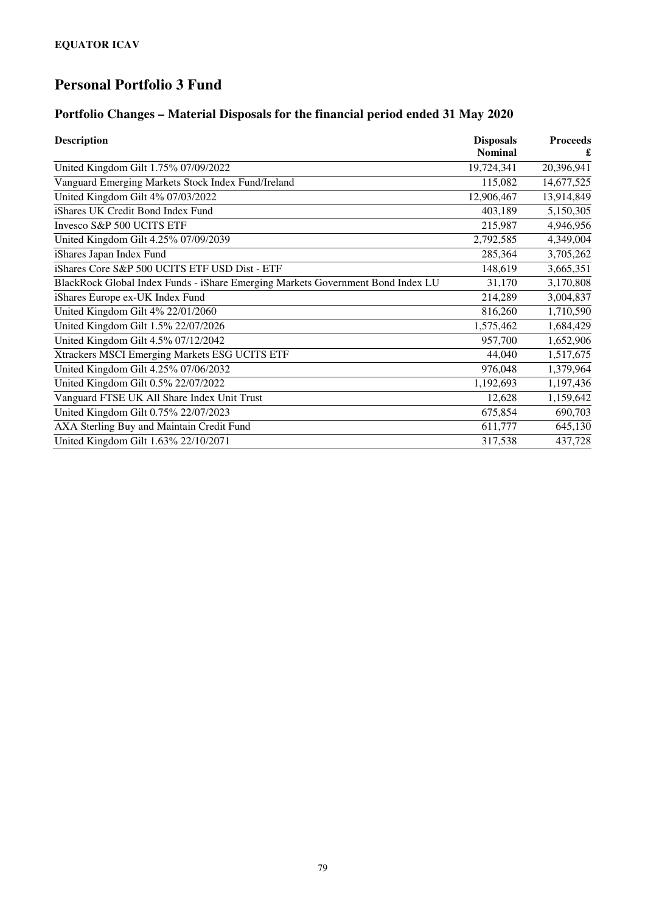**EQUATOR ICAV**

# Personal Portfolio 3 Fund

## Portfolio Changes – Material Disposals for the financial period ended 31 May 2020

| Description | Disposals Nominal | Proceeds £ |
|---|---|---|
| United Kingdom Gilt 1.75% 07/09/2022 | 19,724,341 | 20,396,941 |
| Vanguard Emerging Markets Stock Index Fund/Ireland | 115,082 | 14,677,525 |
| United Kingdom Gilt 4% 07/03/2022 | 12,906,467 | 13,914,849 |
| iShares UK Credit Bond Index Fund | 403,189 | 5,150,305 |
| Invesco S&P 500 UCITS ETF | 215,987 | 4,946,956 |
| United Kingdom Gilt 4.25% 07/09/2039 | 2,792,585 | 4,349,004 |
| iShares Japan Index Fund | 285,364 | 3,705,262 |
| iShares Core S&P 500 UCITS ETF USD Dist - ETF | 148,619 | 3,665,351 |
| BlackRock Global Index Funds - iShare Emerging Markets Government Bond Index LU | 31,170 | 3,170,808 |
| iShares Europe ex-UK Index Fund | 214,289 | 3,004,837 |
| United Kingdom Gilt 4% 22/01/2060 | 816,260 | 1,710,590 |
| United Kingdom Gilt 1.5% 22/07/2026 | 1,575,462 | 1,684,429 |
| United Kingdom Gilt 4.5% 07/12/2042 | 957,700 | 1,652,906 |
| Xtrackers MSCI Emerging Markets ESG UCITS ETF | 44,040 | 1,517,675 |
| United Kingdom Gilt 4.25% 07/06/2032 | 976,048 | 1,379,964 |
| United Kingdom Gilt 0.5% 22/07/2022 | 1,192,693 | 1,197,436 |
| Vanguard FTSE UK All Share Index Unit Trust | 12,628 | 1,159,642 |
| United Kingdom Gilt 0.75% 22/07/2023 | 675,854 | 690,703 |
| AXA Sterling Buy and Maintain Credit Fund | 611,777 | 645,130 |
| United Kingdom Gilt 1.63% 22/10/2071 | 317,538 | 437,728 |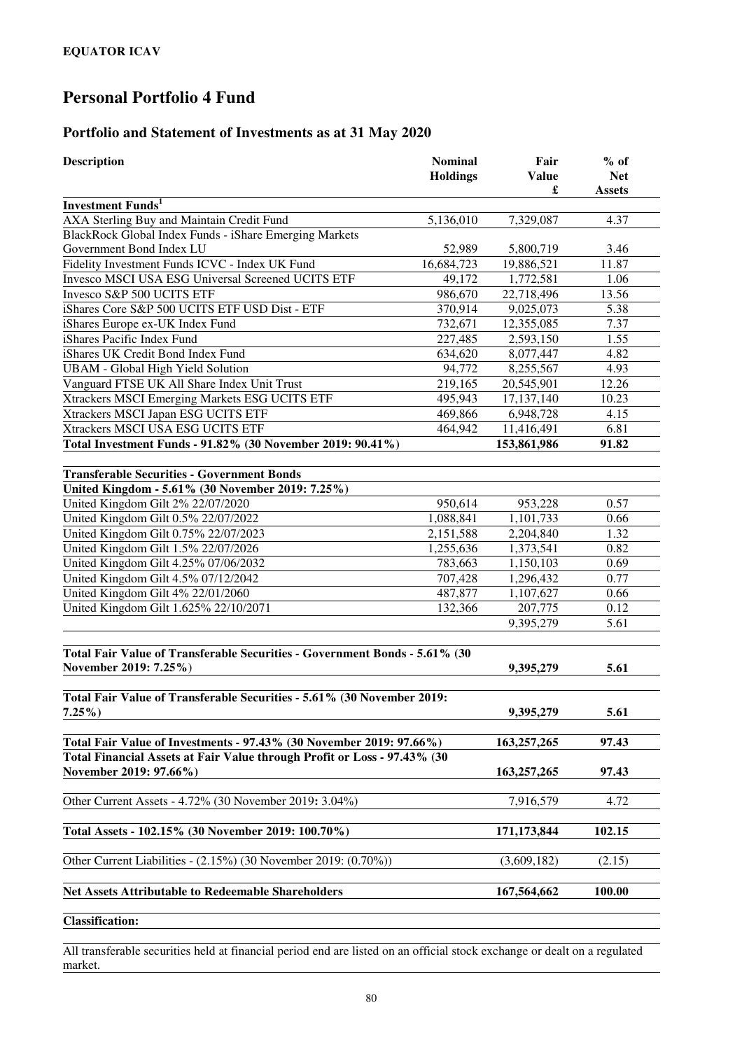**EQUATOR ICAV**

# Personal Portfolio 4 Fund

## Portfolio and Statement of Investments as at 31 May 2020

| Description | Nominal Holdings | Fair Value £ | % of Net Assets |
|---|---|---|---|
| **Investment Funds[1]** | | | |
| AXA Sterling Buy and Maintain Credit Fund | 5,136,010 | 7,329,087 | 4.37 |
| BlackRock Global Index Funds - iShare Emerging Markets Government Bond Index LU | 52,989 | 5,800,719 | 3.46 |
| Fidelity Investment Funds ICVC - Index UK Fund | 16,684,723 | 19,886,521 | 11.87 |
| Invesco MSCI USA ESG Universal Screened UCITS ETF | 49,172 | 1,772,581 | 1.06 |
| Invesco S&P 500 UCITS ETF | 986,670 | 22,718,496 | 13.56 |
| iShares Core S&P 500 UCITS ETF USD Dist - ETF | 370,914 | 9,025,073 | 5.38 |
| iShares Europe ex-UK Index Fund | 732,671 | 12,355,085 | 7.37 |
| iShares Pacific Index Fund | 227,485 | 2,593,150 | 1.55 |
| iShares UK Credit Bond Index Fund | 634,620 | 8,077,447 | 4.82 |
| UBAM - Global High Yield Solution | 94,772 | 8,255,567 | 4.93 |
| Vanguard FTSE UK All Share Index Unit Trust | 219,165 | 20,545,901 | 12.26 |
| Xtrackers MSCI Emerging Markets ESG UCITS ETF | 495,943 | 17,137,140 | 10.23 |
| Xtrackers MSCI Japan ESG UCITS ETF | 469,866 | 6,948,728 | 4.15 |
| Xtrackers MSCI USA ESG UCITS ETF | 464,942 | 11,416,491 | 6.81 |
| **Total Investment Funds - 91.82% (30 November 2019: 90.41%)** | | **153,861,986** | **91.82** |
| | | | |
| **Transferable Securities - Government Bonds** | | | |
| **United Kingdom - 5.61% (30 November 2019: 7.25%)** | | | |
| United Kingdom Gilt 2% 22/07/2020 | 950,614 | 953,228 | 0.57 |
| United Kingdom Gilt 0.5% 22/07/2022 | 1,088,841 | 1,101,733 | 0.66 |
| United Kingdom Gilt 0.75% 22/07/2023 | 2,151,588 | 2,204,840 | 1.32 |
| United Kingdom Gilt 1.5% 22/07/2026 | 1,255,636 | 1,373,541 | 0.82 |
| United Kingdom Gilt 4.25% 07/06/2032 | 783,663 | 1,150,103 | 0.69 |
| United Kingdom Gilt 4.5% 07/12/2042 | 707,428 | 1,296,432 | 0.77 |
| United Kingdom Gilt 4% 22/01/2060 | 487,877 | 1,107,627 | 0.66 |
| United Kingdom Gilt 1.625% 22/10/2071 | 132,366 | 207,775 | 0.12 |
| | | 9,395,279 | 5.61 |
| | | | |
| **Total Fair Value of Transferable Securities - Government Bonds - 5.61% (30 November 2019: 7.25%)** | | **9,395,279** | **5.61** |
| | | | |
| **Total Fair Value of Transferable Securities - 5.61% (30 November 2019: 7.25%)** | | **9,395,279** | **5.61** |
| | | | |
| **Total Fair Value of Investments - 97.43% (30 November 2019: 97.66%)** | | **163,257,265** | **97.43** |
| **Total Financial Assets at Fair Value through Profit or Loss - 97.43% (30 November 2019: 97.66%)** | | **163,257,265** | **97.43** |
| | | | |
| Other Current Assets - 4.72% (30 November 2019: 3.04%) | | 7,916,579 | 4.72 |
| | | | |
| **Total Assets - 102.15% (30 November 2019: 100.70%)** | | **171,173,844** | **102.15** |
| | | | |
| Other Current Liabilities - (2.15%) (30 November 2019: (0.70%)) | | (3,609,182) | (2.15) |
| | | | |
| **Net Assets Attributable to Redeemable Shareholders** | | **167,564,662** | **100.00** |

**Classification:**

All transferable securities held at financial period end are listed on an official stock exchange or dealt on a regulated market.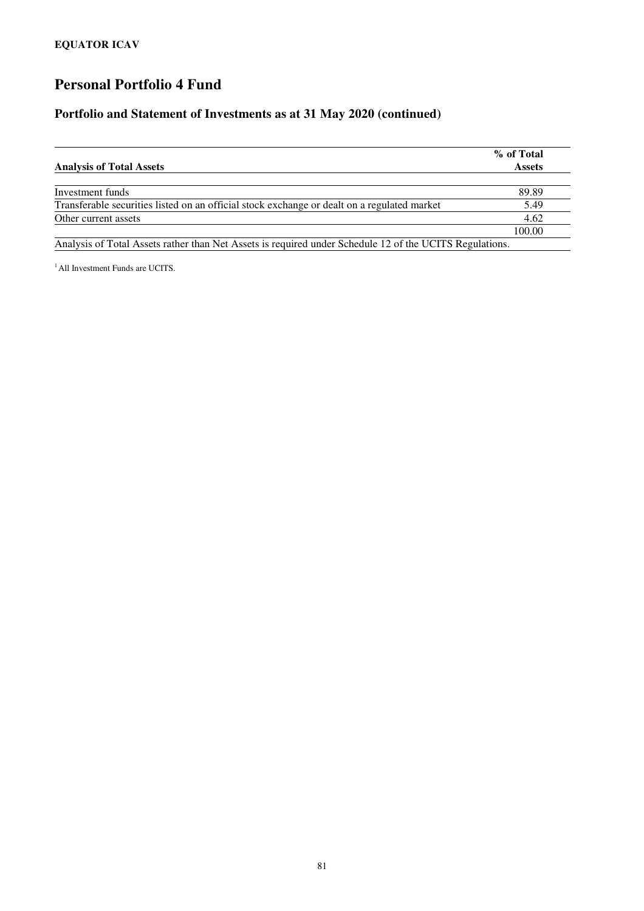**EQUATOR ICAV**

# Personal Portfolio 4 Fund

## Portfolio and Statement of Investments as at 31 May 2020 (continued)

| Analysis of Total Assets | % of Total Assets |
|---|---|
| Investment funds | 89.89 |
| Transferable securities listed on an official stock exchange or dealt on a regulated market | 5.49 |
| Other current assets | 4.62 |
| | 100.00 |

Analysis of Total Assets rather than Net Assets is required under Schedule 12 of the UCITS Regulations.

[1] All Investment Funds are UCITS.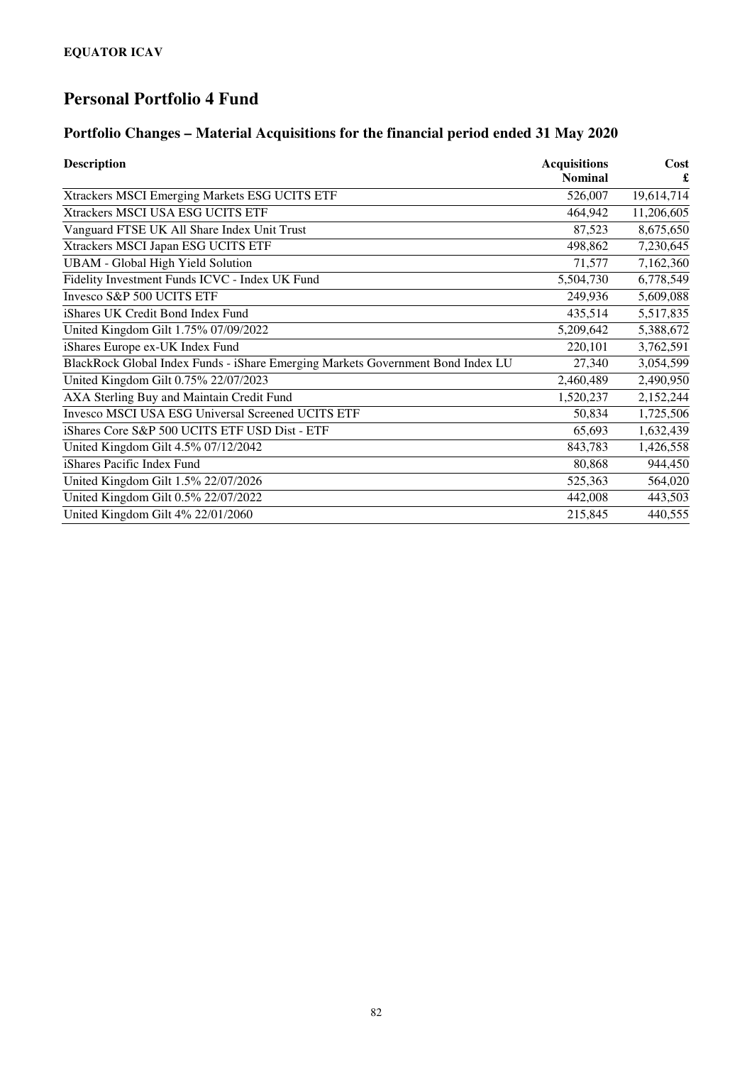**EQUATOR ICAV**

# Personal Portfolio 4 Fund

## Portfolio Changes – Material Acquisitions for the financial period ended 31 May 2020

| Description | Acquisitions Nominal | Cost £ |
|---|---:|---:|
| Xtrackers MSCI Emerging Markets ESG UCITS ETF | 526,007 | 19,614,714 |
| Xtrackers MSCI USA ESG UCITS ETF | 464,942 | 11,206,605 |
| Vanguard FTSE UK All Share Index Unit Trust | 87,523 | 8,675,650 |
| Xtrackers MSCI Japan ESG UCITS ETF | 498,862 | 7,230,645 |
| UBAM - Global High Yield Solution | 71,577 | 7,162,360 |
| Fidelity Investment Funds ICVC - Index UK Fund | 5,504,730 | 6,778,549 |
| Invesco S&P 500 UCITS ETF | 249,936 | 5,609,088 |
| iShares UK Credit Bond Index Fund | 435,514 | 5,517,835 |
| United Kingdom Gilt 1.75% 07/09/2022 | 5,209,642 | 5,388,672 |
| iShares Europe ex-UK Index Fund | 220,101 | 3,762,591 |
| BlackRock Global Index Funds - iShare Emerging Markets Government Bond Index LU | 27,340 | 3,054,599 |
| United Kingdom Gilt 0.75% 22/07/2023 | 2,460,489 | 2,490,950 |
| AXA Sterling Buy and Maintain Credit Fund | 1,520,237 | 2,152,244 |
| Invesco MSCI USA ESG Universal Screened UCITS ETF | 50,834 | 1,725,506 |
| iShares Core S&P 500 UCITS ETF USD Dist - ETF | 65,693 | 1,632,439 |
| United Kingdom Gilt 4.5% 07/12/2042 | 843,783 | 1,426,558 |
| iShares Pacific Index Fund | 80,868 | 944,450 |
| United Kingdom Gilt 1.5% 22/07/2026 | 525,363 | 564,020 |
| United Kingdom Gilt 0.5% 22/07/2022 | 442,008 | 443,503 |
| United Kingdom Gilt 4% 22/01/2060 | 215,845 | 440,555 |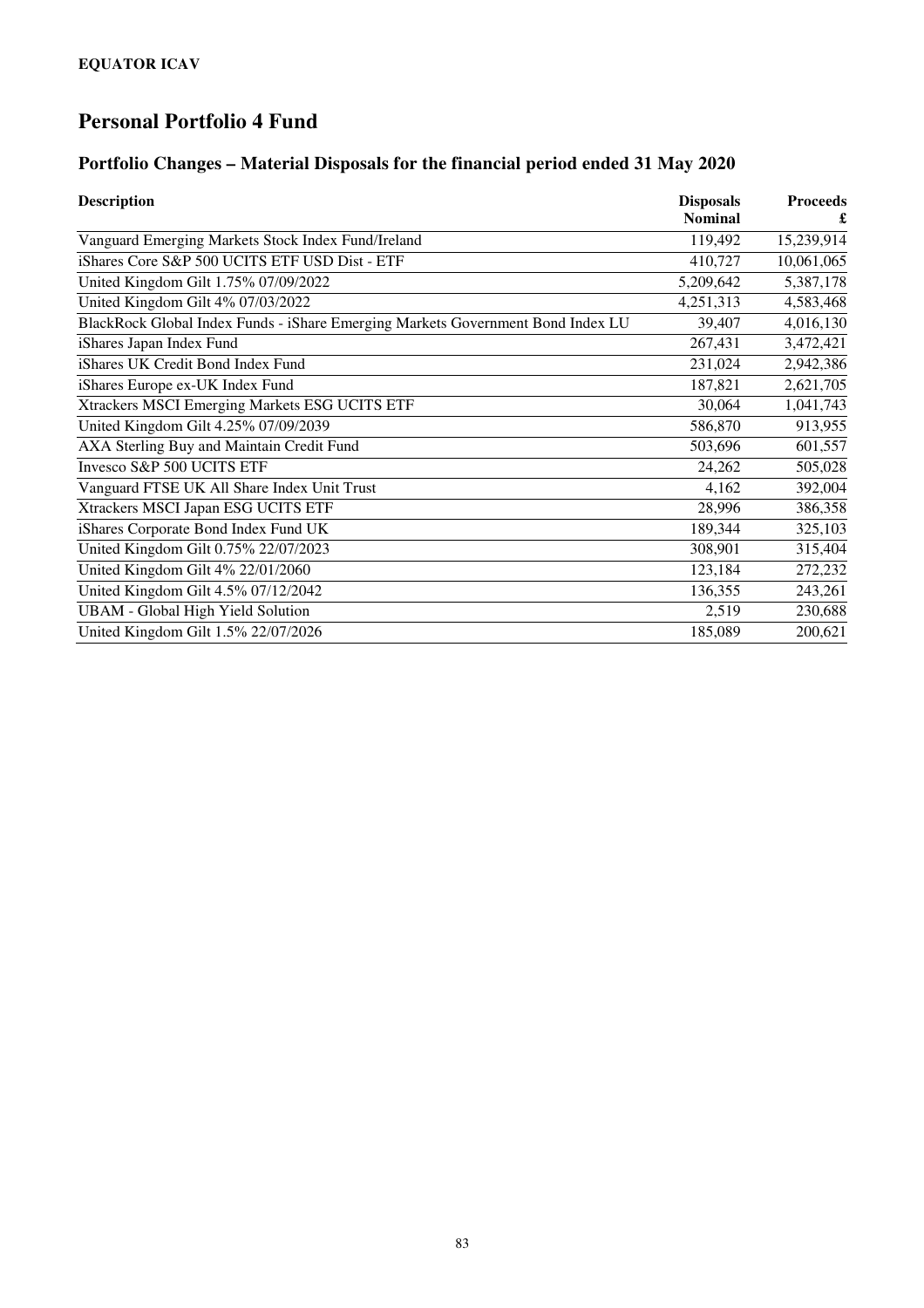**EQUATOR ICAV**

# Personal Portfolio 4 Fund

## Portfolio Changes – Material Disposals for the financial period ended 31 May 2020

| Description | Disposals Nominal | Proceeds £ |
|---|---|---|
| Vanguard Emerging Markets Stock Index Fund/Ireland | 119,492 | 15,239,914 |
| iShares Core S&P 500 UCITS ETF USD Dist - ETF | 410,727 | 10,061,065 |
| United Kingdom Gilt 1.75% 07/09/2022 | 5,209,642 | 5,387,178 |
| United Kingdom Gilt 4% 07/03/2022 | 4,251,313 | 4,583,468 |
| BlackRock Global Index Funds - iShare Emerging Markets Government Bond Index LU | 39,407 | 4,016,130 |
| iShares Japan Index Fund | 267,431 | 3,472,421 |
| iShares UK Credit Bond Index Fund | 231,024 | 2,942,386 |
| iShares Europe ex-UK Index Fund | 187,821 | 2,621,705 |
| Xtrackers MSCI Emerging Markets ESG UCITS ETF | 30,064 | 1,041,743 |
| United Kingdom Gilt 4.25% 07/09/2039 | 586,870 | 913,955 |
| AXA Sterling Buy and Maintain Credit Fund | 503,696 | 601,557 |
| Invesco S&P 500 UCITS ETF | 24,262 | 505,028 |
| Vanguard FTSE UK All Share Index Unit Trust | 4,162 | 392,004 |
| Xtrackers MSCI Japan ESG UCITS ETF | 28,996 | 386,358 |
| iShares Corporate Bond Index Fund UK | 189,344 | 325,103 |
| United Kingdom Gilt 0.75% 22/07/2023 | 308,901 | 315,404 |
| United Kingdom Gilt 4% 22/01/2060 | 123,184 | 272,232 |
| United Kingdom Gilt 4.5% 07/12/2042 | 136,355 | 243,261 |
| UBAM - Global High Yield Solution | 2,519 | 230,688 |
| United Kingdom Gilt 1.5% 22/07/2026 | 185,089 | 200,621 |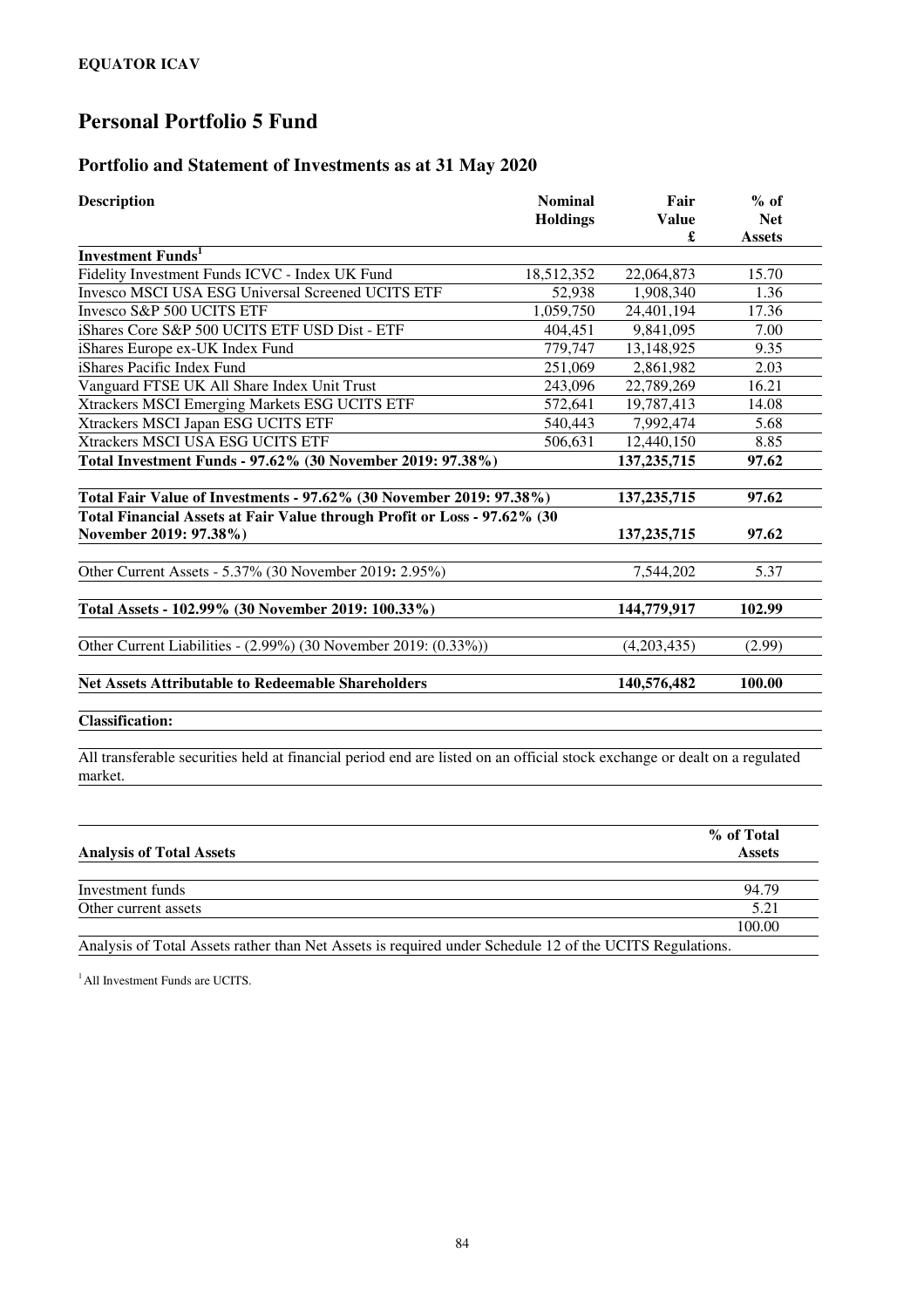**EQUATOR ICAV**

# Personal Portfolio 5 Fund

## Portfolio and Statement of Investments as at 31 May 2020

| Description | Nominal Holdings | Fair Value £ | % of Net Assets |
|---|---|---|---|
| **Investment Funds[1]** | | | |
| Fidelity Investment Funds ICVC - Index UK Fund | 18,512,352 | 22,064,873 | 15.70 |
| Invesco MSCI USA ESG Universal Screened UCITS ETF | 52,938 | 1,908,340 | 1.36 |
| Invesco S&P 500 UCITS ETF | 1,059,750 | 24,401,194 | 17.36 |
| iShares Core S&P 500 UCITS ETF USD Dist - ETF | 404,451 | 9,841,095 | 7.00 |
| iShares Europe ex-UK Index Fund | 779,747 | 13,148,925 | 9.35 |
| iShares Pacific Index Fund | 251,069 | 2,861,982 | 2.03 |
| Vanguard FTSE UK All Share Index Unit Trust | 243,096 | 22,789,269 | 16.21 |
| Xtrackers MSCI Emerging Markets ESG UCITS ETF | 572,641 | 19,787,413 | 14.08 |
| Xtrackers MSCI Japan ESG UCITS ETF | 540,443 | 7,992,474 | 5.68 |
| Xtrackers MSCI USA ESG UCITS ETF | 506,631 | 12,440,150 | 8.85 |
| **Total Investment Funds - 97.62% (30 November 2019: 97.38%)** | | **137,235,715** | **97.62** |
| **Total Fair Value of Investments - 97.62% (30 November 2019: 97.38%)** | | **137,235,715** | **97.62** |
| **Total Financial Assets at Fair Value through Profit or Loss - 97.62% (30 November 2019: 97.38%)** | | **137,235,715** | **97.62** |
| Other Current Assets - 5.37% (30 November 2019**:** 2.95%) | | 7,544,202 | 5.37 |
| **Total Assets - 102.99% (30 November 2019: 100.33%)** | | **144,779,917** | **102.99** |
| Other Current Liabilities - (2.99%) (30 November 2019: (0.33%)) | | (4,203,435) | (2.99) |
| **Net Assets Attributable to Redeemable Shareholders** | | **140,576,482** | **100.00** |

**Classification:**

All transferable securities held at financial period end are listed on an official stock exchange or dealt on a regulated market.

| Analysis of Total Assets | % of Total Assets |
|---|---|
| Investment funds | 94.79 |
| Other current assets | 5.21 |
| | 100.00 |

Analysis of Total Assets rather than Net Assets is required under Schedule 12 of the UCITS Regulations.

[1] All Investment Funds are UCITS.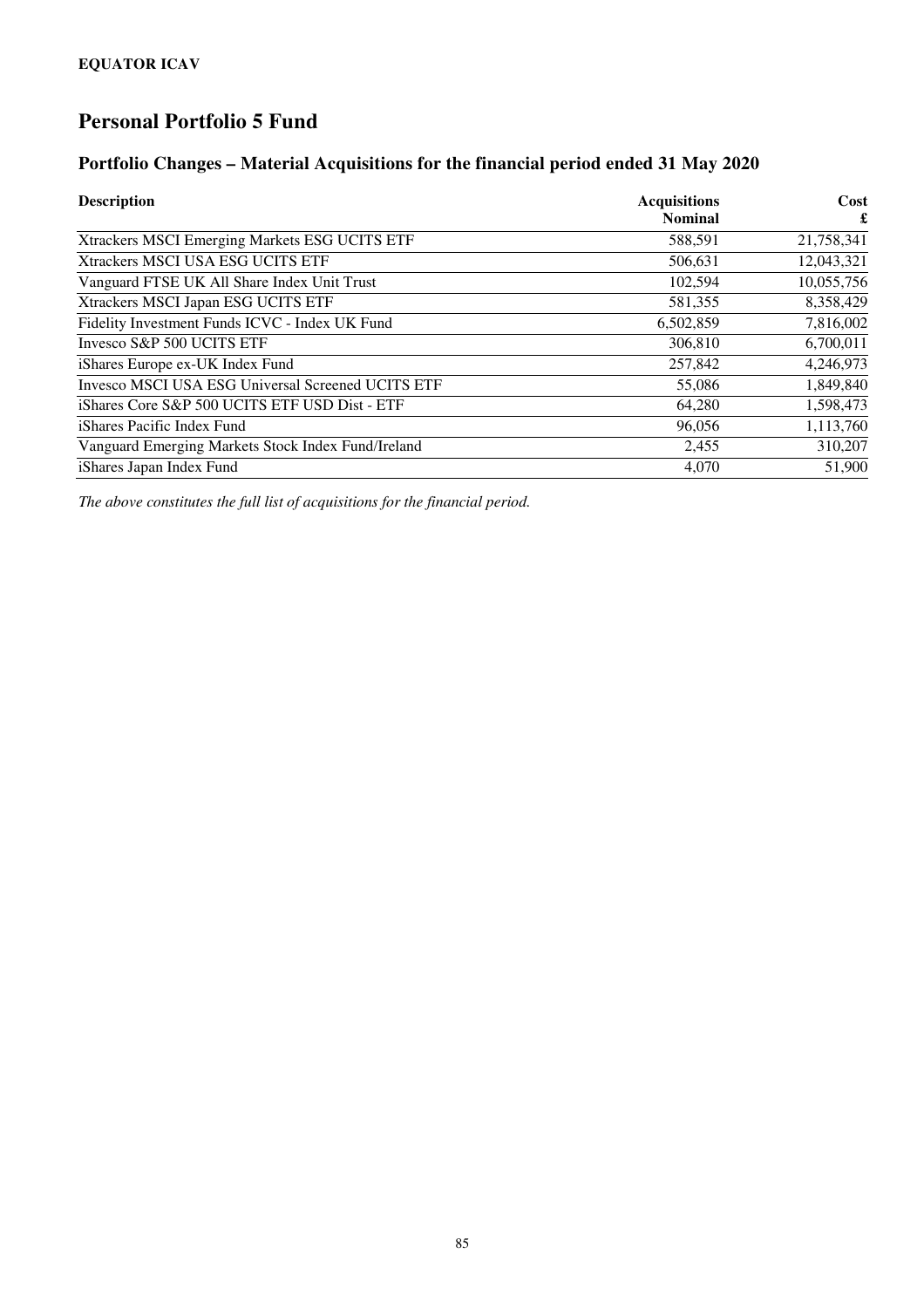**EQUATOR ICAV**

# Personal Portfolio 5 Fund

## Portfolio Changes – Material Acquisitions for the financial period ended 31 May 2020

| Description | Acquisitions Nominal | Cost £ |
|---|---:|---:|
| Xtrackers MSCI Emerging Markets ESG UCITS ETF | 588,591 | 21,758,341 |
| Xtrackers MSCI USA ESG UCITS ETF | 506,631 | 12,043,321 |
| Vanguard FTSE UK All Share Index Unit Trust | 102,594 | 10,055,756 |
| Xtrackers MSCI Japan ESG UCITS ETF | 581,355 | 8,358,429 |
| Fidelity Investment Funds ICVC - Index UK Fund | 6,502,859 | 7,816,002 |
| Invesco S&P 500 UCITS ETF | 306,810 | 6,700,011 |
| iShares Europe ex-UK Index Fund | 257,842 | 4,246,973 |
| Invesco MSCI USA ESG Universal Screened UCITS ETF | 55,086 | 1,849,840 |
| iShares Core S&P 500 UCITS ETF USD Dist - ETF | 64,280 | 1,598,473 |
| iShares Pacific Index Fund | 96,056 | 1,113,760 |
| Vanguard Emerging Markets Stock Index Fund/Ireland | 2,455 | 310,207 |
| iShares Japan Index Fund | 4,070 | 51,900 |

*The above constitutes the full list of acquisitions for the financial period.*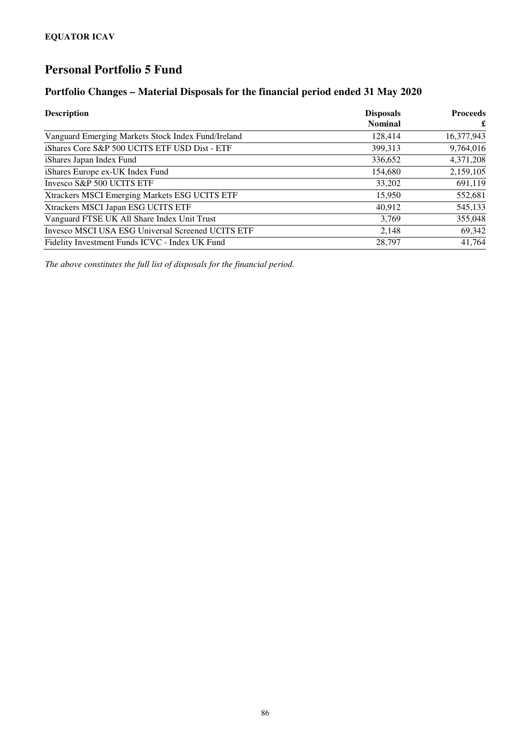# Personal Portfolio 5 Fund

## Portfolio Changes – Material Disposals for the financial period ended 31 May 2020

| Description | Disposals Nominal | Proceeds £ |
|---|---|---|
| Vanguard Emerging Markets Stock Index Fund/Ireland | 128,414 | 16,377,943 |
| iShares Core S&P 500 UCITS ETF USD Dist - ETF | 399,313 | 9,764,016 |
| iShares Japan Index Fund | 336,652 | 4,371,208 |
| iShares Europe ex-UK Index Fund | 154,680 | 2,159,105 |
| Invesco S&P 500 UCITS ETF | 33,202 | 691,119 |
| Xtrackers MSCI Emerging Markets ESG UCITS ETF | 15,950 | 552,681 |
| Xtrackers MSCI Japan ESG UCITS ETF | 40,912 | 545,133 |
| Vanguard FTSE UK All Share Index Unit Trust | 3,769 | 355,048 |
| Invesco MSCI USA ESG Universal Screened UCITS ETF | 2,148 | 69,342 |
| Fidelity Investment Funds ICVC - Index UK Fund | 28,797 | 41,764 |

*The above constitutes the full list of disposals for the financial period.*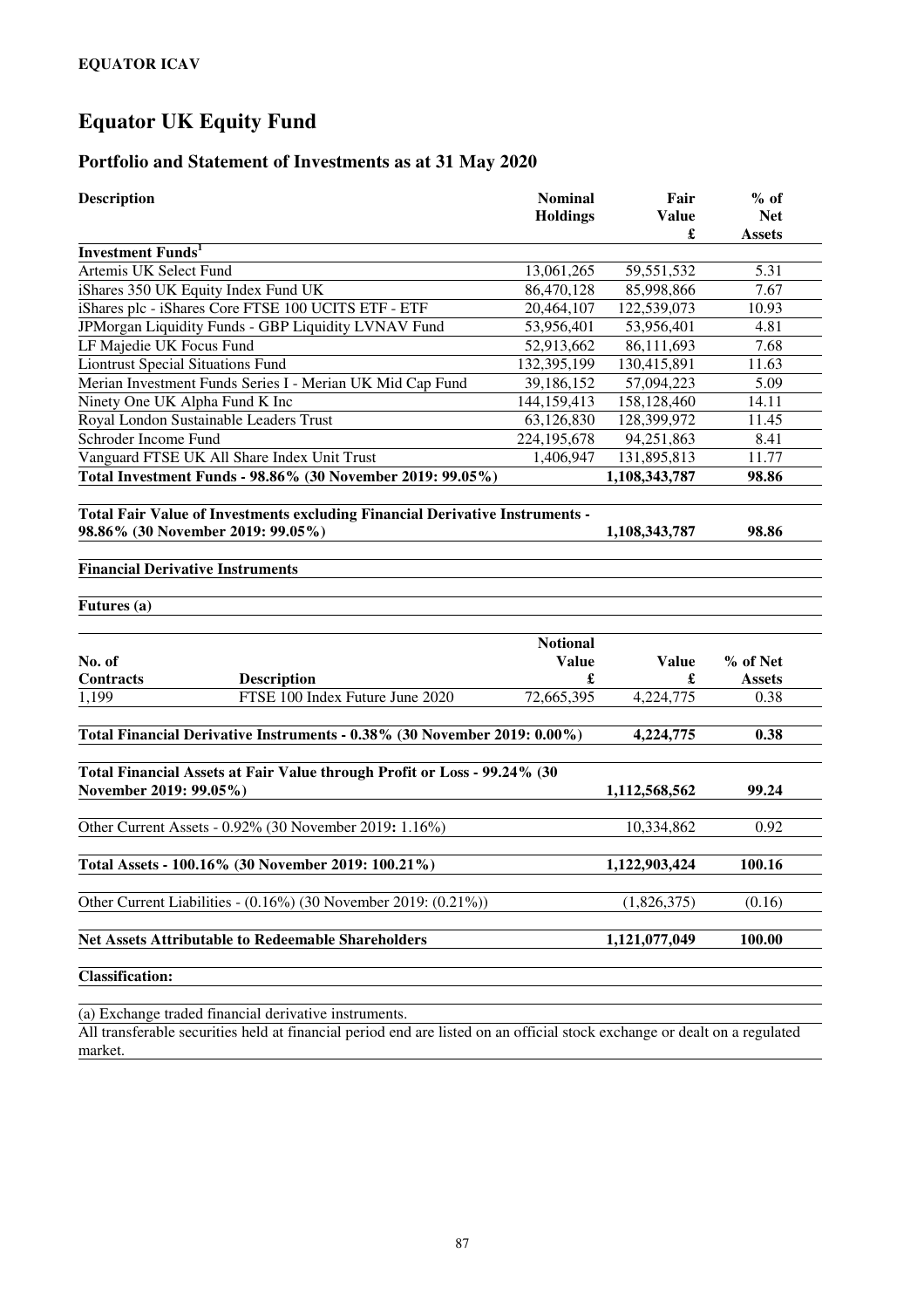**EQUATOR ICAV**

# Equator UK Equity Fund

## Portfolio and Statement of Investments as at 31 May 2020

| Description | Nominal Holdings | Fair Value £ | % of Net Assets |
|---|---|---|---|
| **Investment Funds[1]** | | | |
| Artemis UK Select Fund | 13,061,265 | 59,551,532 | 5.31 |
| iShares 350 UK Equity Index Fund UK | 86,470,128 | 85,998,866 | 7.67 |
| iShares plc - iShares Core FTSE 100 UCITS ETF - ETF | 20,464,107 | 122,539,073 | 10.93 |
| JPMorgan Liquidity Funds - GBP Liquidity LVNAV Fund | 53,956,401 | 53,956,401 | 4.81 |
| LF Majedie UK Focus Fund | 52,913,662 | 86,111,693 | 7.68 |
| Liontrust Special Situations Fund | 132,395,199 | 130,415,891 | 11.63 |
| Merian Investment Funds Series I - Merian UK Mid Cap Fund | 39,186,152 | 57,094,223 | 5.09 |
| Ninety One UK Alpha Fund K Inc | 144,159,413 | 158,128,460 | 14.11 |
| Royal London Sustainable Leaders Trust | 63,126,830 | 128,399,972 | 11.45 |
| Schroder Income Fund | 224,195,678 | 94,251,863 | 8.41 |
| Vanguard FTSE UK All Share Index Unit Trust | 1,406,947 | 131,895,813 | 11.77 |
| **Total Investment Funds - 98.86% (30 November 2019: 99.05%)** | | **1,108,343,787** | **98.86** |
| | | | |
| **Total Fair Value of Investments excluding Financial Derivative Instruments - 98.86% (30 November 2019: 99.05%)** | | **1,108,343,787** | **98.86** |

**Financial Derivative Instruments**

**Futures (a)**

| No. of Contracts | Description | Notional Value £ | Value £ | % of Net Assets |
|---|---|---|---|---|
| 1,199 | FTSE 100 Index Future June 2020 | 72,665,395 | 4,224,775 | 0.38 |

| | Value £ | % of Net Assets |
|---|---|---|
| **Total Financial Derivative Instruments - 0.38% (30 November 2019: 0.00%)** | **4,224,775** | **0.38** |
| **Total Financial Assets at Fair Value through Profit or Loss - 99.24% (30 November 2019: 99.05%)** | **1,112,568,562** | **99.24** |
| Other Current Assets - 0.92% (30 November 2019: 1.16%) | 10,334,862 | 0.92 |
| **Total Assets - 100.16% (30 November 2019: 100.21%)** | **1,122,903,424** | **100.16** |
| Other Current Liabilities - (0.16%) (30 November 2019: (0.21%)) | (1,826,375) | (0.16) |
| **Net Assets Attributable to Redeemable Shareholders** | **1,121,077,049** | **100.00** |

**Classification:**

(a) Exchange traded financial derivative instruments.

All transferable securities held at financial period end are listed on an official stock exchange or dealt on a regulated market.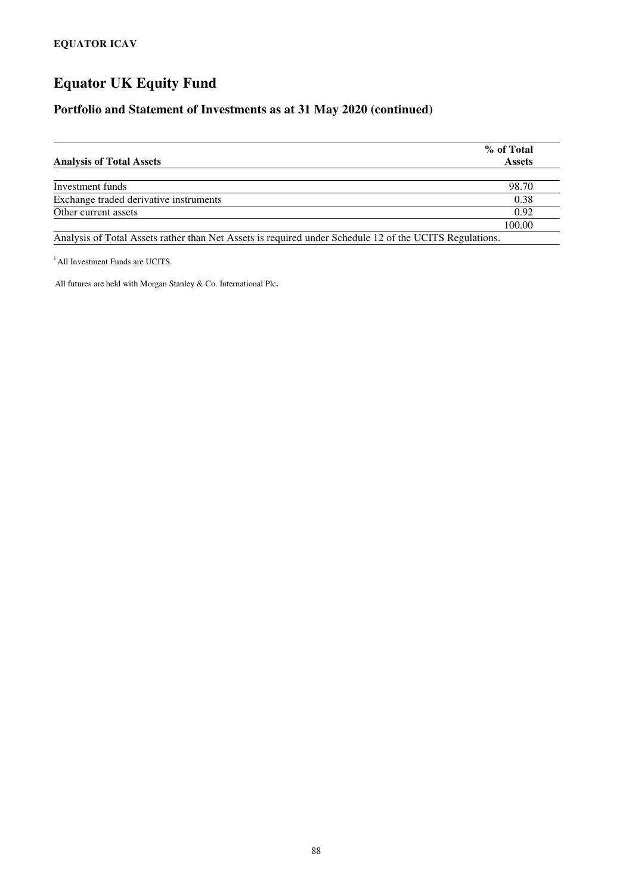# Equator UK Equity Fund

## Portfolio and Statement of Investments as at 31 May 2020 (continued)

| **Analysis of Total Assets** | **% of Total Assets** |
|---|---|
| Investment funds | 98.70 |
| Exchange traded derivative instruments | 0.38 |
| Other current assets | 0.92 |
| | 100.00 |

Analysis of Total Assets rather than Net Assets is required under Schedule 12 of the UCITS Regulations.

[1] All Investment Funds are UCITS.

All futures are held with Morgan Stanley & Co. International Plc.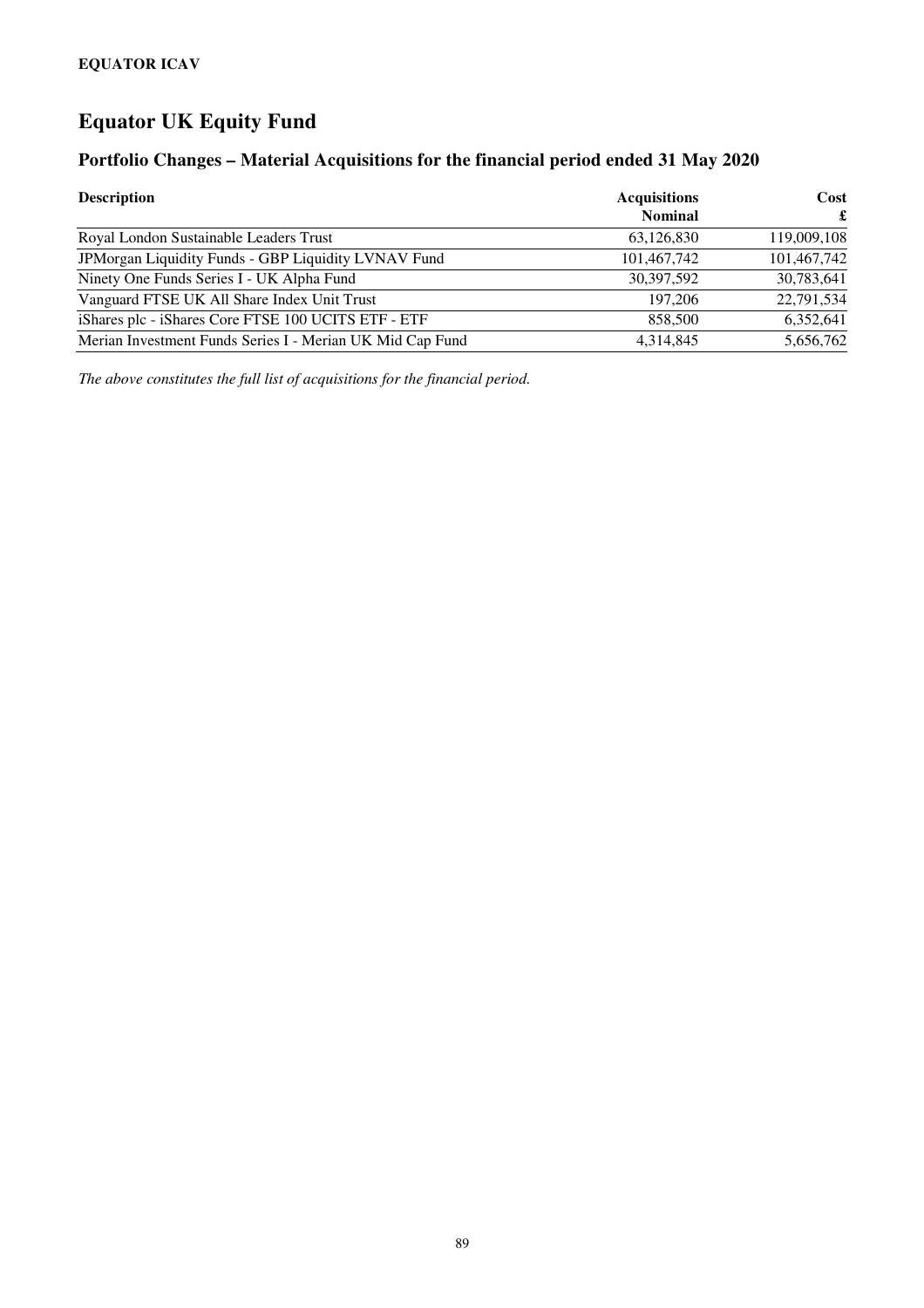**EQUATOR ICAV**

# Equator UK Equity Fund

## Portfolio Changes – Material Acquisitions for the financial period ended 31 May 2020

| Description | Acquisitions Nominal | Cost £ |
|---|---|---|
| Royal London Sustainable Leaders Trust | 63,126,830 | 119,009,108 |
| JPMorgan Liquidity Funds - GBP Liquidity LVNAV Fund | 101,467,742 | 101,467,742 |
| Ninety One Funds Series I - UK Alpha Fund | 30,397,592 | 30,783,641 |
| Vanguard FTSE UK All Share Index Unit Trust | 197,206 | 22,791,534 |
| iShares plc - iShares Core FTSE 100 UCITS ETF - ETF | 858,500 | 6,352,641 |
| Merian Investment Funds Series I - Merian UK Mid Cap Fund | 4,314,845 | 5,656,762 |

*The above constitutes the full list of acquisitions for the financial period.*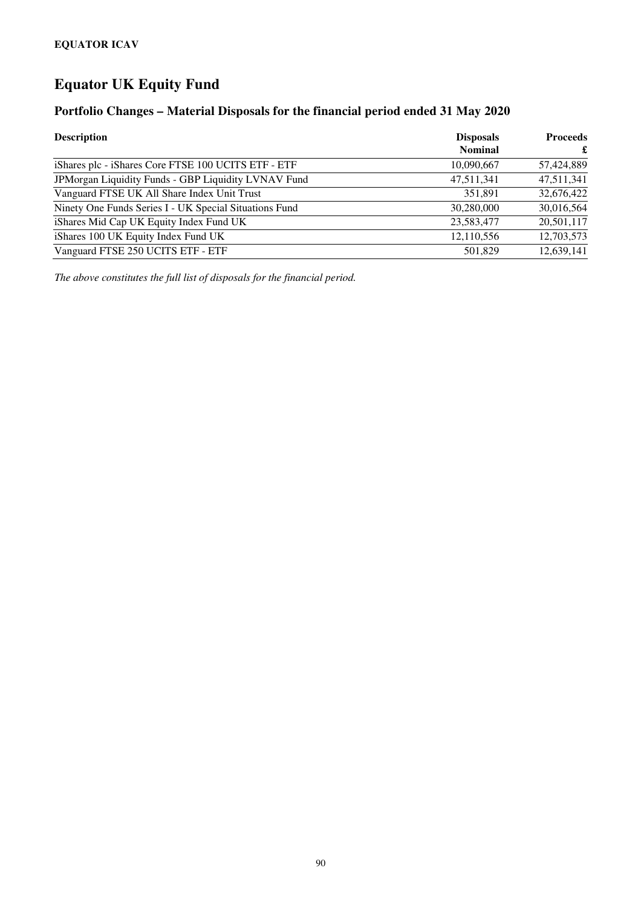**EQUATOR ICAV**

# Equator UK Equity Fund

## Portfolio Changes – Material Disposals for the financial period ended 31 May 2020

| Description | Disposals Nominal | Proceeds £ |
|---|---:|---:|
| iShares plc - iShares Core FTSE 100 UCITS ETF - ETF | 10,090,667 | 57,424,889 |
| JPMorgan Liquidity Funds - GBP Liquidity LVNAV Fund | 47,511,341 | 47,511,341 |
| Vanguard FTSE UK All Share Index Unit Trust | 351,891 | 32,676,422 |
| Ninety One Funds Series I - UK Special Situations Fund | 30,280,000 | 30,016,564 |
| iShares Mid Cap UK Equity Index Fund UK | 23,583,477 | 20,501,117 |
| iShares 100 UK Equity Index Fund UK | 12,110,556 | 12,703,573 |
| Vanguard FTSE 250 UCITS ETF - ETF | 501,829 | 12,639,141 |

*The above constitutes the full list of disposals for the financial period.*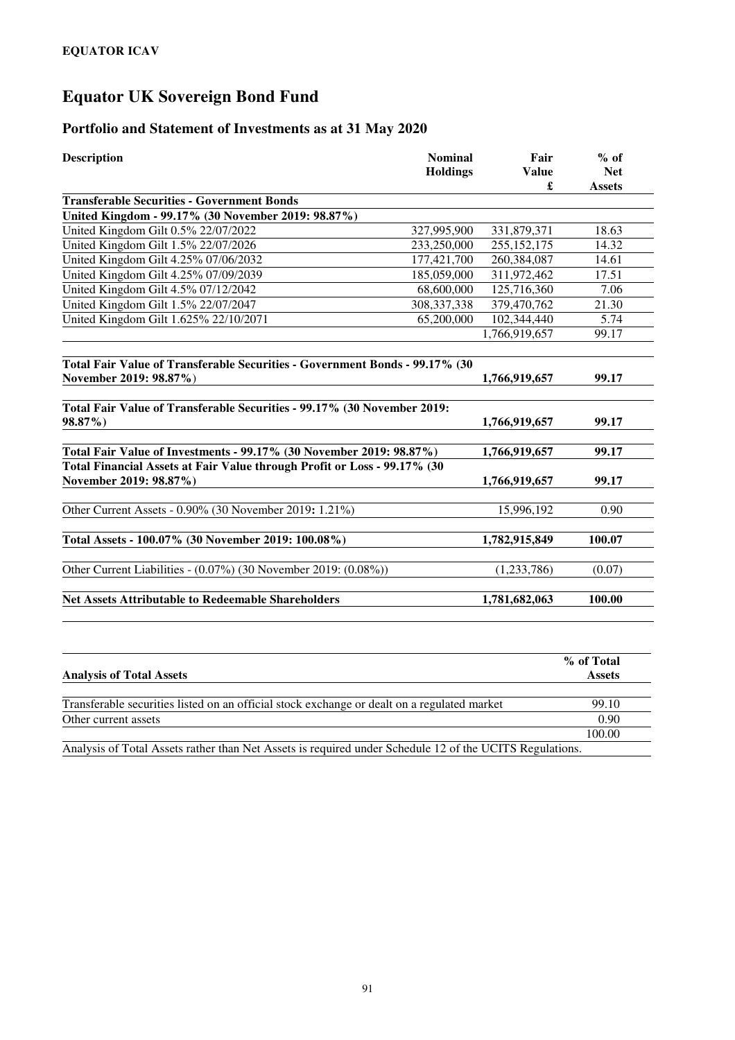**EQUATOR ICAV**

# Equator UK Sovereign Bond Fund

## Portfolio and Statement of Investments as at 31 May 2020

| Description | Nominal Holdings | Fair Value £ | % of Net Assets |
|---|---|---|---|
| **Transferable Securities - Government Bonds** | | | |
| **United Kingdom - 99.17% (30 November 2019: 98.87%)** | | | |
| United Kingdom Gilt 0.5% 22/07/2022 | 327,995,900 | 331,879,371 | 18.63 |
| United Kingdom Gilt 1.5% 22/07/2026 | 233,250,000 | 255,152,175 | 14.32 |
| United Kingdom Gilt 4.25% 07/06/2032 | 177,421,700 | 260,384,087 | 14.61 |
| United Kingdom Gilt 4.25% 07/09/2039 | 185,059,000 | 311,972,462 | 17.51 |
| United Kingdom Gilt 4.5% 07/12/2042 | 68,600,000 | 125,716,360 | 7.06 |
| United Kingdom Gilt 1.5% 22/07/2047 | 308,337,338 | 379,470,762 | 21.30 |
| United Kingdom Gilt 1.625% 22/10/2071 | 65,200,000 | 102,344,440 | 5.74 |
| | | 1,766,919,657 | 99.17 |
| **Total Fair Value of Transferable Securities - Government Bonds - 99.17% (30 November 2019: 98.87%)** | | **1,766,919,657** | **99.17** |
| **Total Fair Value of Transferable Securities - 99.17% (30 November 2019: 98.87%)** | | **1,766,919,657** | **99.17** |
| **Total Fair Value of Investments - 99.17% (30 November 2019: 98.87%)** | | **1,766,919,657** | **99.17** |
| **Total Financial Assets at Fair Value through Profit or Loss - 99.17% (30 November 2019: 98.87%)** | | **1,766,919,657** | **99.17** |
| Other Current Assets - 0.90% (30 November 2019: 1.21%) | | 15,996,192 | 0.90 |
| **Total Assets - 100.07% (30 November 2019: 100.08%)** | | **1,782,915,849** | **100.07** |
| Other Current Liabilities - (0.07%) (30 November 2019: (0.08%)) | | (1,233,786) | (0.07) |
| **Net Assets Attributable to Redeemable Shareholders** | | **1,781,682,063** | **100.00** |

| **Analysis of Total Assets** | **% of Total Assets** |
|---|---|
| Transferable securities listed on an official stock exchange or dealt on a regulated market | 99.10 |
| Other current assets | 0.90 |
| | 100.00 |

Analysis of Total Assets rather than Net Assets is required under Schedule 12 of the UCITS Regulations.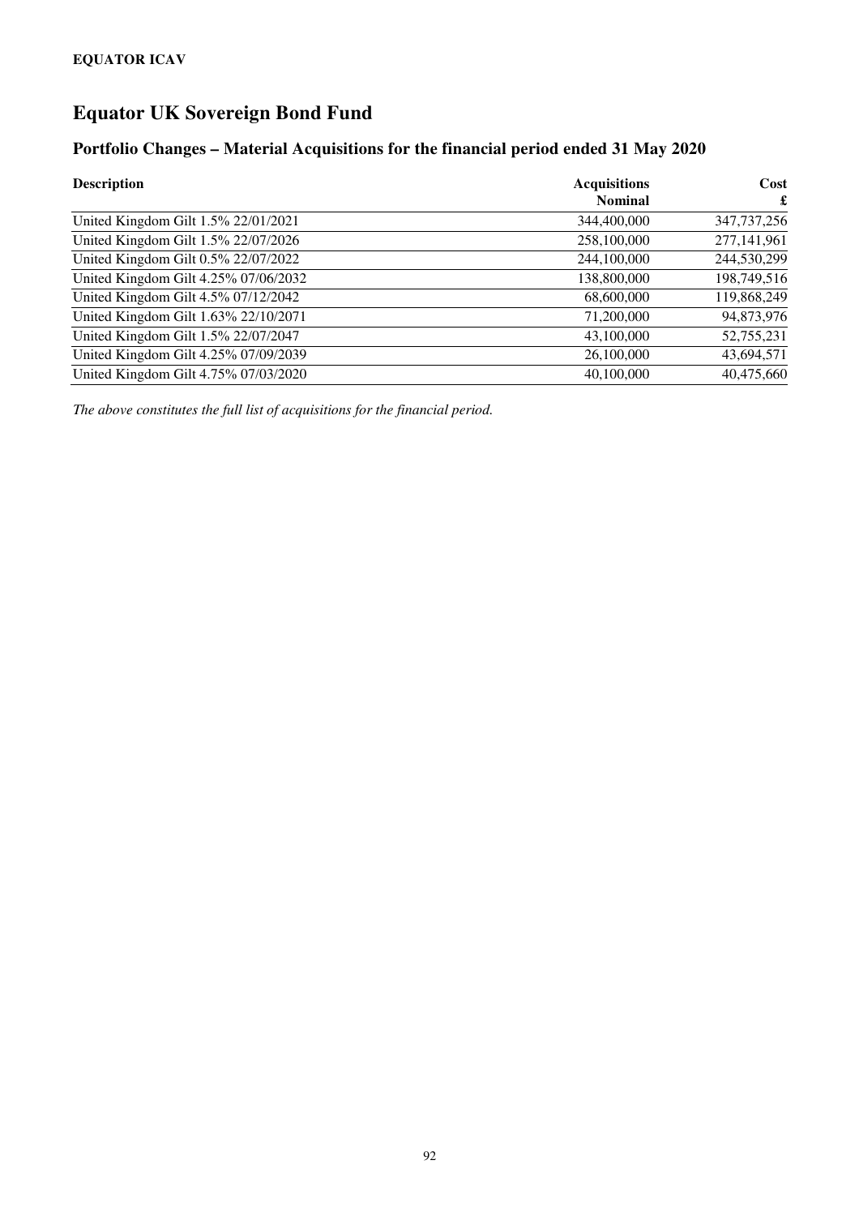**EQUATOR ICAV**

# Equator UK Sovereign Bond Fund

## Portfolio Changes – Material Acquisitions for the financial period ended 31 May 2020

| Description | Acquisitions Nominal | Cost £ |
|---|---:|---:|
| United Kingdom Gilt 1.5% 22/01/2021 | 344,400,000 | 347,737,256 |
| United Kingdom Gilt 1.5% 22/07/2026 | 258,100,000 | 277,141,961 |
| United Kingdom Gilt 0.5% 22/07/2022 | 244,100,000 | 244,530,299 |
| United Kingdom Gilt 4.25% 07/06/2032 | 138,800,000 | 198,749,516 |
| United Kingdom Gilt 4.5% 07/12/2042 | 68,600,000 | 119,868,249 |
| United Kingdom Gilt 1.63% 22/10/2071 | 71,200,000 | 94,873,976 |
| United Kingdom Gilt 1.5% 22/07/2047 | 43,100,000 | 52,755,231 |
| United Kingdom Gilt 4.25% 07/09/2039 | 26,100,000 | 43,694,571 |
| United Kingdom Gilt 4.75% 07/03/2020 | 40,100,000 | 40,475,660 |

*The above constitutes the full list of acquisitions for the financial period.*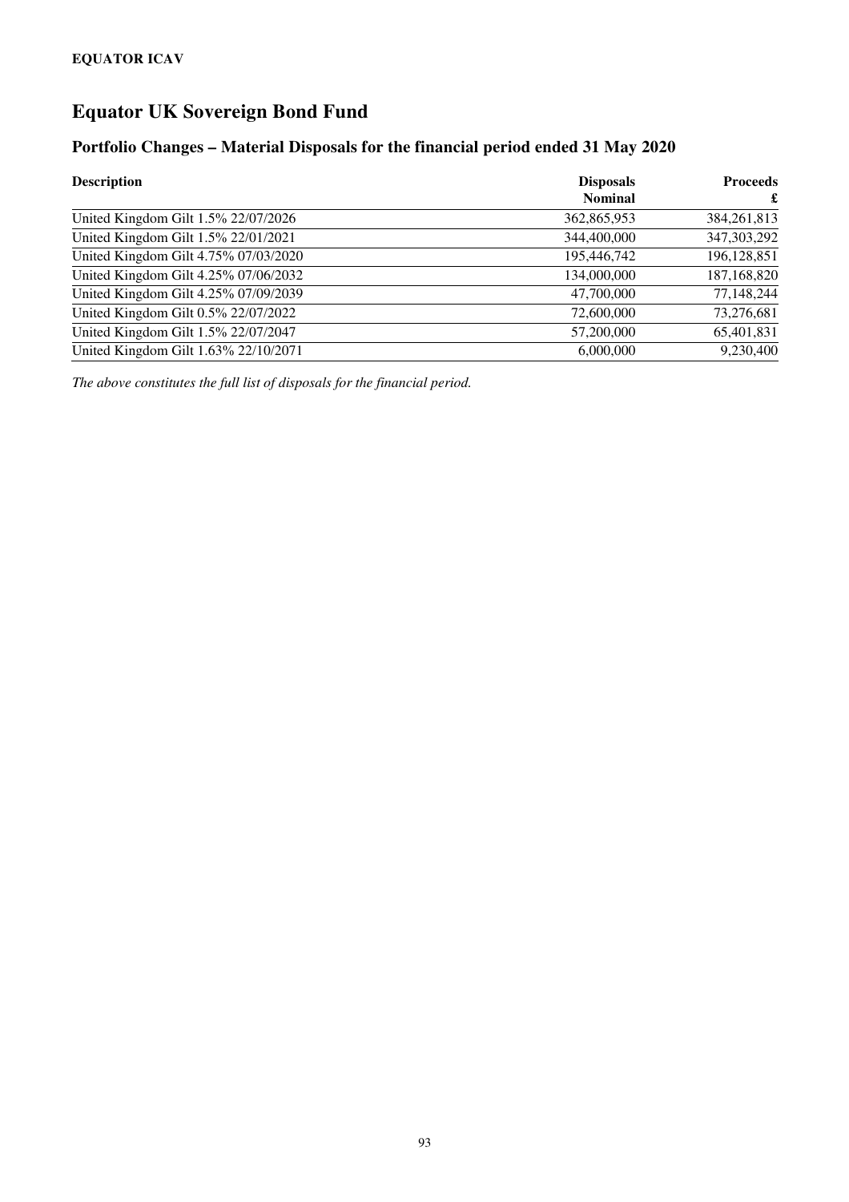**EQUATOR ICAV**

# Equator UK Sovereign Bond Fund

## Portfolio Changes – Material Disposals for the financial period ended 31 May 2020

| Description | Disposals Nominal | Proceeds £ |
|---|---:|---:|
| United Kingdom Gilt 1.5% 22/07/2026 | 362,865,953 | 384,261,813 |
| United Kingdom Gilt 1.5% 22/01/2021 | 344,400,000 | 347,303,292 |
| United Kingdom Gilt 4.75% 07/03/2020 | 195,446,742 | 196,128,851 |
| United Kingdom Gilt 4.25% 07/06/2032 | 134,000,000 | 187,168,820 |
| United Kingdom Gilt 4.25% 07/09/2039 | 47,700,000 | 77,148,244 |
| United Kingdom Gilt 0.5% 22/07/2022 | 72,600,000 | 73,276,681 |
| United Kingdom Gilt 1.5% 22/07/2047 | 57,200,000 | 65,401,831 |
| United Kingdom Gilt 1.63% 22/10/2071 | 6,000,000 | 9,230,400 |

*The above constitutes the full list of disposals for the financial period.*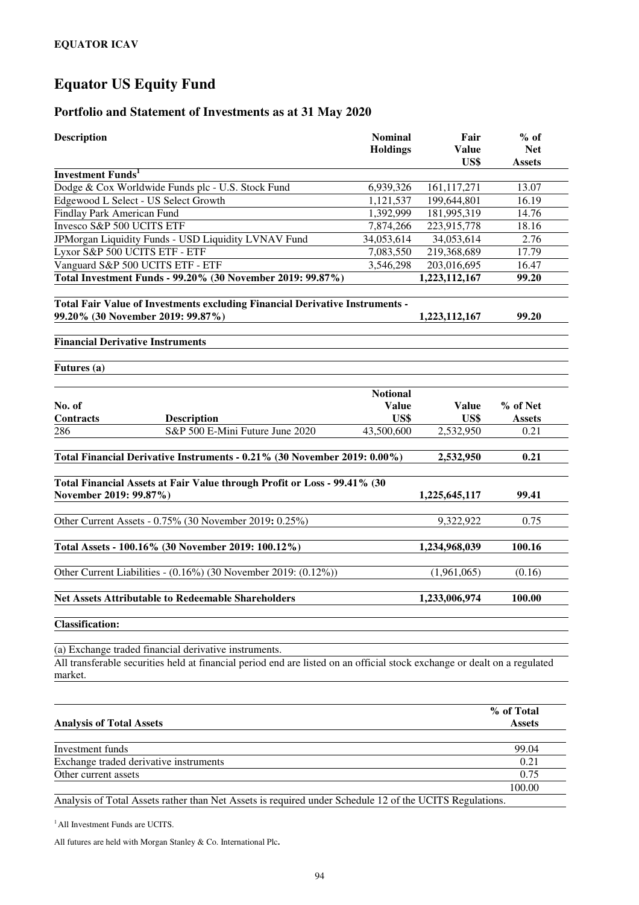**EQUATOR ICAV**

# Equator US Equity Fund

## Portfolio and Statement of Investments as at 31 May 2020

| Description | Nominal Holdings | Fair Value US$ | % of Net Assets |
|---|---|---|---|
| **Investment Funds[1]** | | | |
| Dodge & Cox Worldwide Funds plc - U.S. Stock Fund | 6,939,326 | 161,117,271 | 13.07 |
| Edgewood L Select - US Select Growth | 1,121,537 | 199,644,801 | 16.19 |
| Findlay Park American Fund | 1,392,999 | 181,995,319 | 14.76 |
| Invesco S&P 500 UCITS ETF | 7,874,266 | 223,915,778 | 18.16 |
| JPMorgan Liquidity Funds - USD Liquidity LVNAV Fund | 34,053,614 | 34,053,614 | 2.76 |
| Lyxor S&P 500 UCITS ETF - ETF | 7,083,550 | 219,368,689 | 17.79 |
| Vanguard S&P 500 UCITS ETF - ETF | 3,546,298 | 203,016,695 | 16.47 |
| **Total Investment Funds - 99.20% (30 November 2019: 99.87%)** | | **1,223,112,167** | **99.20** |
| | | | |
| **Total Fair Value of Investments excluding Financial Derivative Instruments - 99.20% (30 November 2019: 99.87%)** | | **1,223,112,167** | **99.20** |

**Financial Derivative Instruments**

**Futures (a)**

| No. of Contracts | Description | Notional Value US$ | Value US$ | % of Net Assets |
|---|---|---|---|---|
| 286 | S&P 500 E-Mini Future June 2020 | 43,500,600 | 2,532,950 | 0.21 |

| | Fair Value US$ | % of Net Assets |
|---|---|---|
| **Total Financial Derivative Instruments - 0.21% (30 November 2019: 0.00%)** | **2,532,950** | **0.21** |
| **Total Financial Assets at Fair Value through Profit or Loss - 99.41% (30 November 2019: 99.87%)** | **1,225,645,117** | **99.41** |
| Other Current Assets - 0.75% (30 November 2019**:** 0.25%) | 9,322,922 | 0.75 |
| **Total Assets - 100.16% (30 November 2019: 100.12%)** | **1,234,968,039** | **100.16** |
| Other Current Liabilities - (0.16%) (30 November 2019: (0.12%)) | (1,961,065) | (0.16) |
| **Net Assets Attributable to Redeemable Shareholders** | **1,233,006,974** | **100.00** |

**Classification:**

(a) Exchange traded financial derivative instruments.

All transferable securities held at financial period end are listed on an official stock exchange or dealt on a regulated market.

| Analysis of Total Assets | % of Total Assets |
|---|---|
| Investment funds | 99.04 |
| Exchange traded derivative instruments | 0.21 |
| Other current assets | 0.75 |
| | 100.00 |

Analysis of Total Assets rather than Net Assets is required under Schedule 12 of the UCITS Regulations.

[1] All Investment Funds are UCITS.

All futures are held with Morgan Stanley & Co. International Plc**.**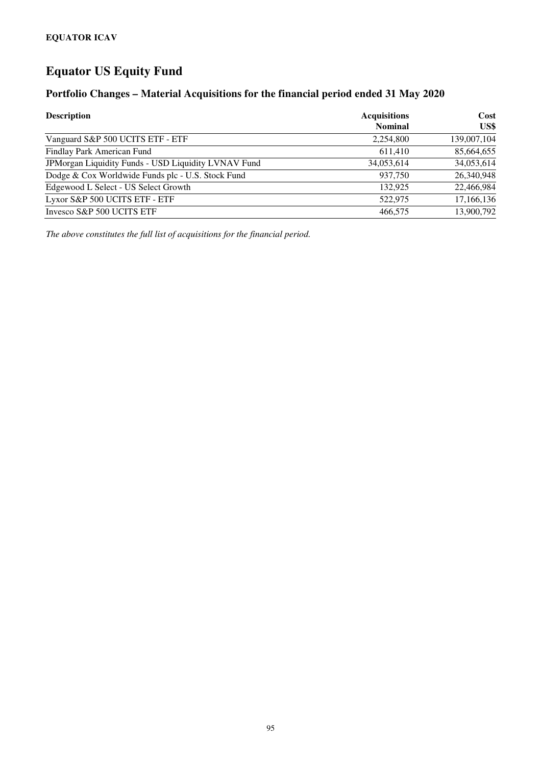**EQUATOR ICAV**

# Equator US Equity Fund

## Portfolio Changes – Material Acquisitions for the financial period ended 31 May 2020

| Description | Acquisitions Nominal | Cost US$ |
|---|---:|---:|
| Vanguard S&P 500 UCITS ETF - ETF | 2,254,800 | 139,007,104 |
| Findlay Park American Fund | 611,410 | 85,664,655 |
| JPMorgan Liquidity Funds - USD Liquidity LVNAV Fund | 34,053,614 | 34,053,614 |
| Dodge & Cox Worldwide Funds plc - U.S. Stock Fund | 937,750 | 26,340,948 |
| Edgewood L Select - US Select Growth | 132,925 | 22,466,984 |
| Lyxor S&P 500 UCITS ETF - ETF | 522,975 | 17,166,136 |
| Invesco S&P 500 UCITS ETF | 466,575 | 13,900,792 |

*The above constitutes the full list of acquisitions for the financial period.*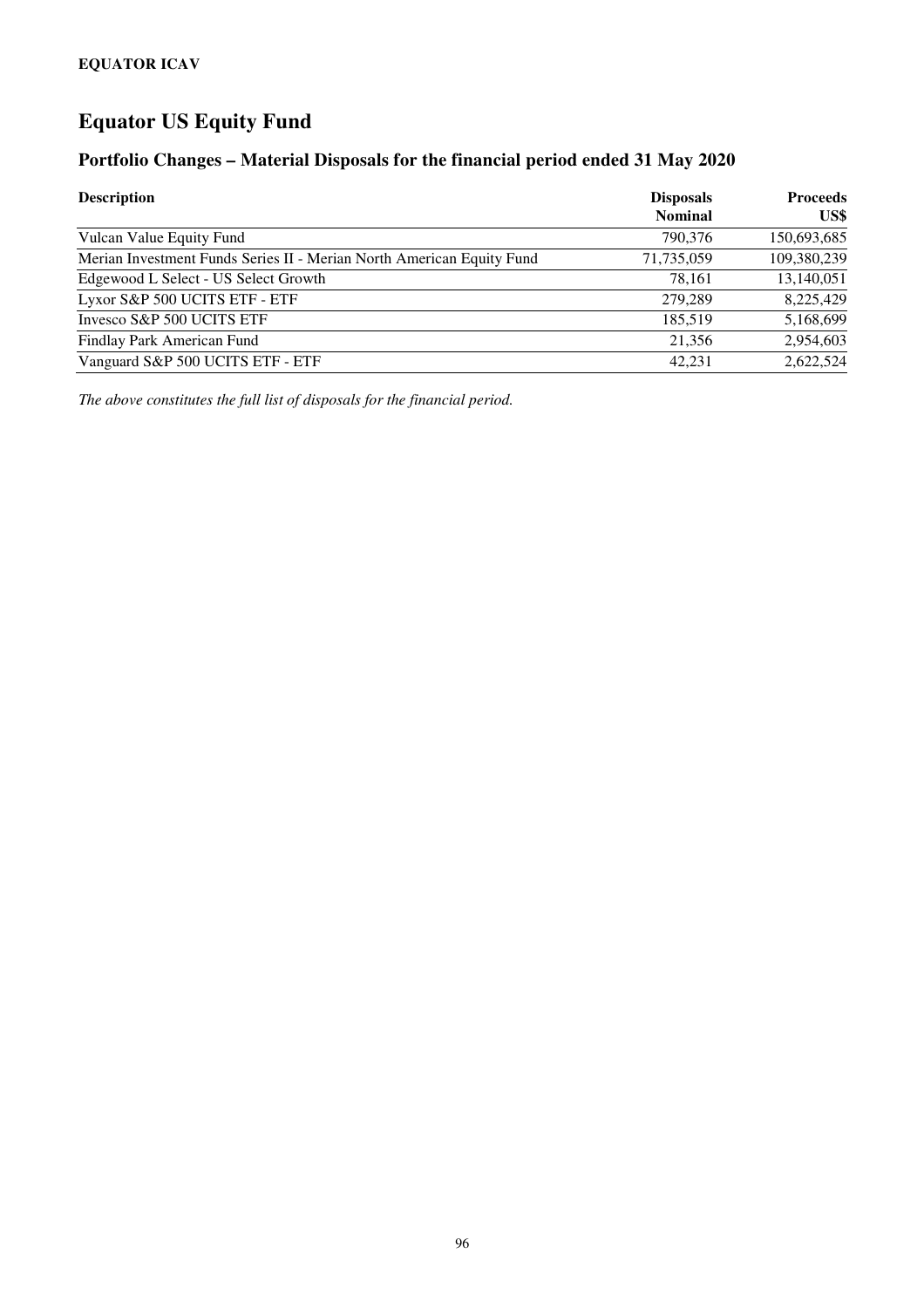EQUATOR ICAV

# Equator US Equity Fund

## Portfolio Changes – Material Disposals for the financial period ended 31 May 2020

| Description | Disposals Nominal | Proceeds US$ |
|---|---|---|
| Vulcan Value Equity Fund | 790,376 | 150,693,685 |
| Merian Investment Funds Series II - Merian North American Equity Fund | 71,735,059 | 109,380,239 |
| Edgewood L Select - US Select Growth | 78,161 | 13,140,051 |
| Lyxor S&P 500 UCITS ETF - ETF | 279,289 | 8,225,429 |
| Invesco S&P 500 UCITS ETF | 185,519 | 5,168,699 |
| Findlay Park American Fund | 21,356 | 2,954,603 |
| Vanguard S&P 500 UCITS ETF - ETF | 42,231 | 2,622,524 |

*The above constitutes the full list of disposals for the financial period.*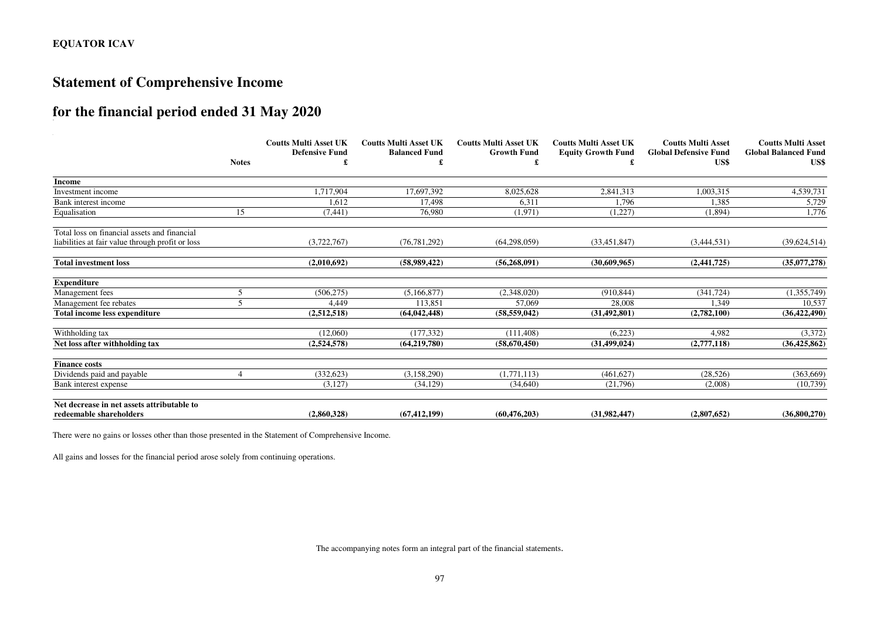**EQUATOR ICAV**

# Statement of Comprehensive Income

## for the financial period ended 31 May 2020

| | Notes | Coutts Multi Asset UK Defensive Fund £ | Coutts Multi Asset UK Balanced Fund £ | Coutts Multi Asset UK Growth Fund £ | Coutts Multi Asset UK Equity Growth Fund £ | Coutts Multi Asset Global Defensive Fund US$ | Coutts Multi Asset Global Balanced Fund US$ |
|---|---|---|---|---|---|---|---|
| **Income** | | | | | | | |
| Investment income | | 1,717,904 | 17,697,392 | 8,025,628 | 2,841,313 | 1,003,315 | 4,539,731 |
| Bank interest income | | 1,612 | 17,498 | 6,311 | 1,796 | 1,385 | 5,729 |
| Equalisation | 15 | (7,441) | 76,980 | (1,971) | (1,227) | (1,894) | 1,776 |
| Total loss on financial assets and financial liabilities at fair value through profit or loss | | (3,722,767) | (76,781,292) | (64,298,059) | (33,451,847) | (3,444,531) | (39,624,514) |
| **Total investment loss** | | **(2,010,692)** | **(58,989,422)** | **(56,268,091)** | **(30,609,965)** | **(2,441,725)** | **(35,077,278)** |
| **Expenditure** | | | | | | | |
| Management fees | 5 | (506,275) | (5,166,877) | (2,348,020) | (910,844) | (341,724) | (1,355,749) |
| Management fee rebates | 5 | 4,449 | 113,851 | 57,069 | 28,008 | 1,349 | 10,537 |
| **Total income less expenditure** | | **(2,512,518)** | **(64,042,448)** | **(58,559,042)** | **(31,492,801)** | **(2,782,100)** | **(36,422,490)** |
| Withholding tax | | (12,060) | (177,332) | (111,408) | (6,223) | 4,982 | (3,372) |
| **Net loss after withholding tax** | | **(2,524,578)** | **(64,219,780)** | **(58,670,450)** | **(31,499,024)** | **(2,777,118)** | **(36,425,862)** |
| **Finance costs** | | | | | | | |
| Dividends paid and payable | 4 | (332,623) | (3,158,290) | (1,771,113) | (461,627) | (28,526) | (363,669) |
| Bank interest expense | | (3,127) | (34,129) | (34,640) | (21,796) | (2,008) | (10,739) |
| **Net decrease in net assets attributable to redeemable shareholders** | | **(2,860,328)** | **(67,412,199)** | **(60,476,203)** | **(31,982,447)** | **(2,807,652)** | **(36,800,270)** |

There were no gains or losses other than those presented in the Statement of Comprehensive Income.

All gains and losses for the financial period arose solely from continuing operations.

The accompanying notes form an integral part of the financial statements.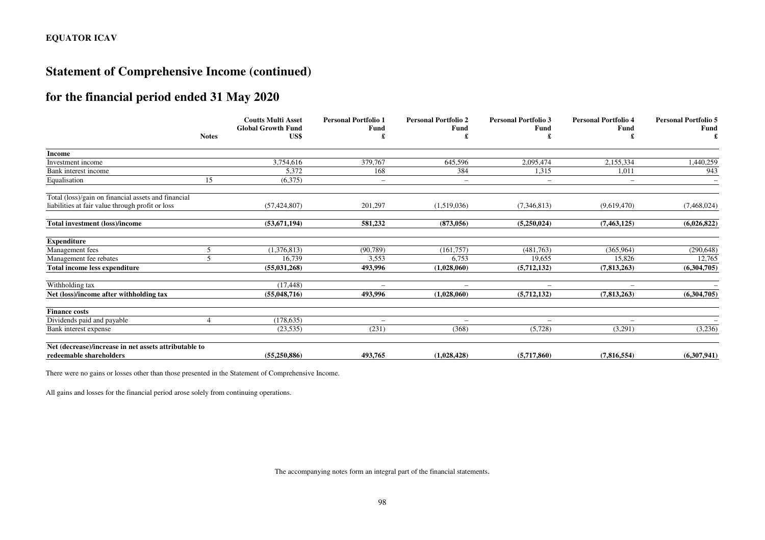**EQUATOR ICAV**

# Statement of Comprehensive Income (continued)

## for the financial period ended 31 May 2020

| | Notes | Coutts Multi Asset Global Growth Fund US$ | Personal Portfolio 1 Fund £ | Personal Portfolio 2 Fund £ | Personal Portfolio 3 Fund £ | Personal Portfolio 4 Fund £ | Personal Portfolio 5 Fund £ |
|---|---|---|---|---|---|---|---|
| **Income** | | | | | | | |
| Investment income | | 3,754,616 | 379,767 | 645,596 | 2,095,474 | 2,155,334 | 1,440,259 |
| Bank interest income | | 5,372 | 168 | 384 | 1,315 | 1,011 | 943 |
| Equalisation | 15 | (6,375) | – | – | – | – | – |
| Total (loss)/gain on financial assets and financial liabilities at fair value through profit or loss | | (57,424,807) | 201,297 | (1,519,036) | (7,346,813) | (9,619,470) | (7,468,024) |
| **Total investment (loss)/income** | | **(53,671,194)** | **581,232** | **(873,056)** | **(5,250,024)** | **(7,463,125)** | **(6,026,822)** |
| **Expenditure** | | | | | | | |
| Management fees | 5 | (1,376,813) | (90,789) | (161,757) | (481,763) | (365,964) | (290,648) |
| Management fee rebates | 5 | 16,739 | 3,553 | 6,753 | 19,655 | 15,826 | 12,765 |
| **Total income less expenditure** | | **(55,031,268)** | **493,996** | **(1,028,060)** | **(5,712,132)** | **(7,813,263)** | **(6,304,705)** |
| Withholding tax | | (17,448) | – | – | – | – | – |
| **Net (loss)/income after withholding tax** | | **(55,048,716)** | **493,996** | **(1,028,060)** | **(5,712,132)** | **(7,813,263)** | **(6,304,705)** |
| **Finance costs** | | | | | | | |
| Dividends paid and payable | 4 | (178,635) | – | – | – | – | – |
| Bank interest expense | | (23,535) | (231) | (368) | (5,728) | (3,291) | (3,236) |
| **Net (decrease)/increase in net assets attributable to redeemable shareholders** | | **(55,250,886)** | **493,765** | **(1,028,428)** | **(5,717,860)** | **(7,816,554)** | **(6,307,941)** |

There were no gains or losses other than those presented in the Statement of Comprehensive Income.

All gains and losses for the financial period arose solely from continuing operations.

The accompanying notes form an integral part of the financial statements.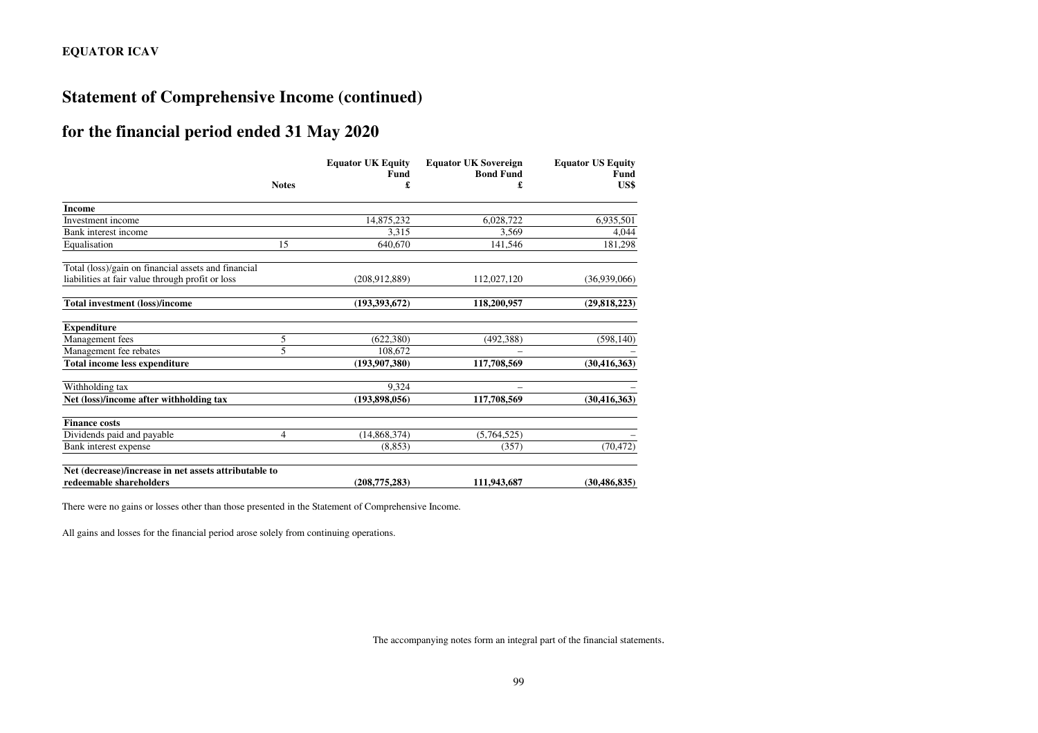**EQUATOR ICAV**

# Statement of Comprehensive Income (continued)

## for the financial period ended 31 May 2020

| | Notes | Equator UK Equity Fund £ | Equator UK Sovereign Bond Fund £ | Equator US Equity Fund US$ |
|---|---|---|---|---|
| **Income** | | | | |
| Investment income | | 14,875,232 | 6,028,722 | 6,935,501 |
| Bank interest income | | 3,315 | 3,569 | 4,044 |
| Equalisation | 15 | 640,670 | 141,546 | 181,298 |
| Total (loss)/gain on financial assets and financial liabilities at fair value through profit or loss | | (208,912,889) | 112,027,120 | (36,939,066) |
| **Total investment (loss)/income** | | **(193,393,672)** | **118,200,957** | **(29,818,223)** |
| **Expenditure** | | | | |
| Management fees | 5 | (622,380) | (492,388) | (598,140) |
| Management fee rebates | 5 | 108,672 | – | – |
| **Total income less expenditure** | | **(193,907,380)** | **117,708,569** | **(30,416,363)** |
| Withholding tax | | 9,324 | – | – |
| **Net (loss)/income after withholding tax** | | **(193,898,056)** | **117,708,569** | **(30,416,363)** |
| **Finance costs** | | | | |
| Dividends paid and payable | 4 | (14,868,374) | (5,764,525) | – |
| Bank interest expense | | (8,853) | (357) | (70,472) |
| **Net (decrease)/increase in net assets attributable to redeemable shareholders** | | **(208,775,283)** | **111,943,687** | **(30,486,835)** |

There were no gains or losses other than those presented in the Statement of Comprehensive Income.

All gains and losses for the financial period arose solely from continuing operations.

The accompanying notes form an integral part of the financial statements.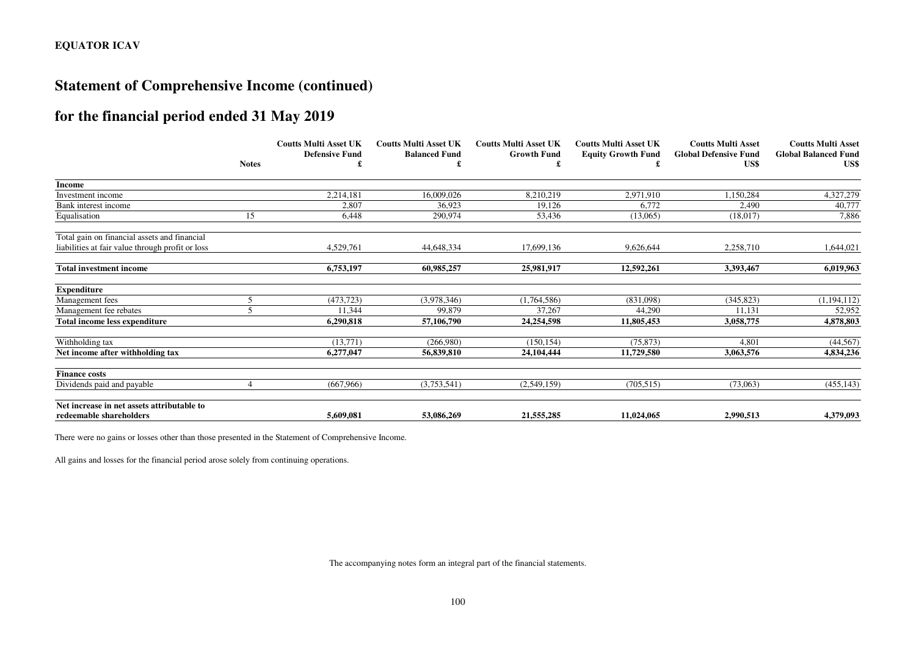**EQUATOR ICAV**

# Statement of Comprehensive Income (continued)

## for the financial period ended 31 May 2019

| | Notes | Coutts Multi Asset UK Defensive Fund £ | Coutts Multi Asset UK Balanced Fund £ | Coutts Multi Asset UK Growth Fund £ | Coutts Multi Asset UK Equity Growth Fund £ | Coutts Multi Asset Global Defensive Fund US$ | Coutts Multi Asset Global Balanced Fund US$ |
|---|---|---|---|---|---|---|---|
| **Income** | | | | | | | |
| Investment income | | 2,214,181 | 16,009,026 | 8,210,219 | 2,971,910 | 1,150,284 | 4,327,279 |
| Bank interest income | | 2,807 | 36,923 | 19,126 | 6,772 | 2,490 | 40,777 |
| Equalisation | 15 | 6,448 | 290,974 | 53,436 | (13,065) | (18,017) | 7,886 |
| Total gain on financial assets and financial liabilities at fair value through profit or loss | | 4,529,761 | 44,648,334 | 17,699,136 | 9,626,644 | 2,258,710 | 1,644,021 |
| **Total investment income** | | **6,753,197** | **60,985,257** | **25,981,917** | **12,592,261** | **3,393,467** | **6,019,963** |
| **Expenditure** | | | | | | | |
| Management fees | 5 | (473,723) | (3,978,346) | (1,764,586) | (831,098) | (345,823) | (1,194,112) |
| Management fee rebates | 5 | 11,344 | 99,879 | 37,267 | 44,290 | 11,131 | 52,952 |
| **Total income less expenditure** | | **6,290,818** | **57,106,790** | **24,254,598** | **11,805,453** | **3,058,775** | **4,878,803** |
| Withholding tax | | (13,771) | (266,980) | (150,154) | (75,873) | 4,801 | (44,567) |
| **Net income after withholding tax** | | **6,277,047** | **56,839,810** | **24,104,444** | **11,729,580** | **3,063,576** | **4,834,236** |
| **Finance costs** | | | | | | | |
| Dividends paid and payable | 4 | (667,966) | (3,753,541) | (2,549,159) | (705,515) | (73,063) | (455,143) |
| **Net increase in net assets attributable to redeemable shareholders** | | **5,609,081** | **53,086,269** | **21,555,285** | **11,024,065** | **2,990,513** | **4,379,093** |

There were no gains or losses other than those presented in the Statement of Comprehensive Income.

All gains and losses for the financial period arose solely from continuing operations.

The accompanying notes form an integral part of the financial statements.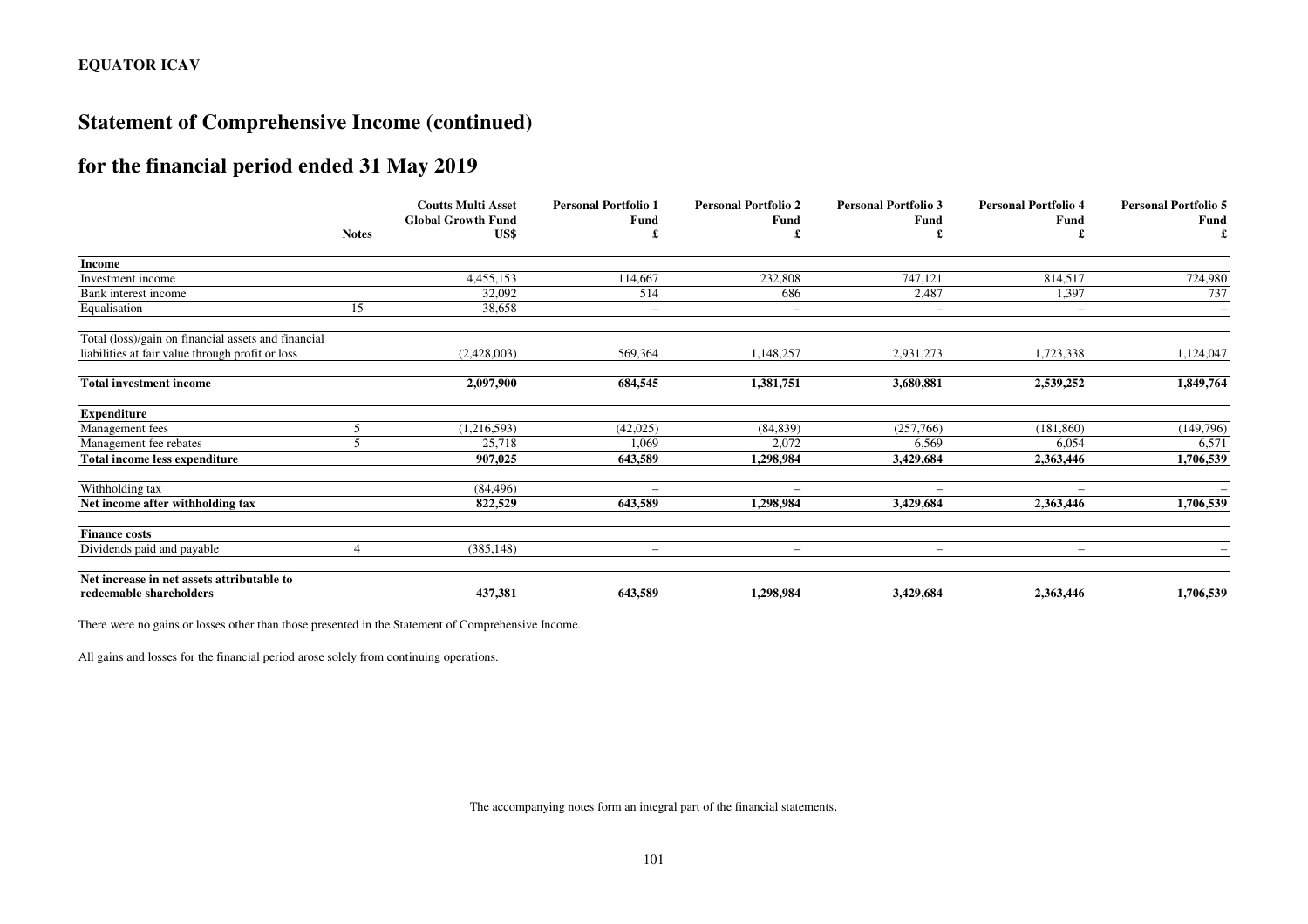**EQUATOR ICAV**

# Statement of Comprehensive Income (continued)

## for the financial period ended 31 May 2019

| | Notes | Coutts Multi Asset Global Growth Fund US$ | Personal Portfolio 1 Fund £ | Personal Portfolio 2 Fund £ | Personal Portfolio 3 Fund £ | Personal Portfolio 4 Fund £ | Personal Portfolio 5 Fund £ |
|---|---|---|---|---|---|---|---|
| **Income** | | | | | | | |
| Investment income | | 4,455,153 | 114,667 | 232,808 | 747,121 | 814,517 | 724,980 |
| Bank interest income | | 32,092 | 514 | 686 | 2,487 | 1,397 | 737 |
| Equalisation | 15 | 38,658 | – | – | – | – | – |
| Total (loss)/gain on financial assets and financial liabilities at fair value through profit or loss | | (2,428,003) | 569,364 | 1,148,257 | 2,931,273 | 1,723,338 | 1,124,047 |
| **Total investment income** | | **2,097,900** | **684,545** | **1,381,751** | **3,680,881** | **2,539,252** | **1,849,764** |
| **Expenditure** | | | | | | | |
| Management fees | 5 | (1,216,593) | (42,025) | (84,839) | (257,766) | (181,860) | (149,796) |
| Management fee rebates | 5 | 25,718 | 1,069 | 2,072 | 6,569 | 6,054 | 6,571 |
| **Total income less expenditure** | | **907,025** | **643,589** | **1,298,984** | **3,429,684** | **2,363,446** | **1,706,539** |
| Withholding tax | | (84,496) | – | – | – | – | – |
| **Net income after withholding tax** | | **822,529** | **643,589** | **1,298,984** | **3,429,684** | **2,363,446** | **1,706,539** |
| **Finance costs** | | | | | | | |
| Dividends paid and payable | 4 | (385,148) | – | – | – | – | – |
| **Net increase in net assets attributable to redeemable shareholders** | | **437,381** | **643,589** | **1,298,984** | **3,429,684** | **2,363,446** | **1,706,539** |

There were no gains or losses other than those presented in the Statement of Comprehensive Income.

All gains and losses for the financial period arose solely from continuing operations.

The accompanying notes form an integral part of the financial statements.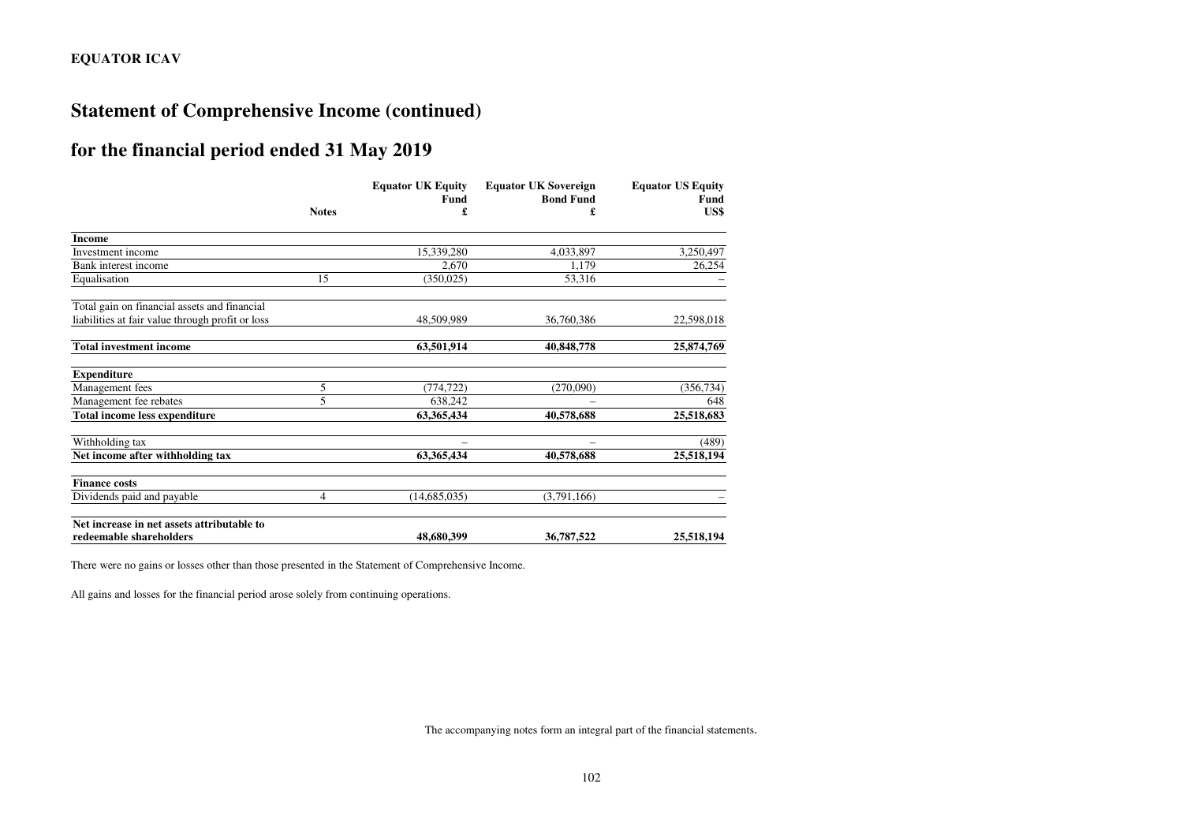**EQUATOR ICAV**

# Statement of Comprehensive Income (continued)

## for the financial period ended 31 May 2019

| | Notes | Equator UK Equity Fund £ | Equator UK Sovereign Bond Fund £ | Equator US Equity Fund US$ |
|---|---|---|---|---|
| **Income** | | | | |
| Investment income | | 15,339,280 | 4,033,897 | 3,250,497 |
| Bank interest income | | 2,670 | 1,179 | 26,254 |
| Equalisation | 15 | (350,025) | 53,316 | – |
| Total gain on financial assets and financial liabilities at fair value through profit or loss | | 48,509,989 | 36,760,386 | 22,598,018 |
| **Total investment income** | | **63,501,914** | **40,848,778** | **25,874,769** |
| **Expenditure** | | | | |
| Management fees | 5 | (774,722) | (270,090) | (356,734) |
| Management fee rebates | 5 | 638,242 | – | 648 |
| **Total income less expenditure** | | **63,365,434** | **40,578,688** | **25,518,683** |
| Withholding tax | | – | – | (489) |
| **Net income after withholding tax** | | **63,365,434** | **40,578,688** | **25,518,194** |
| **Finance costs** | | | | |
| Dividends paid and payable | 4 | (14,685,035) | (3,791,166) | – |
| **Net increase in net assets attributable to redeemable shareholders** | | **48,680,399** | **36,787,522** | **25,518,194** |

There were no gains or losses other than those presented in the Statement of Comprehensive Income.

All gains and losses for the financial period arose solely from continuing operations.

The accompanying notes form an integral part of the financial statements.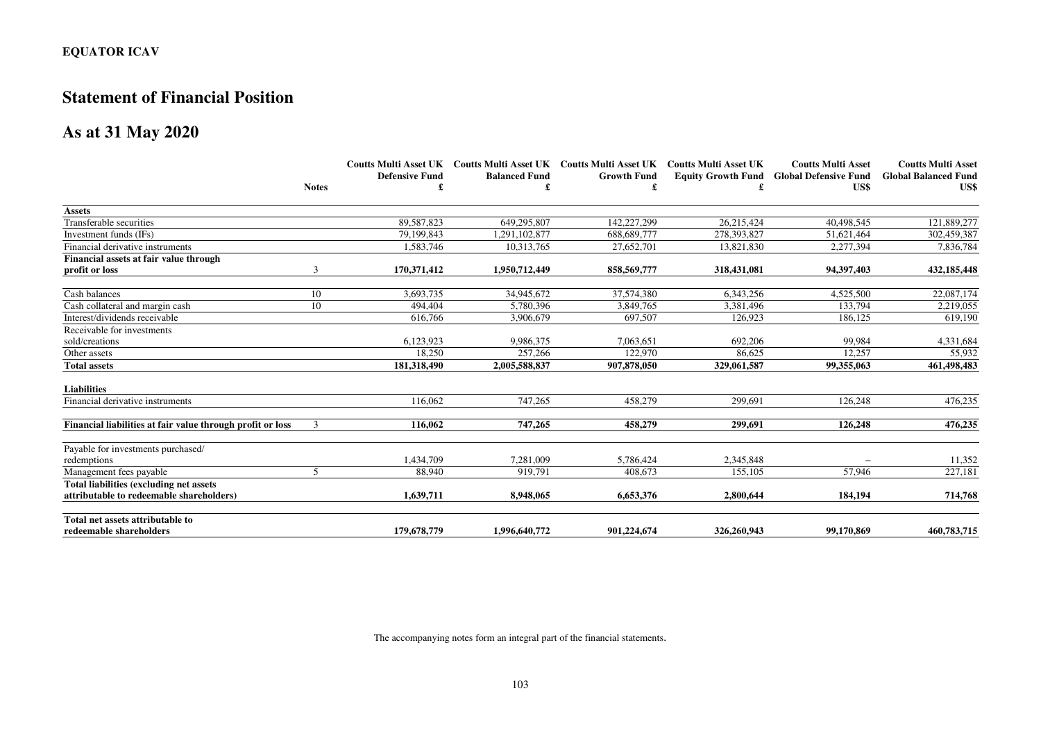**EQUATOR ICAV**

# Statement of Financial Position

## As at 31 May 2020

| | Notes | Coutts Multi Asset UK Defensive Fund £ | Coutts Multi Asset UK Balanced Fund £ | Coutts Multi Asset UK Growth Fund £ | Coutts Multi Asset UK Equity Growth Fund £ | Coutts Multi Asset Global Defensive Fund US$ | Coutts Multi Asset Global Balanced Fund US$ |
|---|---|---|---|---|---|---|---|
| **Assets** | | | | | | | |
| Transferable securities | | 89,587,823 | 649,295,807 | 142,227,299 | 26,215,424 | 40,498,545 | 121,889,277 |
| Investment funds (IFs) | | 79,199,843 | 1,291,102,877 | 688,689,777 | 278,393,827 | 51,621,464 | 302,459,387 |
| Financial derivative instruments | | 1,583,746 | 10,313,765 | 27,652,701 | 13,821,830 | 2,277,394 | 7,836,784 |
| **Financial assets at fair value through profit or loss** | 3 | **170,371,412** | **1,950,712,449** | **858,569,777** | **318,431,081** | **94,397,403** | **432,185,448** |
| Cash balances | 10 | 3,693,735 | 34,945,672 | 37,574,380 | 6,343,256 | 4,525,500 | 22,087,174 |
| Cash collateral and margin cash | 10 | 494,404 | 5,780,396 | 3,849,765 | 3,381,496 | 133,794 | 2,219,055 |
| Interest/dividends receivable | | 616,766 | 3,906,679 | 697,507 | 126,923 | 186,125 | 619,190 |
| Receivable for investments sold/creations | | 6,123,923 | 9,986,375 | 7,063,651 | 692,206 | 99,984 | 4,331,684 |
| Other assets | | 18,250 | 257,266 | 122,970 | 86,625 | 12,257 | 55,932 |
| **Total assets** | | **181,318,490** | **2,005,588,837** | **907,878,050** | **329,061,587** | **99,355,063** | **461,498,483** |
| **Liabilities** | | | | | | | |
| Financial derivative instruments | | 116,062 | 747,265 | 458,279 | 299,691 | 126,248 | 476,235 |
| **Financial liabilities at fair value through profit or loss** | 3 | **116,062** | **747,265** | **458,279** | **299,691** | **126,248** | **476,235** |
| Payable for investments purchased/ redemptions | | 1,434,709 | 7,281,009 | 5,786,424 | 2,345,848 | – | 11,352 |
| Management fees payable | 5 | 88,940 | 919,791 | 408,673 | 155,105 | 57,946 | 227,181 |
| **Total liabilities (excluding net assets attributable to redeemable shareholders)** | | **1,639,711** | **8,948,065** | **6,653,376** | **2,800,644** | **184,194** | **714,768** |
| **Total net assets attributable to redeemable shareholders** | | **179,678,779** | **1,996,640,772** | **901,224,674** | **326,260,943** | **99,170,869** | **460,783,715** |

The accompanying notes form an integral part of the financial statements.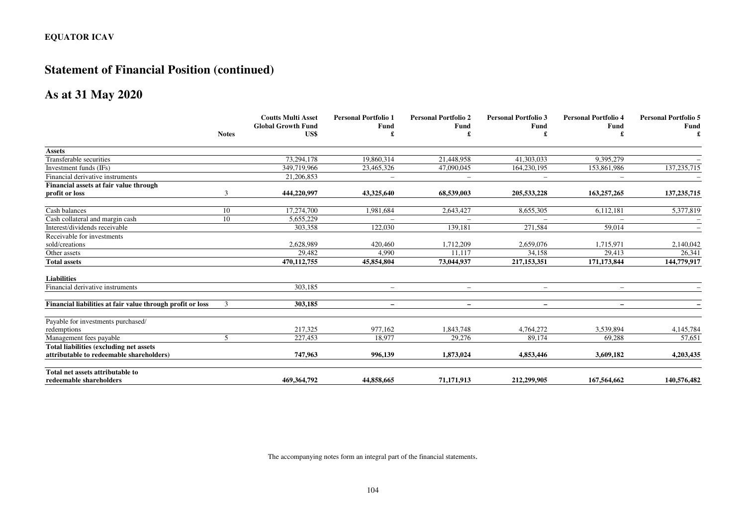# EQUATOR ICAV

## Statement of Financial Position (continued)

## As at 31 May 2020

| | Notes | Coutts Multi Asset Global Growth Fund US$ | Personal Portfolio 1 Fund £ | Personal Portfolio 2 Fund £ | Personal Portfolio 3 Fund £ | Personal Portfolio 4 Fund £ | Personal Portfolio 5 Fund £ |
|---|---|---|---|---|---|---|---|
| **Assets** | | | | | | | |
| Transferable securities | | 73,294,178 | 19,860,314 | 21,448,958 | 41,303,033 | 9,395,279 | – |
| Investment funds (IFs) | | 349,719,966 | 23,465,326 | 47,090,045 | 164,230,195 | 153,861,986 | 137,235,715 |
| Financial derivative instruments | | 21,206,853 | – | – | – | – | – |
| **Financial assets at fair value through profit or loss** | 3 | **444,220,997** | **43,325,640** | **68,539,003** | **205,533,228** | **163,257,265** | **137,235,715** |
| Cash balances | 10 | 17,274,700 | 1,981,684 | 2,643,427 | 8,655,305 | 6,112,181 | 5,377,819 |
| Cash collateral and margin cash | 10 | 5,655,229 | – | – | – | – | – |
| Interest/dividends receivable | | 303,358 | 122,030 | 139,181 | 271,584 | 59,014 | – |
| Receivable for investments sold/creations | | 2,628,989 | 420,460 | 1,712,209 | 2,659,076 | 1,715,971 | 2,140,042 |
| Other assets | | 29,482 | 4,990 | 11,117 | 34,158 | 29,413 | 26,341 |
| **Total assets** | | **470,112,755** | **45,854,804** | **73,044,937** | **217,153,351** | **171,173,844** | **144,779,917** |
| **Liabilities** | | | | | | | |
| Financial derivative instruments | | 303,185 | – | – | – | – | – |
| **Financial liabilities at fair value through profit or loss** | 3 | **303,185** | **–** | **–** | **–** | **–** | **–** |
| Payable for investments purchased/ redemptions | | 217,325 | 977,162 | 1,843,748 | 4,764,272 | 3,539,894 | 4,145,784 |
| Management fees payable | 5 | 227,453 | 18,977 | 29,276 | 89,174 | 69,288 | 57,651 |
| **Total liabilities (excluding net assets attributable to redeemable shareholders)** | | **747,963** | **996,139** | **1,873,024** | **4,853,446** | **3,609,182** | **4,203,435** |
| **Total net assets attributable to redeemable shareholders** | | **469,364,792** | **44,858,665** | **71,171,913** | **212,299,905** | **167,564,662** | **140,576,482** |

The accompanying notes form an integral part of the financial statements.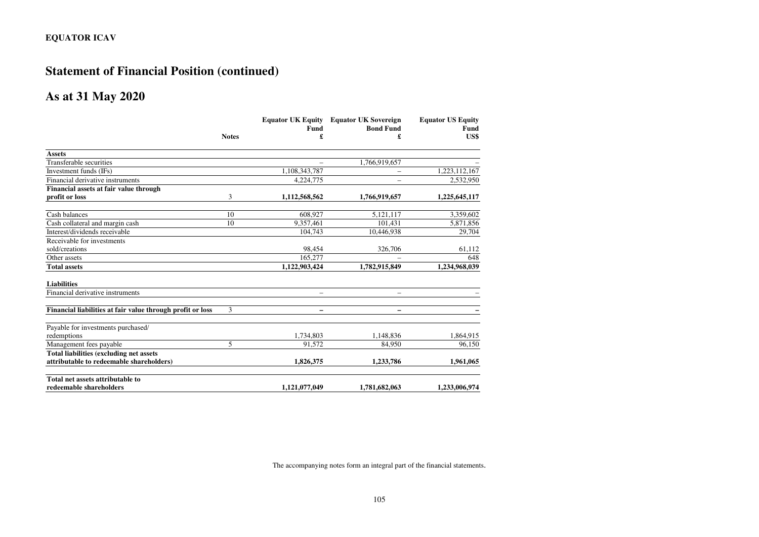**EQUATOR ICAV**

# Statement of Financial Position (continued)

## As at 31 May 2020

| | Notes | Equator UK Equity Fund £ | Equator UK Sovereign Bond Fund £ | Equator US Equity Fund US$ |
|---|---|---|---|---|
| **Assets** | | | | |
| Transferable securities | | – | 1,766,919,657 | – |
| Investment funds (IFs) | | 1,108,343,787 | – | 1,223,112,167 |
| Financial derivative instruments | | 4,224,775 | – | 2,532,950 |
| **Financial assets at fair value through profit or loss** | 3 | **1,112,568,562** | **1,766,919,657** | **1,225,645,117** |
| Cash balances | 10 | 608,927 | 5,121,117 | 3,359,602 |
| Cash collateral and margin cash | 10 | 9,357,461 | 101,431 | 5,871,856 |
| Interest/dividends receivable | | 104,743 | 10,446,938 | 29,704 |
| Receivable for investments sold/creations | | 98,454 | 326,706 | 61,112 |
| Other assets | | 165,277 | – | 648 |
| **Total assets** | | **1,122,903,424** | **1,782,915,849** | **1,234,968,039** |
| **Liabilities** | | | | |
| Financial derivative instruments | | – | – | – |
| **Financial liabilities at fair value through profit or loss** | 3 | **–** | **–** | **–** |
| Payable for investments purchased/ redemptions | | 1,734,803 | 1,148,836 | 1,864,915 |
| Management fees payable | 5 | 91,572 | 84,950 | 96,150 |
| **Total liabilities (excluding net assets attributable to redeemable shareholders)** | | **1,826,375** | **1,233,786** | **1,961,065** |
| **Total net assets attributable to redeemable shareholders** | | **1,121,077,049** | **1,781,682,063** | **1,233,006,974** |

The accompanying notes form an integral part of the financial statements.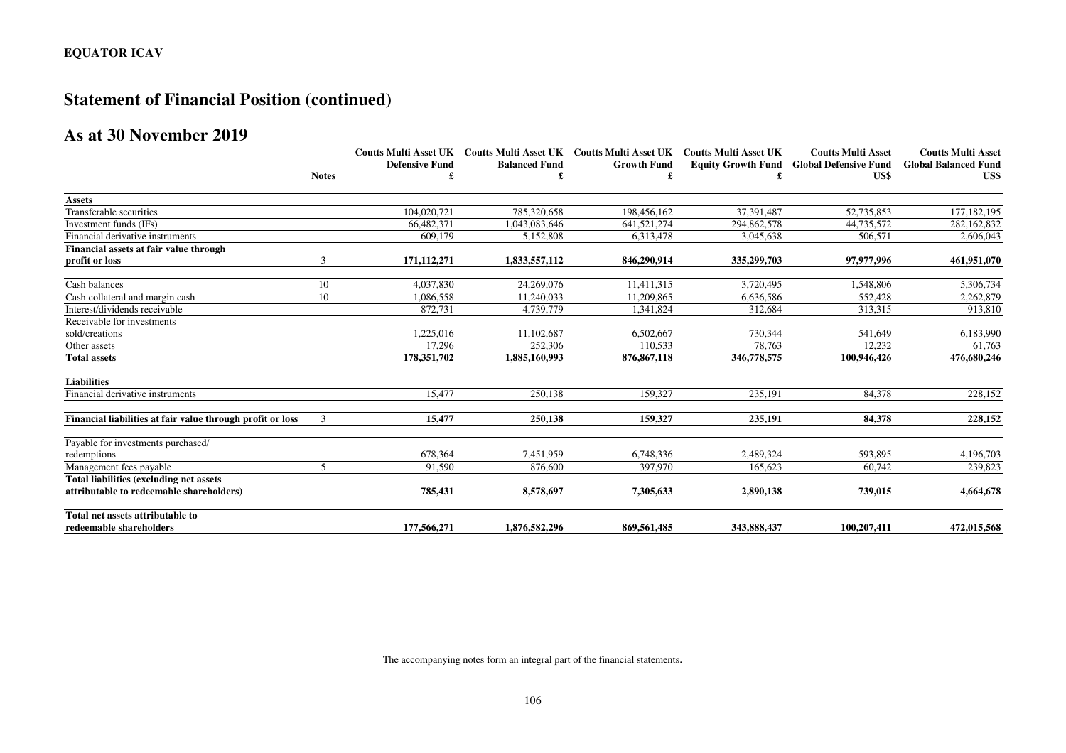**EQUATOR ICAV**

# Statement of Financial Position (continued)

## As at 30 November 2019

| | Notes | Coutts Multi Asset UK Defensive Fund £ | Coutts Multi Asset UK Balanced Fund £ | Coutts Multi Asset UK Growth Fund £ | Coutts Multi Asset UK Equity Growth Fund £ | Coutts Multi Asset Global Defensive Fund US$ | Coutts Multi Asset Global Balanced Fund US$ |
|---|---|---|---|---|---|---|---|
| **Assets** | | | | | | | |
| Transferable securities | | 104,020,721 | 785,320,658 | 198,456,162 | 37,391,487 | 52,735,853 | 177,182,195 |
| Investment funds (IFs) | | 66,482,371 | 1,043,083,646 | 641,521,274 | 294,862,578 | 44,735,572 | 282,162,832 |
| Financial derivative instruments | | 609,179 | 5,152,808 | 6,313,478 | 3,045,638 | 506,571 | 2,606,043 |
| **Financial assets at fair value through profit or loss** | 3 | **171,112,271** | **1,833,557,112** | **846,290,914** | **335,299,703** | **97,977,996** | **461,951,070** |
| Cash balances | 10 | 4,037,830 | 24,269,076 | 11,411,315 | 3,720,495 | 1,548,806 | 5,306,734 |
| Cash collateral and margin cash | 10 | 1,086,558 | 11,240,033 | 11,209,865 | 6,636,586 | 552,428 | 2,262,879 |
| Interest/dividends receivable | | 872,731 | 4,739,779 | 1,341,824 | 312,684 | 313,315 | 913,810 |
| Receivable for investments sold/creations | | 1,225,016 | 11,102,687 | 6,502,667 | 730,344 | 541,649 | 6,183,990 |
| Other assets | | 17,296 | 252,306 | 110,533 | 78,763 | 12,232 | 61,763 |
| **Total assets** | | **178,351,702** | **1,885,160,993** | **876,867,118** | **346,778,575** | **100,946,426** | **476,680,246** |
| **Liabilities** | | | | | | | |
| Financial derivative instruments | | 15,477 | 250,138 | 159,327 | 235,191 | 84,378 | 228,152 |
| **Financial liabilities at fair value through profit or loss** | 3 | **15,477** | **250,138** | **159,327** | **235,191** | **84,378** | **228,152** |
| Payable for investments purchased/ redemptions | | 678,364 | 7,451,959 | 6,748,336 | 2,489,324 | 593,895 | 4,196,703 |
| Management fees payable | 5 | 91,590 | 876,600 | 397,970 | 165,623 | 60,742 | 239,823 |
| **Total liabilities (excluding net assets attributable to redeemable shareholders)** | | **785,431** | **8,578,697** | **7,305,633** | **2,890,138** | **739,015** | **4,664,678** |
| **Total net assets attributable to redeemable shareholders** | | **177,566,271** | **1,876,582,296** | **869,561,485** | **343,888,437** | **100,207,411** | **472,015,568** |

The accompanying notes form an integral part of the financial statements.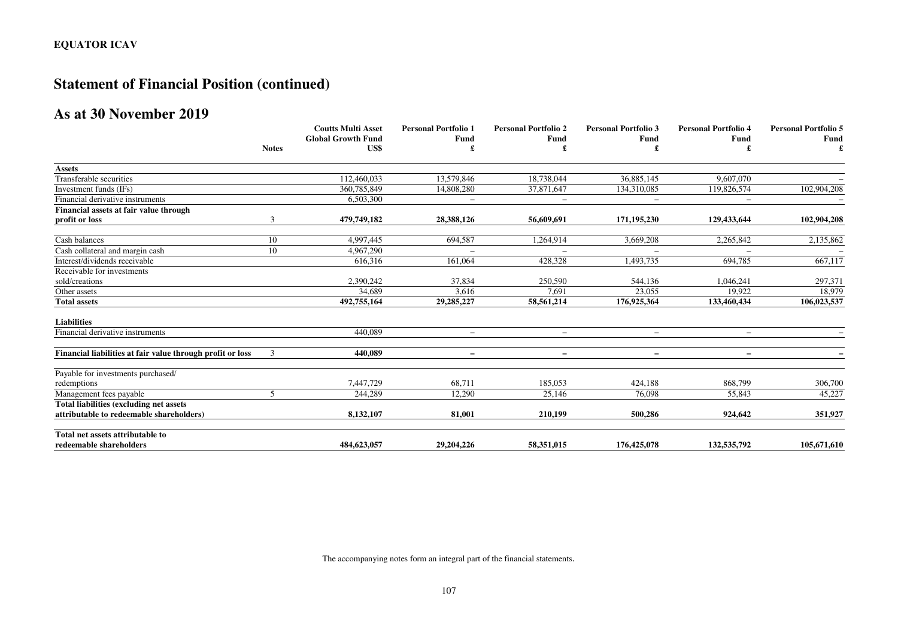**EQUATOR ICAV**

# Statement of Financial Position (continued)

## As at 30 November 2019

| | Notes | Coutts Multi Asset Global Growth Fund US$ | Personal Portfolio 1 Fund £ | Personal Portfolio 2 Fund £ | Personal Portfolio 3 Fund £ | Personal Portfolio 4 Fund £ | Personal Portfolio 5 Fund £ |
|---|---|---|---|---|---|---|---|
| **Assets** | | | | | | | |
| Transferable securities | | 112,460,033 | 13,579,846 | 18,738,044 | 36,885,145 | 9,607,070 | – |
| Investment funds (IFs) | | 360,785,849 | 14,808,280 | 37,871,647 | 134,310,085 | 119,826,574 | 102,904,208 |
| Financial derivative instruments | | 6,503,300 | – | – | – | – | – |
| **Financial assets at fair value through profit or loss** | 3 | **479,749,182** | **28,388,126** | **56,609,691** | **171,195,230** | **129,433,644** | **102,904,208** |
| Cash balances | 10 | 4,997,445 | 694,587 | 1,264,914 | 3,669,208 | 2,265,842 | 2,135,862 |
| Cash collateral and margin cash | 10 | 4,967,290 | – | – | – | – | – |
| Interest/dividends receivable | | 616,316 | 161,064 | 428,328 | 1,493,735 | 694,785 | 667,117 |
| Receivable for investments sold/creations | | 2,390,242 | 37,834 | 250,590 | 544,136 | 1,046,241 | 297,371 |
| Other assets | | 34,689 | 3,616 | 7,691 | 23,055 | 19,922 | 18,979 |
| **Total assets** | | **492,755,164** | **29,285,227** | **58,561,214** | **176,925,364** | **133,460,434** | **106,023,537** |
| **Liabilities** | | | | | | | |
| Financial derivative instruments | | 440,089 | – | – | – | – | – |
| **Financial liabilities at fair value through profit or loss** | 3 | **440,089** | **–** | **–** | **–** | **–** | **–** |
| Payable for investments purchased/ redemptions | | 7,447,729 | 68,711 | 185,053 | 424,188 | 868,799 | 306,700 |
| Management fees payable | 5 | 244,289 | 12,290 | 25,146 | 76,098 | 55,843 | 45,227 |
| **Total liabilities (excluding net assets attributable to redeemable shareholders)** | | **8,132,107** | **81,001** | **210,199** | **500,286** | **924,642** | **351,927** |
| **Total net assets attributable to redeemable shareholders** | | **484,623,057** | **29,204,226** | **58,351,015** | **176,425,078** | **132,535,792** | **105,671,610** |

The accompanying notes form an integral part of the financial statements.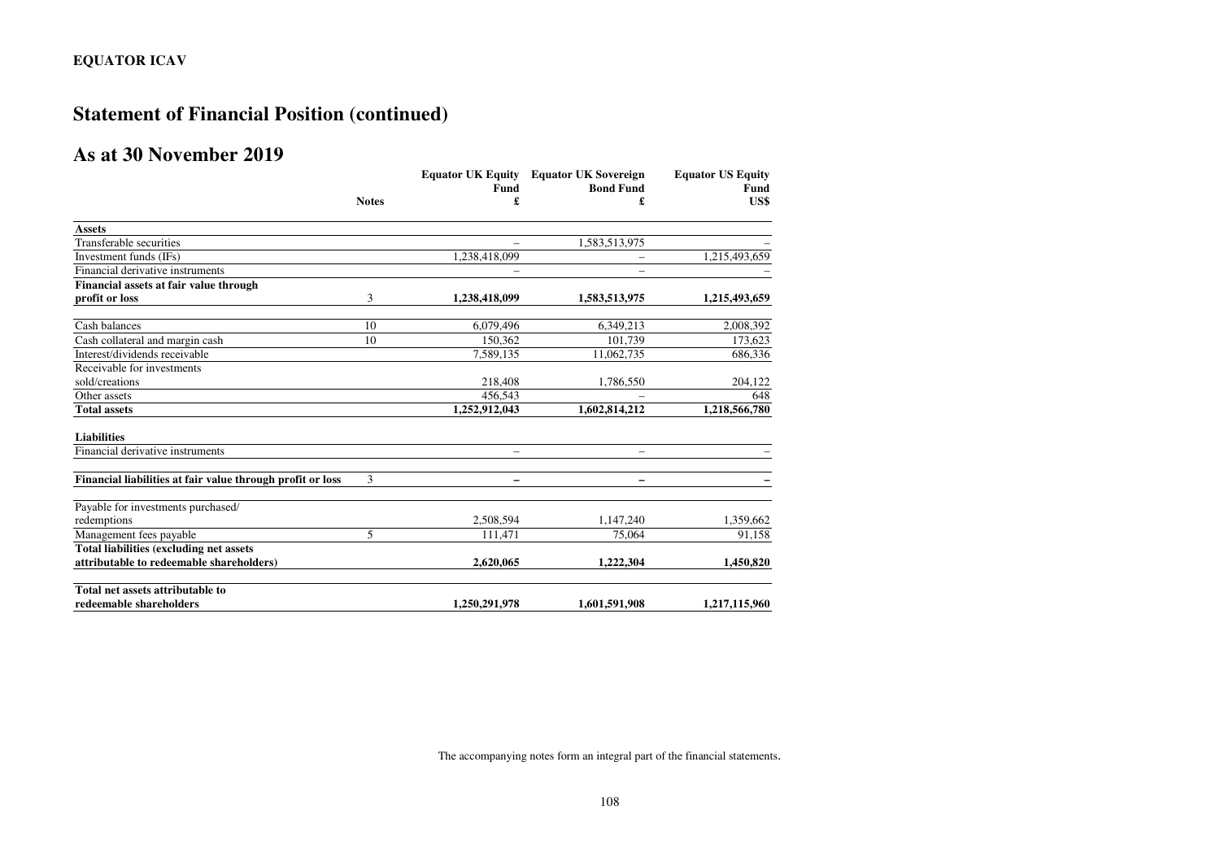**EQUATOR ICAV**

# Statement of Financial Position (continued)

## As at 30 November 2019

| | Notes | Equator UK Equity Fund £ | Equator UK Sovereign Bond Fund £ | Equator US Equity Fund US$ |
|---|---|---|---|---|
| **Assets** | | | | |
| Transferable securities | | – | 1,583,513,975 | – |
| Investment funds (IFs) | | 1,238,418,099 | – | 1,215,493,659 |
| Financial derivative instruments | | – | – | – |
| **Financial assets at fair value through profit or loss** | 3 | **1,238,418,099** | **1,583,513,975** | **1,215,493,659** |
| Cash balances | 10 | 6,079,496 | 6,349,213 | 2,008,392 |
| Cash collateral and margin cash | 10 | 150,362 | 101,739 | 173,623 |
| Interest/dividends receivable | | 7,589,135 | 11,062,735 | 686,336 |
| Receivable for investments sold/creations | | 218,408 | 1,786,550 | 204,122 |
| Other assets | | 456,543 | – | 648 |
| **Total assets** | | **1,252,912,043** | **1,602,814,212** | **1,218,566,780** |
| **Liabilities** | | | | |
| Financial derivative instruments | | – | – | – |
| **Financial liabilities at fair value through profit or loss** | 3 | **–** | **–** | **–** |
| Payable for investments purchased/ redemptions | | 2,508,594 | 1,147,240 | 1,359,662 |
| Management fees payable | 5 | 111,471 | 75,064 | 91,158 |
| **Total liabilities (excluding net assets attributable to redeemable shareholders)** | | **2,620,065** | **1,222,304** | **1,450,820** |
| **Total net assets attributable to redeemable shareholders** | | **1,250,291,978** | **1,601,591,908** | **1,217,115,960** |

The accompanying notes form an integral part of the financial statements.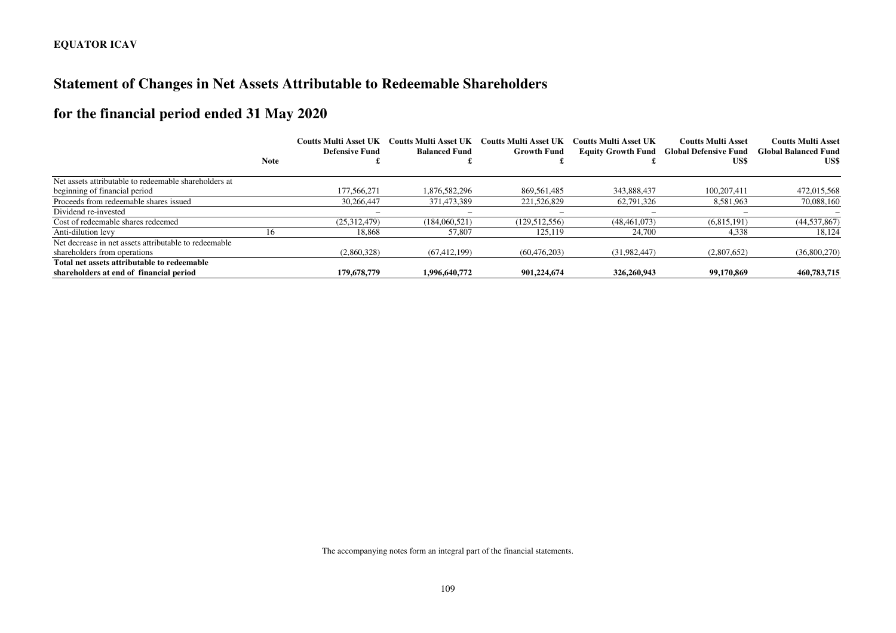**EQUATOR ICAV**

# Statement of Changes in Net Assets Attributable to Redeemable Shareholders

## for the financial period ended 31 May 2020

| | Note | Coutts Multi Asset UK Defensive Fund £ | Coutts Multi Asset UK Balanced Fund £ | Coutts Multi Asset UK Growth Fund £ | Coutts Multi Asset UK Equity Growth Fund £ | Coutts Multi Asset Global Defensive Fund US$ | Coutts Multi Asset Global Balanced Fund US$ |
|---|---|---|---|---|---|---|---|
| Net assets attributable to redeemable shareholders at beginning of financial period | | 177,566,271 | 1,876,582,296 | 869,561,485 | 343,888,437 | 100,207,411 | 472,015,568 |
| Proceeds from redeemable shares issued | | 30,266,447 | 371,473,389 | 221,526,829 | 62,791,326 | 8,581,963 | 70,088,160 |
| Dividend re-invested | | – | – | – | – | – | – |
| Cost of redeemable shares redeemed | | (25,312,479) | (184,060,521) | (129,512,556) | (48,461,073) | (6,815,191) | (44,537,867) |
| Anti-dilution levy | 16 | 18,868 | 57,807 | 125,119 | 24,700 | 4,338 | 18,124 |
| Net decrease in net assets attributable to redeemable shareholders from operations | | (2,860,328) | (67,412,199) | (60,476,203) | (31,982,447) | (2,807,652) | (36,800,270) |
| **Total net assets attributable to redeemable shareholders at end of financial period** | | **179,678,779** | **1,996,640,772** | **901,224,674** | **326,260,943** | **99,170,869** | **460,783,715** |

The accompanying notes form an integral part of the financial statements.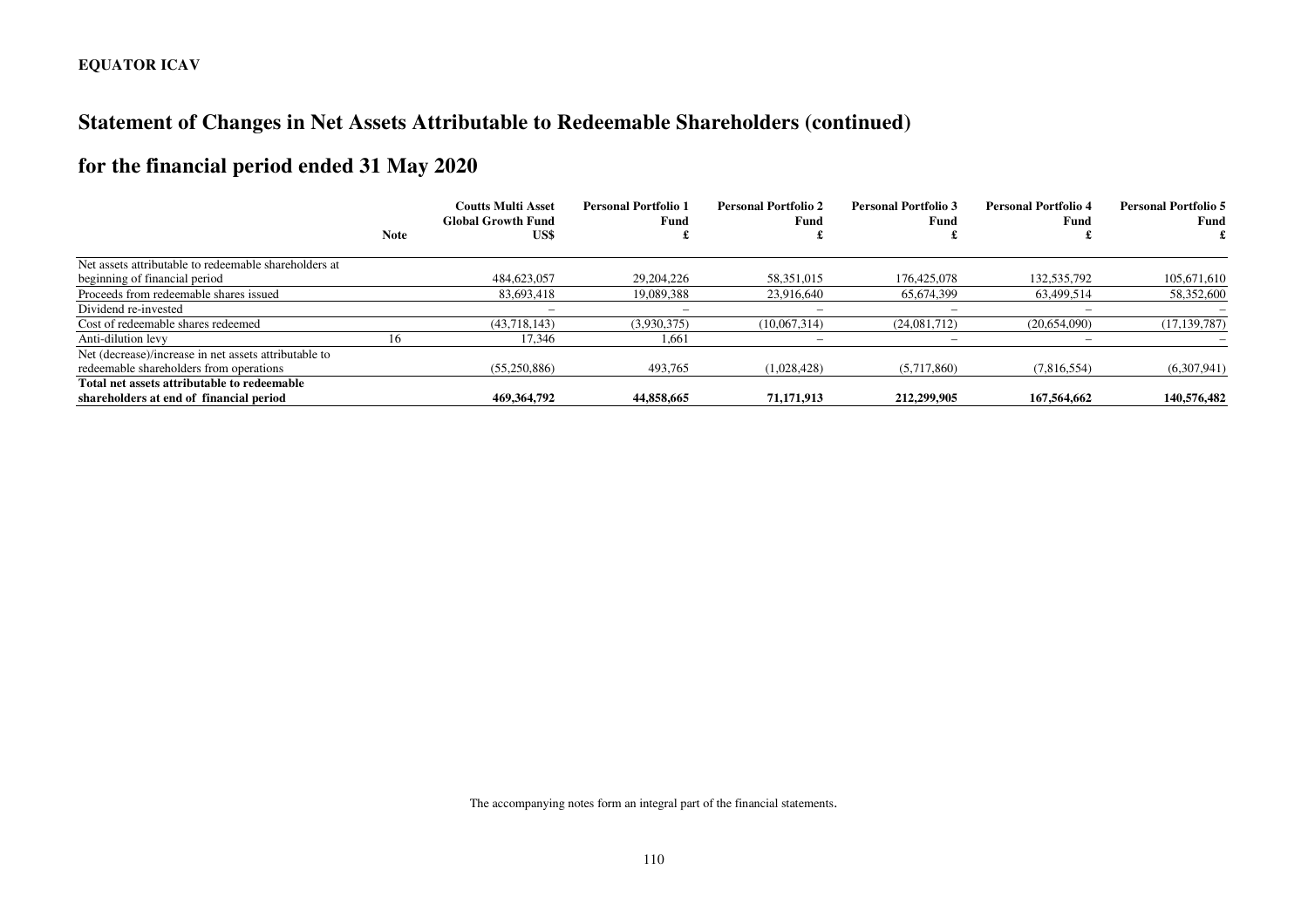# Statement of Changes in Net Assets Attributable to Redeemable Shareholders (continued)

## for the financial period ended 31 May 2020

| | Note | Coutts Multi Asset Global Growth Fund US$ | Personal Portfolio 1 Fund £ | Personal Portfolio 2 Fund £ | Personal Portfolio 3 Fund £ | Personal Portfolio 4 Fund £ | Personal Portfolio 5 Fund £ |
|---|---|---|---|---|---|---|---|
| Net assets attributable to redeemable shareholders at beginning of financial period | | 484,623,057 | 29,204,226 | 58,351,015 | 176,425,078 | 132,535,792 | 105,671,610 |
| Proceeds from redeemable shares issued | | 83,693,418 | 19,089,388 | 23,916,640 | 65,674,399 | 63,499,514 | 58,352,600 |
| Dividend re-invested | | – | – | – | – | – | – |
| Cost of redeemable shares redeemed | | (43,718,143) | (3,930,375) | (10,067,314) | (24,081,712) | (20,654,090) | (17,139,787) |
| Anti-dilution levy | 16 | 17,346 | 1,661 | – | – | – | – |
| Net (decrease)/increase in net assets attributable to redeemable shareholders from operations | | (55,250,886) | 493,765 | (1,028,428) | (5,717,860) | (7,816,554) | (6,307,941) |
| **Total net assets attributable to redeemable shareholders at end of financial period** | | **469,364,792** | **44,858,665** | **71,171,913** | **212,299,905** | **167,564,662** | **140,576,482** |

The accompanying notes form an integral part of the financial statements.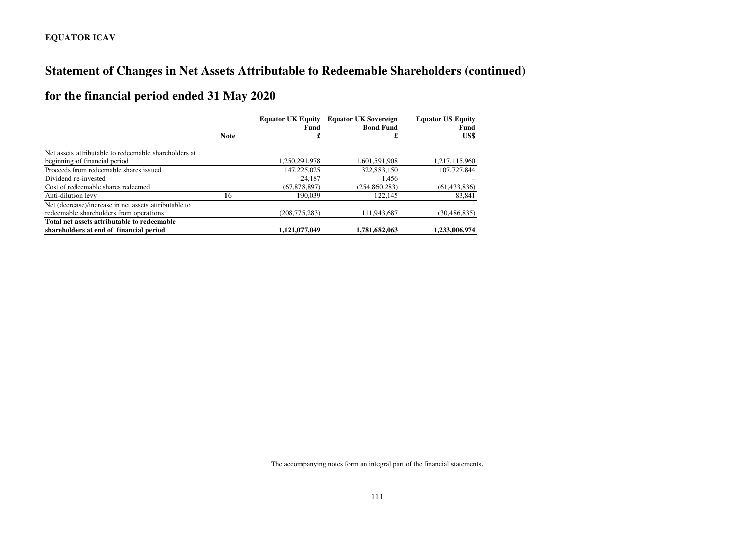**EQUATOR ICAV**

# Statement of Changes in Net Assets Attributable to Redeemable Shareholders (continued)

## for the financial period ended 31 May 2020

| | Note | Equator UK Equity Fund £ | Equator UK Sovereign Bond Fund £ | Equator US Equity Fund US$ |
|---|---|---|---|---|
| Net assets attributable to redeemable shareholders at beginning of financial period | | 1,250,291,978 | 1,601,591,908 | 1,217,115,960 |
| Proceeds from redeemable shares issued | | 147,225,025 | 322,883,150 | 107,727,844 |
| Dividend re-invested | | 24,187 | 1,456 | – |
| Cost of redeemable shares redeemed | | (67,878,897) | (254,860,283) | (61,433,836) |
| Anti-dilution levy | 16 | 190,039 | 122,145 | 83,841 |
| Net (decrease)/increase in net assets attributable to redeemable shareholders from operations | | (208,775,283) | 111,943,687 | (30,486,835) |
| **Total net assets attributable to redeemable shareholders at end of financial period** | | **1,121,077,049** | **1,781,682,063** | **1,233,006,974** |

The accompanying notes form an integral part of the financial statements.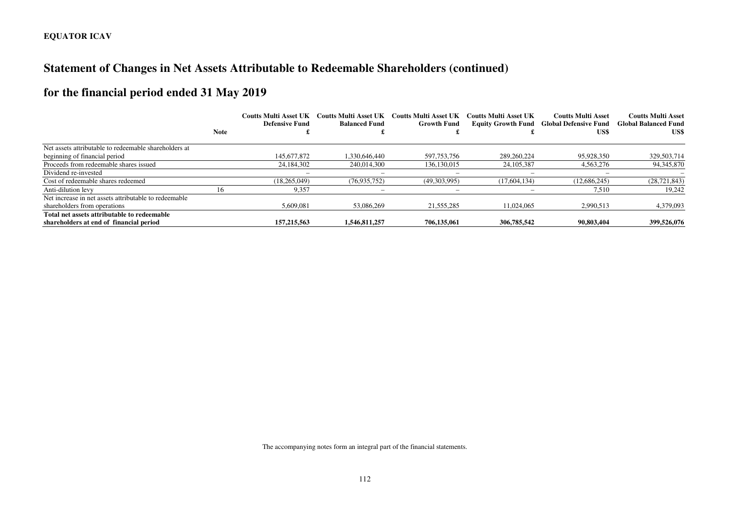# EQUATOR ICAV

## Statement of Changes in Net Assets Attributable to Redeemable Shareholders (continued)

## for the financial period ended 31 May 2019

| | Note | Coutts Multi Asset UK Defensive Fund £ | Coutts Multi Asset UK Balanced Fund £ | Coutts Multi Asset UK Growth Fund £ | Coutts Multi Asset UK Equity Growth Fund £ | Coutts Multi Asset Global Defensive Fund US$ | Coutts Multi Asset Global Balanced Fund US$ |
|---|---|---|---|---|---|---|---|
| Net assets attributable to redeemable shareholders at beginning of financial period | | 145,677,872 | 1,330,646,440 | 597,753,756 | 289,260,224 | 95,928,350 | 329,503,714 |
| Proceeds from redeemable shares issued | | 24,184,302 | 240,014,300 | 136,130,015 | 24,105,387 | 4,563,276 | 94,345,870 |
| Dividend re-invested | | – | – | – | – | – | – |
| Cost of redeemable shares redeemed | | (18,265,049) | (76,935,752) | (49,303,995) | (17,604,134) | (12,686,245) | (28,721,843) |
| Anti-dilution levy | 16 | 9,357 | – | – | – | 7,510 | 19,242 |
| Net increase in net assets attributable to redeemable shareholders from operations | | 5,609,081 | 53,086,269 | 21,555,285 | 11,024,065 | 2,990,513 | 4,379,093 |
| **Total net assets attributable to redeemable shareholders at end of financial period** | | **157,215,563** | **1,546,811,257** | **706,135,061** | **306,785,542** | **90,803,404** | **399,526,076** |

The accompanying notes form an integral part of the financial statements.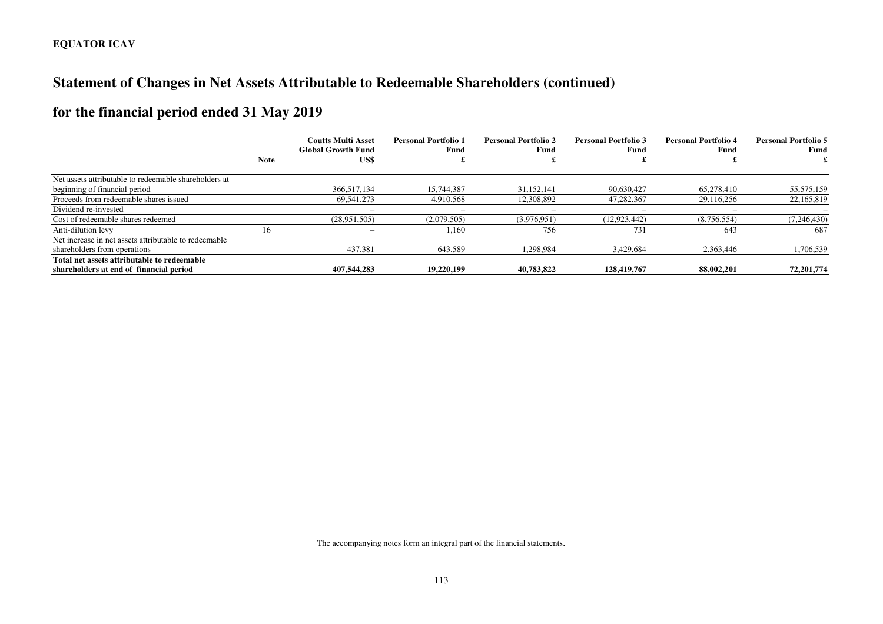**EQUATOR ICAV**

# Statement of Changes in Net Assets Attributable to Redeemable Shareholders (continued)

## for the financial period ended 31 May 2019

| | Note | Coutts Multi Asset Global Growth Fund US$ | Personal Portfolio 1 Fund £ | Personal Portfolio 2 Fund £ | Personal Portfolio 3 Fund £ | Personal Portfolio 4 Fund £ | Personal Portfolio 5 Fund £ |
|---|---|---|---|---|---|---|---|
| Net assets attributable to redeemable shareholders at beginning of financial period | | 366,517,134 | 15,744,387 | 31,152,141 | 90,630,427 | 65,278,410 | 55,575,159 |
| Proceeds from redeemable shares issued | | 69,541,273 | 4,910,568 | 12,308,892 | 47,282,367 | 29,116,256 | 22,165,819 |
| Dividend re-invested | | – | – | – | – | – | – |
| Cost of redeemable shares redeemed | | (28,951,505) | (2,079,505) | (3,976,951) | (12,923,442) | (8,756,554) | (7,246,430) |
| Anti-dilution levy | 16 | – | 1,160 | 756 | 731 | 643 | 687 |
| Net increase in net assets attributable to redeemable shareholders from operations | | 437,381 | 643,589 | 1,298,984 | 3,429,684 | 2,363,446 | 1,706,539 |
| **Total net assets attributable to redeemable shareholders at end of financial period** | | **407,544,283** | **19,220,199** | **40,783,822** | **128,419,767** | **88,002,201** | **72,201,774** |

The accompanying notes form an integral part of the financial statements.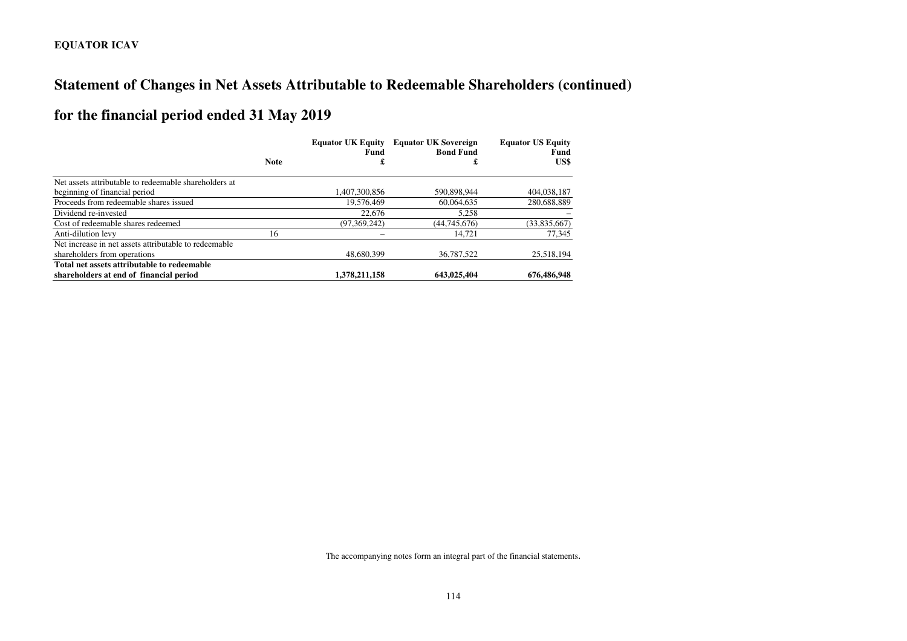**EQUATOR ICAV**

# Statement of Changes in Net Assets Attributable to Redeemable Shareholders (continued)

## for the financial period ended 31 May 2019

| | Note | Equator UK Equity Fund £ | Equator UK Sovereign Bond Fund £ | Equator US Equity Fund US$ |
|---|---|---|---|---|
| Net assets attributable to redeemable shareholders at beginning of financial period | | 1,407,300,856 | 590,898,944 | 404,038,187 |
| Proceeds from redeemable shares issued | | 19,576,469 | 60,064,635 | 280,688,889 |
| Dividend re-invested | | 22,676 | 5,258 | – |
| Cost of redeemable shares redeemed | | (97,369,242) | (44,745,676) | (33,835,667) |
| Anti-dilution levy | 16 | – | 14,721 | 77,345 |
| Net increase in net assets attributable to redeemable shareholders from operations | | 48,680,399 | 36,787,522 | 25,518,194 |
| **Total net assets attributable to redeemable shareholders at end of financial period** | | **1,378,211,158** | **643,025,404** | **676,486,948** |

The accompanying notes form an integral part of the financial statements.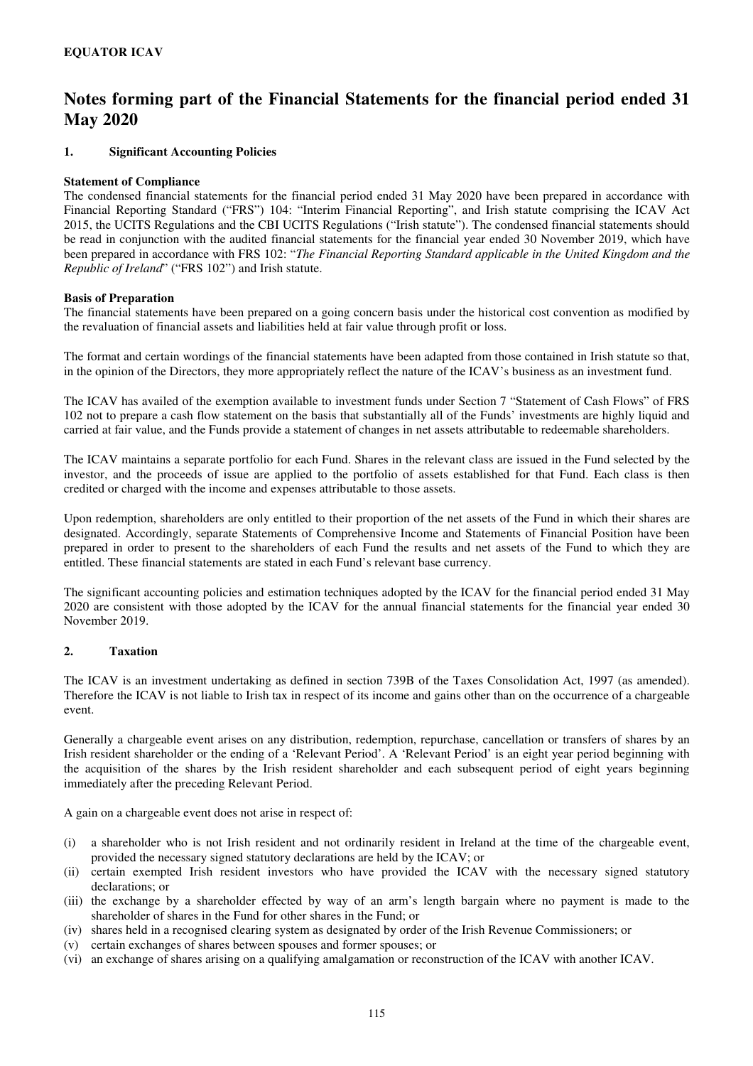**EQUATOR ICAV**

# Notes forming part of the Financial Statements for the financial period ended 31 May 2020

## 1. Significant Accounting Policies

**Statement of Compliance**

The condensed financial statements for the financial period ended 31 May 2020 have been prepared in accordance with Financial Reporting Standard ("FRS") 104: "Interim Financial Reporting", and Irish statute comprising the ICAV Act 2015, the UCITS Regulations and the CBI UCITS Regulations ("Irish statute"). The condensed financial statements should be read in conjunction with the audited financial statements for the financial year ended 30 November 2019, which have been prepared in accordance with FRS 102: "*The Financial Reporting Standard applicable in the United Kingdom and the Republic of Ireland*" ("FRS 102") and Irish statute.

**Basis of Preparation**

The financial statements have been prepared on a going concern basis under the historical cost convention as modified by the revaluation of financial assets and liabilities held at fair value through profit or loss.

The format and certain wordings of the financial statements have been adapted from those contained in Irish statute so that, in the opinion of the Directors, they more appropriately reflect the nature of the ICAV's business as an investment fund.

The ICAV has availed of the exemption available to investment funds under Section 7 "Statement of Cash Flows" of FRS 102 not to prepare a cash flow statement on the basis that substantially all of the Funds' investments are highly liquid and carried at fair value, and the Funds provide a statement of changes in net assets attributable to redeemable shareholders.

The ICAV maintains a separate portfolio for each Fund. Shares in the relevant class are issued in the Fund selected by the investor, and the proceeds of issue are applied to the portfolio of assets established for that Fund. Each class is then credited or charged with the income and expenses attributable to those assets.

Upon redemption, shareholders are only entitled to their proportion of the net assets of the Fund in which their shares are designated. Accordingly, separate Statements of Comprehensive Income and Statements of Financial Position have been prepared in order to present to the shareholders of each Fund the results and net assets of the Fund to which they are entitled. These financial statements are stated in each Fund's relevant base currency.

The significant accounting policies and estimation techniques adopted by the ICAV for the financial period ended 31 May 2020 are consistent with those adopted by the ICAV for the annual financial statements for the financial year ended 30 November 2019.

## 2. Taxation

The ICAV is an investment undertaking as defined in section 739B of the Taxes Consolidation Act, 1997 (as amended). Therefore the ICAV is not liable to Irish tax in respect of its income and gains other than on the occurrence of a chargeable event.

Generally a chargeable event arises on any distribution, redemption, repurchase, cancellation or transfers of shares by an Irish resident shareholder or the ending of a 'Relevant Period'. A 'Relevant Period' is an eight year period beginning with the acquisition of the shares by the Irish resident shareholder and each subsequent period of eight years beginning immediately after the preceding Relevant Period.

A gain on a chargeable event does not arise in respect of:

(i) a shareholder who is not Irish resident and not ordinarily resident in Ireland at the time of the chargeable event, provided the necessary signed statutory declarations are held by the ICAV; or
(ii) certain exempted Irish resident investors who have provided the ICAV with the necessary signed statutory declarations; or
(iii) the exchange by a shareholder effected by way of an arm's length bargain where no payment is made to the shareholder of shares in the Fund for other shares in the Fund; or
(iv) shares held in a recognised clearing system as designated by order of the Irish Revenue Commissioners; or
(v) certain exchanges of shares between spouses and former spouses; or
(vi) an exchange of shares arising on a qualifying amalgamation or reconstruction of the ICAV with another ICAV.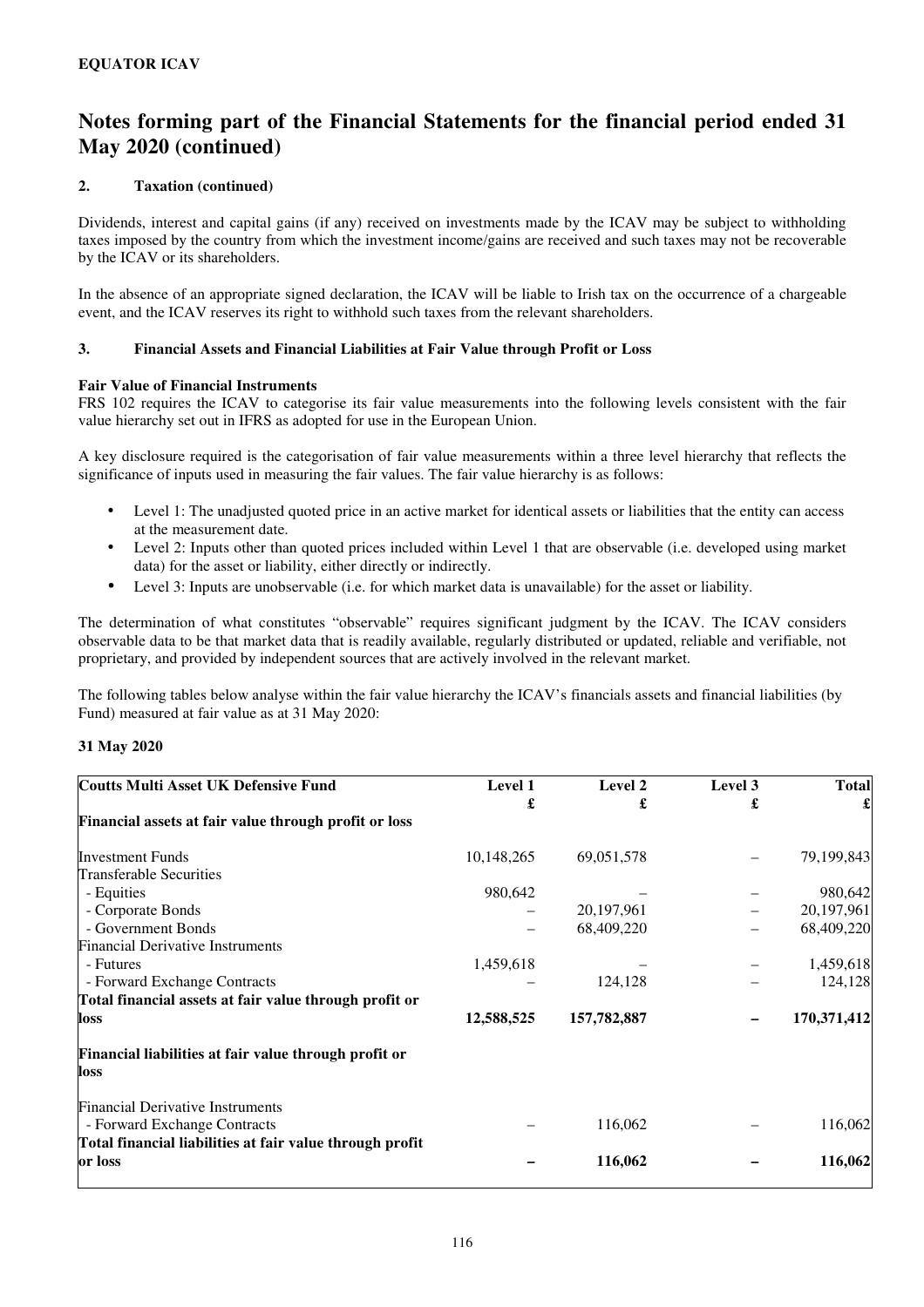**EQUATOR ICAV**

# Notes forming part of the Financial Statements for the financial period ended 31 May 2020 (continued)

### 2. Taxation (continued)

Dividends, interest and capital gains (if any) received on investments made by the ICAV may be subject to withholding taxes imposed by the country from which the investment income/gains are received and such taxes may not be recoverable by the ICAV or its shareholders.

In the absence of an appropriate signed declaration, the ICAV will be liable to Irish tax on the occurrence of a chargeable event, and the ICAV reserves its right to withhold such taxes from the relevant shareholders.

### 3. Financial Assets and Financial Liabilities at Fair Value through Profit or Loss

**Fair Value of Financial Instruments**

FRS 102 requires the ICAV to categorise its fair value measurements into the following levels consistent with the fair value hierarchy set out in IFRS as adopted for use in the European Union.

A key disclosure required is the categorisation of fair value measurements within a three level hierarchy that reflects the significance of inputs used in measuring the fair values. The fair value hierarchy is as follows:

- Level 1: The unadjusted quoted price in an active market for identical assets or liabilities that the entity can access at the measurement date.
- Level 2: Inputs other than quoted prices included within Level 1 that are observable (i.e. developed using market data) for the asset or liability, either directly or indirectly.
- Level 3: Inputs are unobservable (i.e. for which market data is unavailable) for the asset or liability.

The determination of what constitutes "observable" requires significant judgment by the ICAV. The ICAV considers observable data to be that market data that is readily available, regularly distributed or updated, reliable and verifiable, not proprietary, and provided by independent sources that are actively involved in the relevant market.

The following tables below analyse within the fair value hierarchy the ICAV's financials assets and financial liabilities (by Fund) measured at fair value as at 31 May 2020:

**31 May 2020**

| **Coutts Multi Asset UK Defensive Fund** | **Level 1** | **Level 2** | **Level 3** | **Total** |
|---|---|---|---|---|
| | **£** | **£** | **£** | **£** |
| **Financial assets at fair value through profit or loss** | | | | |
| Investment Funds | 10,148,265 | 69,051,578 | – | 79,199,843 |
| Transferable Securities | | | | |
| - Equities | 980,642 | – | – | 980,642 |
| - Corporate Bonds | – | 20,197,961 | – | 20,197,961 |
| - Government Bonds | – | 68,409,220 | – | 68,409,220 |
| Financial Derivative Instruments | | | | |
| - Futures | 1,459,618 | – | – | 1,459,618 |
| - Forward Exchange Contracts | – | 124,128 | – | 124,128 |
| **Total financial assets at fair value through profit or loss** | **12,588,525** | **157,782,887** | **–** | **170,371,412** |
| **Financial liabilities at fair value through profit or loss** | | | | |
| Financial Derivative Instruments | | | | |
| - Forward Exchange Contracts | – | 116,062 | – | 116,062 |
| **Total financial liabilities at fair value through profit or loss** | **–** | **116,062** | **–** | **116,062** |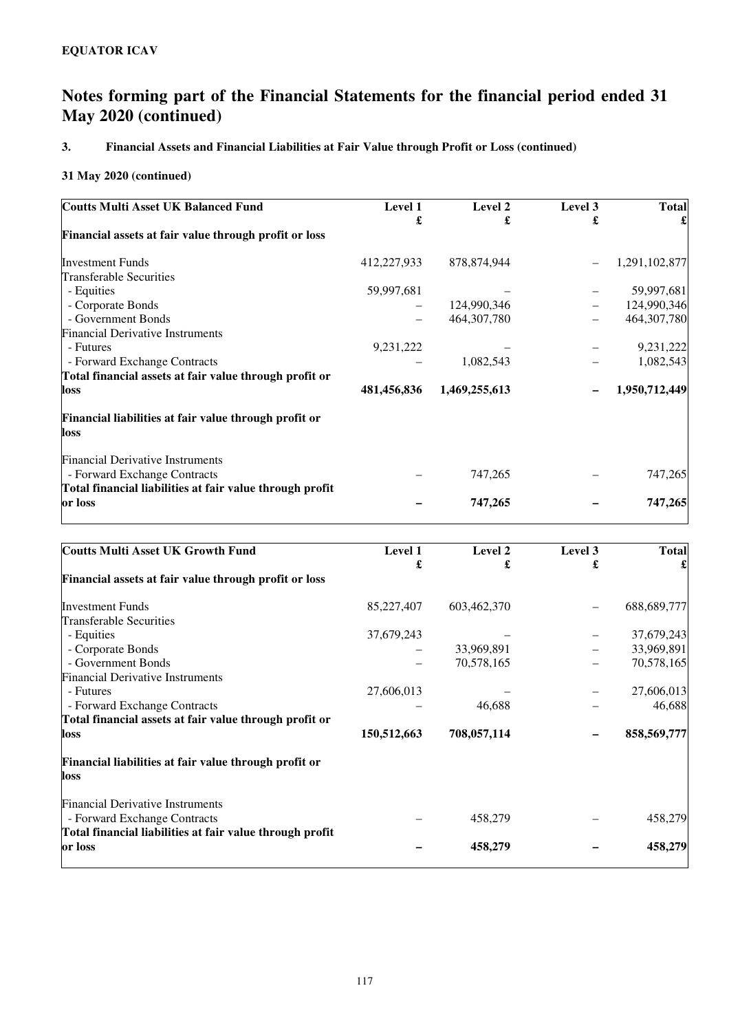**EQUATOR ICAV**

# Notes forming part of the Financial Statements for the financial period ended 31 May 2020 (continued)

## 3. Financial Assets and Financial Liabilities at Fair Value through Profit or Loss (continued)

### 31 May 2020 (continued)

| Coutts Multi Asset UK Balanced Fund | Level 1 £ | Level 2 £ | Level 3 £ | Total £ |
|---|---|---|---|---|
| **Financial assets at fair value through profit or loss** | | | | |
| Investment Funds | 412,227,933 | 878,874,944 | – | 1,291,102,877 |
| Transferable Securities | | | | |
| - Equities | 59,997,681 | – | – | 59,997,681 |
| - Corporate Bonds | – | 124,990,346 | – | 124,990,346 |
| - Government Bonds | – | 464,307,780 | – | 464,307,780 |
| Financial Derivative Instruments | | | | |
| - Futures | 9,231,222 | – | – | 9,231,222 |
| - Forward Exchange Contracts | – | 1,082,543 | – | 1,082,543 |
| **Total financial assets at fair value through profit or loss** | **481,456,836** | **1,469,255,613** | **–** | **1,950,712,449** |
| **Financial liabilities at fair value through profit or loss** | | | | |
| Financial Derivative Instruments | | | | |
| - Forward Exchange Contracts | – | 747,265 | – | 747,265 |
| **Total financial liabilities at fair value through profit or loss** | **–** | **747,265** | **–** | **747,265** |

| Coutts Multi Asset UK Growth Fund | Level 1 £ | Level 2 £ | Level 3 £ | Total £ |
|---|---|---|---|---|
| **Financial assets at fair value through profit or loss** | | | | |
| Investment Funds | 85,227,407 | 603,462,370 | – | 688,689,777 |
| Transferable Securities | | | | |
| - Equities | 37,679,243 | – | – | 37,679,243 |
| - Corporate Bonds | – | 33,969,891 | – | 33,969,891 |
| - Government Bonds | – | 70,578,165 | – | 70,578,165 |
| Financial Derivative Instruments | | | | |
| - Futures | 27,606,013 | – | – | 27,606,013 |
| - Forward Exchange Contracts | – | 46,688 | – | 46,688 |
| **Total financial assets at fair value through profit or loss** | **150,512,663** | **708,057,114** | **–** | **858,569,777** |
| **Financial liabilities at fair value through profit or loss** | | | | |
| Financial Derivative Instruments | | | | |
| - Forward Exchange Contracts | – | 458,279 | – | 458,279 |
| **Total financial liabilities at fair value through profit or loss** | **–** | **458,279** | **–** | **458,279** |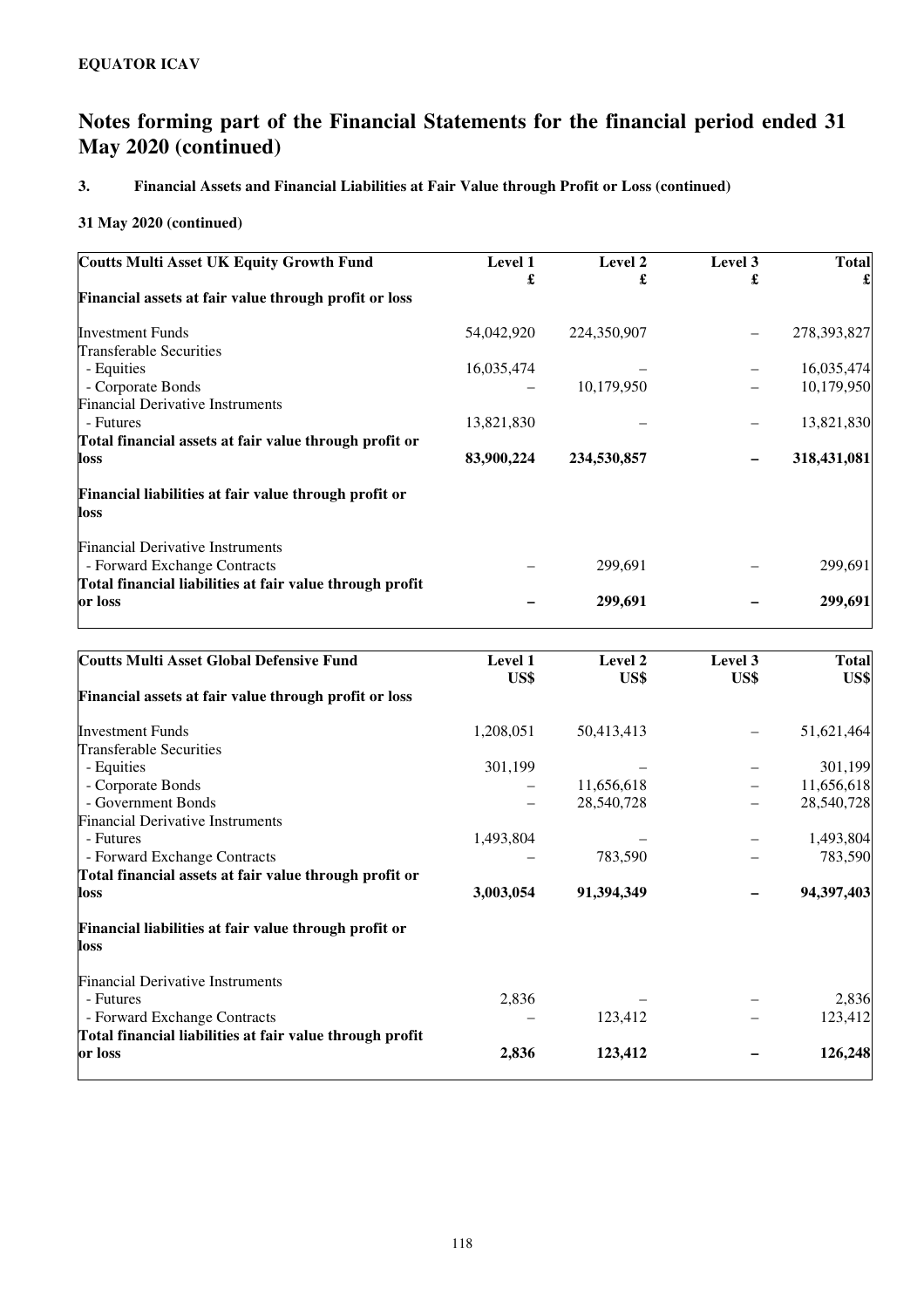**EQUATOR ICAV**

# Notes forming part of the Financial Statements for the financial period ended 31 May 2020 (continued)

## 3. Financial Assets and Financial Liabilities at Fair Value through Profit or Loss (continued)

### 31 May 2020 (continued)

| **Coutts Multi Asset UK Equity Growth Fund** | **Level 1 £** | **Level 2 £** | **Level 3 £** | **Total £** |
|---|---|---|---|---|
| **Financial assets at fair value through profit or loss** | | | | |
| Investment Funds | 54,042,920 | 224,350,907 | – | 278,393,827 |
| Transferable Securities | | | | |
| - Equities | 16,035,474 | – | – | 16,035,474 |
| - Corporate Bonds | – | 10,179,950 | – | 10,179,950 |
| Financial Derivative Instruments | | | | |
| - Futures | 13,821,830 | – | – | 13,821,830 |
| **Total financial assets at fair value through profit or loss** | **83,900,224** | **234,530,857** | **–** | **318,431,081** |
| **Financial liabilities at fair value through profit or loss** | | | | |
| Financial Derivative Instruments | | | | |
| - Forward Exchange Contracts | – | 299,691 | – | 299,691 |
| **Total financial liabilities at fair value through profit or loss** | **–** | **299,691** | **–** | **299,691** |

| **Coutts Multi Asset Global Defensive Fund** | **Level 1 US$** | **Level 2 US$** | **Level 3 US$** | **Total US$** |
|---|---|---|---|---|
| **Financial assets at fair value through profit or loss** | | | | |
| Investment Funds | 1,208,051 | 50,413,413 | – | 51,621,464 |
| Transferable Securities | | | | |
| - Equities | 301,199 | – | – | 301,199 |
| - Corporate Bonds | – | 11,656,618 | – | 11,656,618 |
| - Government Bonds | – | 28,540,728 | – | 28,540,728 |
| Financial Derivative Instruments | | | | |
| - Futures | 1,493,804 | – | – | 1,493,804 |
| - Forward Exchange Contracts | – | 783,590 | – | 783,590 |
| **Total financial assets at fair value through profit or loss** | **3,003,054** | **91,394,349** | **–** | **94,397,403** |
| **Financial liabilities at fair value through profit or loss** | | | | |
| Financial Derivative Instruments | | | | |
| - Futures | 2,836 | – | – | 2,836 |
| - Forward Exchange Contracts | – | 123,412 | – | 123,412 |
| **Total financial liabilities at fair value through profit or loss** | **2,836** | **123,412** | **–** | **126,248** |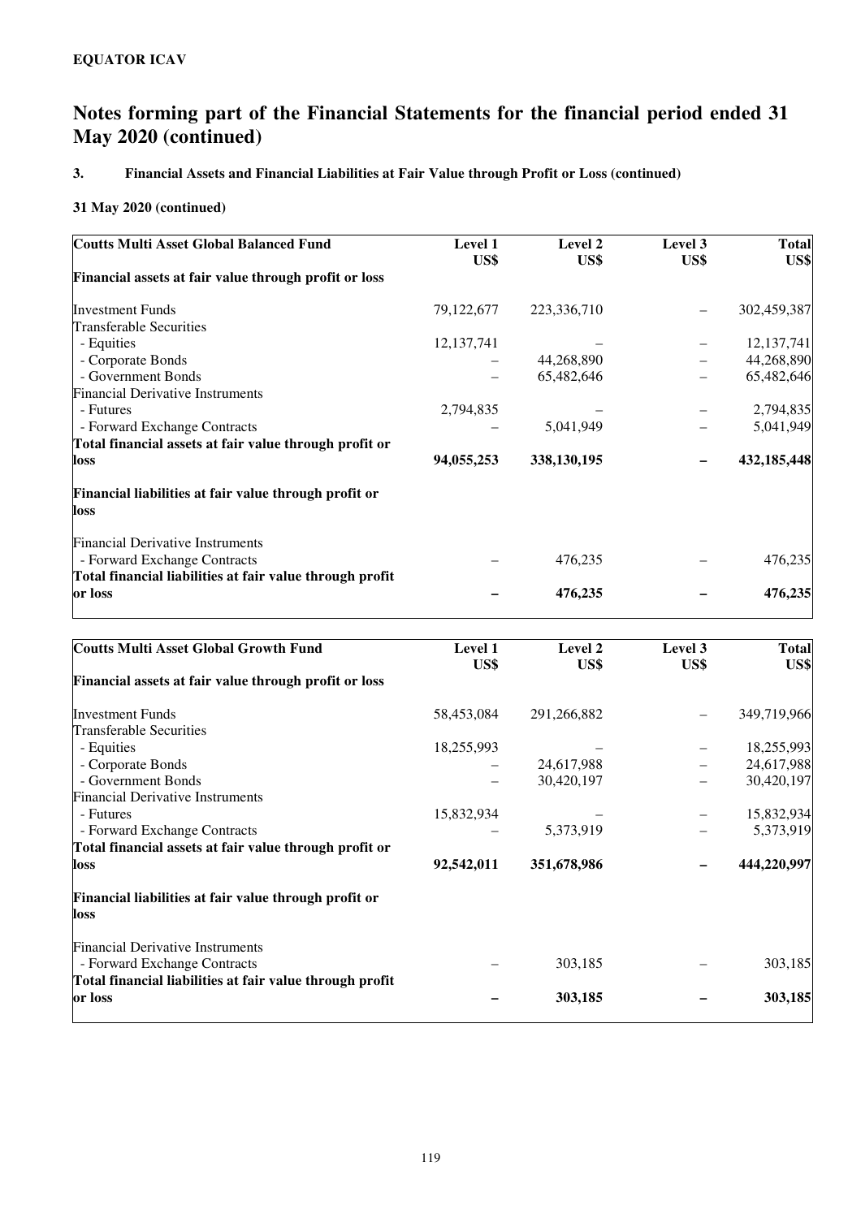**EQUATOR ICAV**

# Notes forming part of the Financial Statements for the financial period ended 31 May 2020 (continued)

## 3. Financial Assets and Financial Liabilities at Fair Value through Profit or Loss (continued)

### 31 May 2020 (continued)

| Coutts Multi Asset Global Balanced Fund | Level 1 US$ | Level 2 US$ | Level 3 US$ | Total US$ |
|---|---|---|---|---|
| **Financial assets at fair value through profit or loss** | | | | |
| Investment Funds | 79,122,677 | 223,336,710 | – | 302,459,387 |
| Transferable Securities | | | | |
| - Equities | 12,137,741 | – | – | 12,137,741 |
| - Corporate Bonds | – | 44,268,890 | – | 44,268,890 |
| - Government Bonds | – | 65,482,646 | – | 65,482,646 |
| Financial Derivative Instruments | | | | |
| - Futures | 2,794,835 | – | – | 2,794,835 |
| - Forward Exchange Contracts | – | 5,041,949 | – | 5,041,949 |
| **Total financial assets at fair value through profit or loss** | **94,055,253** | **338,130,195** | **–** | **432,185,448** |
| **Financial liabilities at fair value through profit or loss** | | | | |
| Financial Derivative Instruments | | | | |
| - Forward Exchange Contracts | – | 476,235 | – | 476,235 |
| **Total financial liabilities at fair value through profit or loss** | **–** | **476,235** | **–** | **476,235** |

| Coutts Multi Asset Global Growth Fund | Level 1 US$ | Level 2 US$ | Level 3 US$ | Total US$ |
|---|---|---|---|---|
| **Financial assets at fair value through profit or loss** | | | | |
| Investment Funds | 58,453,084 | 291,266,882 | – | 349,719,966 |
| Transferable Securities | | | | |
| - Equities | 18,255,993 | – | – | 18,255,993 |
| - Corporate Bonds | – | 24,617,988 | – | 24,617,988 |
| - Government Bonds | – | 30,420,197 | – | 30,420,197 |
| Financial Derivative Instruments | | | | |
| - Futures | 15,832,934 | – | – | 15,832,934 |
| - Forward Exchange Contracts | – | 5,373,919 | – | 5,373,919 |
| **Total financial assets at fair value through profit or loss** | **92,542,011** | **351,678,986** | **–** | **444,220,997** |
| **Financial liabilities at fair value through profit or loss** | | | | |
| Financial Derivative Instruments | | | | |
| - Forward Exchange Contracts | – | 303,185 | – | 303,185 |
| **Total financial liabilities at fair value through profit or loss** | **–** | **303,185** | **–** | **303,185** |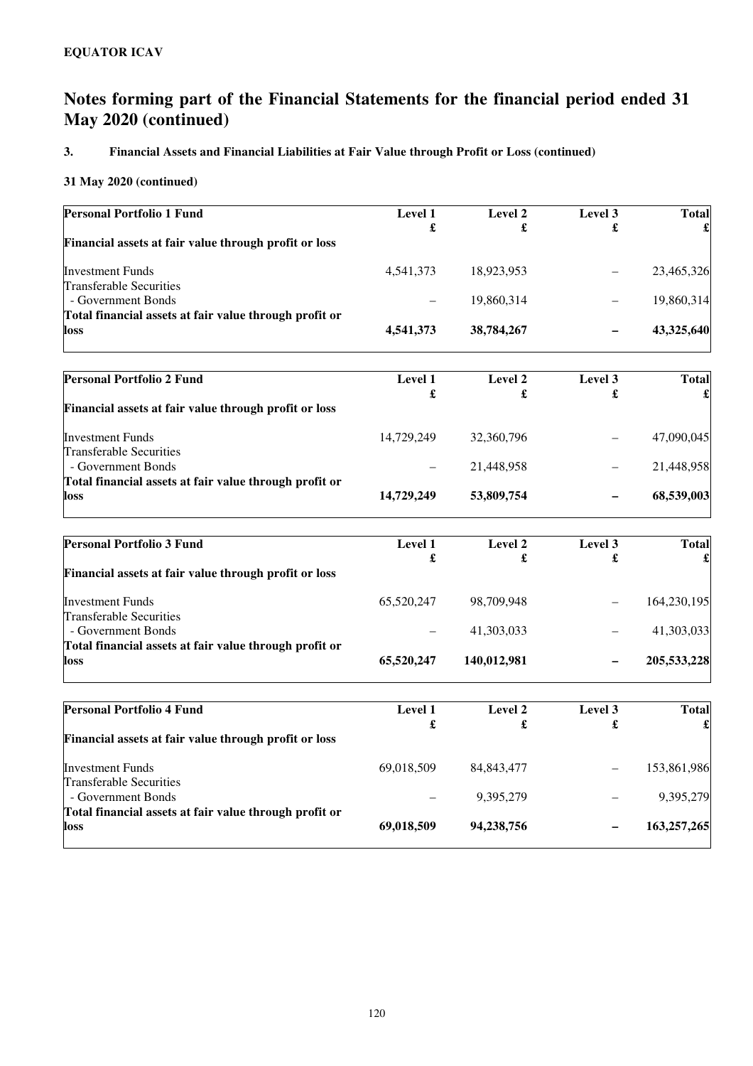**EQUATOR ICAV**

# Notes forming part of the Financial Statements for the financial period ended 31 May 2020 (continued)

### 3. Financial Assets and Financial Liabilities at Fair Value through Profit or Loss (continued)

**31 May 2020 (continued)**

| **Personal Portfolio 1 Fund** | **Level 1** | **Level 2** | **Level 3** | **Total** |
|---|---|---|---|---|
| | **£** | **£** | **£** | **£** |
| **Financial assets at fair value through profit or loss** | | | | |
| Investment Funds | 4,541,373 | 18,923,953 | – | 23,465,326 |
| Transferable Securities | | | | |
| - Government Bonds | – | 19,860,314 | – | 19,860,314 |
| **Total financial assets at fair value through profit or loss** | **4,541,373** | **38,784,267** | **–** | **43,325,640** |

| **Personal Portfolio 2 Fund** | **Level 1** | **Level 2** | **Level 3** | **Total** |
|---|---|---|---|---|
| | **£** | **£** | **£** | **£** |
| **Financial assets at fair value through profit or loss** | | | | |
| Investment Funds | 14,729,249 | 32,360,796 | – | 47,090,045 |
| Transferable Securities | | | | |
| - Government Bonds | – | 21,448,958 | – | 21,448,958 |
| **Total financial assets at fair value through profit or loss** | **14,729,249** | **53,809,754** | **–** | **68,539,003** |

| **Personal Portfolio 3 Fund** | **Level 1** | **Level 2** | **Level 3** | **Total** |
|---|---|---|---|---|
| | **£** | **£** | **£** | **£** |
| **Financial assets at fair value through profit or loss** | | | | |
| Investment Funds | 65,520,247 | 98,709,948 | – | 164,230,195 |
| Transferable Securities | | | | |
| - Government Bonds | – | 41,303,033 | – | 41,303,033 |
| **Total financial assets at fair value through profit or loss** | **65,520,247** | **140,012,981** | **–** | **205,533,228** |

| **Personal Portfolio 4 Fund** | **Level 1** | **Level 2** | **Level 3** | **Total** |
|---|---|---|---|---|
| | **£** | **£** | **£** | **£** |
| **Financial assets at fair value through profit or loss** | | | | |
| Investment Funds | 69,018,509 | 84,843,477 | – | 153,861,986 |
| Transferable Securities | | | | |
| - Government Bonds | – | 9,395,279 | – | 9,395,279 |
| **Total financial assets at fair value through profit or loss** | **69,018,509** | **94,238,756** | **–** | **163,257,265** |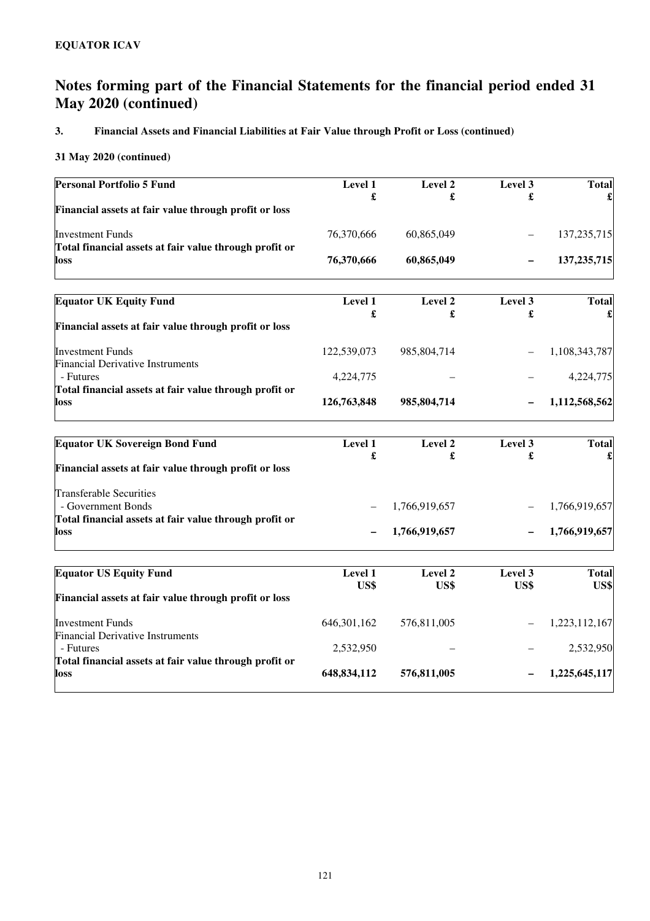**EQUATOR ICAV**

# Notes forming part of the Financial Statements for the financial period ended 31 May 2020 (continued)

## 3. Financial Assets and Financial Liabilities at Fair Value through Profit or Loss (continued)

### 31 May 2020 (continued)

| **Personal Portfolio 5 Fund** | **Level 1** | **Level 2** | **Level 3** | **Total** |
|---|---|---|---|---|
| | **£** | **£** | **£** | **£** |
| **Financial assets at fair value through profit or loss** | | | | |
| Investment Funds | 76,370,666 | 60,865,049 | – | 137,235,715 |
| **Total financial assets at fair value through profit or loss** | **76,370,666** | **60,865,049** | **–** | **137,235,715** |

| **Equator UK Equity Fund** | **Level 1** | **Level 2** | **Level 3** | **Total** |
|---|---|---|---|---|
| | **£** | **£** | **£** | **£** |
| **Financial assets at fair value through profit or loss** | | | | |
| Investment Funds | 122,539,073 | 985,804,714 | – | 1,108,343,787 |
| Financial Derivative Instruments | | | | |
| - Futures | 4,224,775 | – | – | 4,224,775 |
| **Total financial assets at fair value through profit or loss** | **126,763,848** | **985,804,714** | **–** | **1,112,568,562** |

| **Equator UK Sovereign Bond Fund** | **Level 1** | **Level 2** | **Level 3** | **Total** |
|---|---|---|---|---|
| | **£** | **£** | **£** | **£** |
| **Financial assets at fair value through profit or loss** | | | | |
| Transferable Securities | | | | |
| - Government Bonds | – | 1,766,919,657 | – | 1,766,919,657 |
| **Total financial assets at fair value through profit or loss** | **–** | **1,766,919,657** | **–** | **1,766,919,657** |

| **Equator US Equity Fund** | **Level 1** | **Level 2** | **Level 3** | **Total** |
|---|---|---|---|---|
| | **US$** | **US$** | **US$** | **US$** |
| **Financial assets at fair value through profit or loss** | | | | |
| Investment Funds | 646,301,162 | 576,811,005 | – | 1,223,112,167 |
| Financial Derivative Instruments | | | | |
| - Futures | 2,532,950 | – | – | 2,532,950 |
| **Total financial assets at fair value through profit or loss** | **648,834,112** | **576,811,005** | **–** | **1,225,645,117** |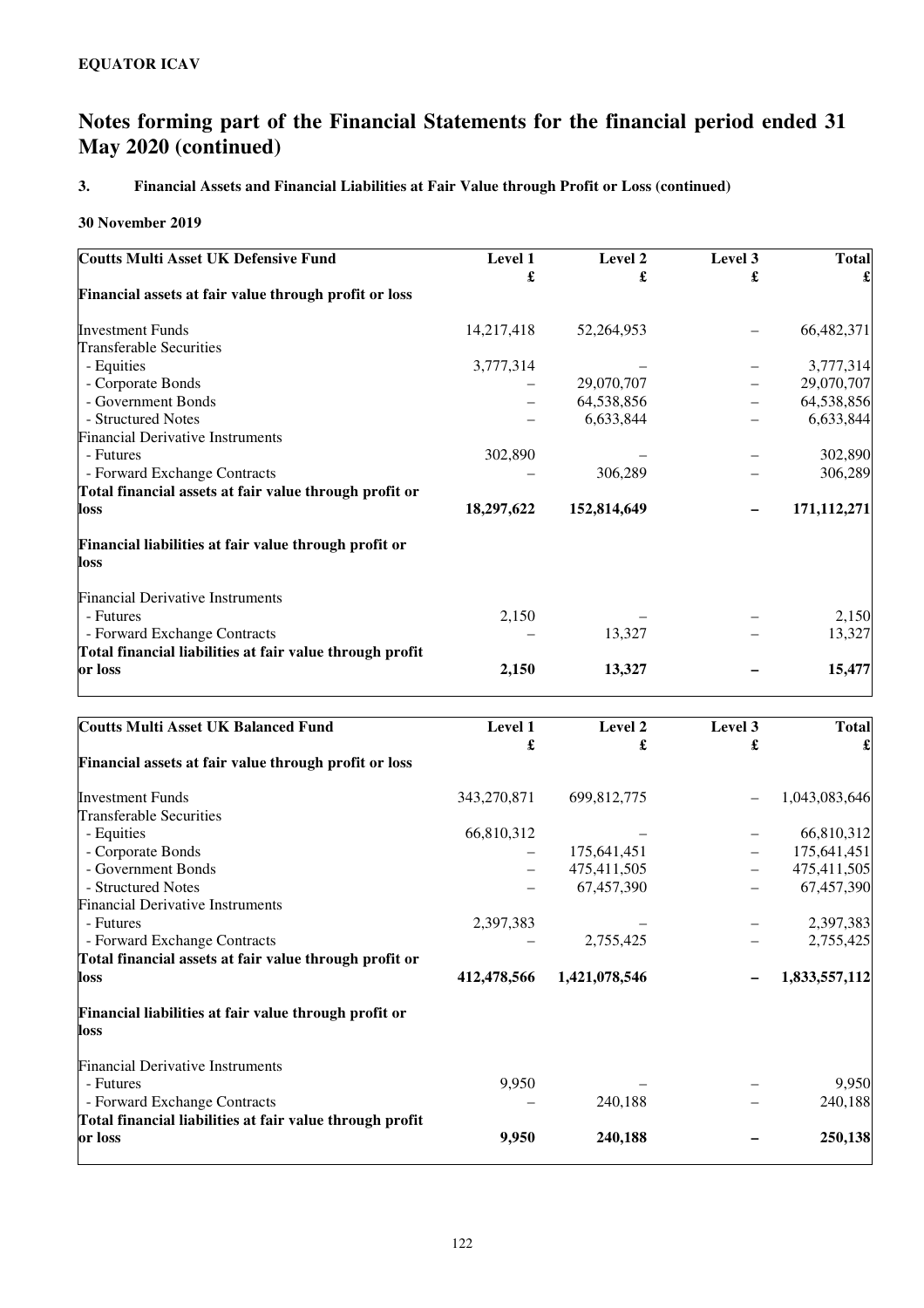**EQUATOR ICAV**

# Notes forming part of the Financial Statements for the financial period ended 31 May 2020 (continued)

## 3. Financial Assets and Financial Liabilities at Fair Value through Profit or Loss (continued)

### 30 November 2019

| Coutts Multi Asset UK Defensive Fund | Level 1 | Level 2 | Level 3 | Total |
|---|---|---|---|---|
| | £ | £ | £ | £ |
| **Financial assets at fair value through profit or loss** | | | | |
| Investment Funds | 14,217,418 | 52,264,953 | – | 66,482,371 |
| Transferable Securities | | | | |
| - Equities | 3,777,314 | – | – | 3,777,314 |
| - Corporate Bonds | – | 29,070,707 | – | 29,070,707 |
| - Government Bonds | – | 64,538,856 | – | 64,538,856 |
| - Structured Notes | – | 6,633,844 | – | 6,633,844 |
| Financial Derivative Instruments | | | | |
| - Futures | 302,890 | – | – | 302,890 |
| - Forward Exchange Contracts | – | 306,289 | – | 306,289 |
| **Total financial assets at fair value through profit or loss** | **18,297,622** | **152,814,649** | **–** | **171,112,271** |
| **Financial liabilities at fair value through profit or loss** | | | | |
| Financial Derivative Instruments | | | | |
| - Futures | 2,150 | – | – | 2,150 |
| - Forward Exchange Contracts | – | 13,327 | – | 13,327 |
| **Total financial liabilities at fair value through profit or loss** | **2,150** | **13,327** | **–** | **15,477** |

| Coutts Multi Asset UK Balanced Fund | Level 1 | Level 2 | Level 3 | Total |
|---|---|---|---|---|
| | £ | £ | £ | £ |
| **Financial assets at fair value through profit or loss** | | | | |
| Investment Funds | 343,270,871 | 699,812,775 | – | 1,043,083,646 |
| Transferable Securities | | | | |
| - Equities | 66,810,312 | – | – | 66,810,312 |
| - Corporate Bonds | – | 175,641,451 | – | 175,641,451 |
| - Government Bonds | – | 475,411,505 | – | 475,411,505 |
| - Structured Notes | – | 67,457,390 | – | 67,457,390 |
| Financial Derivative Instruments | | | | |
| - Futures | 2,397,383 | – | – | 2,397,383 |
| - Forward Exchange Contracts | – | 2,755,425 | – | 2,755,425 |
| **Total financial assets at fair value through profit or loss** | **412,478,566** | **1,421,078,546** | **–** | **1,833,557,112** |
| **Financial liabilities at fair value through profit or loss** | | | | |
| Financial Derivative Instruments | | | | |
| - Futures | 9,950 | – | – | 9,950 |
| - Forward Exchange Contracts | – | 240,188 | – | 240,188 |
| **Total financial liabilities at fair value through profit or loss** | **9,950** | **240,188** | **–** | **250,138** |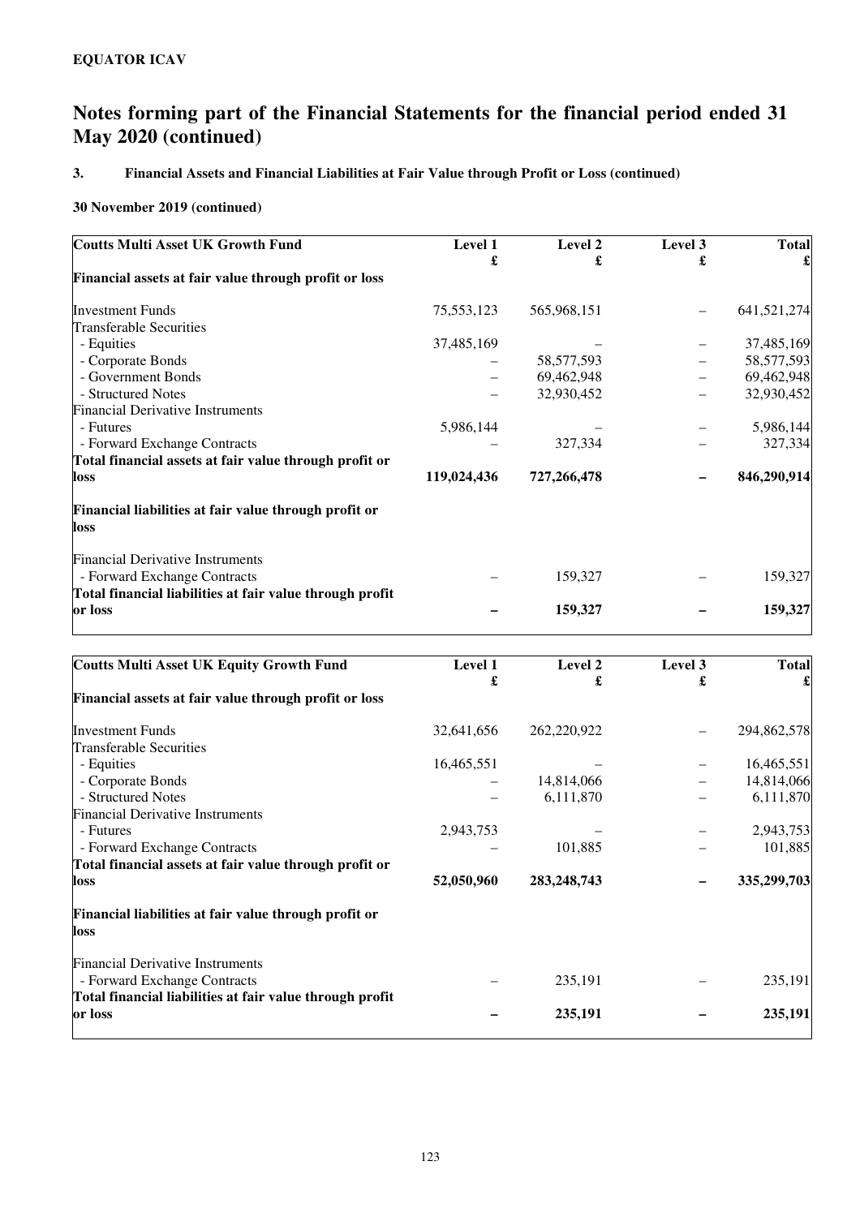**EQUATOR ICAV**

# Notes forming part of the Financial Statements for the financial period ended 31 May 2020 (continued)

### 3. Financial Assets and Financial Liabilities at Fair Value through Profit or Loss (continued)

**30 November 2019 (continued)**

| Coutts Multi Asset UK Growth Fund | Level 1 £ | Level 2 £ | Level 3 £ | Total £ |
|---|---|---|---|---|
| **Financial assets at fair value through profit or loss** | | | | |
| Investment Funds | 75,553,123 | 565,968,151 | – | 641,521,274 |
| Transferable Securities | | | | |
| - Equities | 37,485,169 | – | – | 37,485,169 |
| - Corporate Bonds | – | 58,577,593 | – | 58,577,593 |
| - Government Bonds | – | 69,462,948 | – | 69,462,948 |
| - Structured Notes | – | 32,930,452 | – | 32,930,452 |
| Financial Derivative Instruments | | | | |
| - Futures | 5,986,144 | – | – | 5,986,144 |
| - Forward Exchange Contracts | – | 327,334 | – | 327,334 |
| **Total financial assets at fair value through profit or loss** | **119,024,436** | **727,266,478** | **–** | **846,290,914** |
| **Financial liabilities at fair value through profit or loss** | | | | |
| Financial Derivative Instruments | | | | |
| - Forward Exchange Contracts | – | 159,327 | – | 159,327 |
| **Total financial liabilities at fair value through profit or loss** | **–** | **159,327** | **–** | **159,327** |

| Coutts Multi Asset UK Equity Growth Fund | Level 1 £ | Level 2 £ | Level 3 £ | Total £ |
|---|---|---|---|---|
| **Financial assets at fair value through profit or loss** | | | | |
| Investment Funds | 32,641,656 | 262,220,922 | – | 294,862,578 |
| Transferable Securities | | | | |
| - Equities | 16,465,551 | – | – | 16,465,551 |
| - Corporate Bonds | – | 14,814,066 | – | 14,814,066 |
| - Structured Notes | – | 6,111,870 | – | 6,111,870 |
| Financial Derivative Instruments | | | | |
| - Futures | 2,943,753 | – | – | 2,943,753 |
| - Forward Exchange Contracts | – | 101,885 | – | 101,885 |
| **Total financial assets at fair value through profit or loss** | **52,050,960** | **283,248,743** | **–** | **335,299,703** |
| **Financial liabilities at fair value through profit or loss** | | | | |
| Financial Derivative Instruments | | | | |
| - Forward Exchange Contracts | – | 235,191 | – | 235,191 |
| **Total financial liabilities at fair value through profit or loss** | **–** | **235,191** | **–** | **235,191** |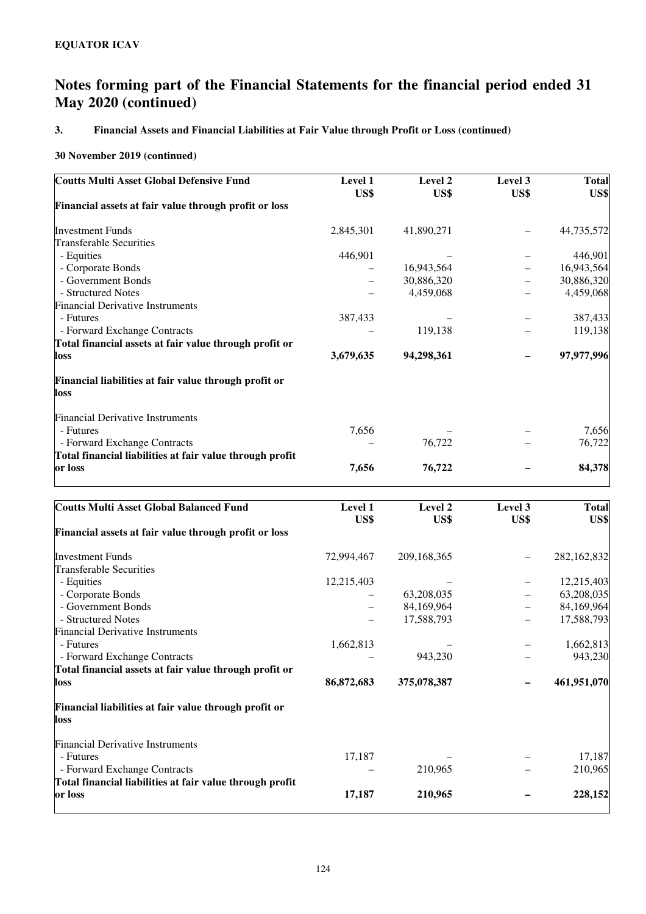**EQUATOR ICAV**

# Notes forming part of the Financial Statements for the financial period ended 31 May 2020 (continued)

### 3. Financial Assets and Financial Liabilities at Fair Value through Profit or Loss (continued)

**30 November 2019 (continued)**

| **Coutts Multi Asset Global Defensive Fund** | **Level 1 US$** | **Level 2 US$** | **Level 3 US$** | **Total US$** |
|---|---|---|---|---|
| **Financial assets at fair value through profit or loss** | | | | |
| Investment Funds | 2,845,301 | 41,890,271 | – | 44,735,572 |
| Transferable Securities | | | | |
| - Equities | 446,901 | – | – | 446,901 |
| - Corporate Bonds | – | 16,943,564 | – | 16,943,564 |
| - Government Bonds | – | 30,886,320 | – | 30,886,320 |
| - Structured Notes | – | 4,459,068 | – | 4,459,068 |
| Financial Derivative Instruments | | | | |
| - Futures | 387,433 | – | – | 387,433 |
| - Forward Exchange Contracts | – | 119,138 | – | 119,138 |
| **Total financial assets at fair value through profit or loss** | **3,679,635** | **94,298,361** | **–** | **97,977,996** |
| **Financial liabilities at fair value through profit or loss** | | | | |
| Financial Derivative Instruments | | | | |
| - Futures | 7,656 | – | – | 7,656 |
| - Forward Exchange Contracts | – | 76,722 | – | 76,722 |
| **Total financial liabilities at fair value through profit or loss** | **7,656** | **76,722** | **–** | **84,378** |

| **Coutts Multi Asset Global Balanced Fund** | **Level 1 US$** | **Level 2 US$** | **Level 3 US$** | **Total US$** |
|---|---|---|---|---|
| **Financial assets at fair value through profit or loss** | | | | |
| Investment Funds | 72,994,467 | 209,168,365 | – | 282,162,832 |
| Transferable Securities | | | | |
| - Equities | 12,215,403 | – | – | 12,215,403 |
| - Corporate Bonds | – | 63,208,035 | – | 63,208,035 |
| - Government Bonds | – | 84,169,964 | – | 84,169,964 |
| - Structured Notes | – | 17,588,793 | – | 17,588,793 |
| Financial Derivative Instruments | | | | |
| - Futures | 1,662,813 | – | – | 1,662,813 |
| - Forward Exchange Contracts | – | 943,230 | – | 943,230 |
| **Total financial assets at fair value through profit or loss** | **86,872,683** | **375,078,387** | **–** | **461,951,070** |
| **Financial liabilities at fair value through profit or loss** | | | | |
| Financial Derivative Instruments | | | | |
| - Futures | 17,187 | – | – | 17,187 |
| - Forward Exchange Contracts | – | 210,965 | – | 210,965 |
| **Total financial liabilities at fair value through profit or loss** | **17,187** | **210,965** | **–** | **228,152** |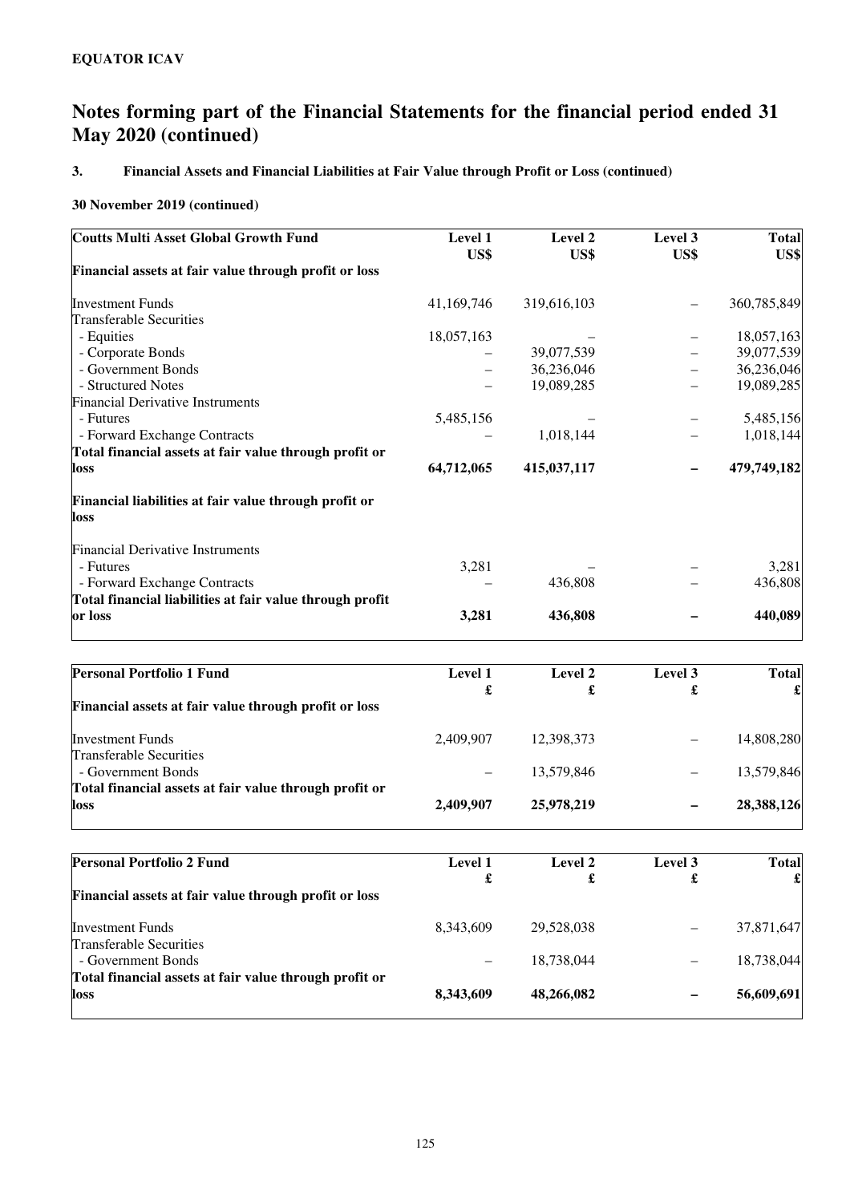**EQUATOR ICAV**

# Notes forming part of the Financial Statements for the financial period ended 31 May 2020 (continued)

### 3. Financial Assets and Financial Liabilities at Fair Value through Profit or Loss (continued)

**30 November 2019 (continued)**

| **Coutts Multi Asset Global Growth Fund** | **Level 1 US$** | **Level 2 US$** | **Level 3 US$** | **Total US$** |
|---|---|---|---|---|
| **Financial assets at fair value through profit or loss** | | | | |
| Investment Funds | 41,169,746 | 319,616,103 | – | 360,785,849 |
| Transferable Securities | | | | |
| - Equities | 18,057,163 | – | – | 18,057,163 |
| - Corporate Bonds | – | 39,077,539 | – | 39,077,539 |
| - Government Bonds | – | 36,236,046 | – | 36,236,046 |
| - Structured Notes | – | 19,089,285 | – | 19,089,285 |
| Financial Derivative Instruments | | | | |
| - Futures | 5,485,156 | – | – | 5,485,156 |
| - Forward Exchange Contracts | – | 1,018,144 | – | 1,018,144 |
| **Total financial assets at fair value through profit or loss** | **64,712,065** | **415,037,117** | **–** | **479,749,182** |
| **Financial liabilities at fair value through profit or loss** | | | | |
| Financial Derivative Instruments | | | | |
| - Futures | 3,281 | – | – | 3,281 |
| - Forward Exchange Contracts | – | 436,808 | – | 436,808 |
| **Total financial liabilities at fair value through profit or loss** | **3,281** | **436,808** | **–** | **440,089** |

| **Personal Portfolio 1 Fund** | **Level 1 £** | **Level 2 £** | **Level 3 £** | **Total £** |
|---|---|---|---|---|
| **Financial assets at fair value through profit or loss** | | | | |
| Investment Funds | 2,409,907 | 12,398,373 | – | 14,808,280 |
| Transferable Securities | | | | |
| - Government Bonds | – | 13,579,846 | – | 13,579,846 |
| **Total financial assets at fair value through profit or loss** | **2,409,907** | **25,978,219** | **–** | **28,388,126** |

| **Personal Portfolio 2 Fund** | **Level 1 £** | **Level 2 £** | **Level 3 £** | **Total £** |
|---|---|---|---|---|
| **Financial assets at fair value through profit or loss** | | | | |
| Investment Funds | 8,343,609 | 29,528,038 | – | 37,871,647 |
| Transferable Securities | | | | |
| - Government Bonds | – | 18,738,044 | – | 18,738,044 |
| **Total financial assets at fair value through profit or loss** | **8,343,609** | **48,266,082** | **–** | **56,609,691** |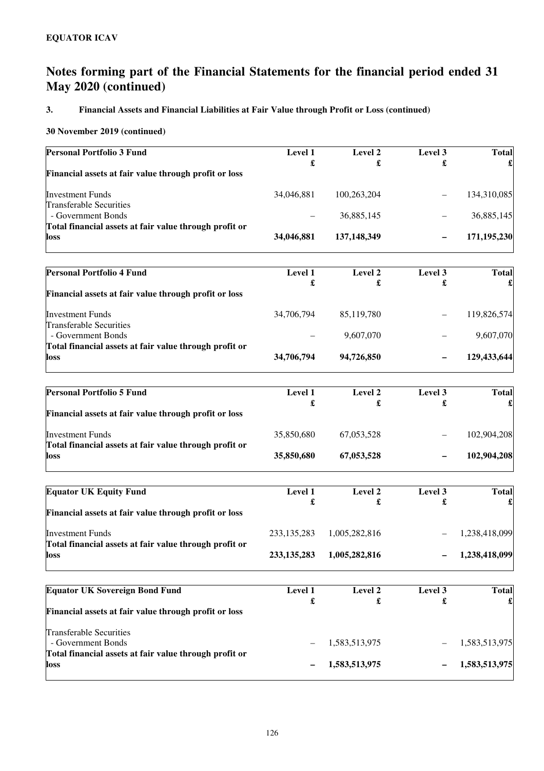**EQUATOR ICAV**

# Notes forming part of the Financial Statements for the financial period ended 31 May 2020 (continued)

### 3. Financial Assets and Financial Liabilities at Fair Value through Profit or Loss (continued)

**30 November 2019 (continued)**

| **Personal Portfolio 3 Fund** | **Level 1** | **Level 2** | **Level 3** | **Total** |
|---|---|---|---|---|
| | **£** | **£** | **£** | **£** |
| **Financial assets at fair value through profit or loss** | | | | |
| Investment Funds | 34,046,881 | 100,263,204 | – | 134,310,085 |
| Transferable Securities | | | | |
| - Government Bonds | – | 36,885,145 | – | 36,885,145 |
| **Total financial assets at fair value through profit or loss** | **34,046,881** | **137,148,349** | **–** | **171,195,230** |

| **Personal Portfolio 4 Fund** | **Level 1** | **Level 2** | **Level 3** | **Total** |
|---|---|---|---|---|
| | **£** | **£** | **£** | **£** |
| **Financial assets at fair value through profit or loss** | | | | |
| Investment Funds | 34,706,794 | 85,119,780 | – | 119,826,574 |
| Transferable Securities | | | | |
| - Government Bonds | – | 9,607,070 | – | 9,607,070 |
| **Total financial assets at fair value through profit or loss** | **34,706,794** | **94,726,850** | **–** | **129,433,644** |

| **Personal Portfolio 5 Fund** | **Level 1** | **Level 2** | **Level 3** | **Total** |
|---|---|---|---|---|
| | **£** | **£** | **£** | **£** |
| **Financial assets at fair value through profit or loss** | | | | |
| Investment Funds | 35,850,680 | 67,053,528 | – | 102,904,208 |
| **Total financial assets at fair value through profit or loss** | **35,850,680** | **67,053,528** | **–** | **102,904,208** |

| **Equator UK Equity Fund** | **Level 1** | **Level 2** | **Level 3** | **Total** |
|---|---|---|---|---|
| | **£** | **£** | **£** | **£** |
| **Financial assets at fair value through profit or loss** | | | | |
| Investment Funds | 233,135,283 | 1,005,282,816 | – | 1,238,418,099 |
| **Total financial assets at fair value through profit or loss** | **233,135,283** | **1,005,282,816** | **–** | **1,238,418,099** |

| **Equator UK Sovereign Bond Fund** | **Level 1** | **Level 2** | **Level 3** | **Total** |
|---|---|---|---|---|
| | **£** | **£** | **£** | **£** |
| **Financial assets at fair value through profit or loss** | | | | |
| Transferable Securities | | | | |
| - Government Bonds | – | 1,583,513,975 | – | 1,583,513,975 |
| **Total financial assets at fair value through profit or loss** | **–** | **1,583,513,975** | **–** | **1,583,513,975** |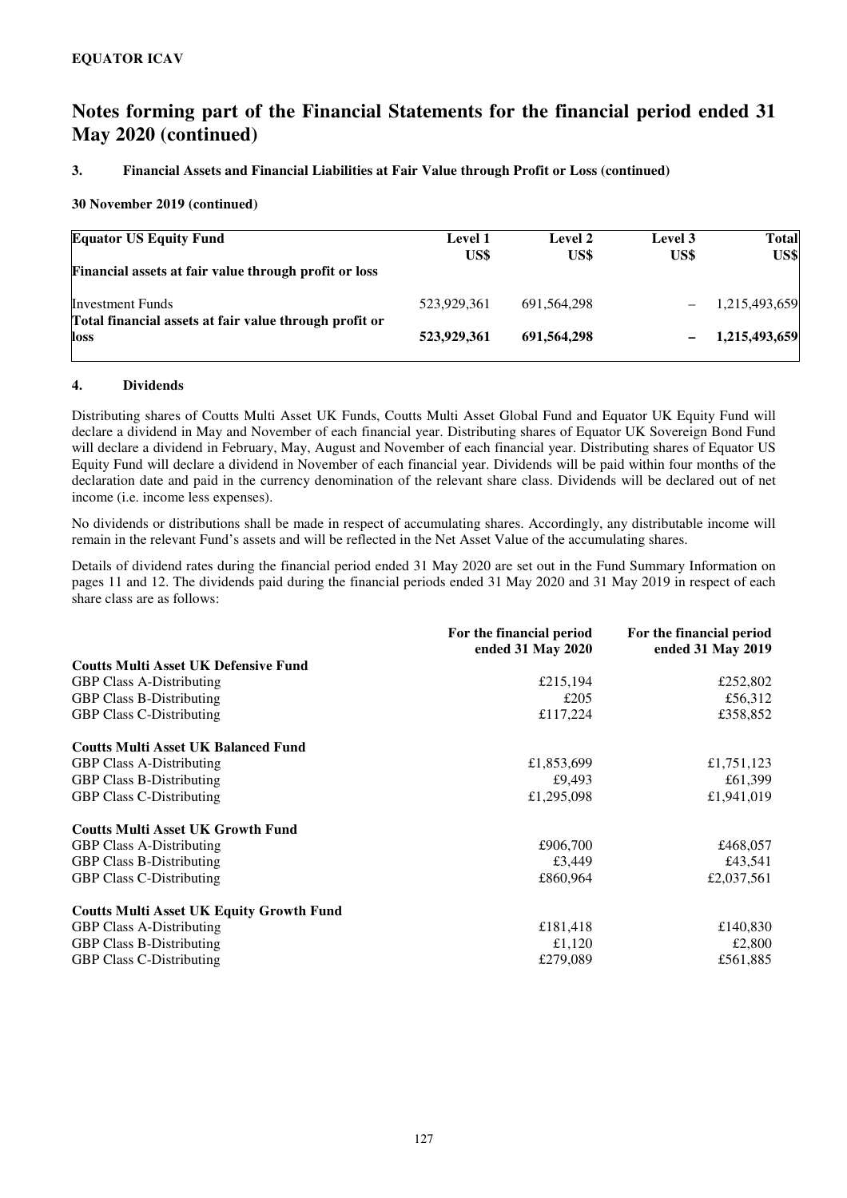**EQUATOR ICAV**

# Notes forming part of the Financial Statements for the financial period ended 31 May 2020 (continued)

## 3. Financial Assets and Financial Liabilities at Fair Value through Profit or Loss (continued)

**30 November 2019 (continued)**

| **Equator US Equity Fund** | **Level 1 US$** | **Level 2 US$** | **Level 3 US$** | **Total US$** |
|---|---|---|---|---|
| **Financial assets at fair value through profit or loss** | | | | |
| Investment Funds | 523,929,361 | 691,564,298 | – | 1,215,493,659 |
| **Total financial assets at fair value through profit or loss** | **523,929,361** | **691,564,298** | **–** | **1,215,493,659** |

## 4. Dividends

Distributing shares of Coutts Multi Asset UK Funds, Coutts Multi Asset Global Fund and Equator UK Equity Fund will declare a dividend in May and November of each financial year. Distributing shares of Equator UK Sovereign Bond Fund will declare a dividend in February, May, August and November of each financial year. Distributing shares of Equator US Equity Fund will declare a dividend in November of each financial year. Dividends will be paid within four months of the declaration date and paid in the currency denomination of the relevant share class. Dividends will be declared out of net income (i.e. income less expenses).

No dividends or distributions shall be made in respect of accumulating shares. Accordingly, any distributable income will remain in the relevant Fund's assets and will be reflected in the Net Asset Value of the accumulating shares.

Details of dividend rates during the financial period ended 31 May 2020 are set out in the Fund Summary Information on pages 11 and 12. The dividends paid during the financial periods ended 31 May 2020 and 31 May 2019 in respect of each share class are as follows:

| | **For the financial period ended 31 May 2020** | **For the financial period ended 31 May 2019** |
|---|---|---|
| **Coutts Multi Asset UK Defensive Fund** | | |
| GBP Class A-Distributing | £215,194 | £252,802 |
| GBP Class B-Distributing | £205 | £56,312 |
| GBP Class C-Distributing | £117,224 | £358,852 |
| **Coutts Multi Asset UK Balanced Fund** | | |
| GBP Class A-Distributing | £1,853,699 | £1,751,123 |
| GBP Class B-Distributing | £9,493 | £61,399 |
| GBP Class C-Distributing | £1,295,098 | £1,941,019 |
| **Coutts Multi Asset UK Growth Fund** | | |
| GBP Class A-Distributing | £906,700 | £468,057 |
| GBP Class B-Distributing | £3,449 | £43,541 |
| GBP Class C-Distributing | £860,964 | £2,037,561 |
| **Coutts Multi Asset UK Equity Growth Fund** | | |
| GBP Class A-Distributing | £181,418 | £140,830 |
| GBP Class B-Distributing | £1,120 | £2,800 |
| GBP Class C-Distributing | £279,089 | £561,885 |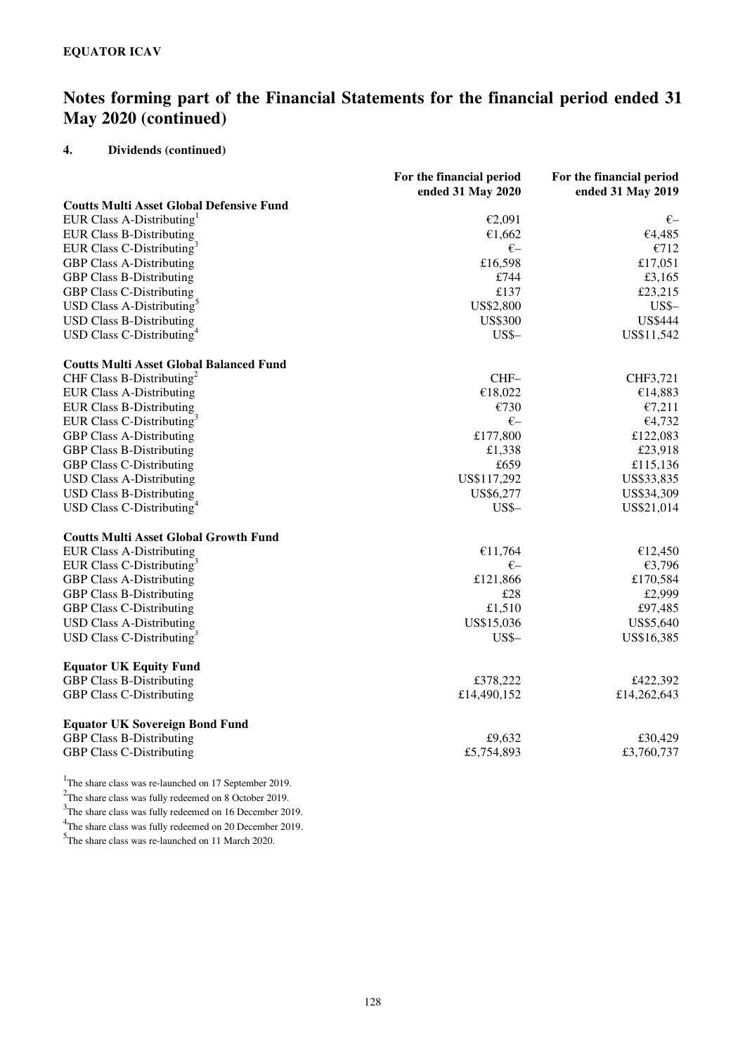**EQUATOR ICAV**

# Notes forming part of the Financial Statements for the financial period ended 31 May 2020 (continued)

## 4. Dividends (continued)

| | For the financial period ended 31 May 2020 | For the financial period ended 31 May 2019 |
|---|---|---|
| **Coutts Multi Asset Global Defensive Fund** | | |
| EUR Class A-Distributing[1] | €2,091 | €– |
| EUR Class B-Distributing | €1,662 | €4,485 |
| EUR Class C-Distributing[3] | €– | €712 |
| GBP Class A-Distributing | £16,598 | £17,051 |
| GBP Class B-Distributing | £744 | £3,165 |
| GBP Class C-Distributing | £137 | £23,215 |
| USD Class A-Distributing[5] | US$2,800 | US$– |
| USD Class B-Distributing | US$300 | US$444 |
| USD Class C-Distributing[4] | US$– | US$11,542 |
| **Coutts Multi Asset Global Balanced Fund** | | |
| CHF Class B-Distributing[2] | CHF– | CHF3,721 |
| EUR Class A-Distributing | €18,022 | €14,883 |
| EUR Class B-Distributing | €730 | €7,211 |
| EUR Class C-Distributing[3] | €– | €4,732 |
| GBP Class A-Distributing | £177,800 | £122,083 |
| GBP Class B-Distributing | £1,338 | £23,918 |
| GBP Class C-Distributing | £659 | £115,136 |
| USD Class A-Distributing | US$117,292 | US$33,835 |
| USD Class B-Distributing | US$6,277 | US$34,309 |
| USD Class C-Distributing[4] | US$– | US$21,014 |
| **Coutts Multi Asset Global Growth Fund** | | |
| EUR Class A-Distributing | €11,764 | €12,450 |
| EUR Class C-Distributing[3] | €– | €3,796 |
| GBP Class A-Distributing | £121,866 | £170,584 |
| GBP Class B-Distributing | £28 | £2,999 |
| GBP Class C-Distributing | £1,510 | £97,485 |
| USD Class A-Distributing | US$15,036 | US$5,640 |
| USD Class C-Distributing[3] | US$– | US$16,385 |
| **Equator UK Equity Fund** | | |
| GBP Class B-Distributing | £378,222 | £422,392 |
| GBP Class C-Distributing | £14,490,152 | £14,262,643 |
| **Equator UK Sovereign Bond Fund** | | |
| GBP Class B-Distributing | £9,632 | £30,429 |
| GBP Class C-Distributing | £5,754,893 | £3,760,737 |

[1]The share class was re-launched on 17 September 2019.
[2]The share class was fully redeemed on 8 October 2019.
[3]The share class was fully redeemed on 16 December 2019.
[4]The share class was fully redeemed on 20 December 2019.
[5]The share class was re-launched on 11 March 2020.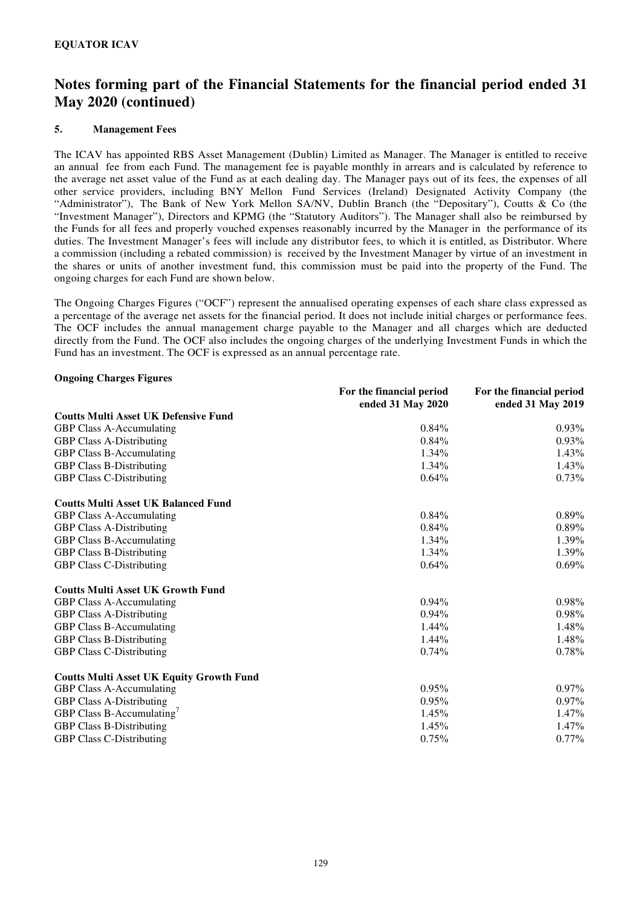**EQUATOR ICAV**

# Notes forming part of the Financial Statements for the financial period ended 31 May 2020 (continued)

## 5. Management Fees

The ICAV has appointed RBS Asset Management (Dublin) Limited as Manager. The Manager is entitled to receive an annual fee from each Fund. The management fee is payable monthly in arrears and is calculated by reference to the average net asset value of the Fund as at each dealing day. The Manager pays out of its fees, the expenses of all other service providers, including BNY Mellon Fund Services (Ireland) Designated Activity Company (the "Administrator"), The Bank of New York Mellon SA/NV, Dublin Branch (the "Depositary"), Coutts & Co (the "Investment Manager"), Directors and KPMG (the "Statutory Auditors"). The Manager shall also be reimbursed by the Funds for all fees and properly vouched expenses reasonably incurred by the Manager in the performance of its duties. The Investment Manager's fees will include any distributor fees, to which it is entitled, as Distributor. Where a commission (including a rebated commission) is received by the Investment Manager by virtue of an investment in the shares or units of another investment fund, this commission must be paid into the property of the Fund. The ongoing charges for each Fund are shown below.

The Ongoing Charges Figures ("OCF") represent the annualised operating expenses of each share class expressed as a percentage of the average net assets for the financial period. It does not include initial charges or performance fees. The OCF includes the annual management charge payable to the Manager and all charges which are deducted directly from the Fund. The OCF also includes the ongoing charges of the underlying Investment Funds in which the Fund has an investment. The OCF is expressed as an annual percentage rate.

**Ongoing Charges Figures**

| | For the financial period ended 31 May 2020 | For the financial period ended 31 May 2019 |
|---|---|---|
| **Coutts Multi Asset UK Defensive Fund** | | |
| GBP Class A-Accumulating | 0.84% | 0.93% |
| GBP Class A-Distributing | 0.84% | 0.93% |
| GBP Class B-Accumulating | 1.34% | 1.43% |
| GBP Class B-Distributing | 1.34% | 1.43% |
| GBP Class C-Distributing | 0.64% | 0.73% |
| **Coutts Multi Asset UK Balanced Fund** | | |
| GBP Class A-Accumulating | 0.84% | 0.89% |
| GBP Class A-Distributing | 0.84% | 0.89% |
| GBP Class B-Accumulating | 1.34% | 1.39% |
| GBP Class B-Distributing | 1.34% | 1.39% |
| GBP Class C-Distributing | 0.64% | 0.69% |
| **Coutts Multi Asset UK Growth Fund** | | |
| GBP Class A-Accumulating | 0.94% | 0.98% |
| GBP Class A-Distributing | 0.94% | 0.98% |
| GBP Class B-Accumulating | 1.44% | 1.48% |
| GBP Class B-Distributing | 1.44% | 1.48% |
| GBP Class C-Distributing | 0.74% | 0.78% |
| **Coutts Multi Asset UK Equity Growth Fund** | | |
| GBP Class A-Accumulating | 0.95% | 0.97% |
| GBP Class A-Distributing | 0.95% | 0.97% |
| GBP Class B-Accumulating[7] | 1.45% | 1.47% |
| GBP Class B-Distributing | 1.45% | 1.47% |
| GBP Class C-Distributing | 0.75% | 0.77% |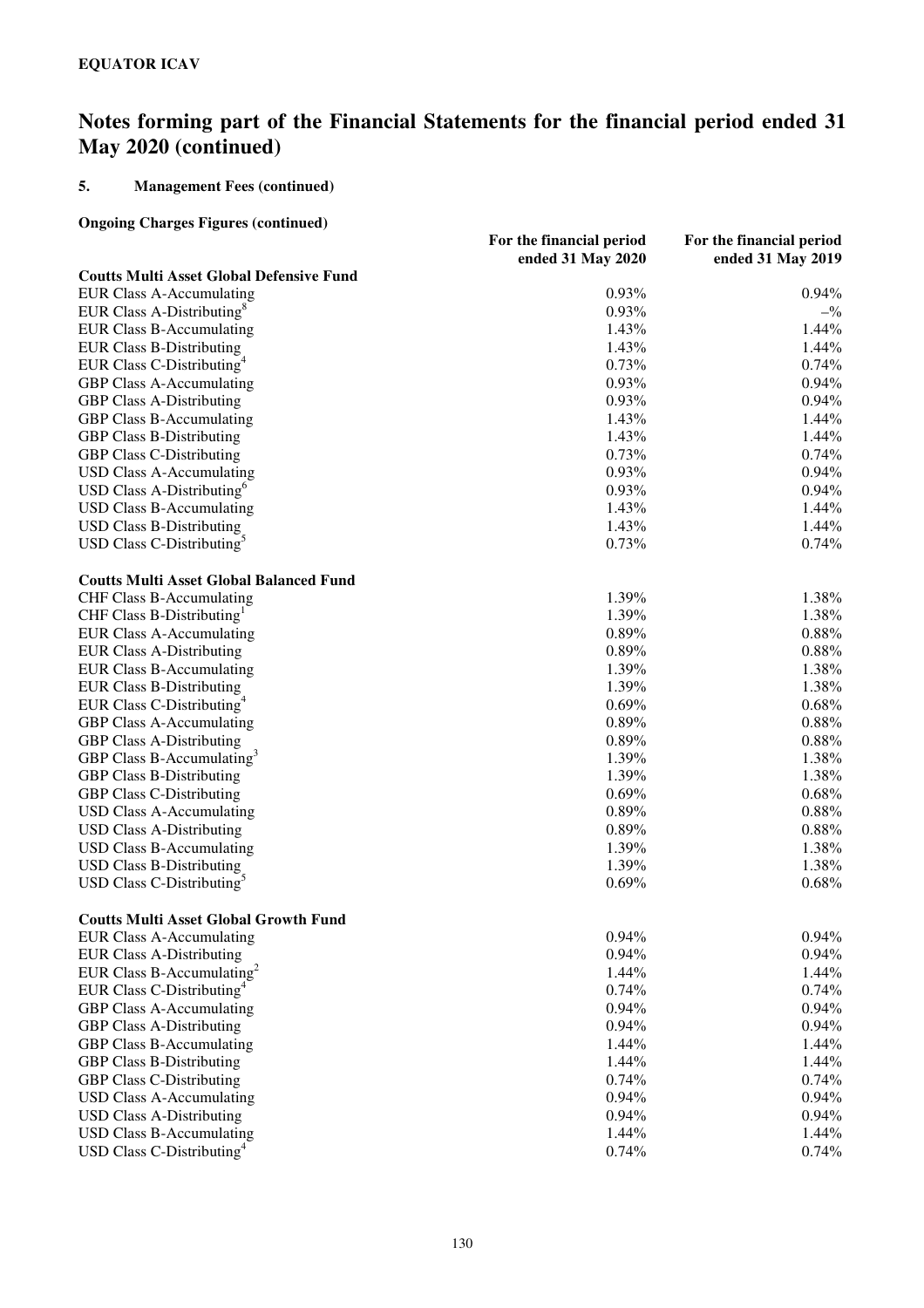**EQUATOR ICAV**

# Notes forming part of the Financial Statements for the financial period ended 31 May 2020 (continued)

## 5. Management Fees (continued)

**Ongoing Charges Figures (continued)**

| | For the financial period ended 31 May 2020 | For the financial period ended 31 May 2019 |
|---|---|---|
| **Coutts Multi Asset Global Defensive Fund** | | |
| EUR Class A-Accumulating | 0.93% | 0.94% |
| EUR Class A-Distributing[8] | 0.93% | –% |
| EUR Class B-Accumulating | 1.43% | 1.44% |
| EUR Class B-Distributing | 1.43% | 1.44% |
| EUR Class C-Distributing[4] | 0.73% | 0.74% |
| GBP Class A-Accumulating | 0.93% | 0.94% |
| GBP Class A-Distributing | 0.93% | 0.94% |
| GBP Class B-Accumulating | 1.43% | 1.44% |
| GBP Class B-Distributing | 1.43% | 1.44% |
| GBP Class C-Distributing | 0.73% | 0.74% |
| USD Class A-Accumulating | 0.93% | 0.94% |
| USD Class A-Distributing[6] | 0.93% | 0.94% |
| USD Class B-Accumulating | 1.43% | 1.44% |
| USD Class B-Distributing | 1.43% | 1.44% |
| USD Class C-Distributing[5] | 0.73% | 0.74% |
| | | |
| **Coutts Multi Asset Global Balanced Fund** | | |
| CHF Class B-Accumulating | 1.39% | 1.38% |
| CHF Class B-Distributing[1] | 1.39% | 1.38% |
| EUR Class A-Accumulating | 0.89% | 0.88% |
| EUR Class A-Distributing | 0.89% | 0.88% |
| EUR Class B-Accumulating | 1.39% | 1.38% |
| EUR Class B-Distributing | 1.39% | 1.38% |
| EUR Class C-Distributing[4] | 0.69% | 0.68% |
| GBP Class A-Accumulating | 0.89% | 0.88% |
| GBP Class A-Distributing | 0.89% | 0.88% |
| GBP Class B-Accumulating[3] | 1.39% | 1.38% |
| GBP Class B-Distributing | 1.39% | 1.38% |
| GBP Class C-Distributing | 0.69% | 0.68% |
| USD Class A-Accumulating | 0.89% | 0.88% |
| USD Class A-Distributing | 0.89% | 0.88% |
| USD Class B-Accumulating | 1.39% | 1.38% |
| USD Class B-Distributing | 1.39% | 1.38% |
| USD Class C-Distributing[5] | 0.69% | 0.68% |
| | | |
| **Coutts Multi Asset Global Growth Fund** | | |
| EUR Class A-Accumulating | 0.94% | 0.94% |
| EUR Class A-Distributing | 0.94% | 0.94% |
| EUR Class B-Accumulating[2] | 1.44% | 1.44% |
| EUR Class C-Distributing[4] | 0.74% | 0.74% |
| GBP Class A-Accumulating | 0.94% | 0.94% |
| GBP Class A-Distributing | 0.94% | 0.94% |
| GBP Class B-Accumulating | 1.44% | 1.44% |
| GBP Class B-Distributing | 1.44% | 1.44% |
| GBP Class C-Distributing | 0.74% | 0.74% |
| USD Class A-Accumulating | 0.94% | 0.94% |
| USD Class A-Distributing | 0.94% | 0.94% |
| USD Class B-Accumulating | 1.44% | 1.44% |
| USD Class C-Distributing[4] | 0.74% | 0.74% |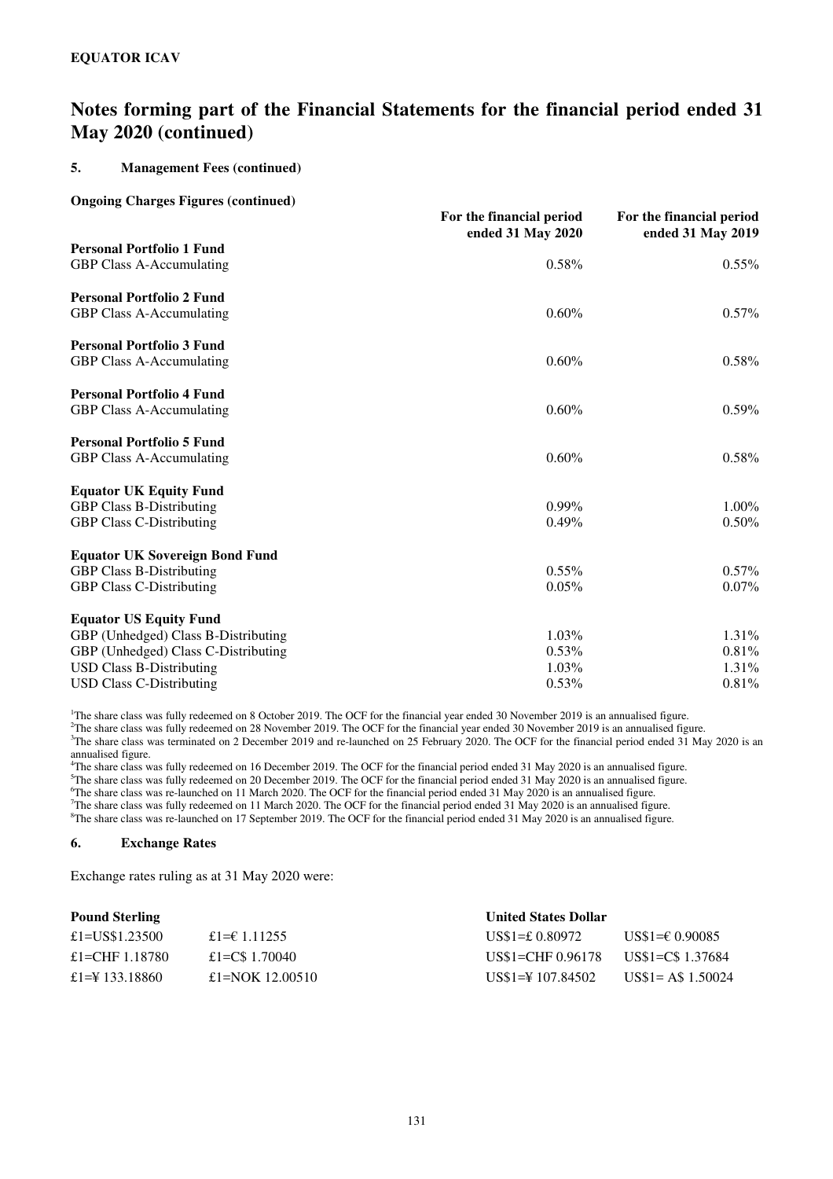**EQUATOR ICAV**

# Notes forming part of the Financial Statements for the financial period ended 31 May 2020 (continued)

## 5. Management Fees (continued)

**Ongoing Charges Figures (continued)**

| | For the financial period ended 31 May 2020 | For the financial period ended 31 May 2019 |
|---|---|---|
| **Personal Portfolio 1 Fund** | | |
| GBP Class A-Accumulating | 0.58% | 0.55% |
| **Personal Portfolio 2 Fund** | | |
| GBP Class A-Accumulating | 0.60% | 0.57% |
| **Personal Portfolio 3 Fund** | | |
| GBP Class A-Accumulating | 0.60% | 0.58% |
| **Personal Portfolio 4 Fund** | | |
| GBP Class A-Accumulating | 0.60% | 0.59% |
| **Personal Portfolio 5 Fund** | | |
| GBP Class A-Accumulating | 0.60% | 0.58% |
| **Equator UK Equity Fund** | | |
| GBP Class B-Distributing | 0.99% | 1.00% |
| GBP Class C-Distributing | 0.49% | 0.50% |
| **Equator UK Sovereign Bond Fund** | | |
| GBP Class B-Distributing | 0.55% | 0.57% |
| GBP Class C-Distributing | 0.05% | 0.07% |
| **Equator US Equity Fund** | | |
| GBP (Unhedged) Class B-Distributing | 1.03% | 1.31% |
| GBP (Unhedged) Class C-Distributing | 0.53% | 0.81% |
| USD Class B-Distributing | 1.03% | 1.31% |
| USD Class C-Distributing | 0.53% | 0.81% |

[1]The share class was fully redeemed on 8 October 2019. The OCF for the financial year ended 30 November 2019 is an annualised figure.
[2]The share class was fully redeemed on 28 November 2019. The OCF for the financial year ended 30 November 2019 is an annualised figure.
[3]The share class was terminated on 2 December 2019 and re-launched on 25 February 2020. The OCF for the financial period ended 31 May 2020 is an annualised figure.
[4]The share class was fully redeemed on 16 December 2019. The OCF for the financial period ended 31 May 2020 is an annualised figure.
[5]The share class was fully redeemed on 20 December 2019. The OCF for the financial period ended 31 May 2020 is an annualised figure.
[6]The share class was re-launched on 11 March 2020. The OCF for the financial period ended 31 May 2020 is an annualised figure.
[7]The share class was fully redeemed on 11 March 2020. The OCF for the financial period ended 31 May 2020 is an annualised figure.
[8]The share class was re-launched on 17 September 2019. The OCF for the financial period ended 31 May 2020 is an annualised figure.

## 6. Exchange Rates

Exchange rates ruling as at 31 May 2020 were:

| **Pound Sterling** | | **United States Dollar** | |
|---|---|---|---|
| £1=US$1.23500 | £1=€ 1.11255 | US$1=£ 0.80972 | US$1=€ 0.90085 |
| £1=CHF 1.18780 | £1=C$ 1.70040 | US$1=CHF 0.96178 | US$1=C$ 1.37684 |
| £1=¥ 133.18860 | £1=NOK 12.00510 | US$1=¥ 107.84502 | US$1= A$ 1.50024 |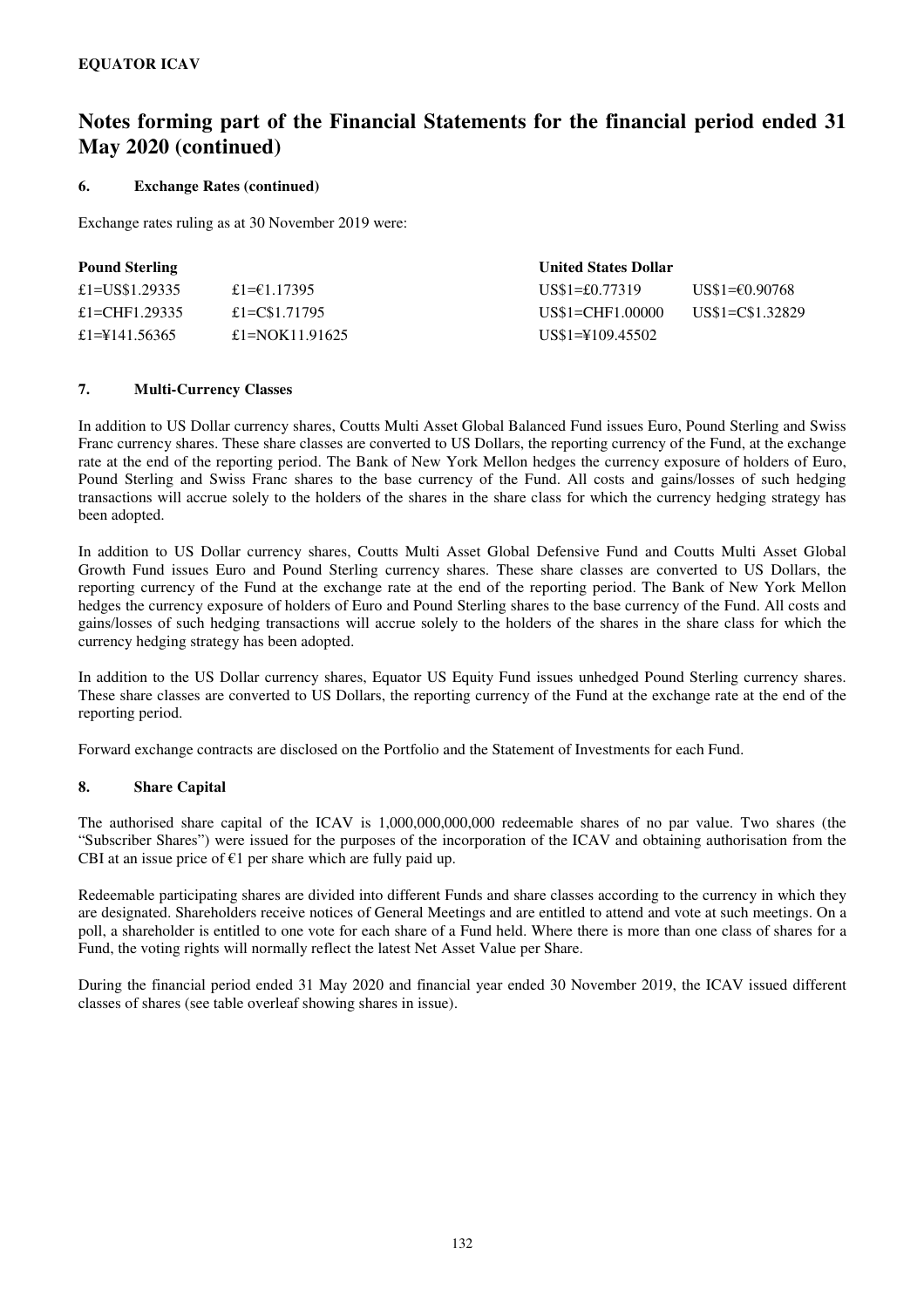**EQUATOR ICAV**

# Notes forming part of the Financial Statements for the financial period ended 31 May 2020 (continued)

## 6. Exchange Rates (continued)

Exchange rates ruling as at 30 November 2019 were:

| Pound Sterling | | United States Dollar | |
|---|---|---|---|
| £1=US$1.29335 | £1=€1.17395 | US$1=£0.77319 | US$1=€0.90768 |
| £1=CHF1.29335 | £1=C$1.71795 | US$1=CHF1.00000 | US$1=C$1.32829 |
| £1=¥141.56365 | £1=NOK11.91625 | US$1=¥109.45502 | |

## 7. Multi-Currency Classes

In addition to US Dollar currency shares, Coutts Multi Asset Global Balanced Fund issues Euro, Pound Sterling and Swiss Franc currency shares. These share classes are converted to US Dollars, the reporting currency of the Fund, at the exchange rate at the end of the reporting period. The Bank of New York Mellon hedges the currency exposure of holders of Euro, Pound Sterling and Swiss Franc shares to the base currency of the Fund. All costs and gains/losses of such hedging transactions will accrue solely to the holders of the shares in the share class for which the currency hedging strategy has been adopted.

In addition to US Dollar currency shares, Coutts Multi Asset Global Defensive Fund and Coutts Multi Asset Global Growth Fund issues Euro and Pound Sterling currency shares. These share classes are converted to US Dollars, the reporting currency of the Fund at the exchange rate at the end of the reporting period. The Bank of New York Mellon hedges the currency exposure of holders of Euro and Pound Sterling shares to the base currency of the Fund. All costs and gains/losses of such hedging transactions will accrue solely to the holders of the shares in the share class for which the currency hedging strategy has been adopted.

In addition to the US Dollar currency shares, Equator US Equity Fund issues unhedged Pound Sterling currency shares. These share classes are converted to US Dollars, the reporting currency of the Fund at the exchange rate at the end of the reporting period.

Forward exchange contracts are disclosed on the Portfolio and the Statement of Investments for each Fund.

## 8. Share Capital

The authorised share capital of the ICAV is 1,000,000,000,000 redeemable shares of no par value. Two shares (the "Subscriber Shares") were issued for the purposes of the incorporation of the ICAV and obtaining authorisation from the CBI at an issue price of €1 per share which are fully paid up.

Redeemable participating shares are divided into different Funds and share classes according to the currency in which they are designated. Shareholders receive notices of General Meetings and are entitled to attend and vote at such meetings. On a poll, a shareholder is entitled to one vote for each share of a Fund held. Where there is more than one class of shares for a Fund, the voting rights will normally reflect the latest Net Asset Value per Share.

During the financial period ended 31 May 2020 and financial year ended 30 November 2019, the ICAV issued different classes of shares (see table overleaf showing shares in issue).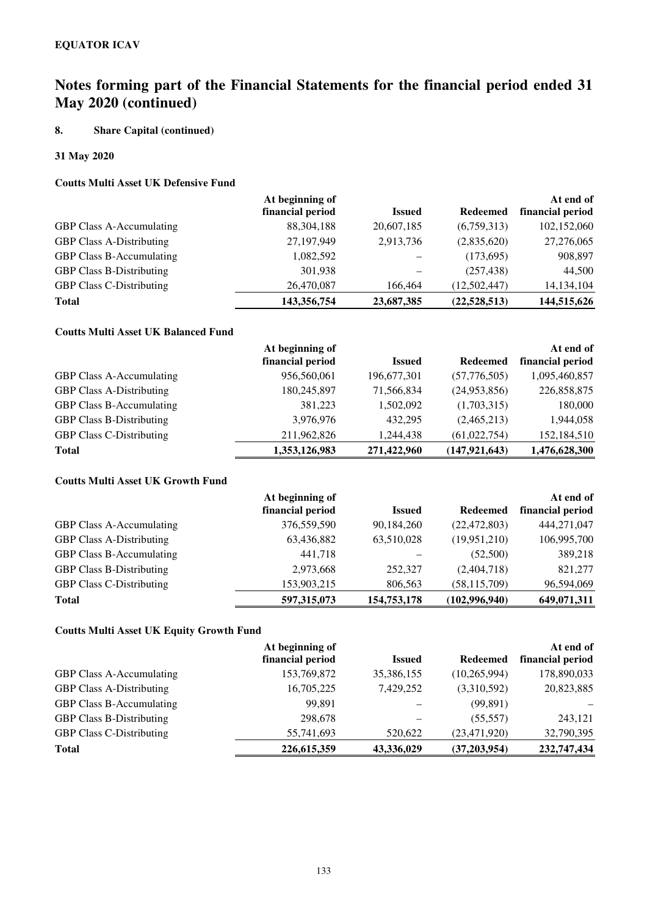**EQUATOR ICAV**

# Notes forming part of the Financial Statements for the financial period ended 31 May 2020 (continued)

## 8. Share Capital (continued)

### 31 May 2020

#### Coutts Multi Asset UK Defensive Fund

| | At beginning of financial period | Issued | Redeemed | At end of financial period |
|---|---|---|---|---|
| GBP Class A-Accumulating | 88,304,188 | 20,607,185 | (6,759,313) | 102,152,060 |
| GBP Class A-Distributing | 27,197,949 | 2,913,736 | (2,835,620) | 27,276,065 |
| GBP Class B-Accumulating | 1,082,592 | – | (173,695) | 908,897 |
| GBP Class B-Distributing | 301,938 | – | (257,438) | 44,500 |
| GBP Class C-Distributing | 26,470,087 | 166,464 | (12,502,447) | 14,134,104 |
| **Total** | **143,356,754** | **23,687,385** | **(22,528,513)** | **144,515,626** |

#### Coutts Multi Asset UK Balanced Fund

| | At beginning of financial period | Issued | Redeemed | At end of financial period |
|---|---|---|---|---|
| GBP Class A-Accumulating | 956,560,061 | 196,677,301 | (57,776,505) | 1,095,460,857 |
| GBP Class A-Distributing | 180,245,897 | 71,566,834 | (24,953,856) | 226,858,875 |
| GBP Class B-Accumulating | 381,223 | 1,502,092 | (1,703,315) | 180,000 |
| GBP Class B-Distributing | 3,976,976 | 432,295 | (2,465,213) | 1,944,058 |
| GBP Class C-Distributing | 211,962,826 | 1,244,438 | (61,022,754) | 152,184,510 |
| **Total** | **1,353,126,983** | **271,422,960** | **(147,921,643)** | **1,476,628,300** |

#### Coutts Multi Asset UK Growth Fund

| | At beginning of financial period | Issued | Redeemed | At end of financial period |
|---|---|---|---|---|
| GBP Class A-Accumulating | 376,559,590 | 90,184,260 | (22,472,803) | 444,271,047 |
| GBP Class A-Distributing | 63,436,882 | 63,510,028 | (19,951,210) | 106,995,700 |
| GBP Class B-Accumulating | 441,718 | – | (52,500) | 389,218 |
| GBP Class B-Distributing | 2,973,668 | 252,327 | (2,404,718) | 821,277 |
| GBP Class C-Distributing | 153,903,215 | 806,563 | (58,115,709) | 96,594,069 |
| **Total** | **597,315,073** | **154,753,178** | **(102,996,940)** | **649,071,311** |

#### Coutts Multi Asset UK Equity Growth Fund

| | At beginning of financial period | Issued | Redeemed | At end of financial period |
|---|---|---|---|---|
| GBP Class A-Accumulating | 153,769,872 | 35,386,155 | (10,265,994) | 178,890,033 |
| GBP Class A-Distributing | 16,705,225 | 7,429,252 | (3,310,592) | 20,823,885 |
| GBP Class B-Accumulating | 99,891 | – | (99,891) | – |
| GBP Class B-Distributing | 298,678 | – | (55,557) | 243,121 |
| GBP Class C-Distributing | 55,741,693 | 520,622 | (23,471,920) | 32,790,395 |
| **Total** | **226,615,359** | **43,336,029** | **(37,203,954)** | **232,747,434** |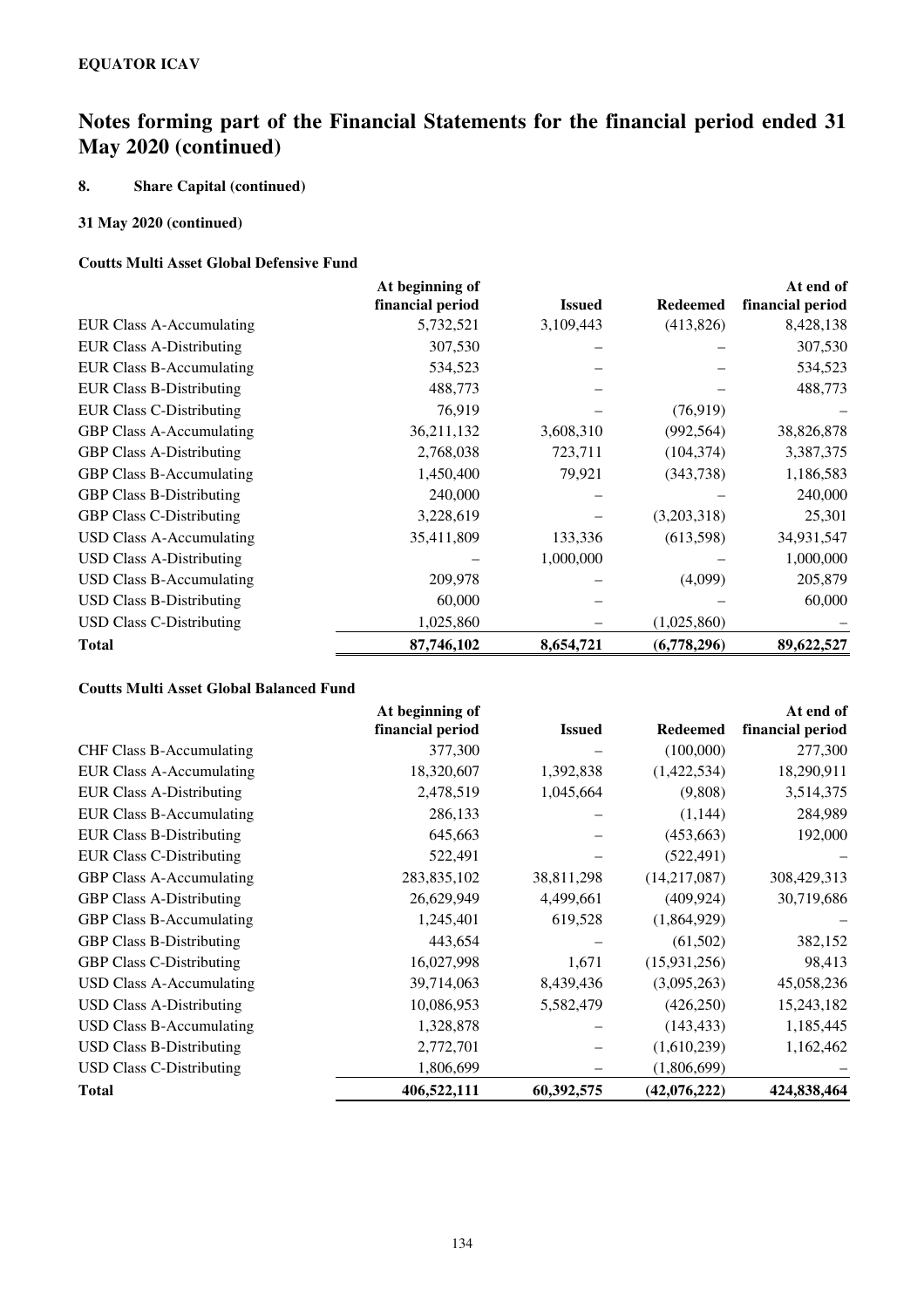**EQUATOR ICAV**

# Notes forming part of the Financial Statements for the financial period ended 31 May 2020 (continued)

## 8. Share Capital (continued)

### 31 May 2020 (continued)

#### Coutts Multi Asset Global Defensive Fund

| | At beginning of financial period | Issued | Redeemed | At end of financial period |
|---|---|---|---|---|
| EUR Class A-Accumulating | 5,732,521 | 3,109,443 | (413,826) | 8,428,138 |
| EUR Class A-Distributing | 307,530 | – | – | 307,530 |
| EUR Class B-Accumulating | 534,523 | – | – | 534,523 |
| EUR Class B-Distributing | 488,773 | – | – | 488,773 |
| EUR Class C-Distributing | 76,919 | – | (76,919) | – |
| GBP Class A-Accumulating | 36,211,132 | 3,608,310 | (992,564) | 38,826,878 |
| GBP Class A-Distributing | 2,768,038 | 723,711 | (104,374) | 3,387,375 |
| GBP Class B-Accumulating | 1,450,400 | 79,921 | (343,738) | 1,186,583 |
| GBP Class B-Distributing | 240,000 | – | – | 240,000 |
| GBP Class C-Distributing | 3,228,619 | – | (3,203,318) | 25,301 |
| USD Class A-Accumulating | 35,411,809 | 133,336 | (613,598) | 34,931,547 |
| USD Class A-Distributing | – | 1,000,000 | – | 1,000,000 |
| USD Class B-Accumulating | 209,978 | – | (4,099) | 205,879 |
| USD Class B-Distributing | 60,000 | – | – | 60,000 |
| USD Class C-Distributing | 1,025,860 | – | (1,025,860) | – |
| **Total** | **87,746,102** | **8,654,721** | **(6,778,296)** | **89,622,527** |

#### Coutts Multi Asset Global Balanced Fund

| | At beginning of financial period | Issued | Redeemed | At end of financial period |
|---|---|---|---|---|
| CHF Class B-Accumulating | 377,300 | – | (100,000) | 277,300 |
| EUR Class A-Accumulating | 18,320,607 | 1,392,838 | (1,422,534) | 18,290,911 |
| EUR Class A-Distributing | 2,478,519 | 1,045,664 | (9,808) | 3,514,375 |
| EUR Class B-Accumulating | 286,133 | – | (1,144) | 284,989 |
| EUR Class B-Distributing | 645,663 | – | (453,663) | 192,000 |
| EUR Class C-Distributing | 522,491 | – | (522,491) | – |
| GBP Class A-Accumulating | 283,835,102 | 38,811,298 | (14,217,087) | 308,429,313 |
| GBP Class A-Distributing | 26,629,949 | 4,499,661 | (409,924) | 30,719,686 |
| GBP Class B-Accumulating | 1,245,401 | 619,528 | (1,864,929) | – |
| GBP Class B-Distributing | 443,654 | – | (61,502) | 382,152 |
| GBP Class C-Distributing | 16,027,998 | 1,671 | (15,931,256) | 98,413 |
| USD Class A-Accumulating | 39,714,063 | 8,439,436 | (3,095,263) | 45,058,236 |
| USD Class A-Distributing | 10,086,953 | 5,582,479 | (426,250) | 15,243,182 |
| USD Class B-Accumulating | 1,328,878 | – | (143,433) | 1,185,445 |
| USD Class B-Distributing | 2,772,701 | – | (1,610,239) | 1,162,462 |
| USD Class C-Distributing | 1,806,699 | – | (1,806,699) | – |
| **Total** | **406,522,111** | **60,392,575** | **(42,076,222)** | **424,838,464** |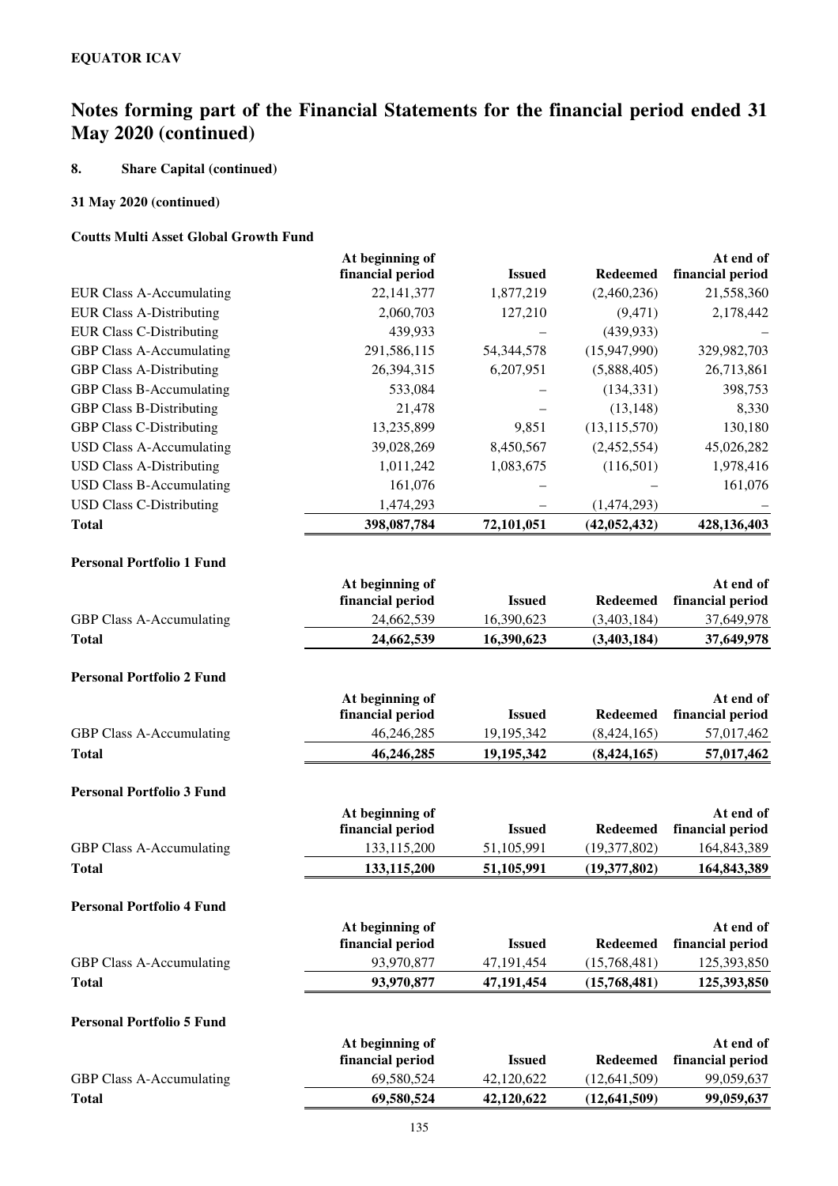**EQUATOR ICAV**

# Notes forming part of the Financial Statements for the financial period ended 31 May 2020 (continued)

## 8. Share Capital (continued)

### 31 May 2020 (continued)

**Coutts Multi Asset Global Growth Fund**

| | At beginning of financial period | Issued | Redeemed | At end of financial period |
|---|---|---|---|---|
| EUR Class A-Accumulating | 22,141,377 | 1,877,219 | (2,460,236) | 21,558,360 |
| EUR Class A-Distributing | 2,060,703 | 127,210 | (9,471) | 2,178,442 |
| EUR Class C-Distributing | 439,933 | – | (439,933) | – |
| GBP Class A-Accumulating | 291,586,115 | 54,344,578 | (15,947,990) | 329,982,703 |
| GBP Class A-Distributing | 26,394,315 | 6,207,951 | (5,888,405) | 26,713,861 |
| GBP Class B-Accumulating | 533,084 | – | (134,331) | 398,753 |
| GBP Class B-Distributing | 21,478 | – | (13,148) | 8,330 |
| GBP Class C-Distributing | 13,235,899 | 9,851 | (13,115,570) | 130,180 |
| USD Class A-Accumulating | 39,028,269 | 8,450,567 | (2,452,554) | 45,026,282 |
| USD Class A-Distributing | 1,011,242 | 1,083,675 | (116,501) | 1,978,416 |
| USD Class B-Accumulating | 161,076 | – | – | 161,076 |
| USD Class C-Distributing | 1,474,293 | – | (1,474,293) | – |
| **Total** | **398,087,784** | **72,101,051** | **(42,052,432)** | **428,136,403** |

**Personal Portfolio 1 Fund**

| | At beginning of financial period | Issued | Redeemed | At end of financial period |
|---|---|---|---|---|
| GBP Class A-Accumulating | 24,662,539 | 16,390,623 | (3,403,184) | 37,649,978 |
| **Total** | **24,662,539** | **16,390,623** | **(3,403,184)** | **37,649,978** |

**Personal Portfolio 2 Fund**

| | At beginning of financial period | Issued | Redeemed | At end of financial period |
|---|---|---|---|---|
| GBP Class A-Accumulating | 46,246,285 | 19,195,342 | (8,424,165) | 57,017,462 |
| **Total** | **46,246,285** | **19,195,342** | **(8,424,165)** | **57,017,462** |

**Personal Portfolio 3 Fund**

| | At beginning of financial period | Issued | Redeemed | At end of financial period |
|---|---|---|---|---|
| GBP Class A-Accumulating | 133,115,200 | 51,105,991 | (19,377,802) | 164,843,389 |
| **Total** | **133,115,200** | **51,105,991** | **(19,377,802)** | **164,843,389** |

**Personal Portfolio 4 Fund**

| | At beginning of financial period | Issued | Redeemed | At end of financial period |
|---|---|---|---|---|
| GBP Class A-Accumulating | 93,970,877 | 47,191,454 | (15,768,481) | 125,393,850 |
| **Total** | **93,970,877** | **47,191,454** | **(15,768,481)** | **125,393,850** |

**Personal Portfolio 5 Fund**

| | At beginning of financial period | Issued | Redeemed | At end of financial period |
|---|---|---|---|---|
| GBP Class A-Accumulating | 69,580,524 | 42,120,622 | (12,641,509) | 99,059,637 |
| **Total** | **69,580,524** | **42,120,622** | **(12,641,509)** | **99,059,637** |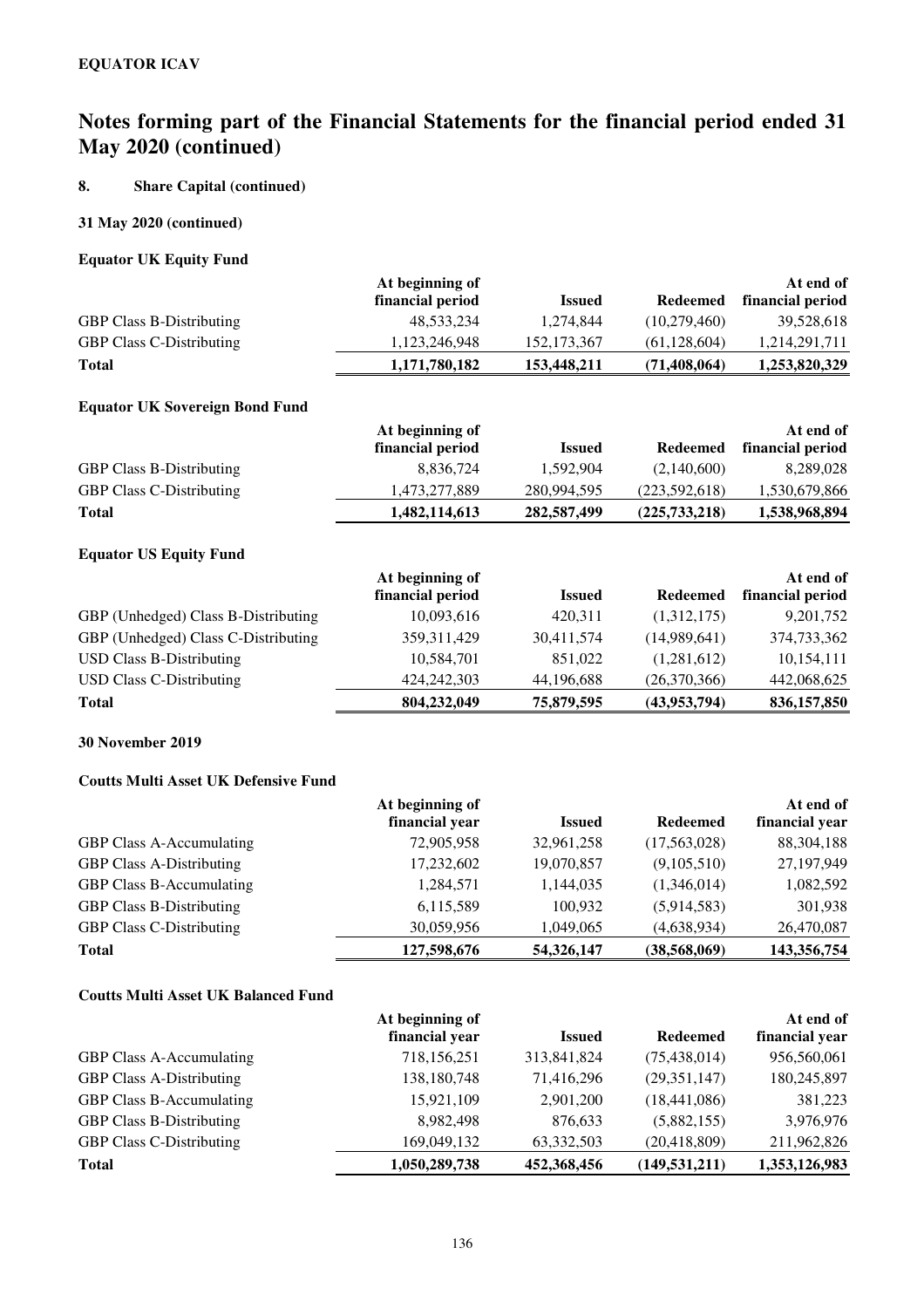## Notes forming part of the Financial Statements for the financial period ended 31 May 2020 (continued)

### 8. Share Capital (continued)

**31 May 2020 (continued)**

**Equator UK Equity Fund**

| | At beginning of financial period | Issued | Redeemed | At end of financial period |
|---|---|---|---|---|
| GBP Class B-Distributing | 48,533,234 | 1,274,844 | (10,279,460) | 39,528,618 |
| GBP Class C-Distributing | 1,123,246,948 | 152,173,367 | (61,128,604) | 1,214,291,711 |
| **Total** | **1,171,780,182** | **153,448,211** | **(71,408,064)** | **1,253,820,329** |

**Equator UK Sovereign Bond Fund**

| | At beginning of financial period | Issued | Redeemed | At end of financial period |
|---|---|---|---|---|
| GBP Class B-Distributing | 8,836,724 | 1,592,904 | (2,140,600) | 8,289,028 |
| GBP Class C-Distributing | 1,473,277,889 | 280,994,595 | (223,592,618) | 1,530,679,866 |
| **Total** | **1,482,114,613** | **282,587,499** | **(225,733,218)** | **1,538,968,894** |

**Equator US Equity Fund**

| | At beginning of financial period | Issued | Redeemed | At end of financial period |
|---|---|---|---|---|
| GBP (Unhedged) Class B-Distributing | 10,093,616 | 420,311 | (1,312,175) | 9,201,752 |
| GBP (Unhedged) Class C-Distributing | 359,311,429 | 30,411,574 | (14,989,641) | 374,733,362 |
| USD Class B-Distributing | 10,584,701 | 851,022 | (1,281,612) | 10,154,111 |
| USD Class C-Distributing | 424,242,303 | 44,196,688 | (26,370,366) | 442,068,625 |
| **Total** | **804,232,049** | **75,879,595** | **(43,953,794)** | **836,157,850** |

**30 November 2019**

**Coutts Multi Asset UK Defensive Fund**

| | At beginning of financial year | Issued | Redeemed | At end of financial year |
|---|---|---|---|---|
| GBP Class A-Accumulating | 72,905,958 | 32,961,258 | (17,563,028) | 88,304,188 |
| GBP Class A-Distributing | 17,232,602 | 19,070,857 | (9,105,510) | 27,197,949 |
| GBP Class B-Accumulating | 1,284,571 | 1,144,035 | (1,346,014) | 1,082,592 |
| GBP Class B-Distributing | 6,115,589 | 100,932 | (5,914,583) | 301,938 |
| GBP Class C-Distributing | 30,059,956 | 1,049,065 | (4,638,934) | 26,470,087 |
| **Total** | **127,598,676** | **54,326,147** | **(38,568,069)** | **143,356,754** |

**Coutts Multi Asset UK Balanced Fund**

| | At beginning of financial year | Issued | Redeemed | At end of financial year |
|---|---|---|---|---|
| GBP Class A-Accumulating | 718,156,251 | 313,841,824 | (75,438,014) | 956,560,061 |
| GBP Class A-Distributing | 138,180,748 | 71,416,296 | (29,351,147) | 180,245,897 |
| GBP Class B-Accumulating | 15,921,109 | 2,901,200 | (18,441,086) | 381,223 |
| GBP Class B-Distributing | 8,982,498 | 876,633 | (5,882,155) | 3,976,976 |
| GBP Class C-Distributing | 169,049,132 | 63,332,503 | (20,418,809) | 211,962,826 |
| **Total** | **1,050,289,738** | **452,368,456** | **(149,531,211)** | **1,353,126,983** |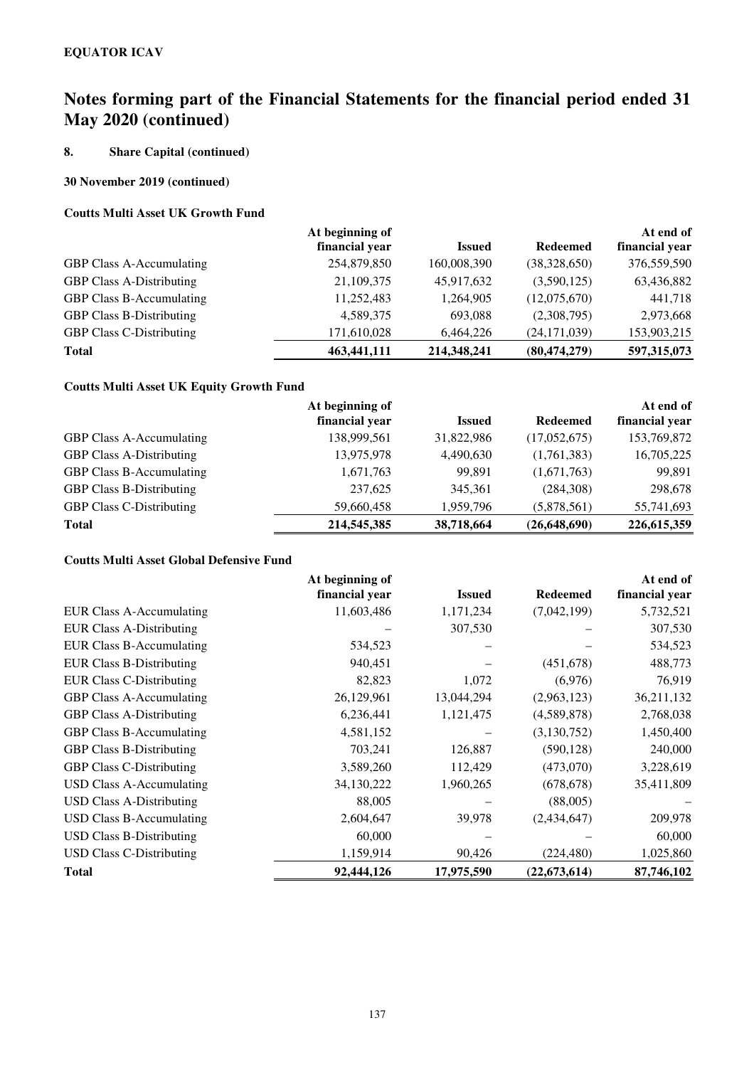**EQUATOR ICAV**

# Notes forming part of the Financial Statements for the financial period ended 31 May 2020 (continued)

## 8. Share Capital (continued)

### 30 November 2019 (continued)

#### Coutts Multi Asset UK Growth Fund

| | At beginning of financial year | Issued | Redeemed | At end of financial year |
|---|---|---|---|---|
| GBP Class A-Accumulating | 254,879,850 | 160,008,390 | (38,328,650) | 376,559,590 |
| GBP Class A-Distributing | 21,109,375 | 45,917,632 | (3,590,125) | 63,436,882 |
| GBP Class B-Accumulating | 11,252,483 | 1,264,905 | (12,075,670) | 441,718 |
| GBP Class B-Distributing | 4,589,375 | 693,088 | (2,308,795) | 2,973,668 |
| GBP Class C-Distributing | 171,610,028 | 6,464,226 | (24,171,039) | 153,903,215 |
| **Total** | **463,441,111** | **214,348,241** | **(80,474,279)** | **597,315,073** |

#### Coutts Multi Asset UK Equity Growth Fund

| | At beginning of financial year | Issued | Redeemed | At end of financial year |
|---|---|---|---|---|
| GBP Class A-Accumulating | 138,999,561 | 31,822,986 | (17,052,675) | 153,769,872 |
| GBP Class A-Distributing | 13,975,978 | 4,490,630 | (1,761,383) | 16,705,225 |
| GBP Class B-Accumulating | 1,671,763 | 99,891 | (1,671,763) | 99,891 |
| GBP Class B-Distributing | 237,625 | 345,361 | (284,308) | 298,678 |
| GBP Class C-Distributing | 59,660,458 | 1,959,796 | (5,878,561) | 55,741,693 |
| **Total** | **214,545,385** | **38,718,664** | **(26,648,690)** | **226,615,359** |

#### Coutts Multi Asset Global Defensive Fund

| | At beginning of financial year | Issued | Redeemed | At end of financial year |
|---|---|---|---|---|
| EUR Class A-Accumulating | 11,603,486 | 1,171,234 | (7,042,199) | 5,732,521 |
| EUR Class A-Distributing | – | 307,530 | – | 307,530 |
| EUR Class B-Accumulating | 534,523 | – | – | 534,523 |
| EUR Class B-Distributing | 940,451 | – | (451,678) | 488,773 |
| EUR Class C-Distributing | 82,823 | 1,072 | (6,976) | 76,919 |
| GBP Class A-Accumulating | 26,129,961 | 13,044,294 | (2,963,123) | 36,211,132 |
| GBP Class A-Distributing | 6,236,441 | 1,121,475 | (4,589,878) | 2,768,038 |
| GBP Class B-Accumulating | 4,581,152 | – | (3,130,752) | 1,450,400 |
| GBP Class B-Distributing | 703,241 | 126,887 | (590,128) | 240,000 |
| GBP Class C-Distributing | 3,589,260 | 112,429 | (473,070) | 3,228,619 |
| USD Class A-Accumulating | 34,130,222 | 1,960,265 | (678,678) | 35,411,809 |
| USD Class A-Distributing | 88,005 | – | (88,005) | – |
| USD Class B-Accumulating | 2,604,647 | 39,978 | (2,434,647) | 209,978 |
| USD Class B-Distributing | 60,000 | – | – | 60,000 |
| USD Class C-Distributing | 1,159,914 | 90,426 | (224,480) | 1,025,860 |
| **Total** | **92,444,126** | **17,975,590** | **(22,673,614)** | **87,746,102** |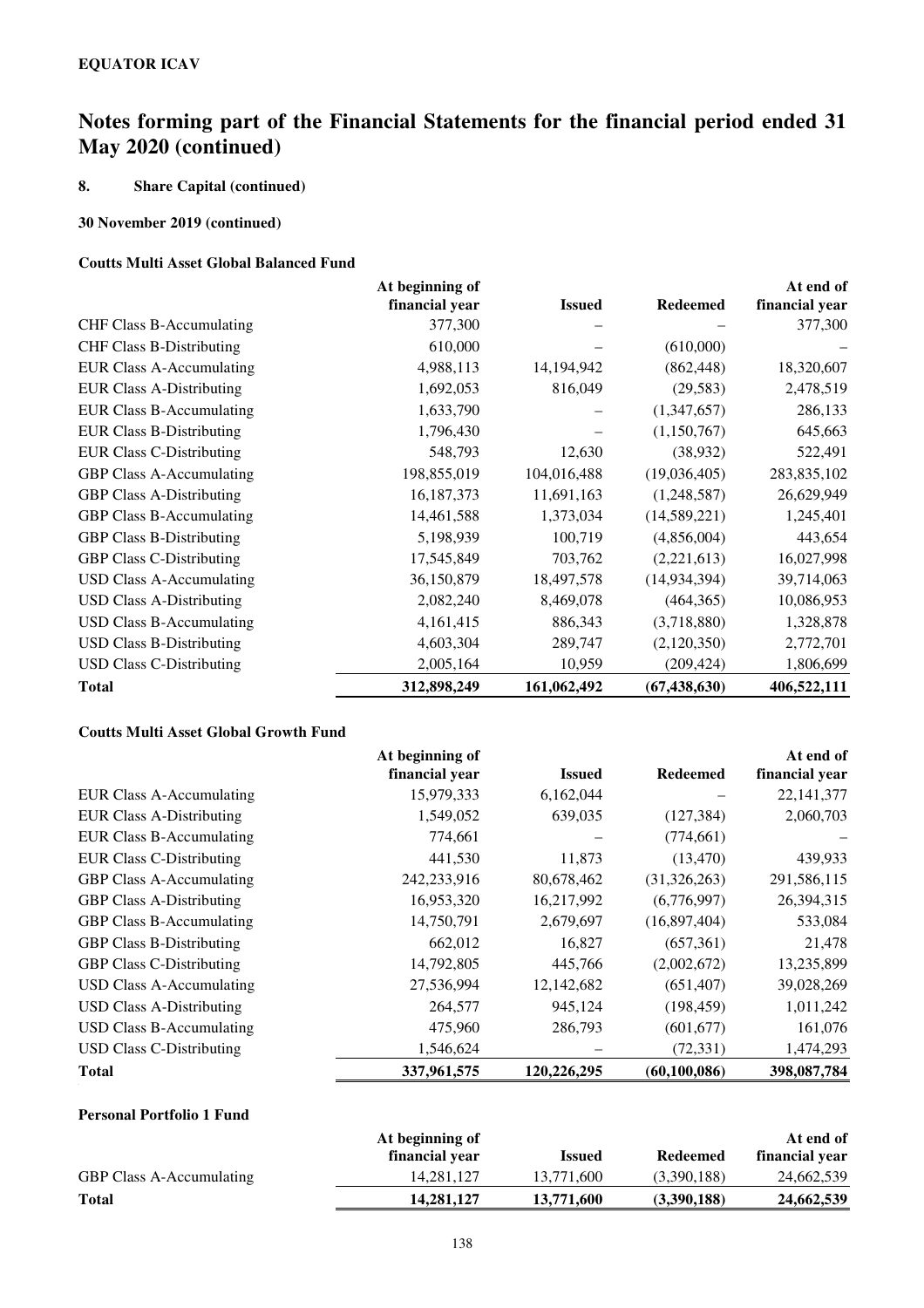**EQUATOR ICAV**

# Notes forming part of the Financial Statements for the financial period ended 31 May 2020 (continued)

## 8. Share Capital (continued)

### 30 November 2019 (continued)

#### Coutts Multi Asset Global Balanced Fund

| | At beginning of financial year | Issued | Redeemed | At end of financial year |
|---|---|---|---|---|
| CHF Class B-Accumulating | 377,300 | – | – | 377,300 |
| CHF Class B-Distributing | 610,000 | – | (610,000) | – |
| EUR Class A-Accumulating | 4,988,113 | 14,194,942 | (862,448) | 18,320,607 |
| EUR Class A-Distributing | 1,692,053 | 816,049 | (29,583) | 2,478,519 |
| EUR Class B-Accumulating | 1,633,790 | – | (1,347,657) | 286,133 |
| EUR Class B-Distributing | 1,796,430 | – | (1,150,767) | 645,663 |
| EUR Class C-Distributing | 548,793 | 12,630 | (38,932) | 522,491 |
| GBP Class A-Accumulating | 198,855,019 | 104,016,488 | (19,036,405) | 283,835,102 |
| GBP Class A-Distributing | 16,187,373 | 11,691,163 | (1,248,587) | 26,629,949 |
| GBP Class B-Accumulating | 14,461,588 | 1,373,034 | (14,589,221) | 1,245,401 |
| GBP Class B-Distributing | 5,198,939 | 100,719 | (4,856,004) | 443,654 |
| GBP Class C-Distributing | 17,545,849 | 703,762 | (2,221,613) | 16,027,998 |
| USD Class A-Accumulating | 36,150,879 | 18,497,578 | (14,934,394) | 39,714,063 |
| USD Class A-Distributing | 2,082,240 | 8,469,078 | (464,365) | 10,086,953 |
| USD Class B-Accumulating | 4,161,415 | 886,343 | (3,718,880) | 1,328,878 |
| USD Class B-Distributing | 4,603,304 | 289,747 | (2,120,350) | 2,772,701 |
| USD Class C-Distributing | 2,005,164 | 10,959 | (209,424) | 1,806,699 |
| **Total** | **312,898,249** | **161,062,492** | **(67,438,630)** | **406,522,111** |

#### Coutts Multi Asset Global Growth Fund

| | At beginning of financial year | Issued | Redeemed | At end of financial year |
|---|---|---|---|---|
| EUR Class A-Accumulating | 15,979,333 | 6,162,044 | – | 22,141,377 |
| EUR Class A-Distributing | 1,549,052 | 639,035 | (127,384) | 2,060,703 |
| EUR Class B-Accumulating | 774,661 | – | (774,661) | – |
| EUR Class C-Distributing | 441,530 | 11,873 | (13,470) | 439,933 |
| GBP Class A-Accumulating | 242,233,916 | 80,678,462 | (31,326,263) | 291,586,115 |
| GBP Class A-Distributing | 16,953,320 | 16,217,992 | (6,776,997) | 26,394,315 |
| GBP Class B-Accumulating | 14,750,791 | 2,679,697 | (16,897,404) | 533,084 |
| GBP Class B-Distributing | 662,012 | 16,827 | (657,361) | 21,478 |
| GBP Class C-Distributing | 14,792,805 | 445,766 | (2,002,672) | 13,235,899 |
| USD Class A-Accumulating | 27,536,994 | 12,142,682 | (651,407) | 39,028,269 |
| USD Class A-Distributing | 264,577 | 945,124 | (198,459) | 1,011,242 |
| USD Class B-Accumulating | 475,960 | 286,793 | (601,677) | 161,076 |
| USD Class C-Distributing | 1,546,624 | – | (72,331) | 1,474,293 |
| **Total** | **337,961,575** | **120,226,295** | **(60,100,086)** | **398,087,784** |

#### Personal Portfolio 1 Fund

| | At beginning of financial year | Issued | Redeemed | At end of financial year |
|---|---|---|---|---|
| GBP Class A-Accumulating | 14,281,127 | 13,771,600 | (3,390,188) | 24,662,539 |
| **Total** | **14,281,127** | **13,771,600** | **(3,390,188)** | **24,662,539** |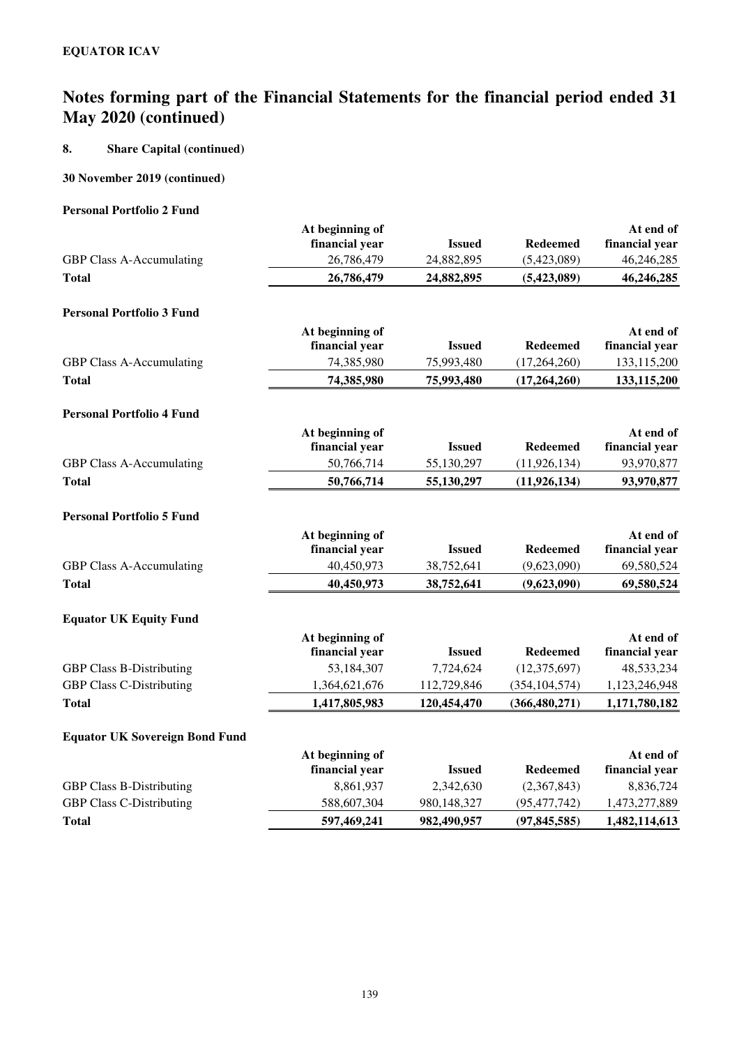**EQUATOR ICAV**

# Notes forming part of the Financial Statements for the financial period ended 31 May 2020 (continued)

## 8. Share Capital (continued)

### 30 November 2019 (continued)

**Personal Portfolio 2 Fund**

| | At beginning of financial year | Issued | Redeemed | At end of financial year |
|---|---|---|---|---|
| GBP Class A-Accumulating | 26,786,479 | 24,882,895 | (5,423,089) | 46,246,285 |
| **Total** | **26,786,479** | **24,882,895** | **(5,423,089)** | **46,246,285** |

**Personal Portfolio 3 Fund**

| | At beginning of financial year | Issued | Redeemed | At end of financial year |
|---|---|---|---|---|
| GBP Class A-Accumulating | 74,385,980 | 75,993,480 | (17,264,260) | 133,115,200 |
| **Total** | **74,385,980** | **75,993,480** | **(17,264,260)** | **133,115,200** |

**Personal Portfolio 4 Fund**

| | At beginning of financial year | Issued | Redeemed | At end of financial year |
|---|---|---|---|---|
| GBP Class A-Accumulating | 50,766,714 | 55,130,297 | (11,926,134) | 93,970,877 |
| **Total** | **50,766,714** | **55,130,297** | **(11,926,134)** | **93,970,877** |

**Personal Portfolio 5 Fund**

| | At beginning of financial year | Issued | Redeemed | At end of financial year |
|---|---|---|---|---|
| GBP Class A-Accumulating | 40,450,973 | 38,752,641 | (9,623,090) | 69,580,524 |
| **Total** | **40,450,973** | **38,752,641** | **(9,623,090)** | **69,580,524** |

**Equator UK Equity Fund**

| | At beginning of financial year | Issued | Redeemed | At end of financial year |
|---|---|---|---|---|
| GBP Class B-Distributing | 53,184,307 | 7,724,624 | (12,375,697) | 48,533,234 |
| GBP Class C-Distributing | 1,364,621,676 | 112,729,846 | (354,104,574) | 1,123,246,948 |
| **Total** | **1,417,805,983** | **120,454,470** | **(366,480,271)** | **1,171,780,182** |

**Equator UK Sovereign Bond Fund**

| | At beginning of financial year | Issued | Redeemed | At end of financial year |
|---|---|---|---|---|
| GBP Class B-Distributing | 8,861,937 | 2,342,630 | (2,367,843) | 8,836,724 |
| GBP Class C-Distributing | 588,607,304 | 980,148,327 | (95,477,742) | 1,473,277,889 |
| **Total** | **597,469,241** | **982,490,957** | **(97,845,585)** | **1,482,114,613** |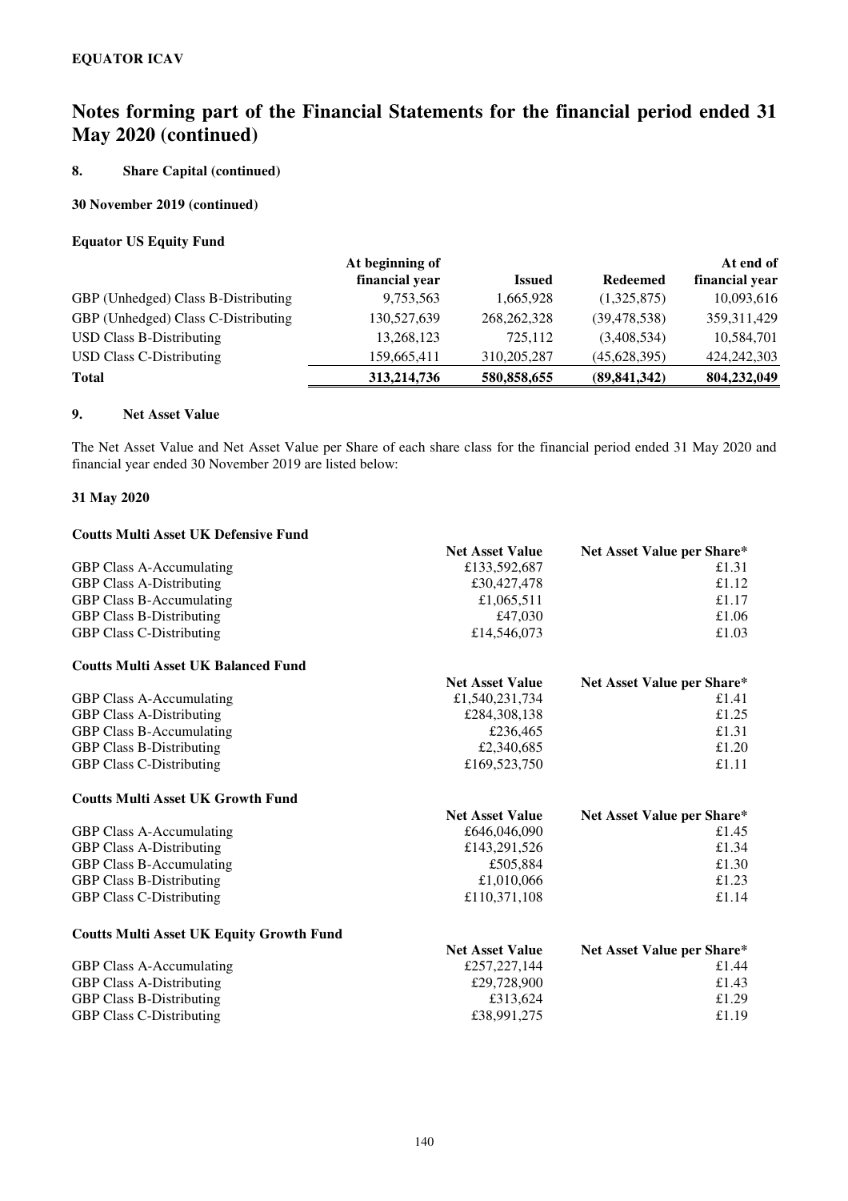**EQUATOR ICAV**

# Notes forming part of the Financial Statements for the financial period ended 31 May 2020 (continued)

## 8. Share Capital (continued)

**30 November 2019 (continued)**

**Equator US Equity Fund**

| | At beginning of financial year | Issued | Redeemed | At end of financial year |
|---|---|---|---|---|
| GBP (Unhedged) Class B-Distributing | 9,753,563 | 1,665,928 | (1,325,875) | 10,093,616 |
| GBP (Unhedged) Class C-Distributing | 130,527,639 | 268,262,328 | (39,478,538) | 359,311,429 |
| USD Class B-Distributing | 13,268,123 | 725,112 | (3,408,534) | 10,584,701 |
| USD Class C-Distributing | 159,665,411 | 310,205,287 | (45,628,395) | 424,242,303 |
| **Total** | **313,214,736** | **580,858,655** | **(89,841,342)** | **804,232,049** |

## 9. Net Asset Value

The Net Asset Value and Net Asset Value per Share of each share class for the financial period ended 31 May 2020 and financial year ended 30 November 2019 are listed below:

**31 May 2020**

**Coutts Multi Asset UK Defensive Fund**

| | Net Asset Value | Net Asset Value per Share* |
|---|---|---|
| GBP Class A-Accumulating | £133,592,687 | £1.31 |
| GBP Class A-Distributing | £30,427,478 | £1.12 |
| GBP Class B-Accumulating | £1,065,511 | £1.17 |
| GBP Class B-Distributing | £47,030 | £1.06 |
| GBP Class C-Distributing | £14,546,073 | £1.03 |

**Coutts Multi Asset UK Balanced Fund**

| | Net Asset Value | Net Asset Value per Share* |
|---|---|---|
| GBP Class A-Accumulating | £1,540,231,734 | £1.41 |
| GBP Class A-Distributing | £284,308,138 | £1.25 |
| GBP Class B-Accumulating | £236,465 | £1.31 |
| GBP Class B-Distributing | £2,340,685 | £1.20 |
| GBP Class C-Distributing | £169,523,750 | £1.11 |

**Coutts Multi Asset UK Growth Fund**

| | Net Asset Value | Net Asset Value per Share* |
|---|---|---|
| GBP Class A-Accumulating | £646,046,090 | £1.45 |
| GBP Class A-Distributing | £143,291,526 | £1.34 |
| GBP Class B-Accumulating | £505,884 | £1.30 |
| GBP Class B-Distributing | £1,010,066 | £1.23 |
| GBP Class C-Distributing | £110,371,108 | £1.14 |

**Coutts Multi Asset UK Equity Growth Fund**

| | Net Asset Value | Net Asset Value per Share* |
|---|---|---|
| GBP Class A-Accumulating | £257,227,144 | £1.44 |
| GBP Class A-Distributing | £29,728,900 | £1.43 |
| GBP Class B-Distributing | £313,624 | £1.29 |
| GBP Class C-Distributing | £38,991,275 | £1.19 |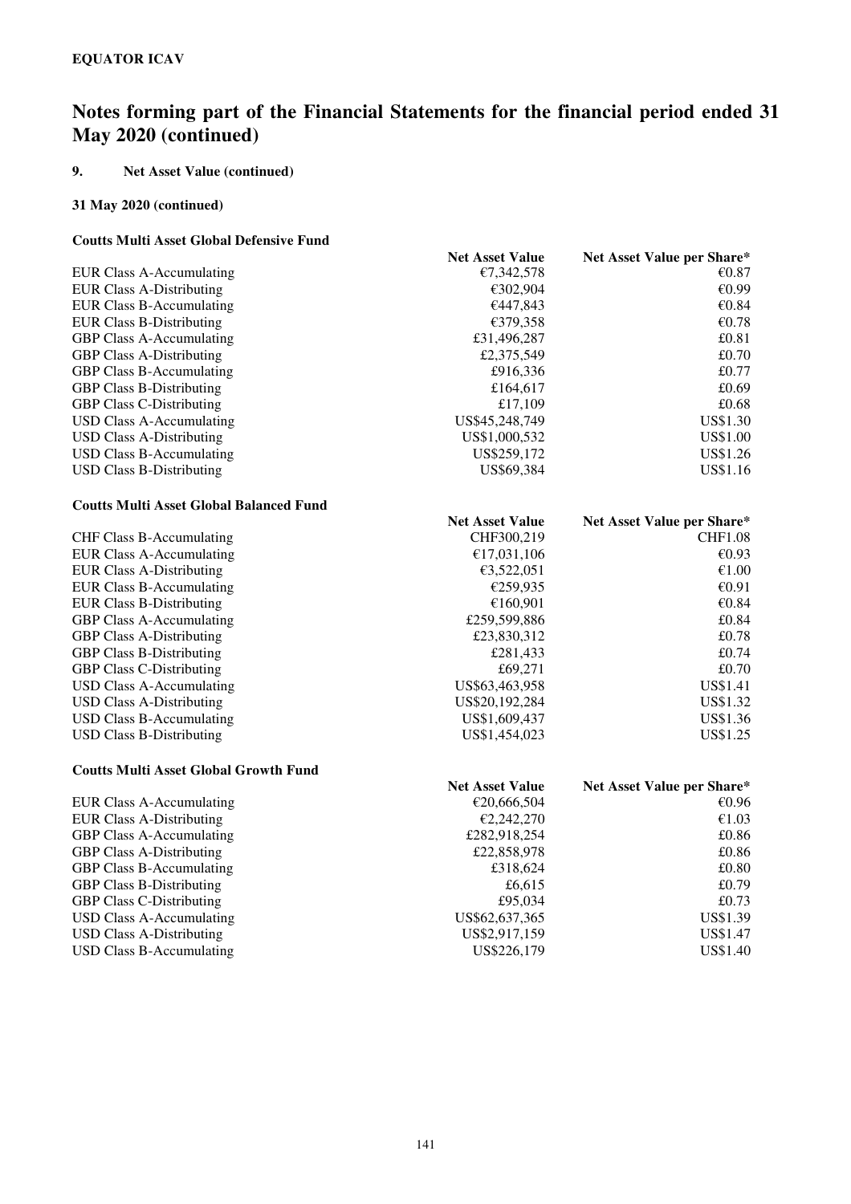**EQUATOR ICAV**

# Notes forming part of the Financial Statements for the financial period ended 31 May 2020 (continued)

## 9. Net Asset Value (continued)

### 31 May 2020 (continued)

**Coutts Multi Asset Global Defensive Fund**

| | Net Asset Value | Net Asset Value per Share* |
|---|---|---|
| EUR Class A-Accumulating | €7,342,578 | €0.87 |
| EUR Class A-Distributing | €302,904 | €0.99 |
| EUR Class B-Accumulating | €447,843 | €0.84 |
| EUR Class B-Distributing | €379,358 | €0.78 |
| GBP Class A-Accumulating | £31,496,287 | £0.81 |
| GBP Class A-Distributing | £2,375,549 | £0.70 |
| GBP Class B-Accumulating | £916,336 | £0.77 |
| GBP Class B-Distributing | £164,617 | £0.69 |
| GBP Class C-Distributing | £17,109 | £0.68 |
| USD Class A-Accumulating | US$45,248,749 | US$1.30 |
| USD Class A-Distributing | US$1,000,532 | US$1.00 |
| USD Class B-Accumulating | US$259,172 | US$1.26 |
| USD Class B-Distributing | US$69,384 | US$1.16 |

**Coutts Multi Asset Global Balanced Fund**

| | Net Asset Value | Net Asset Value per Share* |
|---|---|---|
| CHF Class B-Accumulating | CHF300,219 | CHF1.08 |
| EUR Class A-Accumulating | €17,031,106 | €0.93 |
| EUR Class A-Distributing | €3,522,051 | €1.00 |
| EUR Class B-Accumulating | €259,935 | €0.91 |
| EUR Class B-Distributing | €160,901 | €0.84 |
| GBP Class A-Accumulating | £259,599,886 | £0.84 |
| GBP Class A-Distributing | £23,830,312 | £0.78 |
| GBP Class B-Distributing | £281,433 | £0.74 |
| GBP Class C-Distributing | £69,271 | £0.70 |
| USD Class A-Accumulating | US$63,463,958 | US$1.41 |
| USD Class A-Distributing | US$20,192,284 | US$1.32 |
| USD Class B-Accumulating | US$1,609,437 | US$1.36 |
| USD Class B-Distributing | US$1,454,023 | US$1.25 |

**Coutts Multi Asset Global Growth Fund**

| | Net Asset Value | Net Asset Value per Share* |
|---|---|---|
| EUR Class A-Accumulating | €20,666,504 | €0.96 |
| EUR Class A-Distributing | €2,242,270 | €1.03 |
| GBP Class A-Accumulating | £282,918,254 | £0.86 |
| GBP Class A-Distributing | £22,858,978 | £0.86 |
| GBP Class B-Accumulating | £318,624 | £0.80 |
| GBP Class B-Distributing | £6,615 | £0.79 |
| GBP Class C-Distributing | £95,034 | £0.73 |
| USD Class A-Accumulating | US$62,637,365 | US$1.39 |
| USD Class A-Distributing | US$2,917,159 | US$1.47 |
| USD Class B-Accumulating | US$226,179 | US$1.40 |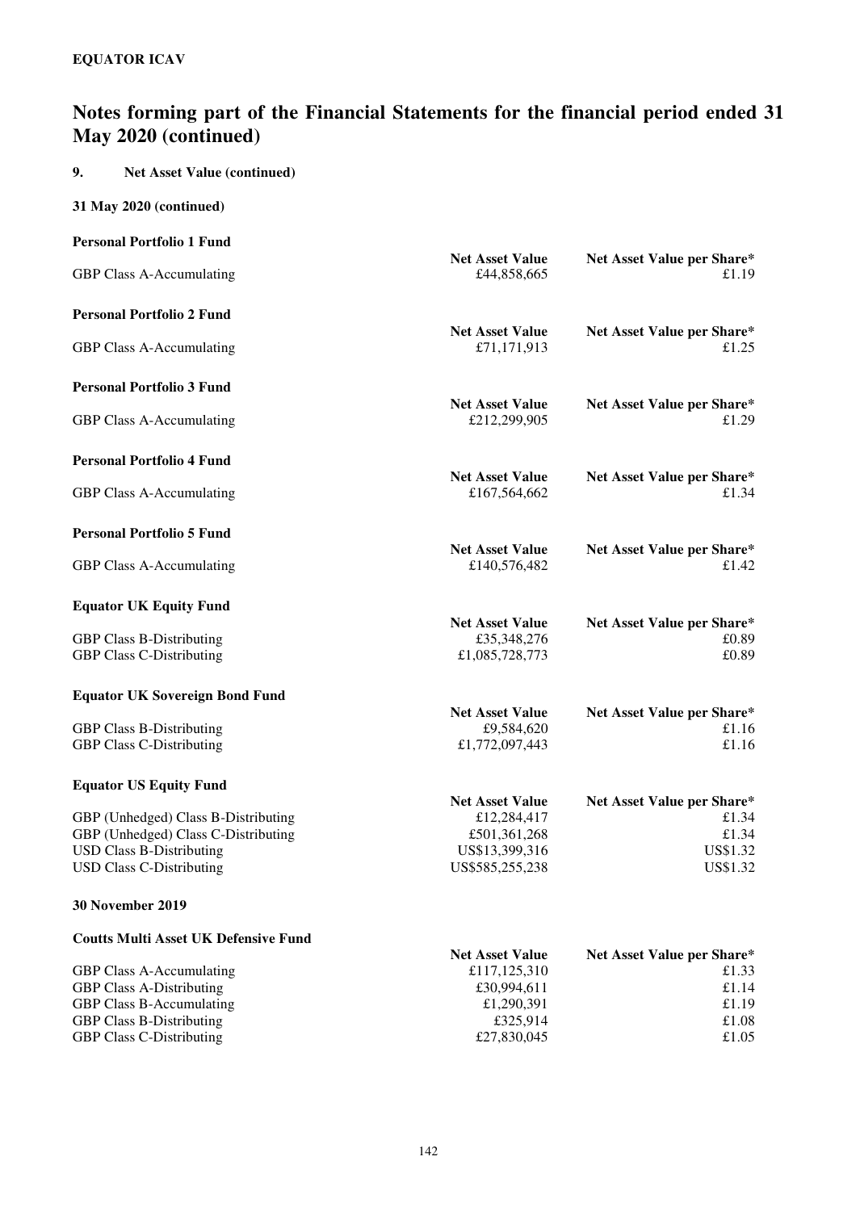**EQUATOR ICAV**

# Notes forming part of the Financial Statements for the financial period ended 31 May 2020 (continued)

## 9. Net Asset Value (continued)

### 31 May 2020 (continued)

**Personal Portfolio 1 Fund**

| | Net Asset Value | Net Asset Value per Share* |
|---|---|---|
| GBP Class A-Accumulating | £44,858,665 | £1.19 |

**Personal Portfolio 2 Fund**

| | Net Asset Value | Net Asset Value per Share* |
|---|---|---|
| GBP Class A-Accumulating | £71,171,913 | £1.25 |

**Personal Portfolio 3 Fund**

| | Net Asset Value | Net Asset Value per Share* |
|---|---|---|
| GBP Class A-Accumulating | £212,299,905 | £1.29 |

**Personal Portfolio 4 Fund**

| | Net Asset Value | Net Asset Value per Share* |
|---|---|---|
| GBP Class A-Accumulating | £167,564,662 | £1.34 |

**Personal Portfolio 5 Fund**

| | Net Asset Value | Net Asset Value per Share* |
|---|---|---|
| GBP Class A-Accumulating | £140,576,482 | £1.42 |

**Equator UK Equity Fund**

| | Net Asset Value | Net Asset Value per Share* |
|---|---|---|
| GBP Class B-Distributing | £35,348,276 | £0.89 |
| GBP Class C-Distributing | £1,085,728,773 | £0.89 |

**Equator UK Sovereign Bond Fund**

| | Net Asset Value | Net Asset Value per Share* |
|---|---|---|
| GBP Class B-Distributing | £9,584,620 | £1.16 |
| GBP Class C-Distributing | £1,772,097,443 | £1.16 |

**Equator US Equity Fund**

| | Net Asset Value | Net Asset Value per Share* |
|---|---|---|
| GBP (Unhedged) Class B-Distributing | £12,284,417 | £1.34 |
| GBP (Unhedged) Class C-Distributing | £501,361,268 | £1.34 |
| USD Class B-Distributing | US$13,399,316 | US$1.32 |
| USD Class C-Distributing | US$585,255,238 | US$1.32 |

### 30 November 2019

**Coutts Multi Asset UK Defensive Fund**

| | Net Asset Value | Net Asset Value per Share* |
|---|---|---|
| GBP Class A-Accumulating | £117,125,310 | £1.33 |
| GBP Class A-Distributing | £30,994,611 | £1.14 |
| GBP Class B-Accumulating | £1,290,391 | £1.19 |
| GBP Class B-Distributing | £325,914 | £1.08 |
| GBP Class C-Distributing | £27,830,045 | £1.05 |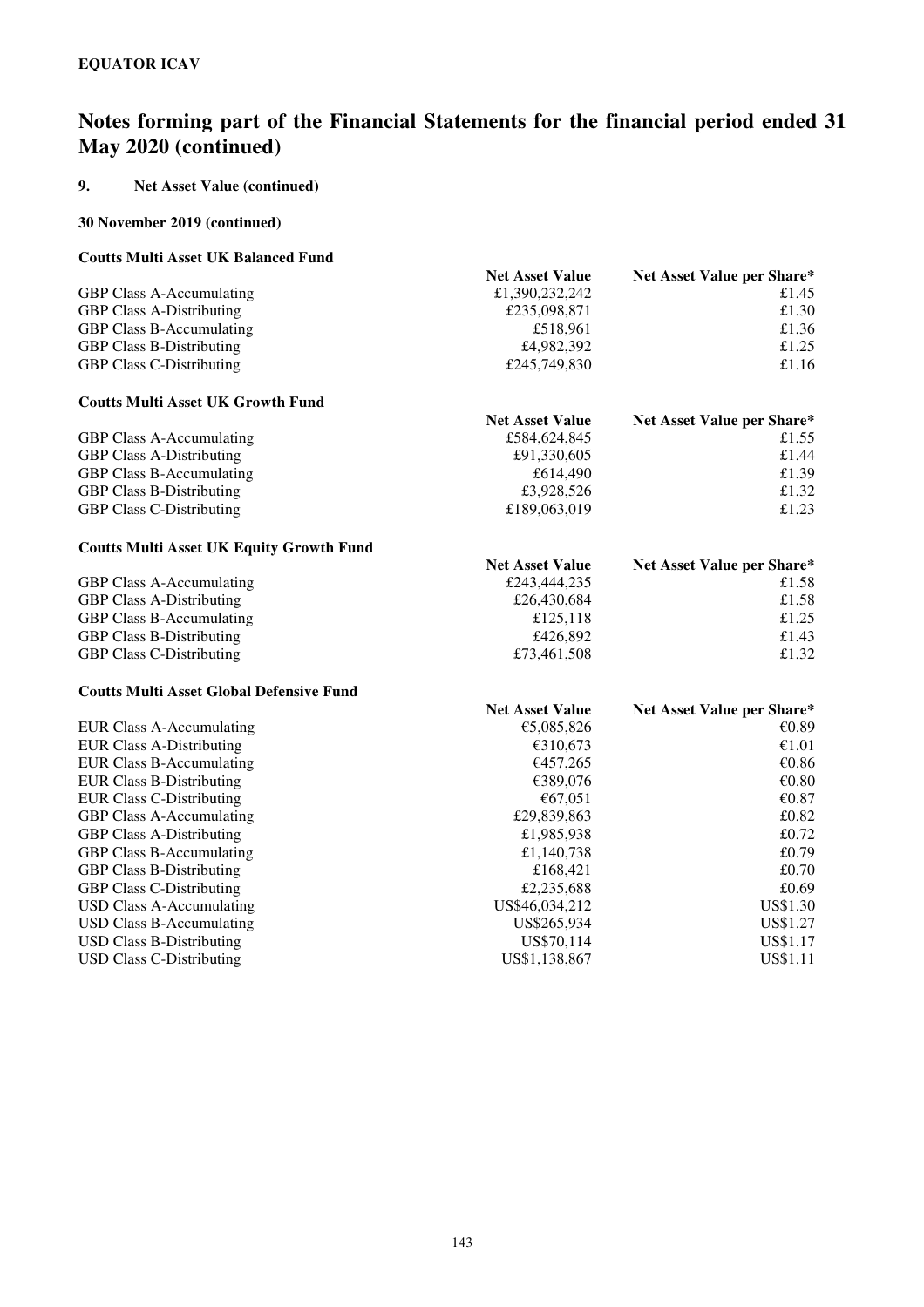# Notes forming part of the Financial Statements for the financial period ended 31 May 2020 (continued)

## 9. Net Asset Value (continued)

### 30 November 2019 (continued)

#### Coutts Multi Asset UK Balanced Fund

| | Net Asset Value | Net Asset Value per Share* |
|---|---|---|
| GBP Class A-Accumulating | £1,390,232,242 | £1.45 |
| GBP Class A-Distributing | £235,098,871 | £1.30 |
| GBP Class B-Accumulating | £518,961 | £1.36 |
| GBP Class B-Distributing | £4,982,392 | £1.25 |
| GBP Class C-Distributing | £245,749,830 | £1.16 |

#### Coutts Multi Asset UK Growth Fund

| | Net Asset Value | Net Asset Value per Share* |
|---|---|---|
| GBP Class A-Accumulating | £584,624,845 | £1.55 |
| GBP Class A-Distributing | £91,330,605 | £1.44 |
| GBP Class B-Accumulating | £614,490 | £1.39 |
| GBP Class B-Distributing | £3,928,526 | £1.32 |
| GBP Class C-Distributing | £189,063,019 | £1.23 |

#### Coutts Multi Asset UK Equity Growth Fund

| | Net Asset Value | Net Asset Value per Share* |
|---|---|---|
| GBP Class A-Accumulating | £243,444,235 | £1.58 |
| GBP Class A-Distributing | £26,430,684 | £1.58 |
| GBP Class B-Accumulating | £125,118 | £1.25 |
| GBP Class B-Distributing | £426,892 | £1.43 |
| GBP Class C-Distributing | £73,461,508 | £1.32 |

#### Coutts Multi Asset Global Defensive Fund

| | Net Asset Value | Net Asset Value per Share* |
|---|---|---|
| EUR Class A-Accumulating | €5,085,826 | €0.89 |
| EUR Class A-Distributing | €310,673 | €1.01 |
| EUR Class B-Accumulating | €457,265 | €0.86 |
| EUR Class B-Distributing | €389,076 | €0.80 |
| EUR Class C-Distributing | €67,051 | €0.87 |
| GBP Class A-Accumulating | £29,839,863 | £0.82 |
| GBP Class A-Distributing | £1,985,938 | £0.72 |
| GBP Class B-Accumulating | £1,140,738 | £0.79 |
| GBP Class B-Distributing | £168,421 | £0.70 |
| GBP Class C-Distributing | £2,235,688 | £0.69 |
| USD Class A-Accumulating | US$46,034,212 | US$1.30 |
| USD Class B-Accumulating | US$265,934 | US$1.27 |
| USD Class B-Distributing | US$70,114 | US$1.17 |
| USD Class C-Distributing | US$1,138,867 | US$1.11 |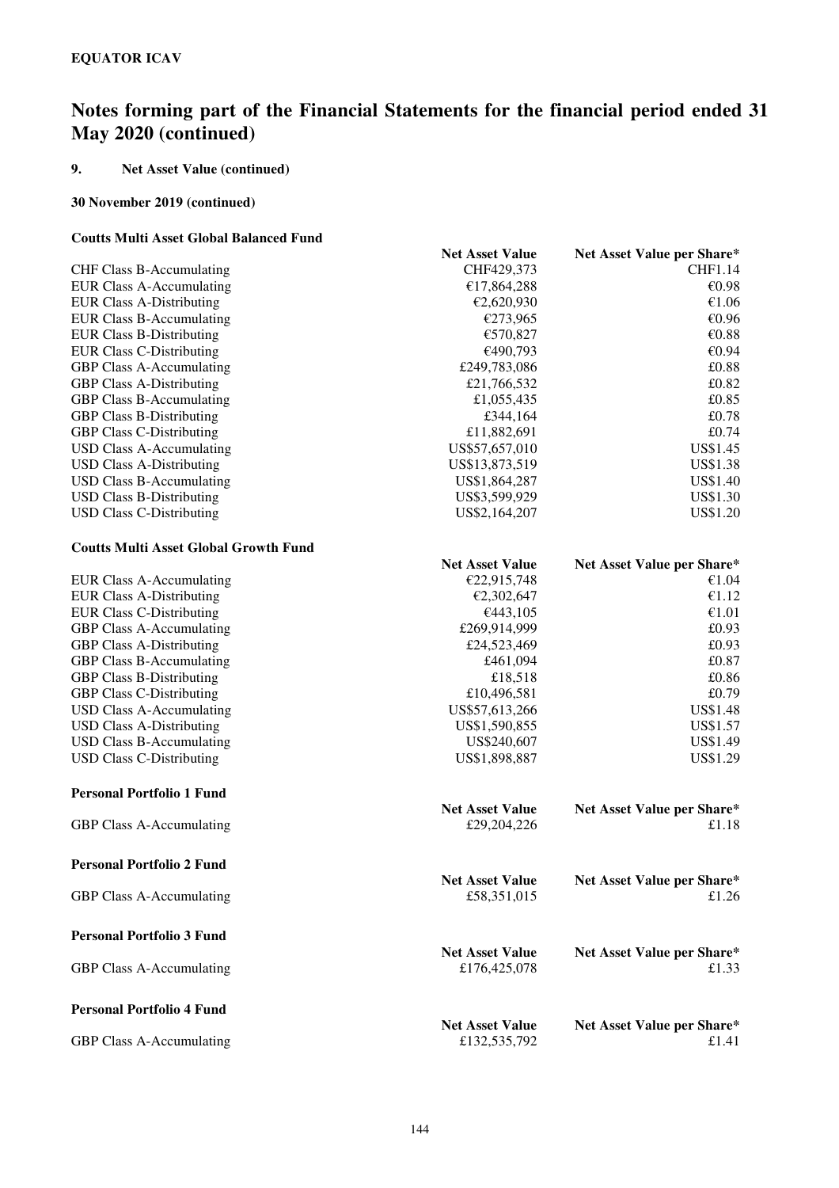**EQUATOR ICAV**

# Notes forming part of the Financial Statements for the financial period ended 31 May 2020 (continued)

## 9. Net Asset Value (continued)

### 30 November 2019 (continued)

**Coutts Multi Asset Global Balanced Fund**

| | Net Asset Value | Net Asset Value per Share* |
|---|---|---|
| CHF Class B-Accumulating | CHF429,373 | CHF1.14 |
| EUR Class A-Accumulating | €17,864,288 | €0.98 |
| EUR Class A-Distributing | €2,620,930 | €1.06 |
| EUR Class B-Accumulating | €273,965 | €0.96 |
| EUR Class B-Distributing | €570,827 | €0.88 |
| EUR Class C-Distributing | €490,793 | €0.94 |
| GBP Class A-Accumulating | £249,783,086 | £0.88 |
| GBP Class A-Distributing | £21,766,532 | £0.82 |
| GBP Class B-Accumulating | £1,055,435 | £0.85 |
| GBP Class B-Distributing | £344,164 | £0.78 |
| GBP Class C-Distributing | £11,882,691 | £0.74 |
| USD Class A-Accumulating | US$57,657,010 | US$1.45 |
| USD Class A-Distributing | US$13,873,519 | US$1.38 |
| USD Class B-Accumulating | US$1,864,287 | US$1.40 |
| USD Class B-Distributing | US$3,599,929 | US$1.30 |
| USD Class C-Distributing | US$2,164,207 | US$1.20 |

**Coutts Multi Asset Global Growth Fund**

| | Net Asset Value | Net Asset Value per Share* |
|---|---|---|
| EUR Class A-Accumulating | €22,915,748 | €1.04 |
| EUR Class A-Distributing | €2,302,647 | €1.12 |
| EUR Class C-Distributing | €443,105 | €1.01 |
| GBP Class A-Accumulating | £269,914,999 | £0.93 |
| GBP Class A-Distributing | £24,523,469 | £0.93 |
| GBP Class B-Accumulating | £461,094 | £0.87 |
| GBP Class B-Distributing | £18,518 | £0.86 |
| GBP Class C-Distributing | £10,496,581 | £0.79 |
| USD Class A-Accumulating | US$57,613,266 | US$1.48 |
| USD Class A-Distributing | US$1,590,855 | US$1.57 |
| USD Class B-Accumulating | US$240,607 | US$1.49 |
| USD Class C-Distributing | US$1,898,887 | US$1.29 |

**Personal Portfolio 1 Fund**

| | Net Asset Value | Net Asset Value per Share* |
|---|---|---|
| GBP Class A-Accumulating | £29,204,226 | £1.18 |

**Personal Portfolio 2 Fund**

| | Net Asset Value | Net Asset Value per Share* |
|---|---|---|
| GBP Class A-Accumulating | £58,351,015 | £1.26 |

**Personal Portfolio 3 Fund**

| | Net Asset Value | Net Asset Value per Share* |
|---|---|---|
| GBP Class A-Accumulating | £176,425,078 | £1.33 |

**Personal Portfolio 4 Fund**

| | Net Asset Value | Net Asset Value per Share* |
|---|---|---|
| GBP Class A-Accumulating | £132,535,792 | £1.41 |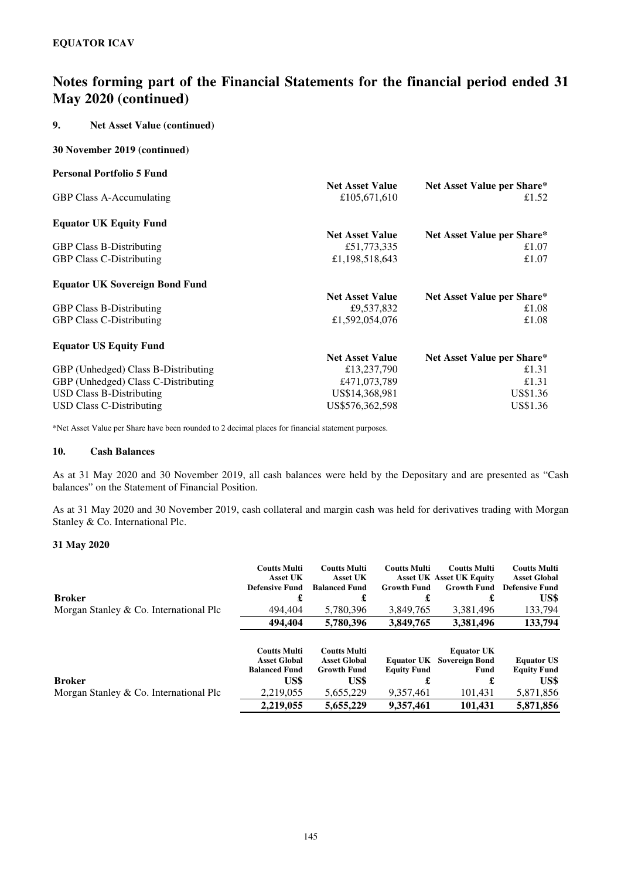**EQUATOR ICAV**

# Notes forming part of the Financial Statements for the financial period ended 31 May 2020 (continued)

## 9. Net Asset Value (continued)

### 30 November 2019 (continued)

**Personal Portfolio 5 Fund**

| | Net Asset Value | Net Asset Value per Share* |
|---|---|---|
| GBP Class A-Accumulating | £105,671,610 | £1.52 |

**Equator UK Equity Fund**

| | Net Asset Value | Net Asset Value per Share* |
|---|---|---|
| GBP Class B-Distributing | £51,773,335 | £1.07 |
| GBP Class C-Distributing | £1,198,518,643 | £1.07 |

**Equator UK Sovereign Bond Fund**

| | Net Asset Value | Net Asset Value per Share* |
|---|---|---|
| GBP Class B-Distributing | £9,537,832 | £1.08 |
| GBP Class C-Distributing | £1,592,054,076 | £1.08 |

**Equator US Equity Fund**

| | Net Asset Value | Net Asset Value per Share* |
|---|---|---|
| GBP (Unhedged) Class B-Distributing | £13,237,790 | £1.31 |
| GBP (Unhedged) Class C-Distributing | £471,073,789 | £1.31 |
| USD Class B-Distributing | US$14,368,981 | US$1.36 |
| USD Class C-Distributing | US$576,362,598 | US$1.36 |

*Net Asset Value per Share have been rounded to 2 decimal places for financial statement purposes.

## 10. Cash Balances

As at 31 May 2020 and 30 November 2019, all cash balances were held by the Depositary and are presented as "Cash balances" on the Statement of Financial Position.

As at 31 May 2020 and 30 November 2019, cash collateral and margin cash was held for derivatives trading with Morgan Stanley & Co. International Plc.

### 31 May 2020

| Broker | Coutts Multi Asset UK Defensive Fund £ | Coutts Multi Asset UK Balanced Fund £ | Coutts Multi Asset UK Growth Fund £ | Coutts Multi Asset UK Equity Growth Fund £ | Coutts Multi Asset Global Defensive Fund US$ |
|---|---|---|---|---|---|
| Morgan Stanley & Co. International Plc | 494,404 | 5,780,396 | 3,849,765 | 3,381,496 | 133,794 |
| | **494,404** | **5,780,396** | **3,849,765** | **3,381,496** | **133,794** |

| Broker | Coutts Multi Asset Global Balanced Fund US$ | Coutts Multi Asset Global Growth Fund US$ | Equator UK Equity Fund £ | Equator UK Sovereign Bond Fund £ | Equator US Equity Fund US$ |
|---|---|---|---|---|---|
| Morgan Stanley & Co. International Plc | 2,219,055 | 5,655,229 | 9,357,461 | 101,431 | 5,871,856 |
| | **2,219,055** | **5,655,229** | **9,357,461** | **101,431** | **5,871,856** |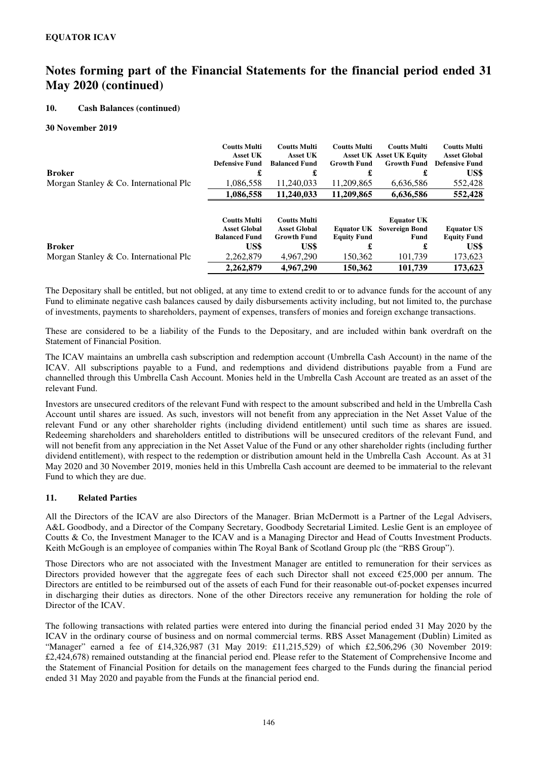**EQUATOR ICAV**

# Notes forming part of the Financial Statements for the financial period ended 31 May 2020 (continued)

### 10. Cash Balances (continued)

**30 November 2019**

| Broker | Coutts Multi Asset UK Defensive Fund £ | Coutts Multi Asset UK Balanced Fund £ | Coutts Multi Asset UK Growth Fund £ | Coutts Multi Asset UK Equity Growth Fund £ | Coutts Multi Asset Global Defensive Fund US$ |
|---|---|---|---|---|---|
| Morgan Stanley & Co. International Plc | 1,086,558 | 11,240,033 | 11,209,865 | 6,636,586 | 552,428 |
| | **1,086,558** | **11,240,033** | **11,209,865** | **6,636,586** | **552,428** |

| Broker | Coutts Multi Asset Global Balanced Fund US$ | Coutts Multi Asset Global Growth Fund US$ | Equator UK Equity Fund £ | Equator UK Sovereign Bond Fund £ | Equator US Equity Fund US$ |
|---|---|---|---|---|---|
| Morgan Stanley & Co. International Plc | 2,262,879 | 4,967,290 | 150,362 | 101,739 | 173,623 |
| | **2,262,879** | **4,967,290** | **150,362** | **101,739** | **173,623** |

The Depositary shall be entitled, but not obliged, at any time to extend credit to or to advance funds for the account of any Fund to eliminate negative cash balances caused by daily disbursements activity including, but not limited to, the purchase of investments, payments to shareholders, payment of expenses, transfers of monies and foreign exchange transactions.

These are considered to be a liability of the Funds to the Depositary, and are included within bank overdraft on the Statement of Financial Position.

The ICAV maintains an umbrella cash subscription and redemption account (Umbrella Cash Account) in the name of the ICAV. All subscriptions payable to a Fund, and redemptions and dividend distributions payable from a Fund are channelled through this Umbrella Cash Account. Monies held in the Umbrella Cash Account are treated as an asset of the relevant Fund.

Investors are unsecured creditors of the relevant Fund with respect to the amount subscribed and held in the Umbrella Cash Account until shares are issued. As such, investors will not benefit from any appreciation in the Net Asset Value of the relevant Fund or any other shareholder rights (including dividend entitlement) until such time as shares are issued. Redeeming shareholders and shareholders entitled to distributions will be unsecured creditors of the relevant Fund, and will not benefit from any appreciation in the Net Asset Value of the Fund or any other shareholder rights (including further dividend entitlement), with respect to the redemption or distribution amount held in the Umbrella Cash Account. As at 31 May 2020 and 30 November 2019, monies held in this Umbrella Cash account are deemed to be immaterial to the relevant Fund to which they are due.

### 11. Related Parties

All the Directors of the ICAV are also Directors of the Manager. Brian McDermott is a Partner of the Legal Advisers, A&L Goodbody, and a Director of the Company Secretary, Goodbody Secretarial Limited. Leslie Gent is an employee of Coutts & Co, the Investment Manager to the ICAV and is a Managing Director and Head of Coutts Investment Products. Keith McGough is an employee of companies within The Royal Bank of Scotland Group plc (the "RBS Group").

Those Directors who are not associated with the Investment Manager are entitled to remuneration for their services as Directors provided however that the aggregate fees of each such Director shall not exceed €25,000 per annum. The Directors are entitled to be reimbursed out of the assets of each Fund for their reasonable out-of-pocket expenses incurred in discharging their duties as directors. None of the other Directors receive any remuneration for holding the role of Director of the ICAV.

The following transactions with related parties were entered into during the financial period ended 31 May 2020 by the ICAV in the ordinary course of business and on normal commercial terms. RBS Asset Management (Dublin) Limited as "Manager" earned a fee of £14,326,987 (31 May 2019: £11,215,529) of which £2,506,296 (30 November 2019: £2,424,678) remained outstanding at the financial period end. Please refer to the Statement of Comprehensive Income and the Statement of Financial Position for details on the management fees charged to the Funds during the financial period ended 31 May 2020 and payable from the Funds at the financial period end.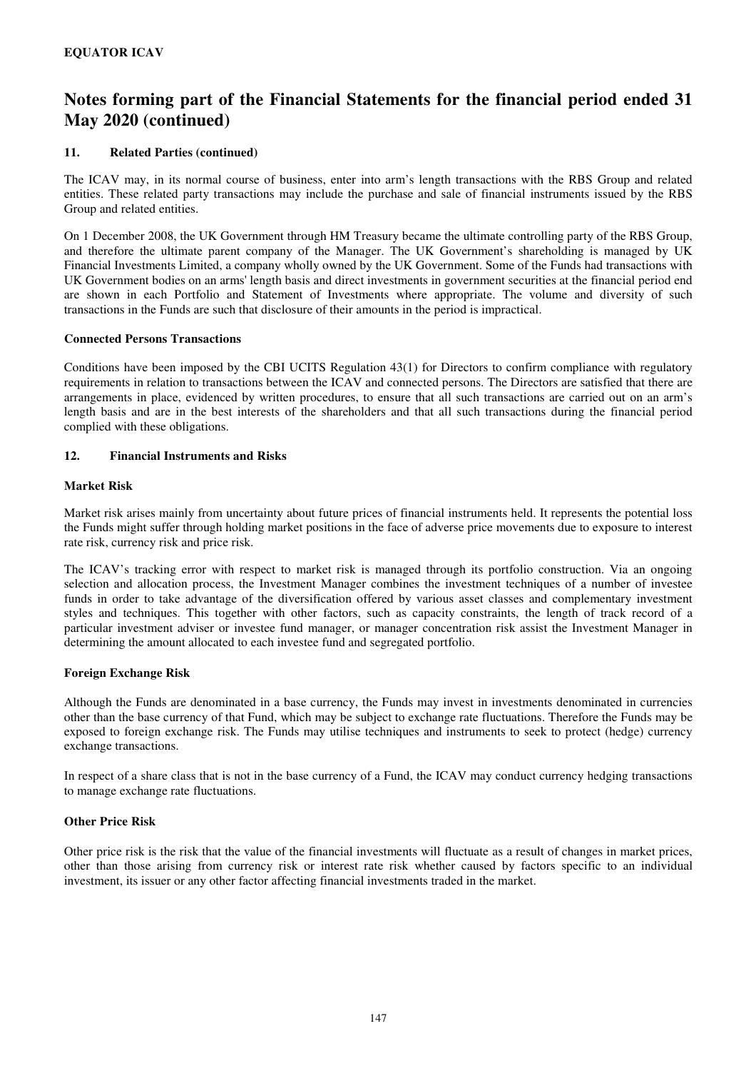**EQUATOR ICAV**

# Notes forming part of the Financial Statements for the financial period ended 31 May 2020 (continued)

## 11. Related Parties (continued)

The ICAV may, in its normal course of business, enter into arm's length transactions with the RBS Group and related entities. These related party transactions may include the purchase and sale of financial instruments issued by the RBS Group and related entities.

On 1 December 2008, the UK Government through HM Treasury became the ultimate controlling party of the RBS Group, and therefore the ultimate parent company of the Manager. The UK Government's shareholding is managed by UK Financial Investments Limited, a company wholly owned by the UK Government. Some of the Funds had transactions with UK Government bodies on an arms' length basis and direct investments in government securities at the financial period end are shown in each Portfolio and Statement of Investments where appropriate. The volume and diversity of such transactions in the Funds are such that disclosure of their amounts in the period is impractical.

### Connected Persons Transactions

Conditions have been imposed by the CBI UCITS Regulation 43(1) for Directors to confirm compliance with regulatory requirements in relation to transactions between the ICAV and connected persons. The Directors are satisfied that there are arrangements in place, evidenced by written procedures, to ensure that all such transactions are carried out on an arm's length basis and are in the best interests of the shareholders and that all such transactions during the financial period complied with these obligations.

## 12. Financial Instruments and Risks

### Market Risk

Market risk arises mainly from uncertainty about future prices of financial instruments held. It represents the potential loss the Funds might suffer through holding market positions in the face of adverse price movements due to exposure to interest rate risk, currency risk and price risk.

The ICAV's tracking error with respect to market risk is managed through its portfolio construction. Via an ongoing selection and allocation process, the Investment Manager combines the investment techniques of a number of investee funds in order to take advantage of the diversification offered by various asset classes and complementary investment styles and techniques. This together with other factors, such as capacity constraints, the length of track record of a particular investment adviser or investee fund manager, or manager concentration risk assist the Investment Manager in determining the amount allocated to each investee fund and segregated portfolio.

### Foreign Exchange Risk

Although the Funds are denominated in a base currency, the Funds may invest in investments denominated in currencies other than the base currency of that Fund, which may be subject to exchange rate fluctuations. Therefore the Funds may be exposed to foreign exchange risk. The Funds may utilise techniques and instruments to seek to protect (hedge) currency exchange transactions.

In respect of a share class that is not in the base currency of a Fund, the ICAV may conduct currency hedging transactions to manage exchange rate fluctuations.

### Other Price Risk

Other price risk is the risk that the value of the financial investments will fluctuate as a result of changes in market prices, other than those arising from currency risk or interest rate risk whether caused by factors specific to an individual investment, its issuer or any other factor affecting financial investments traded in the market.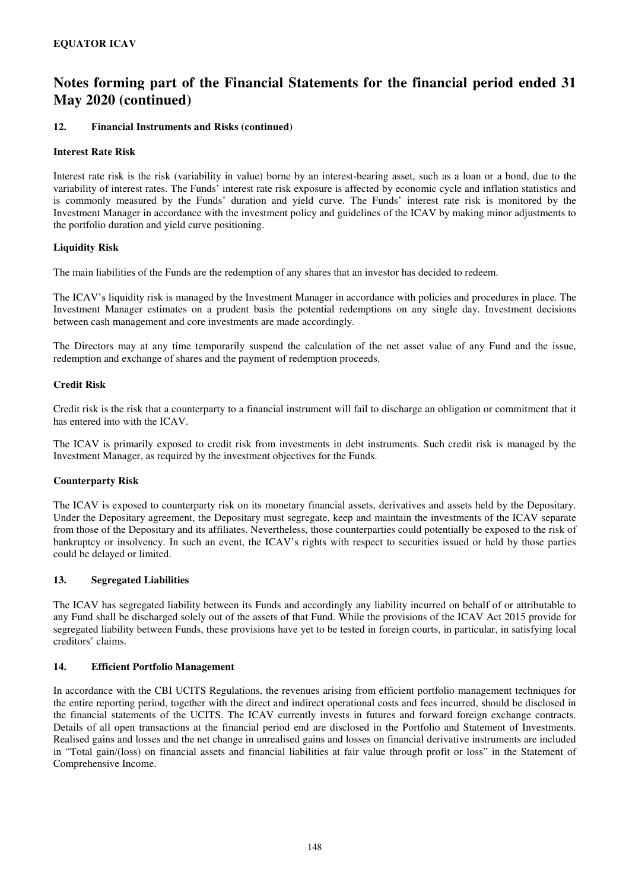**EQUATOR ICAV**

# Notes forming part of the Financial Statements for the financial period ended 31 May 2020 (continued)

## 12. Financial Instruments and Risks (continued)

### Interest Rate Risk

Interest rate risk is the risk (variability in value) borne by an interest-bearing asset, such as a loan or a bond, due to the variability of interest rates. The Funds' interest rate risk exposure is affected by economic cycle and inflation statistics and is commonly measured by the Funds' duration and yield curve. The Funds' interest rate risk is monitored by the Investment Manager in accordance with the investment policy and guidelines of the ICAV by making minor adjustments to the portfolio duration and yield curve positioning.

### Liquidity Risk

The main liabilities of the Funds are the redemption of any shares that an investor has decided to redeem.

The ICAV's liquidity risk is managed by the Investment Manager in accordance with policies and procedures in place. The Investment Manager estimates on a prudent basis the potential redemptions on any single day. Investment decisions between cash management and core investments are made accordingly.

The Directors may at any time temporarily suspend the calculation of the net asset value of any Fund and the issue, redemption and exchange of shares and the payment of redemption proceeds.

### Credit Risk

Credit risk is the risk that a counterparty to a financial instrument will fail to discharge an obligation or commitment that it has entered into with the ICAV.

The ICAV is primarily exposed to credit risk from investments in debt instruments. Such credit risk is managed by the Investment Manager, as required by the investment objectives for the Funds.

### Counterparty Risk

The ICAV is exposed to counterparty risk on its monetary financial assets, derivatives and assets held by the Depositary. Under the Depositary agreement, the Depositary must segregate, keep and maintain the investments of the ICAV separate from those of the Depositary and its affiliates. Nevertheless, those counterparties could potentially be exposed to the risk of bankruptcy or insolvency. In such an event, the ICAV's rights with respect to securities issued or held by those parties could be delayed or limited.

## 13. Segregated Liabilities

The ICAV has segregated liability between its Funds and accordingly any liability incurred on behalf of or attributable to any Fund shall be discharged solely out of the assets of that Fund. While the provisions of the ICAV Act 2015 provide for segregated liability between Funds, these provisions have yet to be tested in foreign courts, in particular, in satisfying local creditors' claims.

## 14. Efficient Portfolio Management

In accordance with the CBI UCITS Regulations, the revenues arising from efficient portfolio management techniques for the entire reporting period, together with the direct and indirect operational costs and fees incurred, should be disclosed in the financial statements of the UCITS. The ICAV currently invests in futures and forward foreign exchange contracts. Details of all open transactions at the financial period end are disclosed in the Portfolio and Statement of Investments. Realised gains and losses and the net change in unrealised gains and losses on financial derivative instruments are included in "Total gain/(loss) on financial assets and financial liabilities at fair value through profit or loss" in the Statement of Comprehensive Income.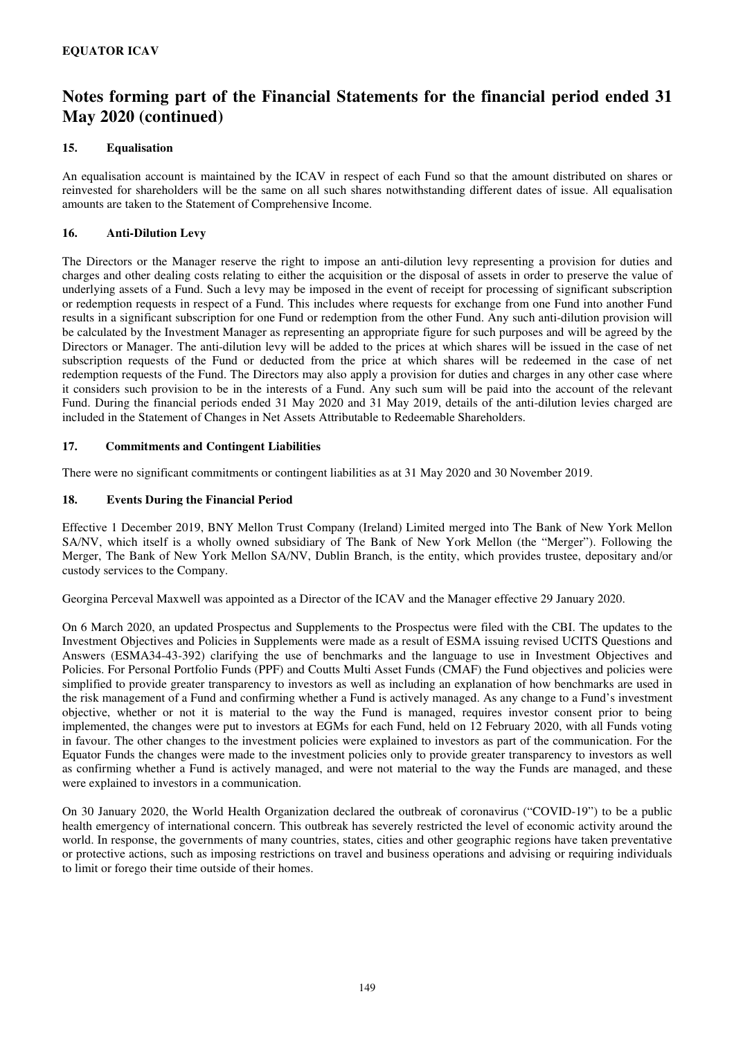## Notes forming part of the Financial Statements for the financial period ended 31 May 2020 (continued)

### 15. Equalisation

An equalisation account is maintained by the ICAV in respect of each Fund so that the amount distributed on shares or reinvested for shareholders will be the same on all such shares notwithstanding different dates of issue. All equalisation amounts are taken to the Statement of Comprehensive Income.

### 16. Anti-Dilution Levy

The Directors or the Manager reserve the right to impose an anti-dilution levy representing a provision for duties and charges and other dealing costs relating to either the acquisition or the disposal of assets in order to preserve the value of underlying assets of a Fund. Such a levy may be imposed in the event of receipt for processing of significant subscription or redemption requests in respect of a Fund. This includes where requests for exchange from one Fund into another Fund results in a significant subscription for one Fund or redemption from the other Fund. Any such anti-dilution provision will be calculated by the Investment Manager as representing an appropriate figure for such purposes and will be agreed by the Directors or Manager. The anti-dilution levy will be added to the prices at which shares will be issued in the case of net subscription requests of the Fund or deducted from the price at which shares will be redeemed in the case of net redemption requests of the Fund. The Directors may also apply a provision for duties and charges in any other case where it considers such provision to be in the interests of a Fund. Any such sum will be paid into the account of the relevant Fund. During the financial periods ended 31 May 2020 and 31 May 2019, details of the anti-dilution levies charged are included in the Statement of Changes in Net Assets Attributable to Redeemable Shareholders.

### 17. Commitments and Contingent Liabilities

There were no significant commitments or contingent liabilities as at 31 May 2020 and 30 November 2019.

### 18. Events During the Financial Period

Effective 1 December 2019, BNY Mellon Trust Company (Ireland) Limited merged into The Bank of New York Mellon SA/NV, which itself is a wholly owned subsidiary of The Bank of New York Mellon (the "Merger"). Following the Merger, The Bank of New York Mellon SA/NV, Dublin Branch, is the entity, which provides trustee, depositary and/or custody services to the Company.

Georgina Perceval Maxwell was appointed as a Director of the ICAV and the Manager effective 29 January 2020.

On 6 March 2020, an updated Prospectus and Supplements to the Prospectus were filed with the CBI. The updates to the Investment Objectives and Policies in Supplements were made as a result of ESMA issuing revised UCITS Questions and Answers (ESMA34-43-392) clarifying the use of benchmarks and the language to use in Investment Objectives and Policies. For Personal Portfolio Funds (PPF) and Coutts Multi Asset Funds (CMAF) the Fund objectives and policies were simplified to provide greater transparency to investors as well as including an explanation of how benchmarks are used in the risk management of a Fund and confirming whether a Fund is actively managed. As any change to a Fund's investment objective, whether or not it is material to the way the Fund is managed, requires investor consent prior to being implemented, the changes were put to investors at EGMs for each Fund, held on 12 February 2020, with all Funds voting in favour. The other changes to the investment policies were explained to investors as part of the communication. For the Equator Funds the changes were made to the investment policies only to provide greater transparency to investors as well as confirming whether a Fund is actively managed, and were not material to the way the Funds are managed, and these were explained to investors in a communication.

On 30 January 2020, the World Health Organization declared the outbreak of coronavirus ("COVID-19") to be a public health emergency of international concern. This outbreak has severely restricted the level of economic activity around the world. In response, the governments of many countries, states, cities and other geographic regions have taken preventative or protective actions, such as imposing restrictions on travel and business operations and advising or requiring individuals to limit or forego their time outside of their homes.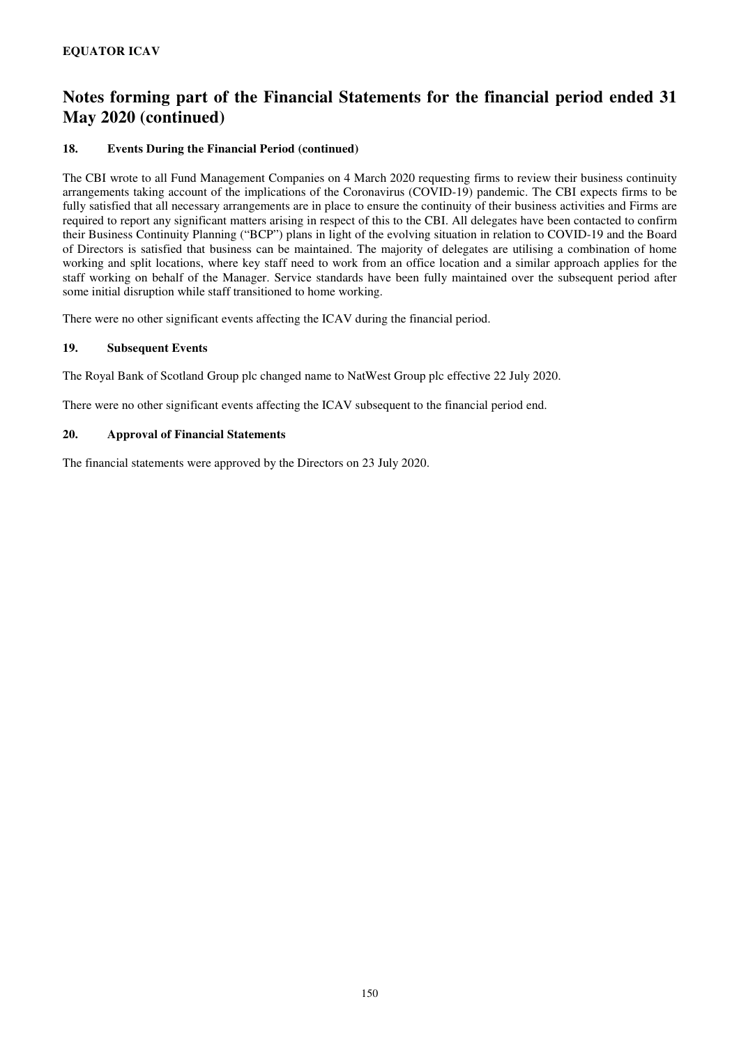## Notes forming part of the Financial Statements for the financial period ended 31 May 2020 (continued)

### 18. Events During the Financial Period (continued)

The CBI wrote to all Fund Management Companies on 4 March 2020 requesting firms to review their business continuity arrangements taking account of the implications of the Coronavirus (COVID-19) pandemic. The CBI expects firms to be fully satisfied that all necessary arrangements are in place to ensure the continuity of their business activities and Firms are required to report any significant matters arising in respect of this to the CBI. All delegates have been contacted to confirm their Business Continuity Planning ("BCP") plans in light of the evolving situation in relation to COVID-19 and the Board of Directors is satisfied that business can be maintained. The majority of delegates are utilising a combination of home working and split locations, where key staff need to work from an office location and a similar approach applies for the staff working on behalf of the Manager. Service standards have been fully maintained over the subsequent period after some initial disruption while staff transitioned to home working.

There were no other significant events affecting the ICAV during the financial period.

### 19. Subsequent Events

The Royal Bank of Scotland Group plc changed name to NatWest Group plc effective 22 July 2020.

There were no other significant events affecting the ICAV subsequent to the financial period end.

### 20. Approval of Financial Statements

The financial statements were approved by the Directors on 23 July 2020.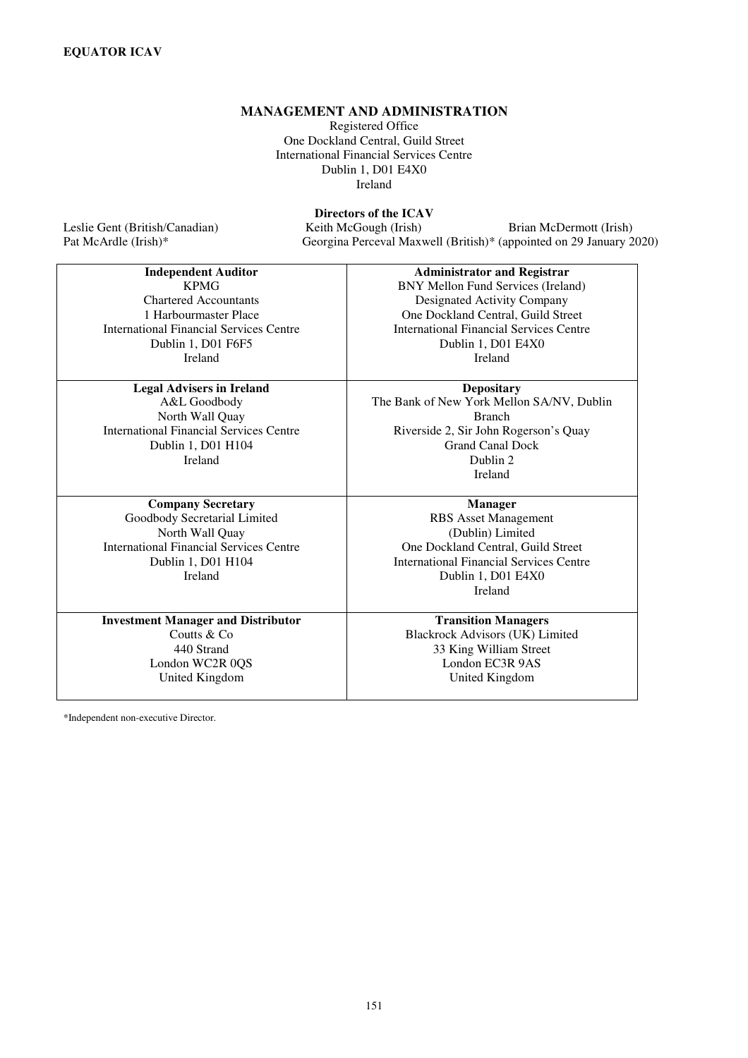**EQUATOR ICAV**

## MANAGEMENT AND ADMINISTRATION

Registered Office
One Dockland Central, Guild Street
International Financial Services Centre
Dublin 1, D01 E4X0
Ireland

### Directors of the ICAV

Leslie Gent (British/Canadian)
Keith McGough (Irish)
Brian McDermott (Irish)
Pat McArdle (Irish)*
Georgina Perceval Maxwell (British)* (appointed on 29 January 2020)

| | |
|---|---|
| **Independent Auditor**<br>KPMG<br>Chartered Accountants<br>1 Harbourmaster Place<br>International Financial Services Centre<br>Dublin 1, D01 F6F5<br>Ireland | **Administrator and Registrar**<br>BNY Mellon Fund Services (Ireland)<br>Designated Activity Company<br>One Dockland Central, Guild Street<br>International Financial Services Centre<br>Dublin 1, D01 E4X0<br>Ireland |
| **Legal Advisers in Ireland**<br>A&L Goodbody<br>North Wall Quay<br>International Financial Services Centre<br>Dublin 1, D01 H104<br>Ireland | **Depositary**<br>The Bank of New York Mellon SA/NV, Dublin Branch<br>Riverside 2, Sir John Rogerson's Quay<br>Grand Canal Dock<br>Dublin 2<br>Ireland |
| **Company Secretary**<br>Goodbody Secretarial Limited<br>North Wall Quay<br>International Financial Services Centre<br>Dublin 1, D01 H104<br>Ireland | **Manager**<br>RBS Asset Management<br>(Dublin) Limited<br>One Dockland Central, Guild Street<br>International Financial Services Centre<br>Dublin 1, D01 E4X0<br>Ireland |
| **Investment Manager and Distributor**<br>Coutts & Co<br>440 Strand<br>London WC2R 0QS<br>United Kingdom | **Transition Managers**<br>Blackrock Advisors (UK) Limited<br>33 King William Street<br>London EC3R 9AS<br>United Kingdom |

*Independent non-executive Director.